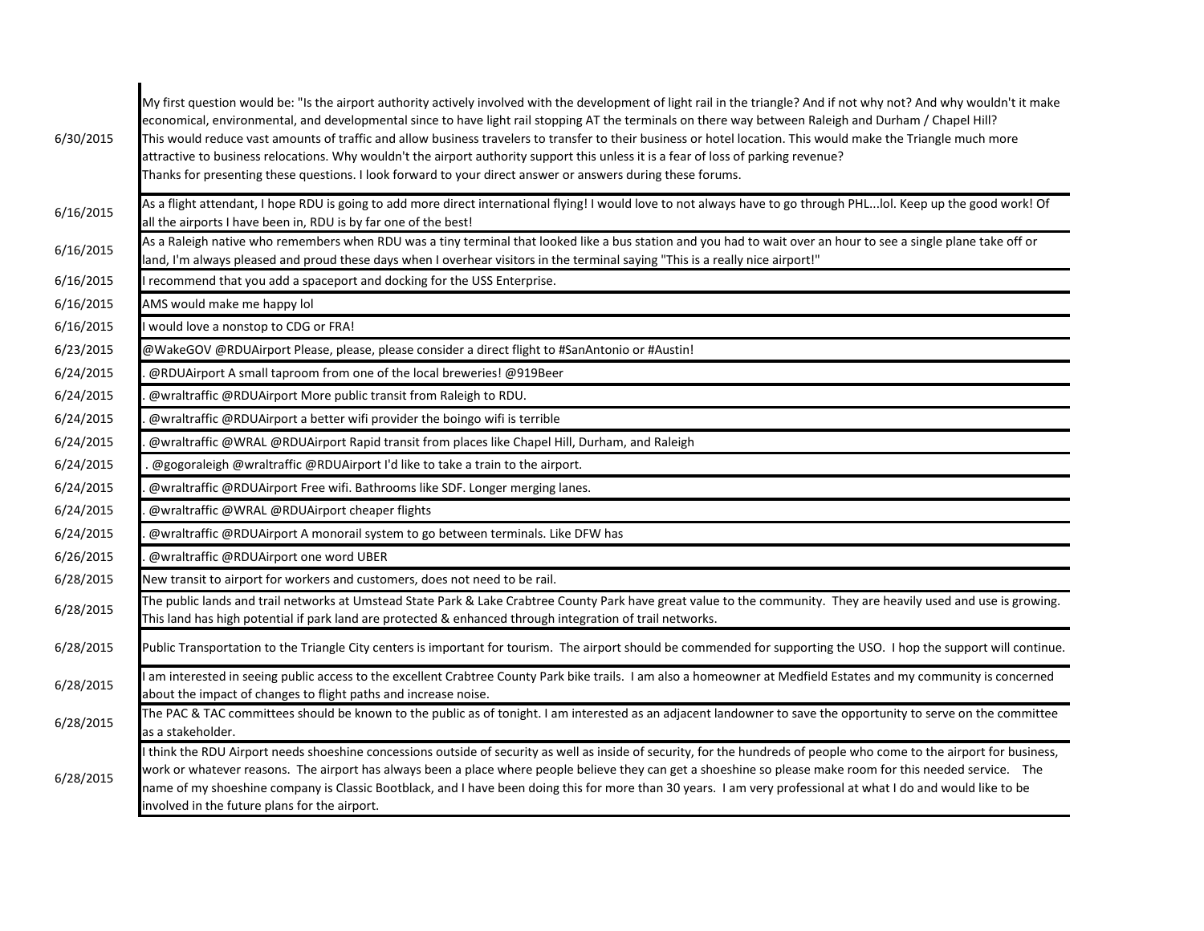| | |
|---|---|
| 6/30/2015 | My first question would be: "Is the airport authority actively involved with the development of light rail in the triangle? And if not why not? And why wouldn't it make economical, environmental, and developmental since to have light rail stopping AT the terminals on there way between Raleigh and Durham / Chapel Hill? This would reduce vast amounts of traffic and allow business travelers to transfer to their business or hotel location. This would make the Triangle much more attractive to business relocations. Why wouldn't the airport authority support this unless it is a fear of loss of parking revenue? Thanks for presenting these questions. I look forward to your direct answer or answers during these forums. |
| 6/16/2015 | As a flight attendant, I hope RDU is going to add more direct international flying! I would love to not always have to go through PHL...lol. Keep up the good work! Of all the airports I have been in, RDU is by far one of the best! |
| 6/16/2015 | As a Raleigh native who remembers when RDU was a tiny terminal that looked like a bus station and you had to wait over an hour to see a single plane take off or land, I'm always pleased and proud these days when I overhear visitors in the terminal saying "This is a really nice airport!" |
| 6/16/2015 | I recommend that you add a spaceport and docking for the USS Enterprise. |
| 6/16/2015 | AMS would make me happy lol |
| 6/16/2015 | I would love a nonstop to CDG or FRA! |
| 6/23/2015 | @WakeGOV @RDUAirport Please, please, please consider a direct flight to #SanAntonio or #Austin! |
| 6/24/2015 | . @RDUAirport A small taproom from one of the local breweries! @919Beer |
| 6/24/2015 | . @wraltraffic @RDUAirport More public transit from Raleigh to RDU. |
| 6/24/2015 | . @wraltraffic @RDUAirport a better wifi provider the boingo wifi is terrible |
| 6/24/2015 | . @wraltraffic @WRAL @RDUAirport Rapid transit from places like Chapel Hill, Durham, and Raleigh |
| 6/24/2015 | . @gogoraleigh @wraltraffic @RDUAirport I'd like to take a train to the airport. |
| 6/24/2015 | . @wraltraffic @RDUAirport Free wifi. Bathrooms like SDF. Longer merging lanes. |
| 6/24/2015 | . @wraltraffic @WRAL @RDUAirport cheaper flights |
| 6/24/2015 | . @wraltraffic @RDUAirport A monorail system to go between terminals. Like DFW has |
| 6/26/2015 | . @wraltraffic @RDUAirport one word UBER |
| 6/28/2015 | New transit to airport for workers and customers, does not need to be rail. |
| 6/28/2015 | The public lands and trail networks at Umstead State Park & Lake Crabtree County Park have great value to the community. They are heavily used and use is growing. This land has high potential if park land are protected & enhanced through integration of trail networks. |
| 6/28/2015 | Public Transportation to the Triangle City centers is important for tourism. The airport should be commended for supporting the USO. I hop the support will continue. |
| 6/28/2015 | I am interested in seeing public access to the excellent Crabtree County Park bike trails. I am also a homeowner at Medfield Estates and my community is concerned about the impact of changes to flight paths and increase noise. |
| 6/28/2015 | The PAC & TAC committees should be known to the public as of tonight. I am interested as an adjacent landowner to save the opportunity to serve on the committee as a stakeholder. |
| 6/28/2015 | I think the RDU Airport needs shoeshine concessions outside of security as well as inside of security, for the hundreds of people who come to the airport for business, work or whatever reasons. The airport has always been a place where people believe they can get a shoeshine so please make room for this needed service. The name of my shoeshine company is Classic Bootblack, and I have been doing this for more than 30 years. I am very professional at what I do and would like to be involved in the future plans for the airport. |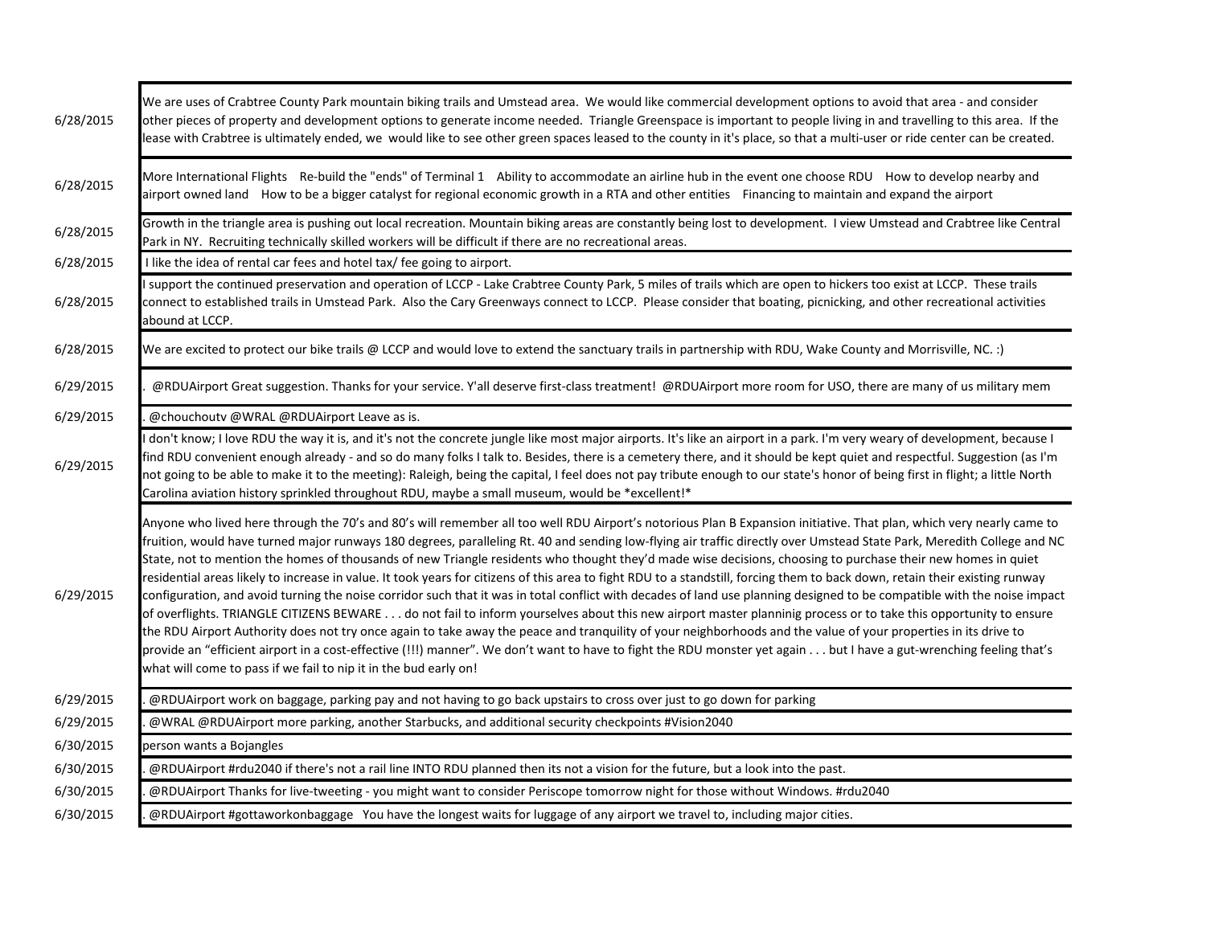| | |
|---|---|
| 6/28/2015 | We are uses of Crabtree County Park mountain biking trails and Umstead area. We would like commercial development options to avoid that area - and consider other pieces of property and development options to generate income needed. Triangle Greenspace is important to people living in and travelling to this area. If the lease with Crabtree is ultimately ended, we would like to see other green spaces leased to the county in it's place, so that a multi-user or ride center can be created. |
| 6/28/2015 | More International Flights Re-build the "ends" of Terminal 1 Ability to accommodate an airline hub in the event one choose RDU How to develop nearby and airport owned land How to be a bigger catalyst for regional economic growth in a RTA and other entities Financing to maintain and expand the airport |
| 6/28/2015 | Growth in the triangle area is pushing out local recreation. Mountain biking areas are constantly being lost to development. I view Umstead and Crabtree like Central Park in NY. Recruiting technically skilled workers will be difficult if there are no recreational areas. |
| 6/28/2015 | I like the idea of rental car fees and hotel tax/ fee going to airport. |
| 6/28/2015 | I support the continued preservation and operation of LCCP - Lake Crabtree County Park, 5 miles of trails which are open to hickers too exist at LCCP. These trails connect to established trails in Umstead Park. Also the Cary Greenways connect to LCCP. Please consider that boating, picnicking, and other recreational activities abound at LCCP. |
| 6/28/2015 | We are excited to protect our bike trails @ LCCP and would love to extend the sanctuary trails in partnership with RDU, Wake County and Morrisville, NC. :) |
| 6/29/2015 | . @RDUAirport Great suggestion. Thanks for your service. Y'all deserve first-class treatment! @RDUAirport more room for USO, there are many of us military mem |
| 6/29/2015 | . @chouchoutv @WRAL @RDUAirport Leave as is. |
| 6/29/2015 | I don't know; I love RDU the way it is, and it's not the concrete jungle like most major airports. It's like an airport in a park. I'm very weary of development, because I find RDU convenient enough already - and so do many folks I talk to. Besides, there is a cemetery there, and it should be kept quiet and respectful. Suggestion (as I'm not going to be able to make it to the meeting): Raleigh, being the capital, I feel does not pay tribute enough to our state's honor of being first in flight; a little North Carolina aviation history sprinkled throughout RDU, maybe a small museum, would be *excellent!* |
| 6/29/2015 | Anyone who lived here through the 70's and 80's will remember all too well RDU Airport's notorious Plan B Expansion initiative. That plan, which very nearly came to fruition, would have turned major runways 180 degrees, paralleling Rt. 40 and sending low-flying air traffic directly over Umstead State Park, Meredith College and NC State, not to mention the homes of thousands of new Triangle residents who thought they'd made wise decisions, choosing to purchase their new homes in quiet residential areas likely to increase in value. It took years for citizens of this area to fight RDU to a standstill, forcing them to back down, retain their existing runway configuration, and avoid turning the noise corridor such that it was in total conflict with decades of land use planning designed to be compatible with the noise impact of overflights. TRIANGLE CITIZENS BEWARE . . . do not fail to inform yourselves about this new airport master planninig process or to take this opportunity to ensure the RDU Airport Authority does not try once again to take away the peace and tranquility of your neighborhoods and the value of your properties in its drive to provide an "efficient airport in a cost-effective (!!!) manner". We don't want to have to fight the RDU monster yet again . . . but I have a gut-wrenching feeling that's what will come to pass if we fail to nip it in the bud early on! |
| 6/29/2015 | . @RDUAirport work on baggage, parking pay and not having to go back upstairs to cross over just to go down for parking |
| 6/29/2015 | . @WRAL @RDUAirport more parking, another Starbucks, and additional security checkpoints #Vision2040 |
| 6/30/2015 | person wants a Bojangles |
| 6/30/2015 | . @RDUAirport #rdu2040 if there's not a rail line INTO RDU planned then its not a vision for the future, but a look into the past. |
| 6/30/2015 | . @RDUAirport Thanks for live-tweeting - you might want to consider Periscope tomorrow night for those without Windows. #rdu2040 |
| 6/30/2015 | . @RDUAirport #gottaworkonbaggage You have the longest waits for luggage of any airport we travel to, including major cities. |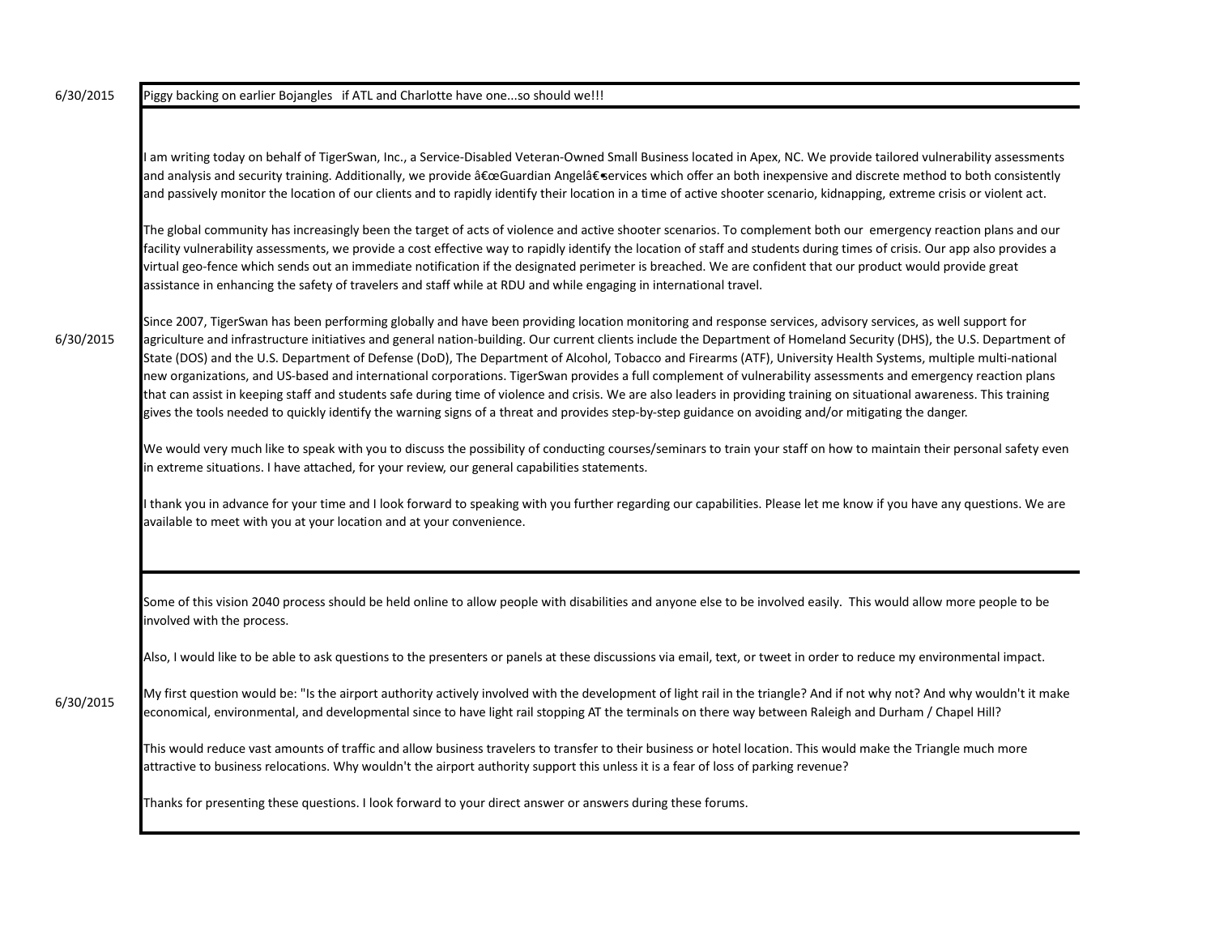| Date | Comment |
| --- | --- |
| 6/30/2015 | Piggy backing on earlier Bojangles if ATL and Charlotte have one...so should we!!! |
| 6/30/2015 | I am writing today on behalf of TigerSwan, Inc., a Service-Disabled Veteran-Owned Small Business located in Apex, NC. We provide tailored vulnerability assessments and analysis and security training. Additionally, we provide â€œGuardian Angelâ€•services which offer an both inexpensive and discrete method to both consistently and passively monitor the location of our clients and to rapidly identify their location in a time of active shooter scenario, kidnapping, extreme crisis or violent act.<br><br>The global community has increasingly been the target of acts of violence and active shooter scenarios. To complement both our emergency reaction plans and our facility vulnerability assessments, we provide a cost effective way to rapidly identify the location of staff and students during times of crisis. Our app also provides a virtual geo-fence which sends out an immediate notification if the designated perimeter is breached. We are confident that our product would provide great assistance in enhancing the safety of travelers and staff while at RDU and while engaging in international travel.<br><br>Since 2007, TigerSwan has been performing globally and have been providing location monitoring and response services, advisory services, as well support for agriculture and infrastructure initiatives and general nation-building. Our current clients include the Department of Homeland Security (DHS), the U.S. Department of State (DOS) and the U.S. Department of Defense (DoD), The Department of Alcohol, Tobacco and Firearms (ATF), University Health Systems, multiple multi-national new organizations, and US-based and international corporations. TigerSwan provides a full complement of vulnerability assessments and emergency reaction plans that can assist in keeping staff and students safe during time of violence and crisis. We are also leaders in providing training on situational awareness. This training gives the tools needed to quickly identify the warning signs of a threat and provides step-by-step guidance on avoiding and/or mitigating the danger.<br><br>We would very much like to speak with you to discuss the possibility of conducting courses/seminars to train your staff on how to maintain their personal safety even in extreme situations. I have attached, for your review, our general capabilities statements.<br><br>I thank you in advance for your time and I look forward to speaking with you further regarding our capabilities. Please let me know if you have any questions. We are available to meet with you at your location and at your convenience. |
| 6/30/2015 | Some of this vision 2040 process should be held online to allow people with disabilities and anyone else to be involved easily. This would allow more people to be involved with the process.<br><br>Also, I would like to be able to ask questions to the presenters or panels at these discussions via email, text, or tweet in order to reduce my environmental impact.<br><br>My first question would be: "Is the airport authority actively involved with the development of light rail in the triangle? And if not why not? And why wouldn't it make economical, environmental, and developmental since to have light rail stopping AT the terminals on there way between Raleigh and Durham / Chapel Hill?<br><br>This would reduce vast amounts of traffic and allow business travelers to transfer to their business or hotel location. This would make the Triangle much more attractive to business relocations. Why wouldn't the airport authority support this unless it is a fear of loss of parking revenue?<br><br>Thanks for presenting these questions. I look forward to your direct answer or answers during these forums. |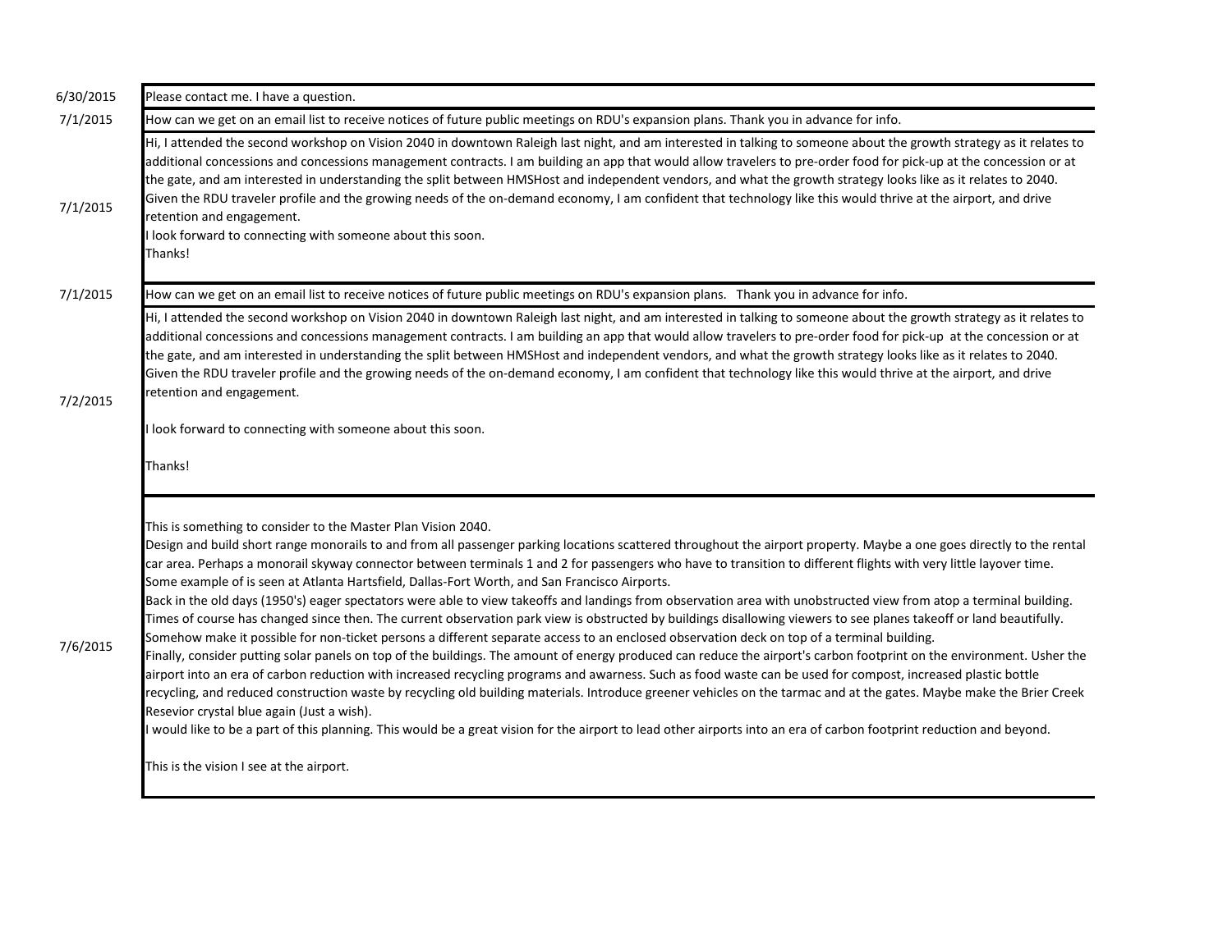| Date | Comment |
|---|---|
| 6/30/2015 | Please contact me. I have a question. |
| 7/1/2015 | How can we get on an email list to receive notices of future public meetings on RDU's expansion plans. Thank you in advance for info. |
| 7/1/2015 | Hi, I attended the second workshop on Vision 2040 in downtown Raleigh last night, and am interested in talking to someone about the growth strategy as it relates to additional concessions and concessions management contracts. I am building an app that would allow travelers to pre-order food for pick-up at the concession or at the gate, and am interested in understanding the split between HMSHost and independent vendors, and what the growth strategy looks like as it relates to 2040. Given the RDU traveler profile and the growing needs of the on-demand economy, I am confident that technology like this would thrive at the airport, and drive retention and engagement.<br>I look forward to connecting with someone about this soon.<br>Thanks! |
| 7/1/2015 | How can we get on an email list to receive notices of future public meetings on RDU's expansion plans. Thank you in advance for info. |
| 7/2/2015 | Hi, I attended the second workshop on Vision 2040 in downtown Raleigh last night, and am interested in talking to someone about the growth strategy as it relates to additional concessions and concessions management contracts. I am building an app that would allow travelers to pre-order food for pick-up at the concession or at the gate, and am interested in understanding the split between HMSHost and independent vendors, and what the growth strategy looks like as it relates to 2040. Given the RDU traveler profile and the growing needs of the on-demand economy, I am confident that technology like this would thrive at the airport, and drive retention and engagement.<br><br>I look forward to connecting with someone about this soon.<br><br>Thanks! |
| 7/6/2015 | This is something to consider to the Master Plan Vision 2040.<br>Design and build short range monorails to and from all passenger parking locations scattered throughout the airport property. Maybe a one goes directly to the rental car area. Perhaps a monorail skyway connector between terminals 1 and 2 for passengers who have to transition to different flights with very little layover time. Some example of is seen at Atlanta Hartsfield, Dallas-Fort Worth, and San Francisco Airports.<br>Back in the old days (1950's) eager spectators were able to view takeoffs and landings from observation area with unobstructed view from atop a terminal building. Times of course has changed since then. The current observation park view is obstructed by buildings disallowing viewers to see planes takeoff or land beautifully. Somehow make it possible for non-ticket persons a different separate access to an enclosed observation deck on top of a terminal building.<br>Finally, consider putting solar panels on top of the buildings. The amount of energy produced can reduce the airport's carbon footprint on the environment. Usher the airport into an era of carbon reduction with increased recycling programs and awarness. Such as food waste can be used for compost, increased plastic bottle recycling, and reduced construction waste by recycling old building materials. Introduce greener vehicles on the tarmac and at the gates. Maybe make the Brier Creek Resevior crystal blue again (Just a wish).<br>I would like to be a part of this planning. This would be a great vision for the airport to lead other airports into an era of carbon footprint reduction and beyond.<br><br>This is the vision I see at the airport. |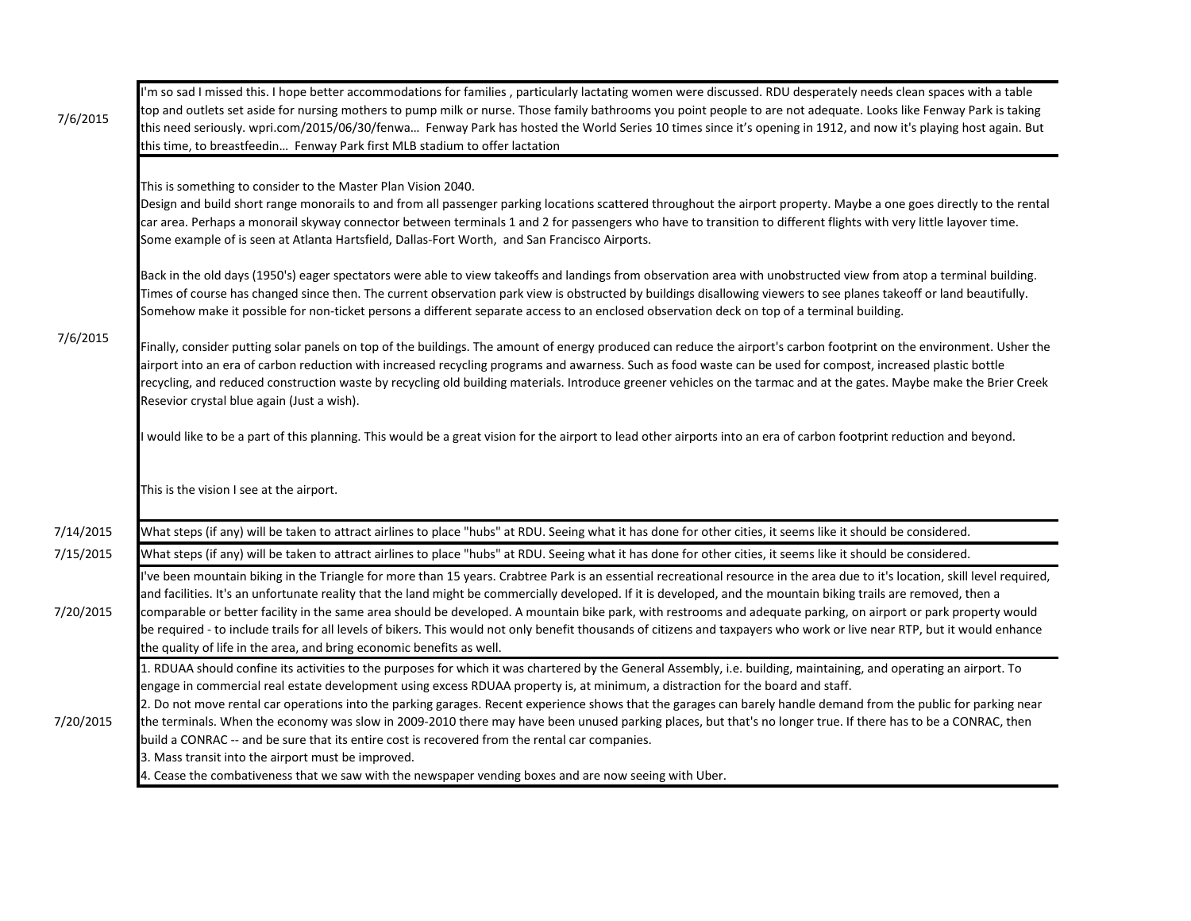| | |
|---|---|
| 7/6/2015 | I'm so sad I missed this. I hope better accommodations for families , particularly lactating women were discussed. RDU desperately needs clean spaces with a table top and outlets set aside for nursing mothers to pump milk or nurse. Those family bathrooms you point people to are not adequate. Looks like Fenway Park is taking this need seriously. wpri.com/2015/06/30/fenwa… Fenway Park has hosted the World Series 10 times since it's opening in 1912, and now it's playing host again. But this time, to breastfeedin… Fenway Park first MLB stadium to offer lactation |
| 7/6/2015 | This is something to consider to the Master Plan Vision 2040.<br>Design and build short range monorails to and from all passenger parking locations scattered throughout the airport property. Maybe a one goes directly to the rental car area. Perhaps a monorail skyway connector between terminals 1 and 2 for passengers who have to transition to different flights with very little layover time. Some example of is seen at Atlanta Hartsfield, Dallas-Fort Worth, and San Francisco Airports.<br><br>Back in the old days (1950's) eager spectators were able to view takeoffs and landings from observation area with unobstructed view from atop a terminal building. Times of course has changed since then. The current observation park view is obstructed by buildings disallowing viewers to see planes takeoff or land beautifully. Somehow make it possible for non-ticket persons a different separate access to an enclosed observation deck on top of a terminal building.<br><br>Finally, consider putting solar panels on top of the buildings. The amount of energy produced can reduce the airport's carbon footprint on the environment. Usher the airport into an era of carbon reduction with increased recycling programs and awarness. Such as food waste can be used for compost, increased plastic bottle recycling, and reduced construction waste by recycling old building materials. Introduce greener vehicles on the tarmac and at the gates. Maybe make the Brier Creek Resevior crystal blue again (Just a wish).<br><br>I would like to be a part of this planning. This would be a great vision for the airport to lead other airports into an era of carbon footprint reduction and beyond.<br><br>This is the vision I see at the airport. |
| 7/14/2015 | What steps (if any) will be taken to attract airlines to place "hubs" at RDU. Seeing what it has done for other cities, it seems like it should be considered. |
| 7/15/2015 | What steps (if any) will be taken to attract airlines to place "hubs" at RDU. Seeing what it has done for other cities, it seems like it should be considered. |
| 7/20/2015 | I've been mountain biking in the Triangle for more than 15 years. Crabtree Park is an essential recreational resource in the area due to it's location, skill level required, and facilities. It's an unfortunate reality that the land might be commercially developed. If it is developed, and the mountain biking trails are removed, then a comparable or better facility in the same area should be developed. A mountain bike park, with restrooms and adequate parking, on airport or park property would be required - to include trails for all levels of bikers. This would not only benefit thousands of citizens and taxpayers who work or live near RTP, but it would enhance the quality of life in the area, and bring economic benefits as well. |
| 7/20/2015 | 1. RDUAA should confine its activities to the purposes for which it was chartered by the General Assembly, i.e. building, maintaining, and operating an airport. To engage in commercial real estate development using excess RDUAA property is, at minimum, a distraction for the board and staff.<br>2. Do not move rental car operations into the parking garages. Recent experience shows that the garages can barely handle demand from the public for parking near the terminals. When the economy was slow in 2009-2010 there may have been unused parking places, but that's no longer true. If there has to be a CONRAC, then build a CONRAC -- and be sure that its entire cost is recovered from the rental car companies.<br>3. Mass transit into the airport must be improved.<br>4. Cease the combativeness that we saw with the newspaper vending boxes and are now seeing with Uber. |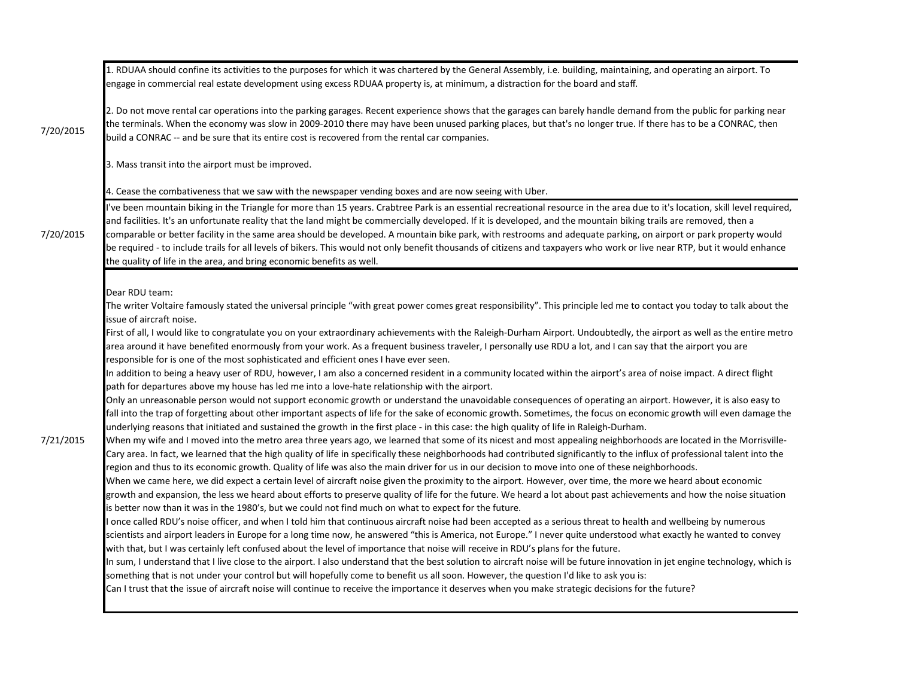| Date | Comment |
| --- | --- |
| 7/20/2015 | 1. RDUAA should confine its activities to the purposes for which it was chartered by the General Assembly, i.e. building, maintaining, and operating an airport. To engage in commercial real estate development using excess RDUAA property is, at minimum, a distraction for the board and staff.<br><br>2. Do not move rental car operations into the parking garages. Recent experience shows that the garages can barely handle demand from the public for parking near the terminals. When the economy was slow in 2009-2010 there may have been unused parking places, but that's no longer true. If there has to be a CONRAC, then build a CONRAC -- and be sure that its entire cost is recovered from the rental car companies.<br><br>3. Mass transit into the airport must be improved.<br><br>4. Cease the combativeness that we saw with the newspaper vending boxes and are now seeing with Uber. |
| 7/20/2015 | I've been mountain biking in the Triangle for more than 15 years. Crabtree Park is an essential recreational resource in the area due to it's location, skill level required, and facilities. It's an unfortunate reality that the land might be commercially developed. If it is developed, and the mountain biking trails are removed, then a comparable or better facility in the same area should be developed. A mountain bike park, with restrooms and adequate parking, on airport or park property would be required - to include trails for all levels of bikers. This would not only benefit thousands of citizens and taxpayers who work or live near RTP, but it would enhance the quality of life in the area, and bring economic benefits as well. |
| 7/21/2015 | Dear RDU team:<br>The writer Voltaire famously stated the universal principle “with great power comes great responsibility”. This principle led me to contact you today to talk about the issue of aircraft noise.<br>First of all, I would like to congratulate you on your extraordinary achievements with the Raleigh-Durham Airport. Undoubtedly, the airport as well as the entire metro area around it have benefited enormously from your work. As a frequent business traveler, I personally use RDU a lot, and I can say that the airport you are responsible for is one of the most sophisticated and efficient ones I have ever seen.<br>In addition to being a heavy user of RDU, however, I am also a concerned resident in a community located within the airport’s area of noise impact. A direct flight path for departures above my house has led me into a love-hate relationship with the airport.<br>Only an unreasonable person would not support economic growth or understand the unavoidable consequences of operating an airport. However, it is also easy to fall into the trap of forgetting about other important aspects of life for the sake of economic growth. Sometimes, the focus on economic growth will even damage the underlying reasons that initiated and sustained the growth in the first place - in this case: the high quality of life in Raleigh-Durham.<br>When my wife and I moved into the metro area three years ago, we learned that some of its nicest and most appealing neighborhoods are located in the Morrisville-Cary area. In fact, we learned that the high quality of life in specifically these neighborhoods had contributed significantly to the influx of professional talent into the region and thus to its economic growth. Quality of life was also the main driver for us in our decision to move into one of these neighborhoods.<br>When we came here, we did expect a certain level of aircraft noise given the proximity to the airport. However, over time, the more we heard about economic growth and expansion, the less we heard about efforts to preserve quality of life for the future. We heard a lot about past achievements and how the noise situation is better now than it was in the 1980’s, but we could not find much on what to expect for the future.<br>I once called RDU’s noise officer, and when I told him that continuous aircraft noise had been accepted as a serious threat to health and wellbeing by numerous scientists and airport leaders in Europe for a long time now, he answered “this is America, not Europe.” I never quite understood what exactly he wanted to convey with that, but I was certainly left confused about the level of importance that noise will receive in RDU’s plans for the future.<br>In sum, I understand that I live close to the airport. I also understand that the best solution to aircraft noise will be future innovation in jet engine technology, which is something that is not under your control but will hopefully come to benefit us all soon. However, the question I'd like to ask you is:<br>Can I trust that the issue of aircraft noise will continue to receive the importance it deserves when you make strategic decisions for the future? |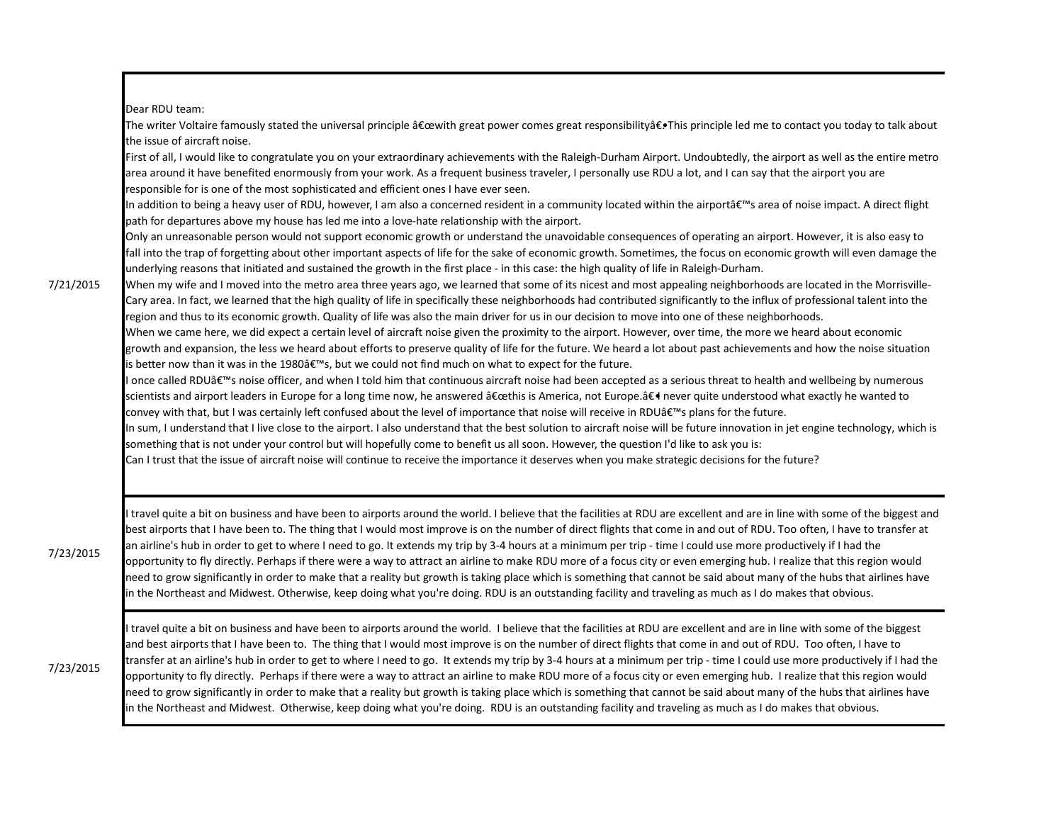| | |
|---|---|
| 7/21/2015 | Dear RDU team:<br>The writer Voltaire famously stated the universal principle â€œwith great power comes great responsibilityâ€•This principle led me to contact you today to talk about the issue of aircraft noise.<br>First of all, I would like to congratulate you on your extraordinary achievements with the Raleigh-Durham Airport. Undoubtedly, the airport as well as the entire metro area around it have benefited enormously from your work. As a frequent business traveler, I personally use RDU a lot, and I can say that the airport you are responsible for is one of the most sophisticated and efficient ones I have ever seen.<br>In addition to being a heavy user of RDU, however, I am also a concerned resident in a community located within the airportâ€™s area of noise impact. A direct flight path for departures above my house has led me into a love-hate relationship with the airport.<br>Only an unreasonable person would not support economic growth or understand the unavoidable consequences of operating an airport. However, it is also easy to fall into the trap of forgetting about other important aspects of life for the sake of economic growth. Sometimes, the focus on economic growth will even damage the underlying reasons that initiated and sustained the growth in the first place - in this case: the high quality of life in Raleigh-Durham.<br>When my wife and I moved into the metro area three years ago, we learned that some of its nicest and most appealing neighborhoods are located in the Morrisville-Cary area. In fact, we learned that the high quality of life in specifically these neighborhoods had contributed significantly to the influx of professional talent into the region and thus to its economic growth. Quality of life was also the main driver for us in our decision to move into one of these neighborhoods.<br>When we came here, we did expect a certain level of aircraft noise given the proximity to the airport. However, over time, the more we heard about economic growth and expansion, the less we heard about efforts to preserve quality of life for the future. We heard a lot about past achievements and how the noise situation is better now than it was in the 1980â€™s, but we could not find much on what to expect for the future.<br>I once called RDUâ€™s noise officer, and when I told him that continuous aircraft noise had been accepted as a serious threat to health and wellbeing by numerous scientists and airport leaders in Europe for a long time now, he answered â€œthis is America, not Europe.â€ I never quite understood what exactly he wanted to convey with that, but I was certainly left confused about the level of importance that noise will receive in RDUâ€™s plans for the future.<br>In sum, I understand that I live close to the airport. I also understand that the best solution to aircraft noise will be future innovation in jet engine technology, which is something that is not under your control but will hopefully come to benefit us all soon. However, the question I'd like to ask you is:<br>Can I trust that the issue of aircraft noise will continue to receive the importance it deserves when you make strategic decisions for the future? |
| 7/23/2015 | I travel quite a bit on business and have been to airports around the world. I believe that the facilities at RDU are excellent and are in line with some of the biggest and best airports that I have been to. The thing that I would most improve is on the number of direct flights that come in and out of RDU. Too often, I have to transfer at an airline's hub in order to get to where I need to go. It extends my trip by 3-4 hours at a minimum per trip - time I could use more productively if I had the opportunity to fly directly. Perhaps if there were a way to attract an airline to make RDU more of a focus city or even emerging hub. I realize that this region would need to grow significantly in order to make that a reality but growth is taking place which is something that cannot be said about many of the hubs that airlines have in the Northeast and Midwest. Otherwise, keep doing what you're doing. RDU is an outstanding facility and traveling as much as I do makes that obvious. |
| 7/23/2015 | I travel quite a bit on business and have been to airports around the world. I believe that the facilities at RDU are excellent and are in line with some of the biggest and best airports that I have been to. The thing that I would most improve is on the number of direct flights that come in and out of RDU. Too often, I have to transfer at an airline's hub in order to get to where I need to go. It extends my trip by 3-4 hours at a minimum per trip - time I could use more productively if I had the opportunity to fly directly. Perhaps if there were a way to attract an airline to make RDU more of a focus city or even emerging hub. I realize that this region would need to grow significantly in order to make that a reality but growth is taking place which is something that cannot be said about many of the hubs that airlines have in the Northeast and Midwest. Otherwise, keep doing what you're doing. RDU is an outstanding facility and traveling as much as I do makes that obvious. |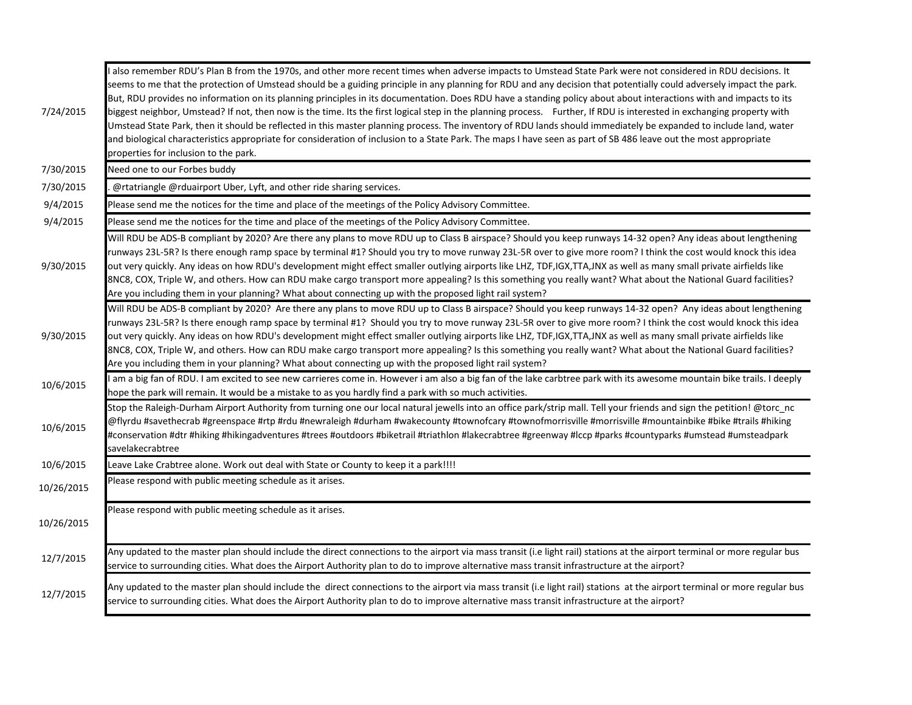| | |
|---|---|
| 7/24/2015 | I also remember RDU's Plan B from the 1970s, and other more recent times when adverse impacts to Umstead State Park were not considered in RDU decisions. It seems to me that the protection of Umstead should be a guiding principle in any planning for RDU and any decision that potentially could adversely impact the park. But, RDU provides no information on its planning principles in its documentation. Does RDU have a standing policy about about interactions with and impacts to its biggest neighbor, Umstead? If not, then now is the time. Its the first logical step in the planning process. Further, If RDU is interested in exchanging property with Umstead State Park, then it should be reflected in this master planning process. The inventory of RDU lands should immediately be expanded to include land, water and biological characteristics appropriate for consideration of inclusion to a State Park. The maps I have seen as part of SB 486 leave out the most appropriate properties for inclusion to the park. |
| 7/30/2015 | Need one to our Forbes buddy |
| 7/30/2015 | . @rtatriangle @rduairport Uber, Lyft, and other ride sharing services. |
| 9/4/2015 | Please send me the notices for the time and place of the meetings of the Policy Advisory Committee. |
| 9/4/2015 | Please send me the notices for the time and place of the meetings of the Policy Advisory Committee. |
| 9/30/2015 | Will RDU be ADS-B compliant by 2020? Are there any plans to move RDU up to Class B airspace? Should you keep runways 14-32 open? Any ideas about lengthening runways 23L-5R? Is there enough ramp space by terminal #1? Should you try to move runway 23L-5R over to give more room? I think the cost would knock this idea out very quickly. Any ideas on how RDU's development might effect smaller outlying airports like LHZ, TDF,IGX,TTA,JNX as well as many small private airfields like 8NC8, COX, Triple W, and others. How can RDU make cargo transport more appealing? Is this something you really want? What about the National Guard facilities? Are you including them in your planning? What about connecting up with the proposed light rail system? |
| 9/30/2015 | Will RDU be ADS-B compliant by 2020? Are there any plans to move RDU up to Class B airspace? Should you keep runways 14-32 open? Any ideas about lengthening runways 23L-5R? Is there enough ramp space by terminal #1? Should you try to move runway 23L-5R over to give more room? I think the cost would knock this idea out very quickly. Any ideas on how RDU's development might effect smaller outlying airports like LHZ, TDF,IGX,TTA,JNX as well as many small private airfields like 8NC8, COX, Triple W, and others. How can RDU make cargo transport more appealing? Is this something you really want? What about the National Guard facilities? Are you including them in your planning? What about connecting up with the proposed light rail system? |
| 10/6/2015 | I am a big fan of RDU. I am excited to see new carrieres come in. However i am also a big fan of the lake carbtree park with its awesome mountain bike trails. I deeply hope the park will remain. It would be a mistake to as you hardly find a park with so much activities. |
| 10/6/2015 | Stop the Raleigh-Durham Airport Authority from turning one our local natural jewells into an office park/strip mall. Tell your friends and sign the petition! @torc_nc @flyrdu #savethecrab #greenspace #rtp #rdu #newraleigh #durham #wakecounty #townofcary #townofmorrisville #morrisville #mountainbike #bike #trails #hiking #conservation #dtr #hiking #hikingadventures #trees #outdoors #biketrail #triathlon #lakecrabtree #greenway #lccp #parks #countyparks #umstead #umsteadpark savelakecrabtree |
| 10/6/2015 | Leave Lake Crabtree alone. Work out deal with State or County to keep it a park!!!! |
| 10/26/2015 | Please respond with public meeting schedule as it arises. |
| 10/26/2015 | Please respond with public meeting schedule as it arises. |
| 12/7/2015 | Any updated to the master plan should include the direct connections to the airport via mass transit (i.e light rail) stations at the airport terminal or more regular bus service to surrounding cities. What does the Airport Authority plan to do to improve alternative mass transit infrastructure at the airport? |
| 12/7/2015 | Any updated to the master plan should include the direct connections to the airport via mass transit (i.e light rail) stations at the airport terminal or more regular bus service to surrounding cities. What does the Airport Authority plan to do to improve alternative mass transit infrastructure at the airport? |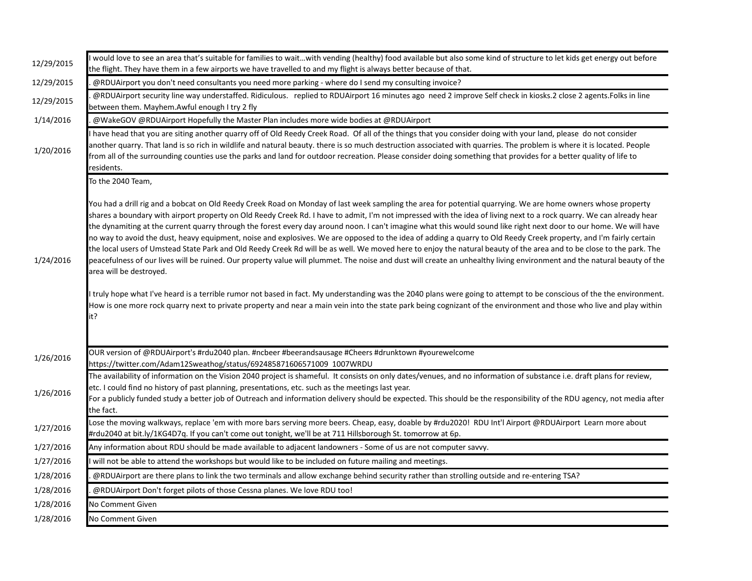| | |
|---|---|
| 12/29/2015 | I would love to see an area that's suitable for families to wait…with vending (healthy) food available but also some kind of structure to let kids get energy out before the flight. They have them in a few airports we have travelled to and my flight is always better because of that. |
| 12/29/2015 | . @RDUAirport you don't need consultants you need more parking - where do I send my consulting invoice? |
| 12/29/2015 | . @RDUAirport security line way understaffed. Ridiculous. replied to RDUAirport 16 minutes ago need 2 improve Self check in kiosks.2 close 2 agents.Folks in line between them. Mayhem.Awful enough I try 2 fly |
| 1/14/2016 | . @WakeGOV @RDUAirport Hopefully the Master Plan includes more wide bodies at @RDUAirport |
| 1/20/2016 | I have head that you are siting another quarry off of Old Reedy Creek Road. Of all of the things that you consider doing with your land, please do not consider another quarry. That land is so rich in wildlife and natural beauty. there is so much destruction associated with quarries. The problem is where it is located. People from all of the surrounding counties use the parks and land for outdoor recreation. Please consider doing something that provides for a better quality of life to residents. |
| 1/24/2016 | To the 2040 Team,<br><br>You had a drill rig and a bobcat on Old Reedy Creek Road on Monday of last week sampling the area for potential quarrying. We are home owners whose property shares a boundary with airport property on Old Reedy Creek Rd. I have to admit, I'm not impressed with the idea of living next to a rock quarry. We can already hear the dynamiting at the current quarry through the forest every day around noon. I can't imagine what this would sound like right next door to our home. We will have no way to avoid the dust, heavy equipment, noise and explosives. We are opposed to the idea of adding a quarry to Old Reedy Creek property, and I'm fairly certain the local users of Umstead State Park and Old Reedy Creek Rd will be as well. We moved here to enjoy the natural beauty of the area and to be close to the park. The peacefulness of our lives will be ruined. Our property value will plummet. The noise and dust will create an unhealthy living environment and the natural beauty of the area will be destroyed.<br><br>I truly hope what I've heard is a terrible rumor not based in fact. My understanding was the 2040 plans were going to attempt to be conscious of the the environment. How is one more rock quarry next to private property and near a main vein into the state park being cognizant of the environment and those who live and play within it? |
| 1/26/2016 | OUR version of @RDUAirport's #rdu2040 plan. #ncbeer #beerandsausage #Cheers #drunktown #yourewelcome https://twitter.com/Adam12Sweathog/status/692485871606571009 1007WRDU |
| 1/26/2016 | The availability of information on the Vision 2040 project is shameful. It consists on only dates/venues, and no information of substance i.e. draft plans for review, etc. I could find no history of past planning, presentations, etc. such as the meetings last year.<br>For a publicly funded study a better job of Outreach and information delivery should be expected. This should be the responsibility of the RDU agency, not media after the fact. |
| 1/27/2016 | Lose the moving walkways, replace 'em with more bars serving more beers. Cheap, easy, doable by #rdu2020! RDU Int'l Airport @RDUAirport Learn more about #rdu2040 at bit.ly/1KG4D7q. If you can't come out tonight, we'll be at 711 Hillsborough St. tomorrow at 6p. |
| 1/27/2016 | Any information about RDU should be made available to adjacent landowners - Some of us are not computer savvy. |
| 1/27/2016 | I will not be able to attend the workshops but would like to be included on future mailing and meetings. |
| 1/28/2016 | . @RDUAirport are there plans to link the two terminals and allow exchange behind security rather than strolling outside and re-entering TSA? |
| 1/28/2016 | . @RDUAirport Don't forget pilots of those Cessna planes. We love RDU too! |
| 1/28/2016 | No Comment Given |
| 1/28/2016 | No Comment Given |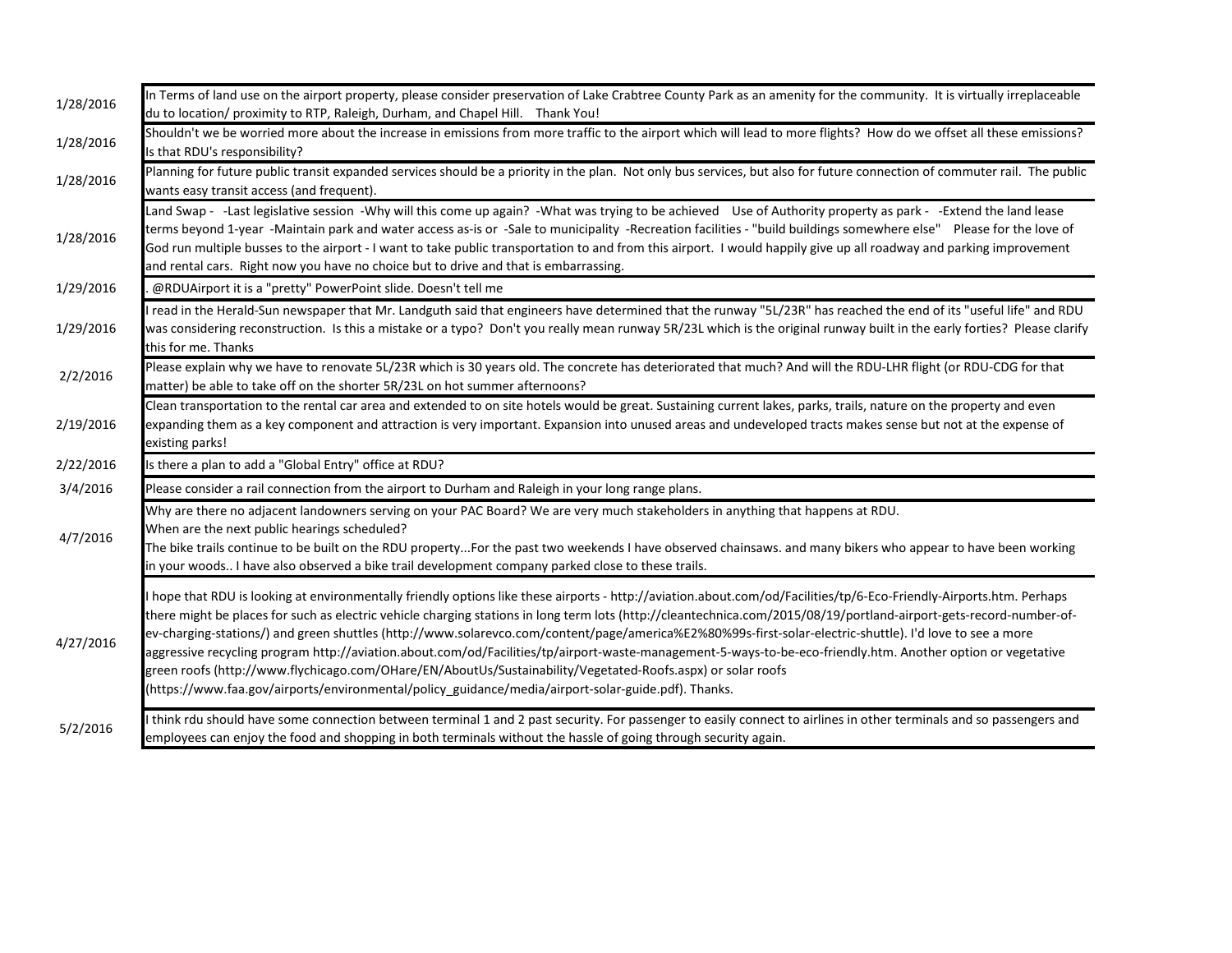| | |
|---|---|
| 1/28/2016 | In Terms of land use on the airport property, please consider preservation of Lake Crabtree County Park as an amenity for the community. It is virtually irreplaceable du to location/ proximity to RTP, Raleigh, Durham, and Chapel Hill. Thank You! |
| 1/28/2016 | Shouldn't we be worried more about the increase in emissions from more traffic to the airport which will lead to more flights? How do we offset all these emissions? Is that RDU's responsibility? |
| 1/28/2016 | Planning for future public transit expanded services should be a priority in the plan. Not only bus services, but also for future connection of commuter rail. The public wants easy transit access (and frequent). |
| 1/28/2016 | Land Swap - -Last legislative session -Why will this come up again? -What was trying to be achieved Use of Authority property as park - -Extend the land lease terms beyond 1-year -Maintain park and water access as-is or -Sale to municipality -Recreation facilities - "build buildings somewhere else" Please for the love of God run multiple busses to the airport - I want to take public transportation to and from this airport. I would happily give up all roadway and parking improvement and rental cars. Right now you have no choice but to drive and that is embarrassing. |
| 1/29/2016 | . @RDUAirport it is a "pretty" PowerPoint slide. Doesn't tell me |
| 1/29/2016 | I read in the Herald-Sun newspaper that Mr. Landguth said that engineers have determined that the runway "5L/23R" has reached the end of its "useful life" and RDU was considering reconstruction. Is this a mistake or a typo? Don't you really mean runway 5R/23L which is the original runway built in the early forties? Please clarify this for me. Thanks |
| 2/2/2016 | Please explain why we have to renovate 5L/23R which is 30 years old. The concrete has deteriorated that much? And will the RDU-LHR flight (or RDU-CDG for that matter) be able to take off on the shorter 5R/23L on hot summer afternoons? |
| 2/19/2016 | Clean transportation to the rental car area and extended to on site hotels would be great. Sustaining current lakes, parks, trails, nature on the property and even expanding them as a key component and attraction is very important. Expansion into unused areas and undeveloped tracts makes sense but not at the expense of existing parks! |
| 2/22/2016 | Is there a plan to add a "Global Entry" office at RDU? |
| 3/4/2016 | Please consider a rail connection from the airport to Durham and Raleigh in your long range plans. |
| 4/7/2016 | Why are there no adjacent landowners serving on your PAC Board? We are very much stakeholders in anything that happens at RDU.<br>When are the next public hearings scheduled?<br>The bike trails continue to be built on the RDU property...For the past two weekends I have observed chainsaws. and many bikers who appear to have been working in your woods.. I have also observed a bike trail development company parked close to these trails. |
| 4/27/2016 | I hope that RDU is looking at environmentally friendly options like these airports - http://aviation.about.com/od/Facilities/tp/6-Eco-Friendly-Airports.htm. Perhaps there might be places for such as electric vehicle charging stations in long term lots (http://cleantechnica.com/2015/08/19/portland-airport-gets-record-number-of-ev-charging-stations/) and green shuttles (http://www.solarevco.com/content/page/america%E2%80%99s-first-solar-electric-shuttle). I'd love to see a more aggressive recycling program http://aviation.about.com/od/Facilities/tp/airport-waste-management-5-ways-to-be-eco-friendly.htm. Another option or vegetative green roofs (http://www.flychicago.com/OHare/EN/AboutUs/Sustainability/Vegetated-Roofs.aspx) or solar roofs (https://www.faa.gov/airports/environmental/policy_guidance/media/airport-solar-guide.pdf). Thanks. |
| 5/2/2016 | I think rdu should have some connection between terminal 1 and 2 past security. For passenger to easily connect to airlines in other terminals and so passengers and employees can enjoy the food and shopping in both terminals without the hassle of going through security again. |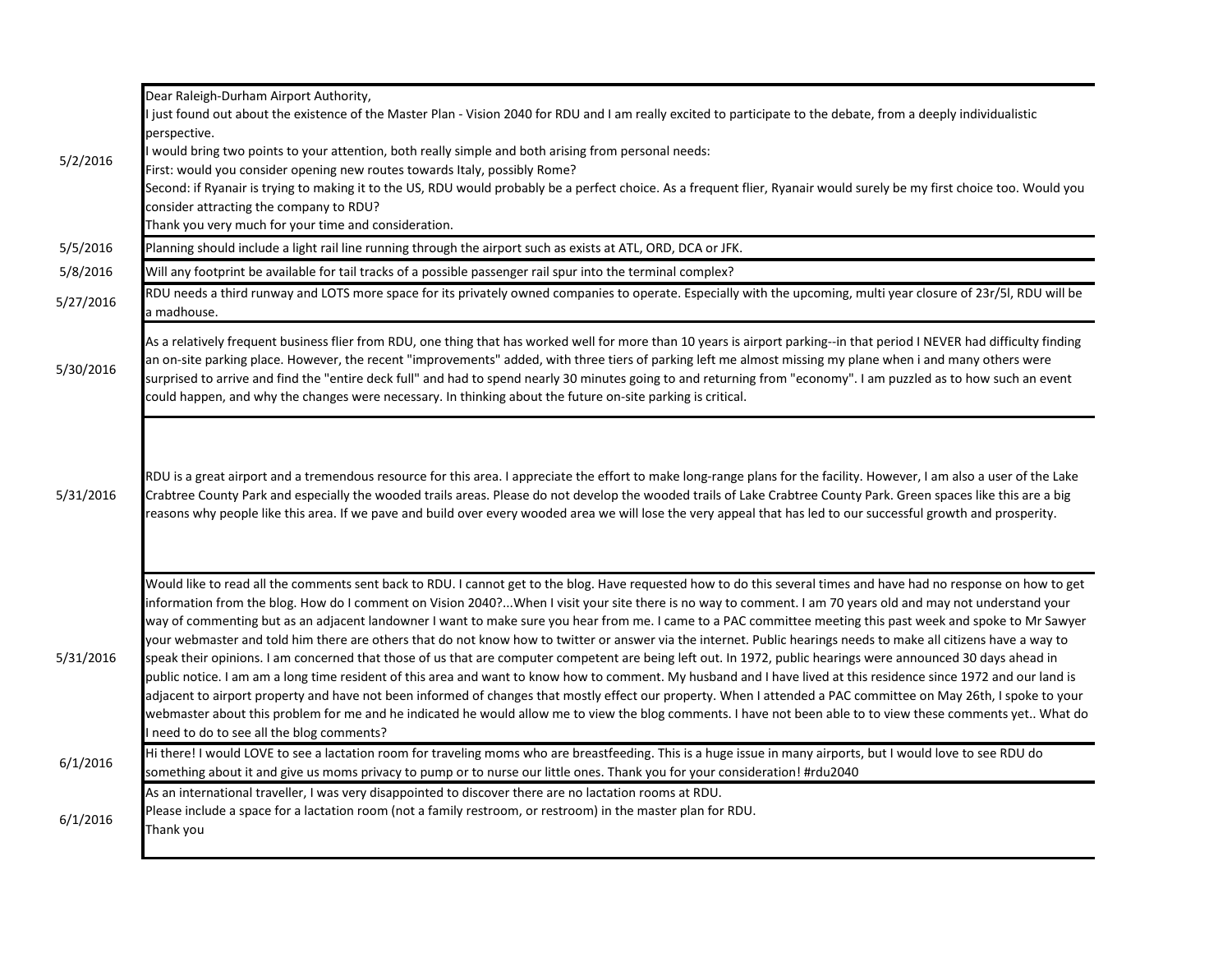| Date | Comment |
|---|---|
| 5/2/2016 | Dear Raleigh-Durham Airport Authority,<br>I just found out about the existence of the Master Plan - Vision 2040 for RDU and I am really excited to participate to the debate, from a deeply individualistic perspective.<br>I would bring two points to your attention, both really simple and both arising from personal needs:<br>First: would you consider opening new routes towards Italy, possibly Rome?<br>Second: if Ryanair is trying to making it to the US, RDU would probably be a perfect choice. As a frequent flier, Ryanair would surely be my first choice too. Would you consider attracting the company to RDU?<br>Thank you very much for your time and consideration. |
| 5/5/2016 | Planning should include a light rail line running through the airport such as exists at ATL, ORD, DCA or JFK. |
| 5/8/2016 | Will any footprint be available for tail tracks of a possible passenger rail spur into the terminal complex? |
| 5/27/2016 | RDU needs a third runway and LOTS more space for its privately owned companies to operate. Especially with the upcoming, multi year closure of 23r/5l, RDU will be a madhouse. |
| 5/30/2016 | As a relatively frequent business flier from RDU, one thing that has worked well for more than 10 years is airport parking--in that period I NEVER had difficulty finding an on-site parking place. However, the recent "improvements" added, with three tiers of parking left me almost missing my plane when i and many others were surprised to arrive and find the "entire deck full" and had to spend nearly 30 minutes going to and returning from "economy". I am puzzled as to how such an event could happen, and why the changes were necessary. In thinking about the future on-site parking is critical. |
| 5/31/2016 | RDU is a great airport and a tremendous resource for this area. I appreciate the effort to make long-range plans for the facility. However, I am also a user of the Lake Crabtree County Park and especially the wooded trails areas. Please do not develop the wooded trails of Lake Crabtree County Park. Green spaces like this are a big reasons why people like this area. If we pave and build over every wooded area we will lose the very appeal that has led to our successful growth and prosperity. |
| 5/31/2016 | Would like to read all the comments sent back to RDU. I cannot get to the blog. Have requested how to do this several times and have had no response on how to get information from the blog. How do I comment on Vision 2040?...When I visit your site there is no way to comment. I am 70 years old and may not understand your way of commenting but as an adjacent landowner I want to make sure you hear from me. I came to a PAC committee meeting this past week and spoke to Mr Sawyer your webmaster and told him there are others that do not know how to twitter or answer via the internet. Public hearings needs to make all citizens have a way to speak their opinions. I am concerned that those of us that are computer competent are being left out. In 1972, public hearings were announced 30 days ahead in public notice. I am am a long time resident of this area and want to know how to comment. My husband and I have lived at this residence since 1972 and our land is adjacent to airport property and have not been informed of changes that mostly effect our property. When I attended a PAC committee on May 26th, I spoke to your webmaster about this problem for me and he indicated he would allow me to view the blog comments. I have not been able to to view these comments yet.. What do I need to do to see all the blog comments? |
| 6/1/2016 | Hi there! I would LOVE to see a lactation room for traveling moms who are breastfeeding. This is a huge issue in many airports, but I would love to see RDU do something about it and give us moms privacy to pump or to nurse our little ones. Thank you for your consideration! #rdu2040 |
| 6/1/2016 | As an international traveller, I was very disappointed to discover there are no lactation rooms at RDU.<br>Please include a space for a lactation room (not a family restroom, or restroom) in the master plan for RDU.<br>Thank you |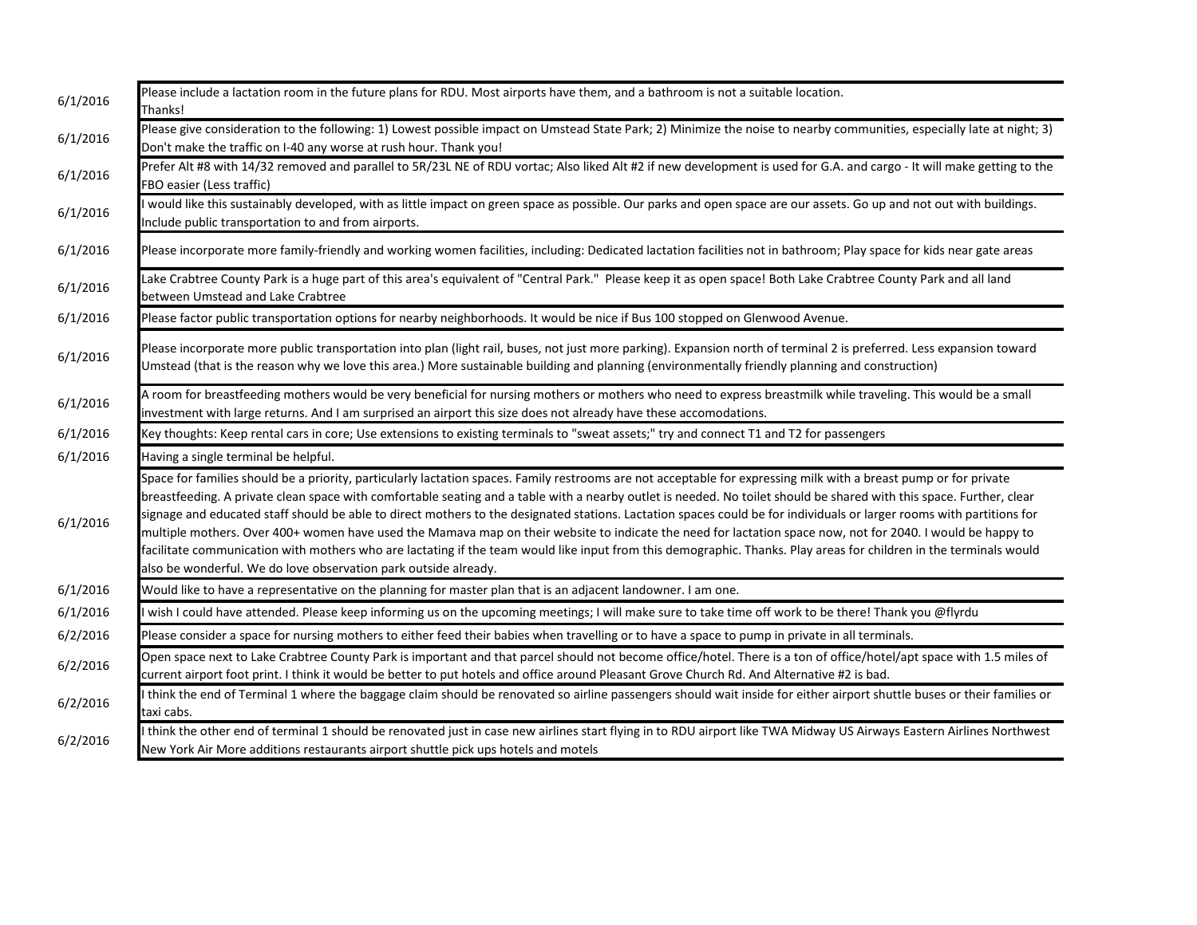| | |
|---|---|
| 6/1/2016 | Please include a lactation room in the future plans for RDU. Most airports have them, and a bathroom is not a suitable location.<br>Thanks! |
| 6/1/2016 | Please give consideration to the following: 1) Lowest possible impact on Umstead State Park; 2) Minimize the noise to nearby communities, especially late at night; 3) Don't make the traffic on I-40 any worse at rush hour. Thank you! |
| 6/1/2016 | Prefer Alt #8 with 14/32 removed and parallel to 5R/23L NE of RDU vortac; Also liked Alt #2 if new development is used for G.A. and cargo - It will make getting to the FBO easier (Less traffic) |
| 6/1/2016 | I would like this sustainably developed, with as little impact on green space as possible. Our parks and open space are our assets. Go up and not out with buildings. Include public transportation to and from airports. |
| 6/1/2016 | Please incorporate more family-friendly and working women facilities, including: Dedicated lactation facilities not in bathroom; Play space for kids near gate areas |
| 6/1/2016 | Lake Crabtree County Park is a huge part of this area's equivalent of "Central Park." Please keep it as open space! Both Lake Crabtree County Park and all land between Umstead and Lake Crabtree |
| 6/1/2016 | Please factor public transportation options for nearby neighborhoods. It would be nice if Bus 100 stopped on Glenwood Avenue. |
| 6/1/2016 | Please incorporate more public transportation into plan (light rail, buses, not just more parking). Expansion north of terminal 2 is preferred. Less expansion toward Umstead (that is the reason why we love this area.) More sustainable building and planning (environmentally friendly planning and construction) |
| 6/1/2016 | A room for breastfeeding mothers would be very beneficial for nursing mothers or mothers who need to express breastmilk while traveling. This would be a small investment with large returns. And I am surprised an airport this size does not already have these accomodations. |
| 6/1/2016 | Key thoughts: Keep rental cars in core; Use extensions to existing terminals to "sweat assets;" try and connect T1 and T2 for passengers |
| 6/1/2016 | Having a single terminal be helpful. |
| 6/1/2016 | Space for families should be a priority, particularly lactation spaces. Family restrooms are not acceptable for expressing milk with a breast pump or for private breastfeeding. A private clean space with comfortable seating and a table with a nearby outlet is needed. No toilet should be shared with this space. Further, clear signage and educated staff should be able to direct mothers to the designated stations. Lactation spaces could be for individuals or larger rooms with partitions for multiple mothers. Over 400+ women have used the Mamava map on their website to indicate the need for lactation space now, not for 2040. I would be happy to facilitate communication with mothers who are lactating if the team would like input from this demographic. Thanks. Play areas for children in the terminals would also be wonderful. We do love observation park outside already. |
| 6/1/2016 | Would like to have a representative on the planning for master plan that is an adjacent landowner. I am one. |
| 6/1/2016 | I wish I could have attended. Please keep informing us on the upcoming meetings; I will make sure to take time off work to be there! Thank you @flyrdu |
| 6/2/2016 | Please consider a space for nursing mothers to either feed their babies when travelling or to have a space to pump in private in all terminals. |
| 6/2/2016 | Open space next to Lake Crabtree County Park is important and that parcel should not become office/hotel. There is a ton of office/hotel/apt space with 1.5 miles of current airport foot print. I think it would be better to put hotels and office around Pleasant Grove Church Rd. And Alternative #2 is bad. |
| 6/2/2016 | I think the end of Terminal 1 where the baggage claim should be renovated so airline passengers should wait inside for either airport shuttle buses or their families or taxi cabs. |
| 6/2/2016 | I think the other end of terminal 1 should be renovated just in case new airlines start flying in to RDU airport like TWA Midway US Airways Eastern Airlines Northwest New York Air More additions restaurants airport shuttle pick ups hotels and motels |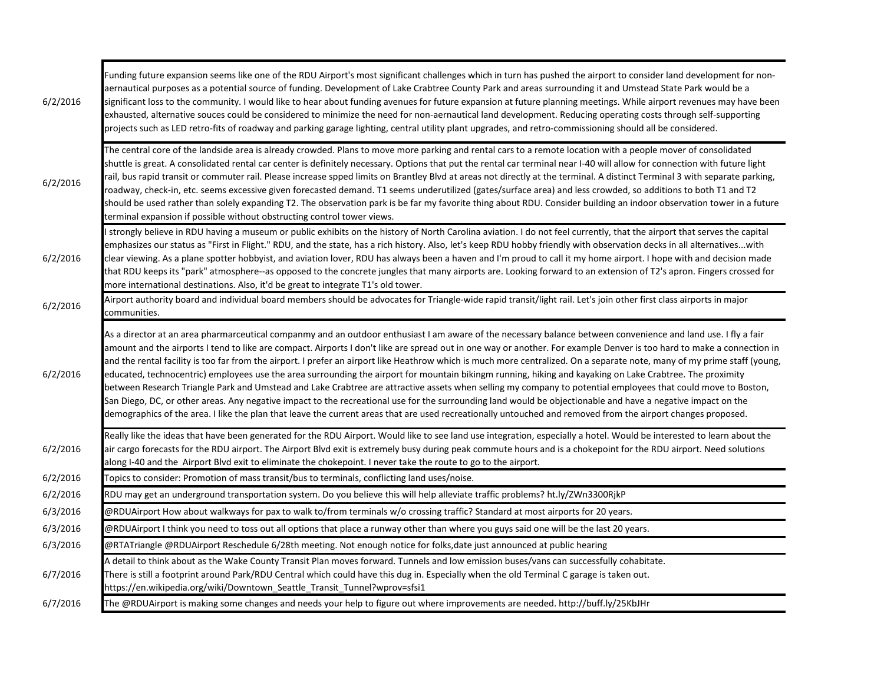| | |
|---|---|
| 6/2/2016 | Funding future expansion seems like one of the RDU Airport's most significant challenges which in turn has pushed the airport to consider land development for non-aernautical purposes as a potential source of funding. Development of Lake Crabtree County Park and areas surrounding it and Umstead State Park would be a significant loss to the community. I would like to hear about funding avenues for future expansion at future planning meetings. While airport revenues may have been exhausted, alternative souces could be considered to minimize the need for non-aernautical land development. Reducing operating costs through self-supporting projects such as LED retro-fits of roadway and parking garage lighting, central utility plant upgrades, and retro-commissioning should all be considered. |
| 6/2/2016 | The central core of the landside area is already crowded. Plans to move more parking and rental cars to a remote location with a people mover of consolidated shuttle is great. A consolidated rental car center is definitely necessary. Options that put the rental car terminal near I-40 will allow for connection with future light rail, bus rapid transit or commuter rail. Please increase spped limits on Brantley Blvd at areas not directly at the terminal. A distinct Terminal 3 with separate parking, roadway, check-in, etc. seems excessive given forecasted demand. T1 seems underutilized (gates/surface area) and less crowded, so additions to both T1 and T2 should be used rather than solely expanding T2. The observation park is be far my favorite thing about RDU. Consider building an indoor observation tower in a future terminal expansion if possible without obstructing control tower views. |
| 6/2/2016 | I strongly believe in RDU having a museum or public exhibits on the history of North Carolina aviation. I do not feel currently, that the airport that serves the capital emphasizes our status as "First in Flight." RDU, and the state, has a rich history. Also, let's keep RDU hobby friendly with observation decks in all alternatives...with clear viewing. As a plane spotter hobbyist, and aviation lover, RDU has always been a haven and I'm proud to call it my home airport. I hope with and decision made that RDU keeps its "park" atmosphere--as opposed to the concrete jungles that many airports are. Looking forward to an extension of T2's apron. Fingers crossed for more international destinations. Also, it'd be great to integrate T1's old tower. |
| 6/2/2016 | Airport authority board and individual board members should be advocates for Triangle-wide rapid transit/light rail. Let's join other first class airports in major communities. |
| 6/2/2016 | As a director at an area pharmarceutical companmy and an outdoor enthusiast I am aware of the necessary balance between convenience and land use. I fly a fair amount and the airports I tend to like are compact. Airports I don't like are spread out in one way or another. For example Denver is too hard to make a connection in and the rental facility is too far from the airport. I prefer an airport like Heathrow which is much more centralized. On a separate note, many of my prime staff (young, educated, technocentric) employees use the area surrounding the airport for mountain bikingm running, hiking and kayaking on Lake Crabtree. The proximity between Research Triangle Park and Umstead and Lake Crabtree are attractive assets when selling my company to potential employees that could move to Boston, San Diego, DC, or other areas. Any negative impact to the recreational use for the surrounding land would be objectionable and have a negative impact on the demographics of the area. I like the plan that leave the current areas that are used recreationally untouched and removed from the airport changes proposed. |
| 6/2/2016 | Really like the ideas that have been generated for the RDU Airport. Would like to see land use integration, especially a hotel. Would be interested to learn about the air cargo forecasts for the RDU airport. The Airport Blvd exit is extremely busy during peak commute hours and is a chokepoint for the RDU airport. Need solutions along I-40 and the Airport Blvd exit to eliminate the chokepoint. I never take the route to go to the airport. |
| 6/2/2016 | Topics to consider: Promotion of mass transit/bus to terminals, conflicting land uses/noise. |
| 6/2/2016 | RDU may get an underground transportation system. Do you believe this will help alleviate traffic problems? ht.ly/ZWn3300RjkP |
| 6/3/2016 | @RDUAirport How about walkways for pax to walk to/from terminals w/o crossing traffic? Standard at most airports for 20 years. |
| 6/3/2016 | @RDUAirport I think you need to toss out all options that place a runway other than where you guys said one will be the last 20 years. |
| 6/3/2016 | @RTATriangle @RDUAirport Reschedule 6/28th meeting. Not enough notice for folks,date just announced at public hearing |
| 6/7/2016 | A detail to think about as the Wake County Transit Plan moves forward. Tunnels and low emission buses/vans can successfully cohabitate.<br>There is still a footprint around Park/RDU Central which could have this dug in. Especially when the old Terminal C garage is taken out.<br>https://en.wikipedia.org/wiki/Downtown_Seattle_Transit_Tunnel?wprov=sfsi1 |
| 6/7/2016 | The @RDUAirport is making some changes and needs your help to figure out where improvements are needed. http://buff.ly/25KbJHr |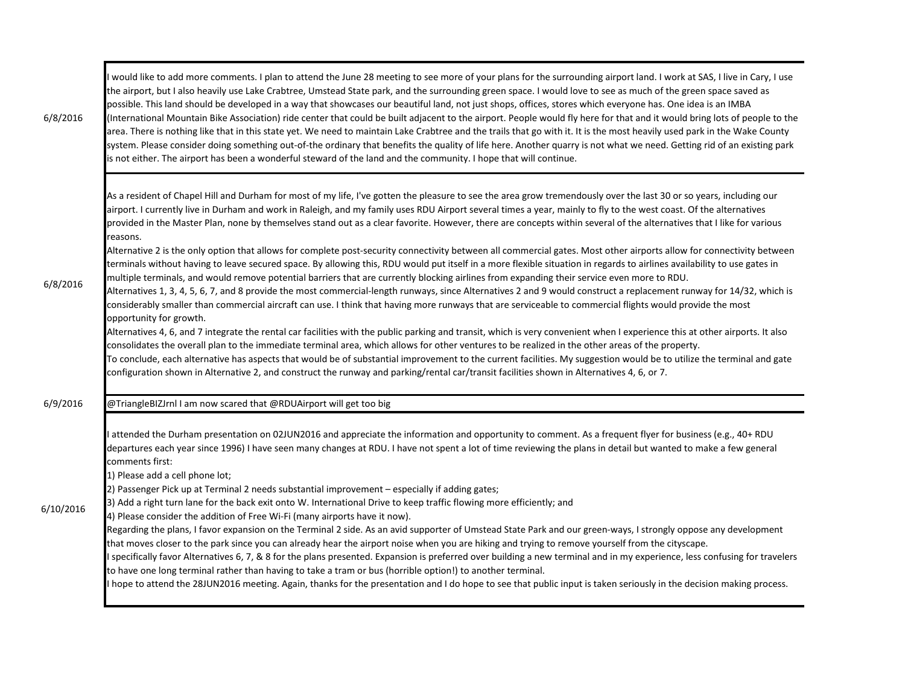| Date | Comment |
|---|---|
| 6/8/2016 | I would like to add more comments. I plan to attend the June 28 meeting to see more of your plans for the surrounding airport land. I work at SAS, I live in Cary, I use the airport, but I also heavily use Lake Crabtree, Umstead State park, and the surrounding green space. I would love to see as much of the green space saved as possible. This land should be developed in a way that showcases our beautiful land, not just shops, offices, stores which everyone has. One idea is an IMBA (International Mountain Bike Association) ride center that could be built adjacent to the airport. People would fly here for that and it would bring lots of people to the area. There is nothing like that in this state yet. We need to maintain Lake Crabtree and the trails that go with it. It is the most heavily used park in the Wake County system. Please consider doing something out-of-the ordinary that benefits the quality of life here. Another quarry is not what we need. Getting rid of an existing park is not either. The airport has been a wonderful steward of the land and the community. I hope that will continue. |
| 6/8/2016 | As a resident of Chapel Hill and Durham for most of my life, I've gotten the pleasure to see the area grow tremendously over the last 30 or so years, including our airport. I currently live in Durham and work in Raleigh, and my family uses RDU Airport several times a year, mainly to fly to the west coast. Of the alternatives provided in the Master Plan, none by themselves stand out as a clear favorite. However, there are concepts within several of the alternatives that I like for various reasons.<br>Alternative 2 is the only option that allows for complete post-security connectivity between all commercial gates. Most other airports allow for connectivity between terminals without having to leave secured space. By allowing this, RDU would put itself in a more flexible situation in regards to airlines availability to use gates in multiple terminals, and would remove potential barriers that are currently blocking airlines from expanding their service even more to RDU.<br>Alternatives 1, 3, 4, 5, 6, 7, and 8 provide the most commercial-length runways, since Alternatives 2 and 9 would construct a replacement runway for 14/32, which is considerably smaller than commercial aircraft can use. I think that having more runways that are serviceable to commercial flights would provide the most opportunity for growth.<br>Alternatives 4, 6, and 7 integrate the rental car facilities with the public parking and transit, which is very convenient when I experience this at other airports. It also consolidates the overall plan to the immediate terminal area, which allows for other ventures to be realized in the other areas of the property.<br>To conclude, each alternative has aspects that would be of substantial improvement to the current facilities. My suggestion would be to utilize the terminal and gate configuration shown in Alternative 2, and construct the runway and parking/rental car/transit facilities shown in Alternatives 4, 6, or 7. |
| 6/9/2016 | @TriangleBIZJrnl I am now scared that @RDUAirport will get too big |
| 6/10/2016 | I attended the Durham presentation on 02JUN2016 and appreciate the information and opportunity to comment. As a frequent flyer for business (e.g., 40+ RDU departures each year since 1996) I have seen many changes at RDU. I have not spent a lot of time reviewing the plans in detail but wanted to make a few general comments first:<br>1) Please add a cell phone lot;<br>2) Passenger Pick up at Terminal 2 needs substantial improvement – especially if adding gates;<br>3) Add a right turn lane for the back exit onto W. International Drive to keep traffic flowing more efficiently; and<br>4) Please consider the addition of Free Wi-Fi (many airports have it now).<br>Regarding the plans, I favor expansion on the Terminal 2 side. As an avid supporter of Umstead State Park and our green-ways, I strongly oppose any development that moves closer to the park since you can already hear the airport noise when you are hiking and trying to remove yourself from the cityscape.<br>I specifically favor Alternatives 6, 7, & 8 for the plans presented. Expansion is preferred over building a new terminal and in my experience, less confusing for travelers to have one long terminal rather than having to take a tram or bus (horrible option!) to another terminal.<br>I hope to attend the 28JUN2016 meeting. Again, thanks for the presentation and I do hope to see that public input is taken seriously in the decision making process. |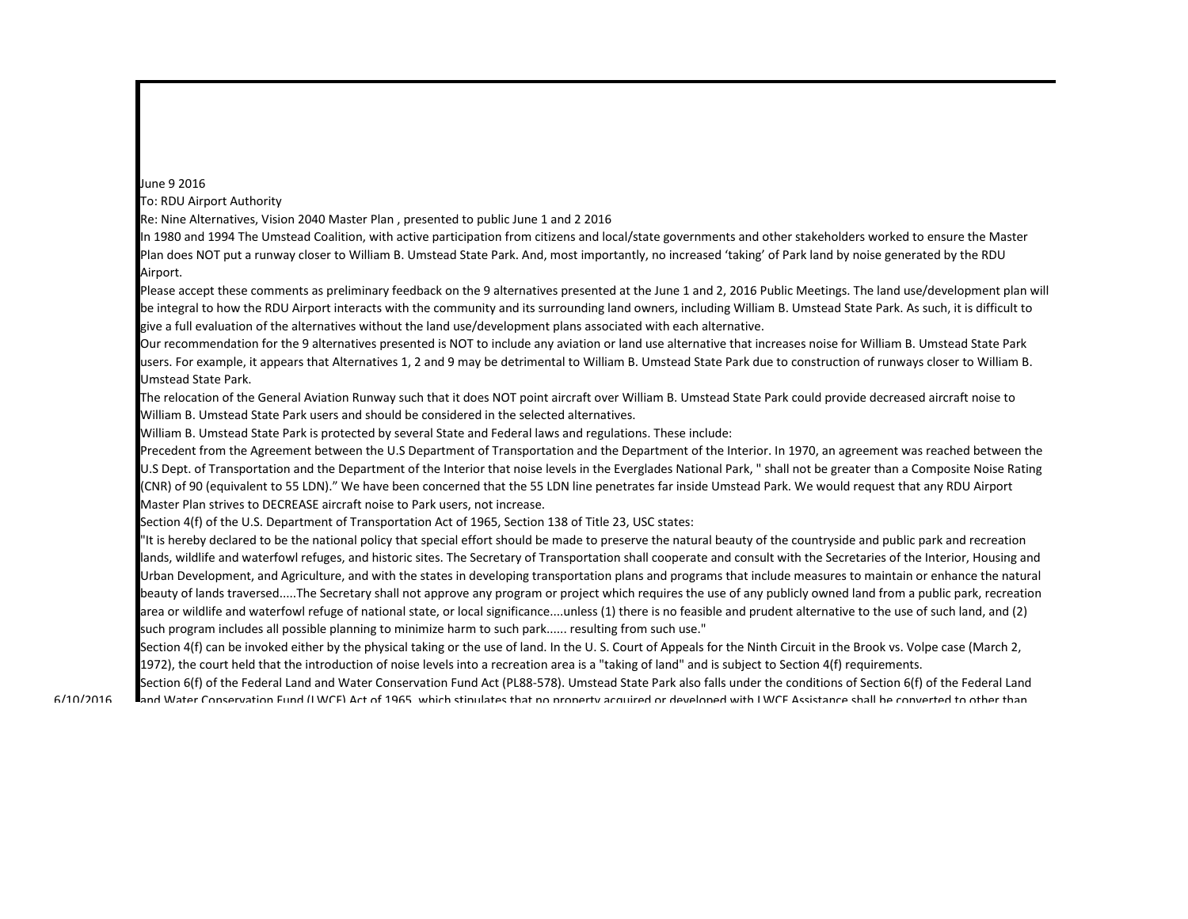June 9 2016

To: RDU Airport Authority

Re: Nine Alternatives, Vision 2040 Master Plan , presented to public June 1 and 2 2016

In 1980 and 1994 The Umstead Coalition, with active participation from citizens and local/state governments and other stakeholders worked to ensure the Master Plan does NOT put a runway closer to William B. Umstead State Park. And, most importantly, no increased 'taking' of Park land by noise generated by the RDU Airport.

Please accept these comments as preliminary feedback on the 9 alternatives presented at the June 1 and 2, 2016 Public Meetings. The land use/development plan will be integral to how the RDU Airport interacts with the community and its surrounding land owners, including William B. Umstead State Park. As such, it is difficult to give a full evaluation of the alternatives without the land use/development plans associated with each alternative.

Our recommendation for the 9 alternatives presented is NOT to include any aviation or land use alternative that increases noise for William B. Umstead State Park users. For example, it appears that Alternatives 1, 2 and 9 may be detrimental to William B. Umstead State Park due to construction of runways closer to William B. Umstead State Park.

The relocation of the General Aviation Runway such that it does NOT point aircraft over William B. Umstead State Park could provide decreased aircraft noise to William B. Umstead State Park users and should be considered in the selected alternatives.

William B. Umstead State Park is protected by several State and Federal laws and regulations. These include:

Precedent from the Agreement between the U.S Department of Transportation and the Department of the Interior. In 1970, an agreement was reached between the U.S Dept. of Transportation and the Department of the Interior that noise levels in the Everglades National Park, " shall not be greater than a Composite Noise Rating (CNR) of 90 (equivalent to 55 LDN)." We have been concerned that the 55 LDN line penetrates far inside Umstead Park. We would request that any RDU Airport Master Plan strives to DECREASE aircraft noise to Park users, not increase.

Section 4(f) of the U.S. Department of Transportation Act of 1965, Section 138 of Title 23, USC states:

"It is hereby declared to be the national policy that special effort should be made to preserve the natural beauty of the countryside and public park and recreation lands, wildlife and waterfowl refuges, and historic sites. The Secretary of Transportation shall cooperate and consult with the Secretaries of the Interior, Housing and Urban Development, and Agriculture, and with the states in developing transportation plans and programs that include measures to maintain or enhance the natural beauty of lands traversed.....The Secretary shall not approve any program or project which requires the use of any publicly owned land from a public park, recreation area or wildlife and waterfowl refuge of national state, or local significance....unless (1) there is no feasible and prudent alternative to the use of such land, and (2) such program includes all possible planning to minimize harm to such park...... resulting from such use."

Section 4(f) can be invoked either by the physical taking or the use of land. In the U. S. Court of Appeals for the Ninth Circuit in the Brook vs. Volpe case (March 2, 1972), the court held that the introduction of noise levels into a recreation area is a "taking of land" and is subject to Section 4(f) requirements.

Section 6(f) of the Federal Land and Water Conservation Fund Act (PL88-578). Umstead State Park also falls under the conditions of Section 6(f) of the Federal Land and Water Conservation Fund (LWCF) Act of 1965, which stipulates that no property acquired or developed with LWCF Assistance shall be converted to other than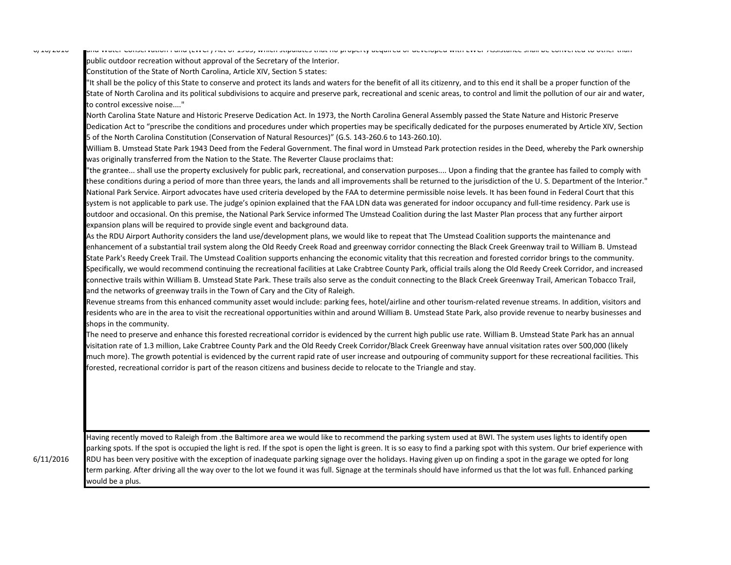| Date | Comment |
|---|---|
| 6/10/2016 | and Water Conservation Fund (LWCF) Act of 1965, which stipulates that no property acquired or developed with LWCF Assistance shall be converted to other than public outdoor recreation without approval of the Secretary of the Interior.<br>Constitution of the State of North Carolina, Article XIV, Section 5 states:<br>"It shall be the policy of this State to conserve and protect its lands and waters for the benefit of all its citizenry, and to this end it shall be a proper function of the State of North Carolina and its political subdivisions to acquire and preserve park, recreational and scenic areas, to control and limit the pollution of our air and water, to control excessive noise...."<br>North Carolina State Nature and Historic Preserve Dedication Act. In 1973, the North Carolina General Assembly passed the State Nature and Historic Preserve Dedication Act to "prescribe the conditions and procedures under which properties may be specifically dedicated for the purposes enumerated by Article XIV, Section 5 of the North Carolina Constitution (Conservation of Natural Resources)" (G.S. 143-260.6 to 143-260.10).<br>William B. Umstead State Park 1943 Deed from the Federal Government. The final word in Umstead Park protection resides in the Deed, whereby the Park ownership was originally transferred from the Nation to the State. The Reverter Clause proclaims that:<br>"the grantee... shall use the property exclusively for public park, recreational, and conservation purposes.... Upon a finding that the grantee has failed to comply with these conditions during a period of more than three years, the lands and all improvements shall be returned to the jurisdiction of the U. S. Department of the Interior."<br>National Park Service. Airport advocates have used criteria developed by the FAA to determine permissible noise levels. It has been found in Federal Court that this system is not applicable to park use. The judge's opinion explained that the FAA LDN data was generated for indoor occupancy and full-time residency. Park use is outdoor and occasional. On this premise, the National Park Service informed The Umstead Coalition during the last Master Plan process that any further airport expansion plans will be required to provide single event and background data.<br>As the RDU Airport Authority considers the land use/development plans, we would like to repeat that The Umstead Coalition supports the maintenance and enhancement of a substantial trail system along the Old Reedy Creek Road and greenway corridor connecting the Black Creek Greenway trail to William B. Umstead State Park's Reedy Creek Trail. The Umstead Coalition supports enhancing the economic vitality that this recreation and forested corridor brings to the community. Specifically, we would recommend continuing the recreational facilities at Lake Crabtree County Park, official trails along the Old Reedy Creek Corridor, and increased connective trails within William B. Umstead State Park. These trails also serve as the conduit connecting to the Black Creek Greenway Trail, American Tobacco Trail, and the networks of greenway trails in the Town of Cary and the City of Raleigh.<br>Revenue streams from this enhanced community asset would include: parking fees, hotel/airline and other tourism-related revenue streams. In addition, visitors and residents who are in the area to visit the recreational opportunities within and around William B. Umstead State Park, also provide revenue to nearby businesses and shops in the community.<br>The need to preserve and enhance this forested recreational corridor is evidenced by the current high public use rate. William B. Umstead State Park has an annual visitation rate of 1.3 million, Lake Crabtree County Park and the Old Reedy Creek Corridor/Black Creek Greenway have annual visitation rates over 500,000 (likely much more). The growth potential is evidenced by the current rapid rate of user increase and outpouring of community support for these recreational facilities. This forested, recreational corridor is part of the reason citizens and business decide to relocate to the Triangle and stay. |
| 6/11/2016 | Having recently moved to Raleigh from .the Baltimore area we would like to recommend the parking system used at BWI. The system uses lights to identify open parking spots. If the spot is occupied the light is red. If the spot is open the light is green. It is so easy to find a parking spot with this system. Our brief experience with RDU has been very positive with the exception of inadequate parking signage over the holidays. Having given up on finding a spot in the garage we opted for long term parking. After driving all the way over to the lot we found it was full. Signage at the terminals should have informed us that the lot was full. Enhanced parking would be a plus. |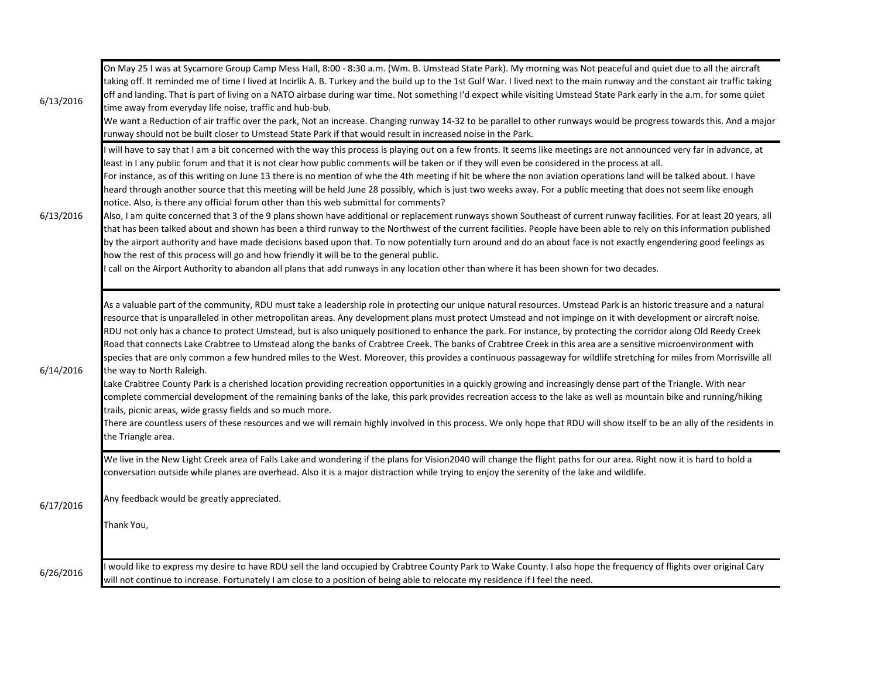| | |
|---|---|
| 6/13/2016 | On May 25 I was at Sycamore Group Camp Mess Hall, 8:00 - 8:30 a.m. (Wm. B. Umstead State Park). My morning was Not peaceful and quiet due to all the aircraft taking off. It reminded me of time I lived at Incirlik A. B. Turkey and the build up to the 1st Gulf War. I lived next to the main runway and the constant air traffic taking off and landing. That is part of living on a NATO airbase during war time. Not something I'd expect while visiting Umstead State Park early in the a.m. for some quiet time away from everyday life noise, traffic and hub-bub.<br>We want a Reduction of air traffic over the park, Not an increase. Changing runway 14-32 to be parallel to other runways would be progress towards this. And a major runway should not be built closer to Umstead State Park if that would result in increased noise in the Park. |
| 6/13/2016 | I will have to say that I am a bit concerned with the way this process is playing out on a few fronts. It seems like meetings are not announced very far in advance, at least in I any public forum and that it is not clear how public comments will be taken or if they will even be considered in the process at all.<br>For instance, as of this writing on June 13 there is no mention of whe the 4th meeting if hit be where the non aviation operations land will be talked about. I have heard through another source that this meeting will be held June 28 possibly, which is just two weeks away. For a public meeting that does not seem like enough notice. Also, is there any official forum other than this web submittal for comments?<br>Also, I am quite concerned that 3 of the 9 plans shown have additional or replacement runways shown Southeast of current runway facilities. For at least 20 years, all that has been talked about and shown has been a third runway to the Northwest of the current facilities. People have been able to rely on this information published by the airport authority and have made decisions based upon that. To now potentially turn around and do an about face is not exactly engendering good feelings as how the rest of this process will go and how friendly it will be to the general public.<br>I call on the Airport Authority to abandon all plans that add runways in any location other than where it has been shown for two decades. |
| 6/14/2016 | As a valuable part of the community, RDU must take a leadership role in protecting our unique natural resources. Umstead Park is an historic treasure and a natural resource that is unparalleled in other metropolitan areas. Any development plans must protect Umstead and not impinge on it with development or aircraft noise. RDU not only has a chance to protect Umstead, but is also uniquely positioned to enhance the park. For instance, by protecting the corridor along Old Reedy Creek Road that connects Lake Crabtree to Umstead along the banks of Crabtree Creek. The banks of Crabtree Creek in this area are a sensitive microenvironment with species that are only common a few hundred miles to the West. Moreover, this provides a continuous passageway for wildlife stretching for miles from Morrisville all the way to North Raleigh.<br>Lake Crabtree County Park is a cherished location providing recreation opportunities in a quickly growing and increasingly dense part of the Triangle. With near complete commercial development of the remaining banks of the lake, this park provides recreation access to the lake as well as mountain bike and running/hiking trails, picnic areas, wide grassy fields and so much more.<br>There are countless users of these resources and we will remain highly involved in this process. We only hope that RDU will show itself to be an ally of the residents in the Triangle area. |
| 6/17/2016 | We live in the New Light Creek area of Falls Lake and wondering if the plans for Vision2040 will change the flight paths for our area. Right now it is hard to hold a conversation outside while planes are overhead. Also it is a major distraction while trying to enjoy the serenity of the lake and wildlife.<br><br>Any feedback would be greatly appreciated.<br><br>Thank You, |
| 6/26/2016 | I would like to express my desire to have RDU sell the land occupied by Crabtree County Park to Wake County. I also hope the frequency of flights over original Cary will not continue to increase. Fortunately I am close to a position of being able to relocate my residence if I feel the need. |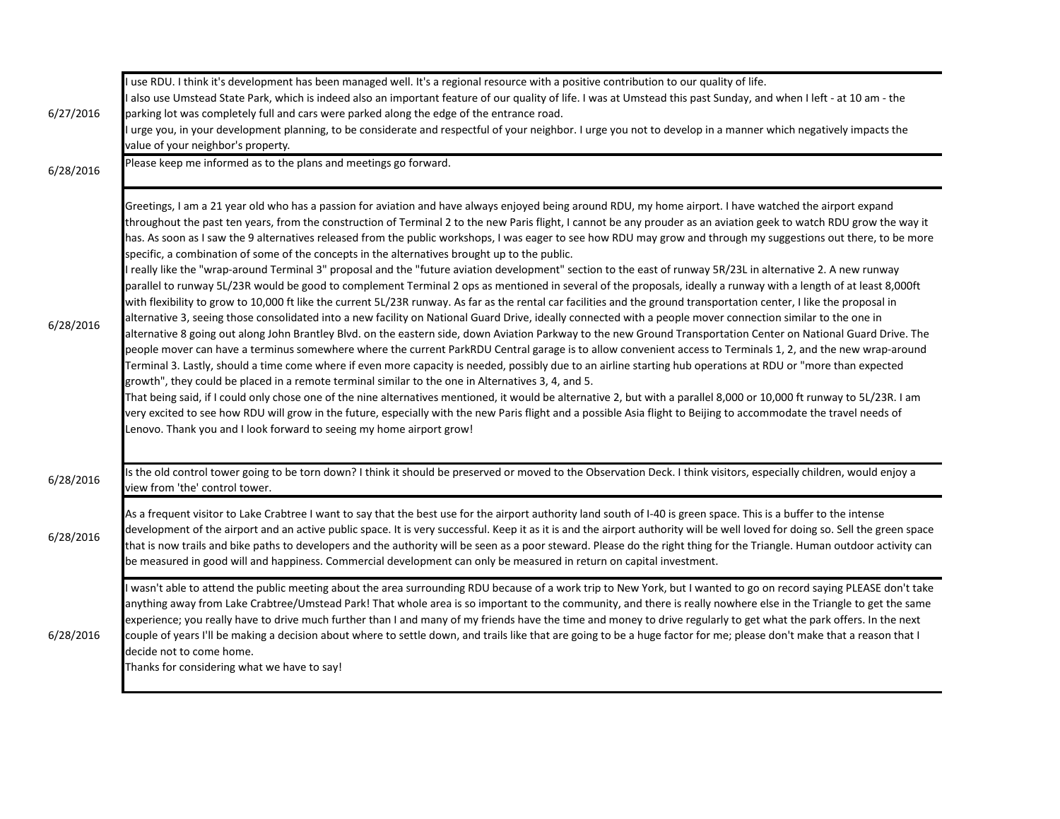| | |
|---|---|
| 6/27/2016 | I use RDU. I think it's development has been managed well. It's a regional resource with a positive contribution to our quality of life.<br>I also use Umstead State Park, which is indeed also an important feature of our quality of life. I was at Umstead this past Sunday, and when I left - at 10 am - the parking lot was completely full and cars were parked along the edge of the entrance road.<br>I urge you, in your development planning, to be considerate and respectful of your neighbor. I urge you not to develop in a manner which negatively impacts the value of your neighbor's property. |
| 6/28/2016 | Please keep me informed as to the plans and meetings go forward. |
| 6/28/2016 | Greetings, I am a 21 year old who has a passion for aviation and have always enjoyed being around RDU, my home airport. I have watched the airport expand throughout the past ten years, from the construction of Terminal 2 to the new Paris flight, I cannot be any prouder as an aviation geek to watch RDU grow the way it has. As soon as I saw the 9 alternatives released from the public workshops, I was eager to see how RDU may grow and through my suggestions out there, to be more specific, a combination of some of the concepts in the alternatives brought up to the public.<br>I really like the "wrap-around Terminal 3" proposal and the "future aviation development" section to the east of runway 5R/23L in alternative 2. A new runway parallel to runway 5L/23R would be good to complement Terminal 2 ops as mentioned in several of the proposals, ideally a runway with a length of at least 8,000ft with flexibility to grow to 10,000 ft like the current 5L/23R runway. As far as the rental car facilities and the ground transportation center, I like the proposal in alternative 3, seeing those consolidated into a new facility on National Guard Drive, ideally connected with a people mover connection similar to the one in alternative 8 going out along John Brantley Blvd. on the eastern side, down Aviation Parkway to the new Ground Transportation Center on National Guard Drive. The people mover can have a terminus somewhere where the current ParkRDU Central garage is to allow convenient access to Terminals 1, 2, and the new wrap-around Terminal 3. Lastly, should a time come where if even more capacity is needed, possibly due to an airline starting hub operations at RDU or "more than expected growth", they could be placed in a remote terminal similar to the one in Alternatives 3, 4, and 5.<br>That being said, if I could only chose one of the nine alternatives mentioned, it would be alternative 2, but with a parallel 8,000 or 10,000 ft runway to 5L/23R. I am very excited to see how RDU will grow in the future, especially with the new Paris flight and a possible Asia flight to Beijing to accommodate the travel needs of Lenovo. Thank you and I look forward to seeing my home airport grow! |
| 6/28/2016 | Is the old control tower going to be torn down? I think it should be preserved or moved to the Observation Deck. I think visitors, especially children, would enjoy a view from 'the' control tower. |
| 6/28/2016 | As a frequent visitor to Lake Crabtree I want to say that the best use for the airport authority land south of I-40 is green space. This is a buffer to the intense development of the airport and an active public space. It is very successful. Keep it as it is and the airport authority will be well loved for doing so. Sell the green space that is now trails and bike paths to developers and the authority will be seen as a poor steward. Please do the right thing for the Triangle. Human outdoor activity can be measured in good will and happiness. Commercial development can only be measured in return on capital investment. |
| 6/28/2016 | I wasn't able to attend the public meeting about the area surrounding RDU because of a work trip to New York, but I wanted to go on record saying PLEASE don't take anything away from Lake Crabtree/Umstead Park! That whole area is so important to the community, and there is really nowhere else in the Triangle to get the same experience; you really have to drive much further than I and many of my friends have the time and money to drive regularly to get what the park offers. In the next couple of years I'll be making a decision about where to settle down, and trails like that are going to be a huge factor for me; please don't make that a reason that I decide not to come home.<br>Thanks for considering what we have to say! |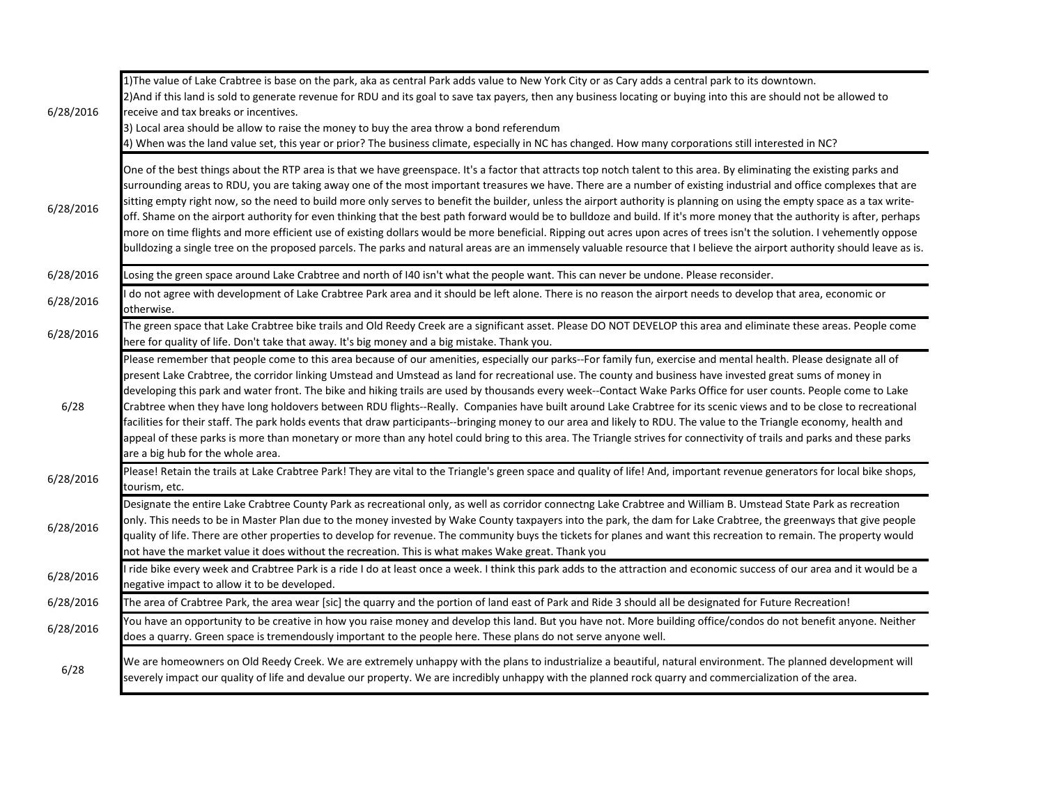| | |
|---|---|
| 6/28/2016 | 1)The value of Lake Crabtree is base on the park, aka as central Park adds value to New York City or as Cary adds a central park to its downtown.<br>2)And if this land is sold to generate revenue for RDU and its goal to save tax payers, then any business locating or buying into this are should not be allowed to receive and tax breaks or incentives.<br>3) Local area should be allow to raise the money to buy the area throw a bond referendum<br>4) When was the land value set, this year or prior? The business climate, especially in NC has changed. How many corporations still interested in NC? |
| 6/28/2016 | One of the best things about the RTP area is that we have greenspace. It's a factor that attracts top notch talent to this area. By eliminating the existing parks and surrounding areas to RDU, you are taking away one of the most important treasures we have. There are a number of existing industrial and office complexes that are sitting empty right now, so the need to build more only serves to benefit the builder, unless the airport authority is planning on using the empty space as a tax write-off. Shame on the airport authority for even thinking that the best path forward would be to bulldoze and build. If it's more money that the authority is after, perhaps more on time flights and more efficient use of existing dollars would be more beneficial. Ripping out acres upon acres of trees isn't the solution. I vehemently oppose bulldozing a single tree on the proposed parcels. The parks and natural areas are an immensely valuable resource that I believe the airport authority should leave as is. |
| 6/28/2016 | Losing the green space around Lake Crabtree and north of I40 isn't what the people want. This can never be undone. Please reconsider. |
| 6/28/2016 | I do not agree with development of Lake Crabtree Park area and it should be left alone. There is no reason the airport needs to develop that area, economic or otherwise. |
| 6/28/2016 | The green space that Lake Crabtree bike trails and Old Reedy Creek are a significant asset. Please DO NOT DEVELOP this area and eliminate these areas. People come here for quality of life. Don't take that away. It's big money and a big mistake. Thank you. |
| 6/28 | Please remember that people come to this area because of our amenities, especially our parks--For family fun, exercise and mental health. Please designate all of present Lake Crabtree, the corridor linking Umstead and Umstead as land for recreational use. The county and business have invested great sums of money in developing this park and water front. The bike and hiking trails are used by thousands every week--Contact Wake Parks Office for user counts. People come to Lake Crabtree when they have long holdovers between RDU flights--Really. Companies have built around Lake Crabtree for its scenic views and to be close to recreational facilities for their staff. The park holds events that draw participants--bringing money to our area and likely to RDU. The value to the Triangle economy, health and appeal of these parks is more than monetary or more than any hotel could bring to this area. The Triangle strives for connectivity of trails and parks and these parks are a big hub for the whole area. |
| 6/28/2016 | Please! Retain the trails at Lake Crabtree Park! They are vital to the Triangle's green space and quality of life! And, important revenue generators for local bike shops, tourism, etc. |
| 6/28/2016 | Designate the entire Lake Crabtree County Park as recreational only, as well as corridor connectng Lake Crabtree and William B. Umstead State Park as recreation only. This needs to be in Master Plan due to the money invested by Wake County taxpayers into the park, the dam for Lake Crabtree, the greenways that give people quality of life. There are other properties to develop for revenue. The community buys the tickets for planes and want this recreation to remain. The property would not have the market value it does without the recreation. This is what makes Wake great. Thank you |
| 6/28/2016 | I ride bike every week and Crabtree Park is a ride I do at least once a week. I think this park adds to the attraction and economic success of our area and it would be a negative impact to allow it to be developed. |
| 6/28/2016 | The area of Crabtree Park, the area wear [sic] the quarry and the portion of land east of Park and Ride 3 should all be designated for Future Recreation! |
| 6/28/2016 | You have an opportunity to be creative in how you raise money and develop this land. But you have not. More building office/condos do not benefit anyone. Neither does a quarry. Green space is tremendously important to the people here. These plans do not serve anyone well. |
| 6/28 | We are homeowners on Old Reedy Creek. We are extremely unhappy with the plans to industrialize a beautiful, natural environment. The planned development will severely impact our quality of life and devalue our property. We are incredibly unhappy with the planned rock quarry and commercialization of the area. |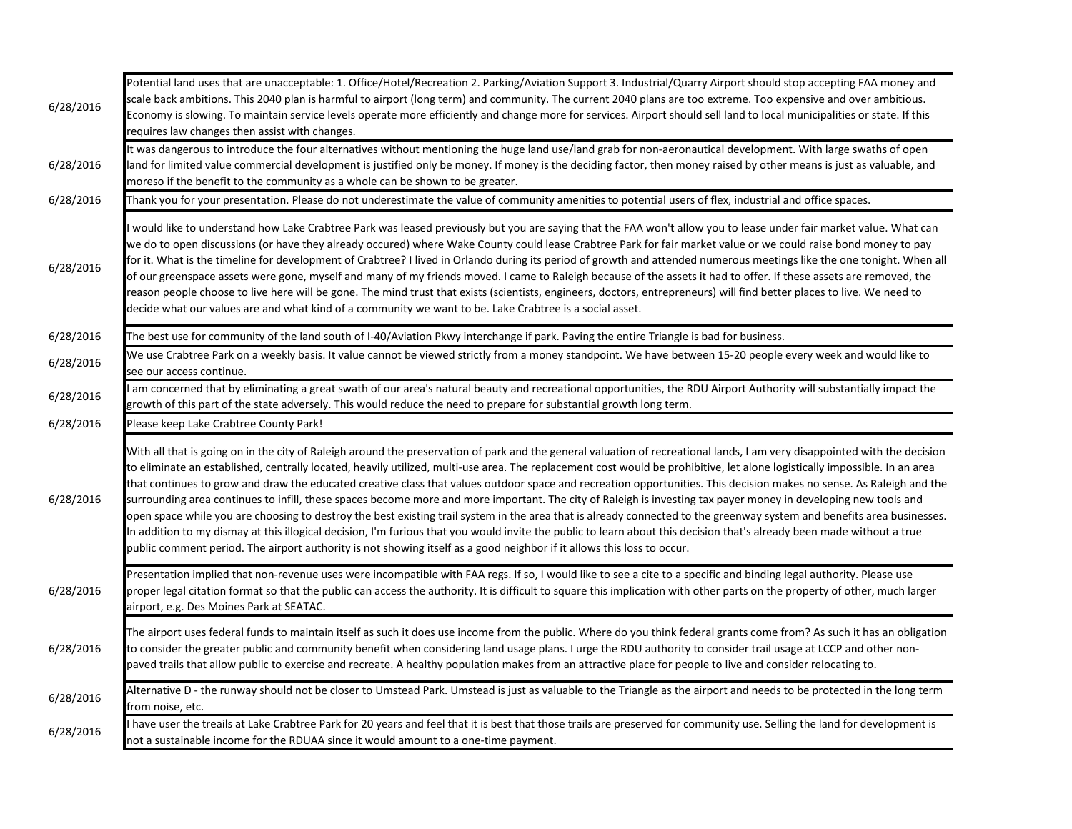| | |
|---|---|
| 6/28/2016 | Potential land uses that are unacceptable: 1. Office/Hotel/Recreation 2. Parking/Aviation Support 3. Industrial/Quarry Airport should stop accepting FAA money and scale back ambitions. This 2040 plan is harmful to airport (long term) and community. The current 2040 plans are too extreme. Too expensive and over ambitious. Economy is slowing. To maintain service levels operate more efficiently and change more for services. Airport should sell land to local municipalities or state. If this requires law changes then assist with changes. |
| 6/28/2016 | It was dangerous to introduce the four alternatives without mentioning the huge land use/land grab for non-aeronautical development. With large swaths of open land for limited value commercial development is justified only be money. If money is the deciding factor, then money raised by other means is just as valuable, and moreso if the benefit to the community as a whole can be shown to be greater. |
| 6/28/2016 | Thank you for your presentation. Please do not underestimate the value of community amenities to potential users of flex, industrial and office spaces. |
| 6/28/2016 | I would like to understand how Lake Crabtree Park was leased previously but you are saying that the FAA won't allow you to lease under fair market value. What can we do to open discussions (or have they already occured) where Wake County could lease Crabtree Park for fair market value or we could raise bond money to pay for it. What is the timeline for development of Crabtree? I lived in Orlando during its period of growth and attended numerous meetings like the one tonight. When all of our greenspace assets were gone, myself and many of my friends moved. I came to Raleigh because of the assets it had to offer. If these assets are removed, the reason people choose to live here will be gone. The mind trust that exists (scientists, engineers, doctors, entrepreneurs) will find better places to live. We need to decide what our values are and what kind of a community we want to be. Lake Crabtree is a social asset. |
| 6/28/2016 | The best use for community of the land south of I-40/Aviation Pkwy interchange if park. Paving the entire Triangle is bad for business. |
| 6/28/2016 | We use Crabtree Park on a weekly basis. It value cannot be viewed strictly from a money standpoint. We have between 15-20 people every week and would like to see our access continue. |
| 6/28/2016 | I am concerned that by eliminating a great swath of our area's natural beauty and recreational opportunities, the RDU Airport Authority will substantially impact the growth of this part of the state adversely. This would reduce the need to prepare for substantial growth long term. |
| 6/28/2016 | Please keep Lake Crabtree County Park! |
| 6/28/2016 | With all that is going on in the city of Raleigh around the preservation of park and the general valuation of recreational lands, I am very disappointed with the decision to eliminate an established, centrally located, heavily utilized, multi-use area. The replacement cost would be prohibitive, let alone logistically impossible. In an area that continues to grow and draw the educated creative class that values outdoor space and recreation opportunities. This decision makes no sense. As Raleigh and the surrounding area continues to infill, these spaces become more and more important. The city of Raleigh is investing tax payer money in developing new tools and open space while you are choosing to destroy the best existing trail system in the area that is already connected to the greenway system and benefits area businesses. In addition to my dismay at this illogical decision, I'm furious that you would invite the public to learn about this decision that's already been made without a true public comment period. The airport authority is not showing itself as a good neighbor if it allows this loss to occur. |
| 6/28/2016 | Presentation implied that non-revenue uses were incompatible with FAA regs. If so, I would like to see a cite to a specific and binding legal authority. Please use proper legal citation format so that the public can access the authority. It is difficult to square this implication with other parts on the property of other, much larger airport, e.g. Des Moines Park at SEATAC. |
| 6/28/2016 | The airport uses federal funds to maintain itself as such it does use income from the public. Where do you think federal grants come from? As such it has an obligation to consider the greater public and community benefit when considering land usage plans. I urge the RDU authority to consider trail usage at LCCP and other non-paved trails that allow public to exercise and recreate. A healthy population makes from an attractive place for people to live and consider relocating to. |
| 6/28/2016 | Alternative D - the runway should not be closer to Umstead Park. Umstead is just as valuable to the Triangle as the airport and needs to be protected in the long term from noise, etc. |
| 6/28/2016 | I have user the treails at Lake Crabtree Park for 20 years and feel that it is best that those trails are preserved for community use. Selling the land for development is not a sustainable income for the RDUAA since it would amount to a one-time payment. |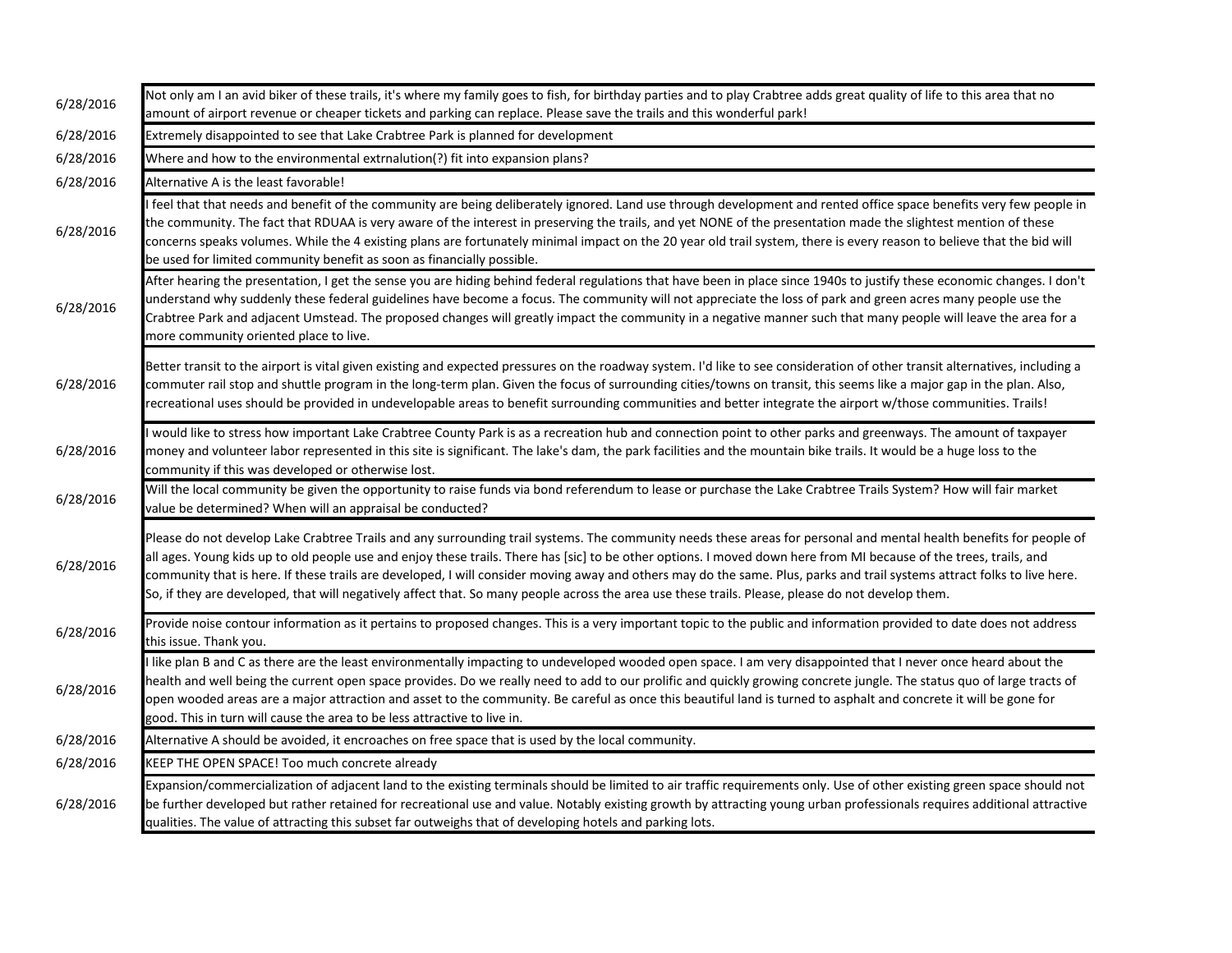| | |
|---|---|
| 6/28/2016 | Not only am I an avid biker of these trails, it's where my family goes to fish, for birthday parties and to play Crabtree adds great quality of life to this area that no amount of airport revenue or cheaper tickets and parking can replace. Please save the trails and this wonderful park! |
| 6/28/2016 | Extremely disappointed to see that Lake Crabtree Park is planned for development |
| 6/28/2016 | Where and how to the environmental extrnalution(?) fit into expansion plans? |
| 6/28/2016 | Alternative A is the least favorable! |
| 6/28/2016 | I feel that that needs and benefit of the community are being deliberately ignored. Land use through development and rented office space benefits very few people in the community. The fact that RDUAA is very aware of the interest in preserving the trails, and yet NONE of the presentation made the slightest mention of these concerns speaks volumes. While the 4 existing plans are fortunately minimal impact on the 20 year old trail system, there is every reason to believe that the bid will be used for limited community benefit as soon as financially possible. |
| 6/28/2016 | After hearing the presentation, I get the sense you are hiding behind federal regulations that have been in place since 1940s to justify these economic changes. I don't understand why suddenly these federal guidelines have become a focus. The community will not appreciate the loss of park and green acres many people use the Crabtree Park and adjacent Umstead. The proposed changes will greatly impact the community in a negative manner such that many people will leave the area for a more community oriented place to live. |
| 6/28/2016 | Better transit to the airport is vital given existing and expected pressures on the roadway system. I'd like to see consideration of other transit alternatives, including a commuter rail stop and shuttle program in the long-term plan. Given the focus of surrounding cities/towns on transit, this seems like a major gap in the plan. Also, recreational uses should be provided in undevelopable areas to benefit surrounding communities and better integrate the airport w/those communities. Trails! |
| 6/28/2016 | I would like to stress how important Lake Crabtree County Park is as a recreation hub and connection point to other parks and greenways. The amount of taxpayer money and volunteer labor represented in this site is significant. The lake's dam, the park facilities and the mountain bike trails. It would be a huge loss to the community if this was developed or otherwise lost. |
| 6/28/2016 | Will the local community be given the opportunity to raise funds via bond referendum to lease or purchase the Lake Crabtree Trails System? How will fair market value be determined? When will an appraisal be conducted? |
| 6/28/2016 | Please do not develop Lake Crabtree Trails and any surrounding trail systems. The community needs these areas for personal and mental health benefits for people of all ages. Young kids up to old people use and enjoy these trails. There has [sic] to be other options. I moved down here from MI because of the trees, trails, and community that is here. If these trails are developed, I will consider moving away and others may do the same. Plus, parks and trail systems attract folks to live here. So, if they are developed, that will negatively affect that. So many people across the area use these trails. Please, please do not develop them. |
| 6/28/2016 | Provide noise contour information as it pertains to proposed changes. This is a very important topic to the public and information provided to date does not address this issue. Thank you. |
| 6/28/2016 | I like plan B and C as there are the least environmentally impacting to undeveloped wooded open space. I am very disappointed that I never once heard about the health and well being the current open space provides. Do we really need to add to our prolific and quickly growing concrete jungle. The status quo of large tracts of open wooded areas are a major attraction and asset to the community. Be careful as once this beautiful land is turned to asphalt and concrete it will be gone for good. This in turn will cause the area to be less attractive to live in. |
| 6/28/2016 | Alternative A should be avoided, it encroaches on free space that is used by the local community. |
| 6/28/2016 | KEEP THE OPEN SPACE! Too much concrete already |
| 6/28/2016 | Expansion/commercialization of adjacent land to the existing terminals should be limited to air traffic requirements only. Use of other existing green space should not be further developed but rather retained for recreational use and value. Notably existing growth by attracting young urban professionals requires additional attractive qualities. The value of attracting this subset far outweighs that of developing hotels and parking lots. |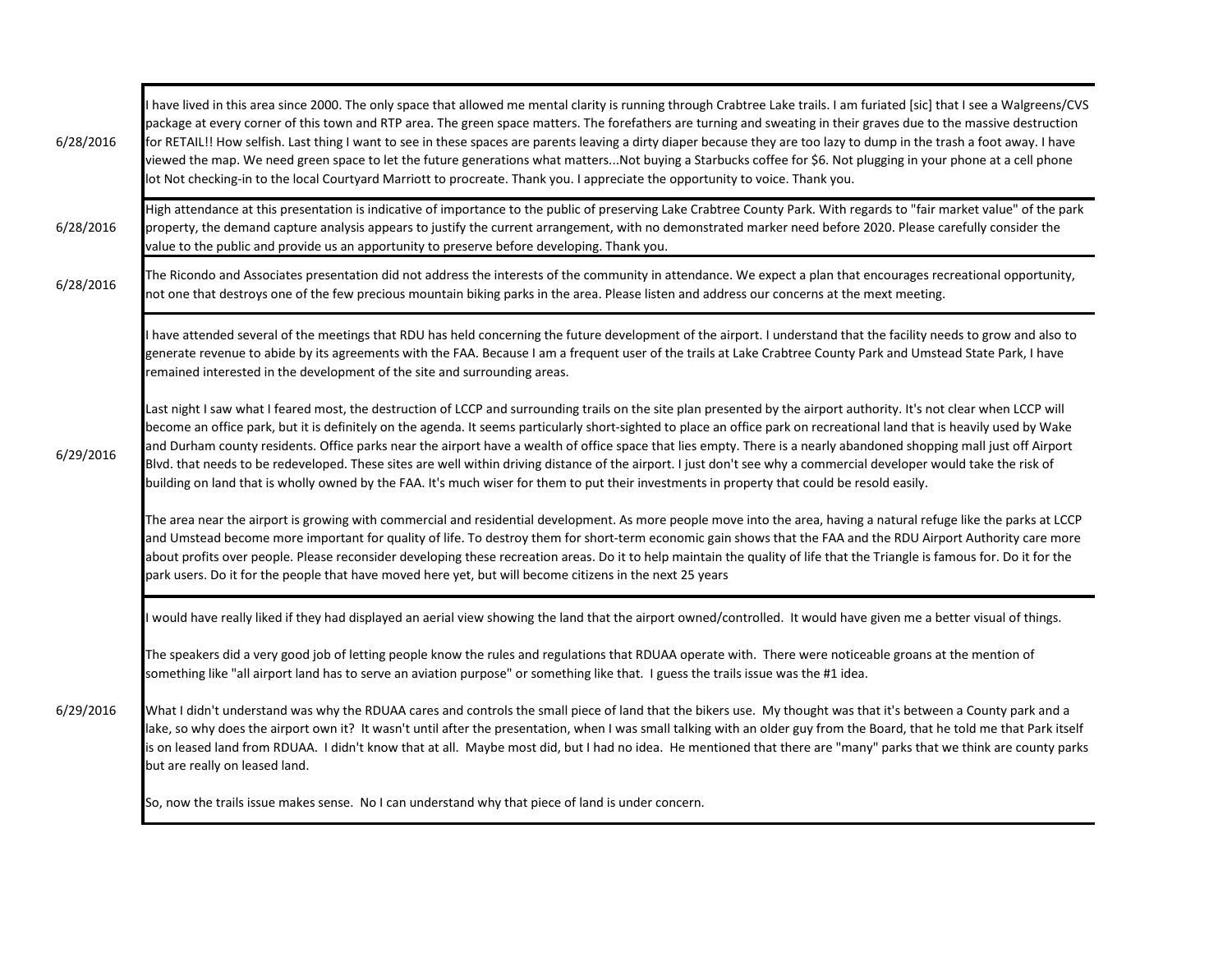| | |
|---|---|
| 6/28/2016 | I have lived in this area since 2000. The only space that allowed me mental clarity is running through Crabtree Lake trails. I am furiated [sic] that I see a Walgreens/CVS package at every corner of this town and RTP area. The green space matters. The forefathers are turning and sweating in their graves due to the massive destruction for RETAIL!! How selfish. Last thing I want to see in these spaces are parents leaving a dirty diaper because they are too lazy to dump in the trash a foot away. I have viewed the map. We need green space to let the future generations what matters...Not buying a Starbucks coffee for $6. Not plugging in your phone at a cell phone lot Not checking-in to the local Courtyard Marriott to procreate. Thank you. I appreciate the opportunity to voice. Thank you. |
| 6/28/2016 | High attendance at this presentation is indicative of importance to the public of preserving Lake Crabtree County Park. With regards to "fair market value" of the park property, the demand capture analysis appears to justify the current arrangement, with no demonstrated marker need before 2020. Please carefully consider the value to the public and provide us an opportunity to preserve before developing. Thank you. |
| 6/28/2016 | The Ricondo and Associates presentation did not address the interests of the community in attendance. We expect a plan that encourages recreational opportunity, not one that destroys one of the few precious mountain biking parks in the area. Please listen and address our concerns at the mext meeting. |
| 6/29/2016 | I have attended several of the meetings that RDU has held concerning the future development of the airport. I understand that the facility needs to grow and also to generate revenue to abide by its agreements with the FAA. Because I am a frequent user of the trails at Lake Crabtree County Park and Umstead State Park, I have remained interested in the development of the site and surrounding areas.<br><br>Last night I saw what I feared most, the destruction of LCCP and surrounding trails on the site plan presented by the airport authority. It's not clear when LCCP will become an office park, but it is definitely on the agenda. It seems particularly short-sighted to place an office park on recreational land that is heavily used by Wake and Durham county residents. Office parks near the airport have a wealth of office space that lies empty. There is a nearly abandoned shopping mall just off Airport Blvd. that needs to be redeveloped. These sites are well within driving distance of the airport. I just don't see why a commercial developer would take the risk of building on land that is wholly owned by the FAA. It's much wiser for them to put their investments in property that could be resold easily.<br><br>The area near the airport is growing with commercial and residential development. As more people move into the area, having a natural refuge like the parks at LCCP and Umstead become more important for quality of life. To destroy them for short-term economic gain shows that the FAA and the RDU Airport Authority care more about profits over people. Please reconsider developing these recreation areas. Do it to help maintain the quality of life that the Triangle is famous for. Do it for the park users. Do it for the people that have moved here yet, but will become citizens in the next 25 years |
| 6/29/2016 | I would have really liked if they had displayed an aerial view showing the land that the airport owned/controlled. It would have given me a better visual of things.<br><br>The speakers did a very good job of letting people know the rules and regulations that RDUAA operate with. There were noticeable groans at the mention of something like "all airport land has to serve an aviation purpose" or something like that. I guess the trails issue was the #1 idea.<br><br>What I didn't understand was why the RDUAA cares and controls the small piece of land that the bikers use. My thought was that it's between a County park and a lake, so why does the airport own it? It wasn't until after the presentation, when I was small talking with an older guy from the Board, that he told me that Park itself is on leased land from RDUAA. I didn't know that at all. Maybe most did, but I had no idea. He mentioned that there are "many" parks that we think are county parks but are really on leased land.<br><br>So, now the trails issue makes sense. No I can understand why that piece of land is under concern. |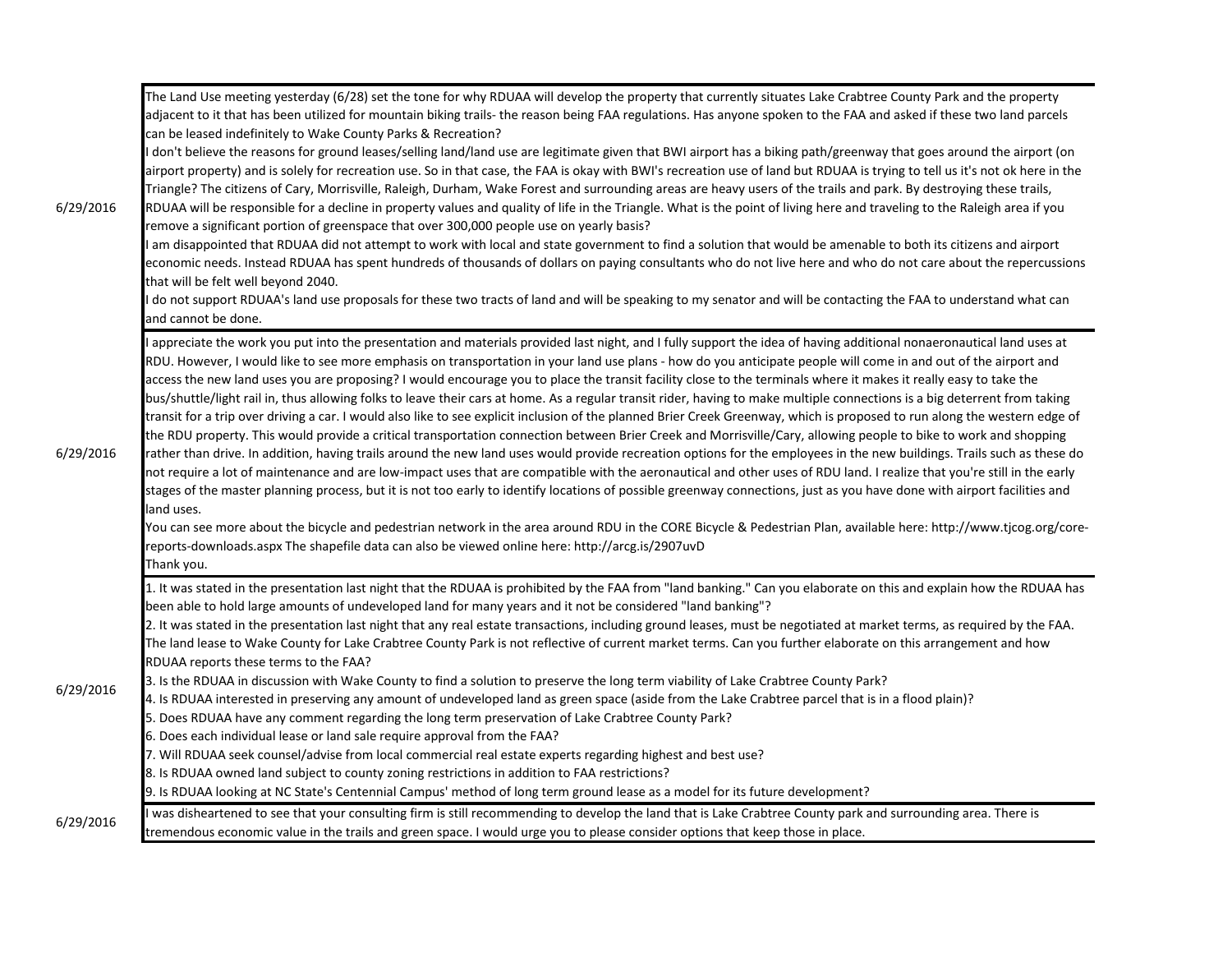| | |
|---|---|
| 6/29/2016 | The Land Use meeting yesterday (6/28) set the tone for why RDUAA will develop the property that currently situates Lake Crabtree County Park and the property adjacent to it that has been utilized for mountain biking trails- the reason being FAA regulations. Has anyone spoken to the FAA and asked if these two land parcels can be leased indefinitely to Wake County Parks & Recreation?<br>I don't believe the reasons for ground leases/selling land/land use are legitimate given that BWI airport has a biking path/greenway that goes around the airport (on airport property) and is solely for recreation use. So in that case, the FAA is okay with BWI's recreation use of land but RDUAA is trying to tell us it's not ok here in the Triangle? The citizens of Cary, Morrisville, Raleigh, Durham, Wake Forest and surrounding areas are heavy users of the trails and park. By destroying these trails, RDUAA will be responsible for a decline in property values and quality of life in the Triangle. What is the point of living here and traveling to the Raleigh area if you remove a significant portion of greenspace that over 300,000 people use on yearly basis?<br>I am disappointed that RDUAA did not attempt to work with local and state government to find a solution that would be amenable to both its citizens and airport economic needs. Instead RDUAA has spent hundreds of thousands of dollars on paying consultants who do not live here and who do not care about the repercussions that will be felt well beyond 2040.<br>I do not support RDUAA's land use proposals for these two tracts of land and will be speaking to my senator and will be contacting the FAA to understand what can and cannot be done. |
| 6/29/2016 | I appreciate the work you put into the presentation and materials provided last night, and I fully support the idea of having additional nonaeronautical land uses at RDU. However, I would like to see more emphasis on transportation in your land use plans - how do you anticipate people will come in and out of the airport and access the new land uses you are proposing? I would encourage you to place the transit facility close to the terminals where it makes it really easy to take the bus/shuttle/light rail in, thus allowing folks to leave their cars at home. As a regular transit rider, having to make multiple connections is a big deterrent from taking transit for a trip over driving a car. I would also like to see explicit inclusion of the planned Brier Creek Greenway, which is proposed to run along the western edge of the RDU property. This would provide a critical transportation connection between Brier Creek and Morrisville/Cary, allowing people to bike to work and shopping rather than drive. In addition, having trails around the new land uses would provide recreation options for the employees in the new buildings. Trails such as these do not require a lot of maintenance and are low-impact uses that are compatible with the aeronautical and other uses of RDU land. I realize that you're still in the early stages of the master planning process, but it is not too early to identify locations of possible greenway connections, just as you have done with airport facilities and land uses.<br>You can see more about the bicycle and pedestrian network in the area around RDU in the CORE Bicycle & Pedestrian Plan, available here: http://www.tjcog.org/core-reports-downloads.aspx The shapefile data can also be viewed online here: http://arcg.is/2907uvD<br>Thank you. |
| 6/29/2016 | 1. It was stated in the presentation last night that the RDUAA is prohibited by the FAA from "land banking." Can you elaborate on this and explain how the RDUAA has been able to hold large amounts of undeveloped land for many years and it not be considered "land banking"?<br>2. It was stated in the presentation last night that any real estate transactions, including ground leases, must be negotiated at market terms, as required by the FAA. The land lease to Wake County for Lake Crabtree County Park is not reflective of current market terms. Can you further elaborate on this arrangement and how RDUAA reports these terms to the FAA?<br>3. Is the RDUAA in discussion with Wake County to find a solution to preserve the long term viability of Lake Crabtree County Park?<br>4. Is RDUAA interested in preserving any amount of undeveloped land as green space (aside from the Lake Crabtree parcel that is in a flood plain)?<br>5. Does RDUAA have any comment regarding the long term preservation of Lake Crabtree County Park?<br>6. Does each individual lease or land sale require approval from the FAA?<br>7. Will RDUAA seek counsel/advise from local commercial real estate experts regarding highest and best use?<br>8. Is RDUAA owned land subject to county zoning restrictions in addition to FAA restrictions?<br>9. Is RDUAA looking at NC State's Centennial Campus' method of long term ground lease as a model for its future development? |
| 6/29/2016 | I was disheartened to see that your consulting firm is still recommending to develop the land that is Lake Crabtree County park and surrounding area. There is tremendous economic value in the trails and green space. I would urge you to please consider options that keep those in place. |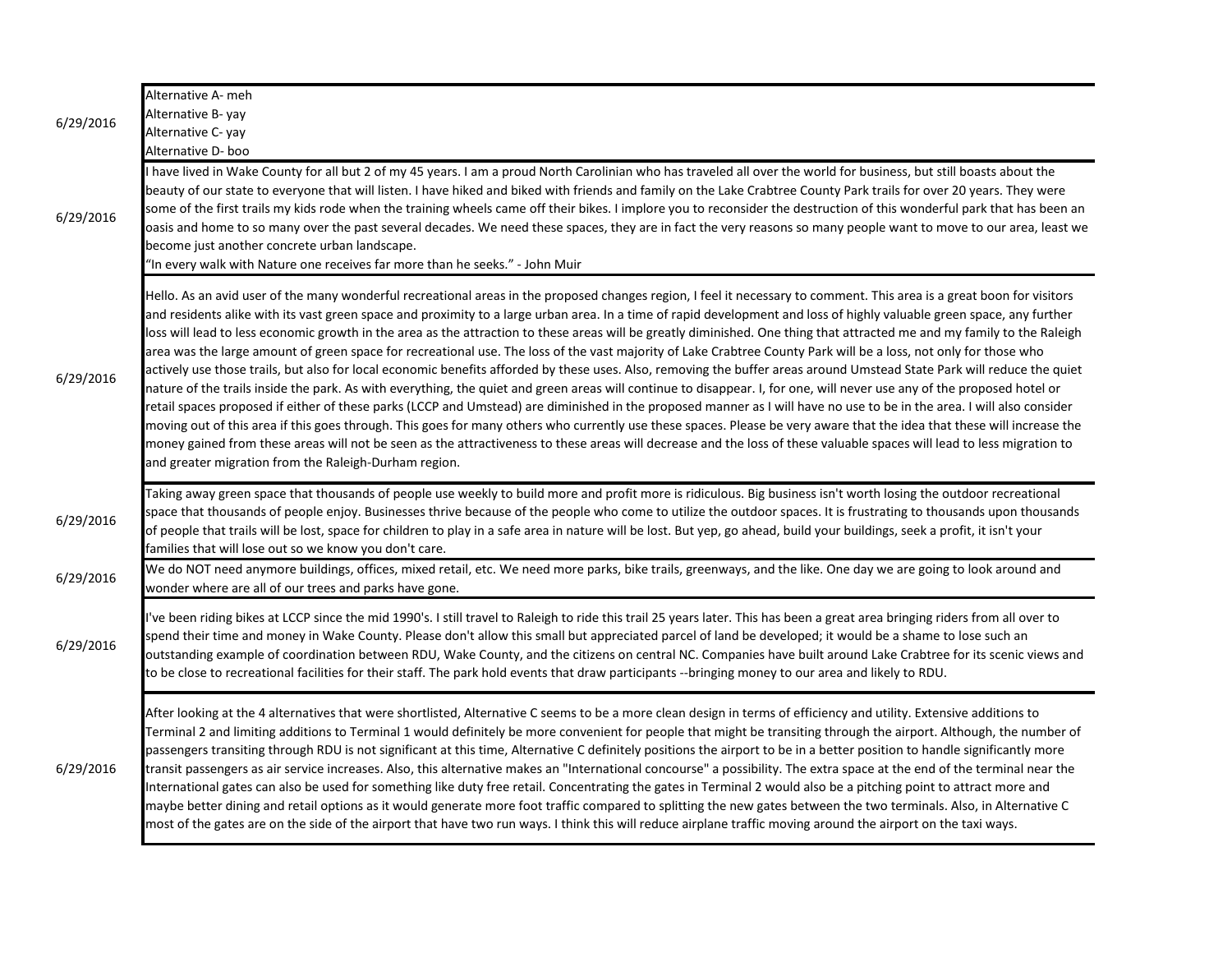| Date | Comment |
|---|---|
| 6/29/2016 | Alternative A- meh<br>Alternative B- yay<br>Alternative C- yay<br>Alternative D- boo |
| 6/29/2016 | I have lived in Wake County for all but 2 of my 45 years. I am a proud North Carolinian who has traveled all over the world for business, but still boasts about the beauty of our state to everyone that will listen. I have hiked and biked with friends and family on the Lake Crabtree County Park trails for over 20 years. They were some of the first trails my kids rode when the training wheels came off their bikes. I implore you to reconsider the destruction of this wonderful park that has been an oasis and home to so many over the past several decades. We need these spaces, they are in fact the very reasons so many people want to move to our area, least we become just another concrete urban landscape.<br>"In every walk with Nature one receives far more than he seeks." - John Muir |
| 6/29/2016 | Hello. As an avid user of the many wonderful recreational areas in the proposed changes region, I feel it necessary to comment. This area is a great boon for visitors and residents alike with its vast green space and proximity to a large urban area. In a time of rapid development and loss of highly valuable green space, any further loss will lead to less economic growth in the area as the attraction to these areas will be greatly diminished. One thing that attracted me and my family to the Raleigh area was the large amount of green space for recreational use. The loss of the vast majority of Lake Crabtree County Park will be a loss, not only for those who actively use those trails, but also for local economic benefits afforded by these uses. Also, removing the buffer areas around Umstead State Park will reduce the quiet nature of the trails inside the park. As with everything, the quiet and green areas will continue to disappear. I, for one, will never use any of the proposed hotel or retail spaces proposed if either of these parks (LCCP and Umstead) are diminished in the proposed manner as I will have no use to be in the area. I will also consider moving out of this area if this goes through. This goes for many others who currently use these spaces. Please be very aware that the idea that these will increase the money gained from these areas will not be seen as the attractiveness to these areas will decrease and the loss of these valuable spaces will lead to less migration to and greater migration from the Raleigh-Durham region. |
| 6/29/2016 | Taking away green space that thousands of people use weekly to build more and profit more is ridiculous. Big business isn't worth losing the outdoor recreational space that thousands of people enjoy. Businesses thrive because of the people who come to utilize the outdoor spaces. It is frustrating to thousands upon thousands of people that trails will be lost, space for children to play in a safe area in nature will be lost. But yep, go ahead, build your buildings, seek a profit, it isn't your families that will lose out so we know you don't care. |
| 6/29/2016 | We do NOT need anymore buildings, offices, mixed retail, etc. We need more parks, bike trails, greenways, and the like. One day we are going to look around and wonder where are all of our trees and parks have gone. |
| 6/29/2016 | I've been riding bikes at LCCP since the mid 1990's. I still travel to Raleigh to ride this trail 25 years later. This has been a great area bringing riders from all over to spend their time and money in Wake County. Please don't allow this small but appreciated parcel of land be developed; it would be a shame to lose such an outstanding example of coordination between RDU, Wake County, and the citizens on central NC. Companies have built around Lake Crabtree for its scenic views and to be close to recreational facilities for their staff. The park hold events that draw participants --bringing money to our area and likely to RDU. |
| 6/29/2016 | After looking at the 4 alternatives that were shortlisted, Alternative C seems to be a more clean design in terms of efficiency and utility. Extensive additions to Terminal 2 and limiting additions to Terminal 1 would definitely be more convenient for people that might be transiting through the airport. Although, the number of passengers transiting through RDU is not significant at this time, Alternative C definitely positions the airport to be in a better position to handle significantly more transit passengers as air service increases. Also, this alternative makes an "International concourse" a possibility. The extra space at the end of the terminal near the International gates can also be used for something like duty free retail. Concentrating the gates in Terminal 2 would also be a pitching point to attract more and maybe better dining and retail options as it would generate more foot traffic compared to splitting the new gates between the two terminals. Also, in Alternative C most of the gates are on the side of the airport that have two run ways. I think this will reduce airplane traffic moving around the airport on the taxi ways. |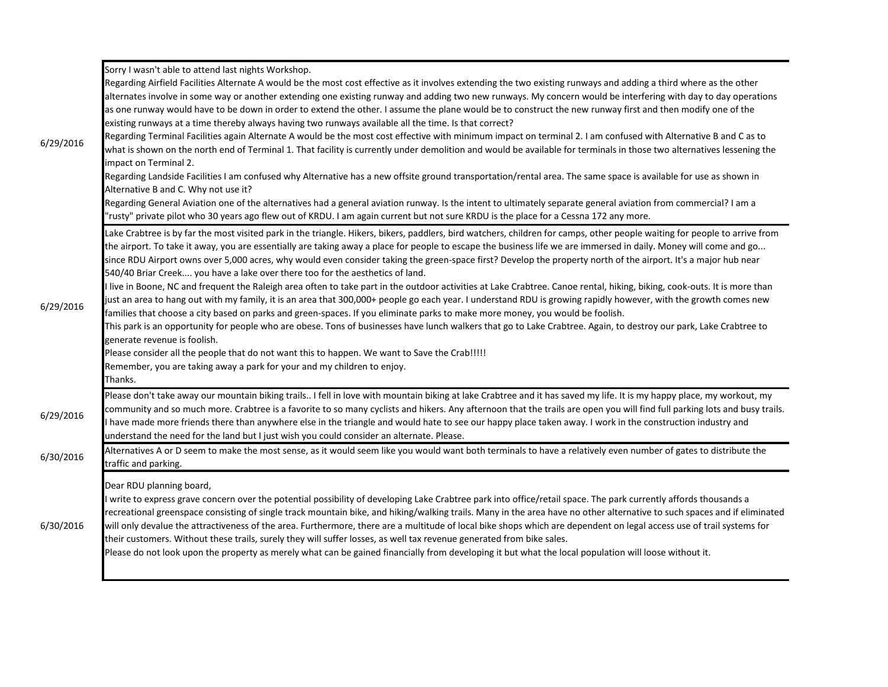| | |
|---|---|
| 6/29/2016 | Sorry I wasn't able to attend last nights Workshop.<br>Regarding Airfield Facilities Alternate A would be the most cost effective as it involves extending the two existing runways and adding a third where as the other alternates involve in some way or another extending one existing runway and adding two new runways. My concern would be interfering with day to day operations as one runway would have to be down in order to extend the other. I assume the plane would be to construct the new runway first and then modify one of the existing runways at a time thereby always having two runways available all the time. Is that correct?<br>Regarding Terminal Facilities again Alternate A would be the most cost effective with minimum impact on terminal 2. I am confused with Alternative B and C as to what is shown on the north end of Terminal 1. That facility is currently under demolition and would be available for terminals in those two alternatives lessening the impact on Terminal 2.<br>Regarding Landside Facilities I am confused why Alternative has a new offsite ground transportation/rental area. The same space is available for use as shown in Alternative B and C. Why not use it?<br>Regarding General Aviation one of the alternatives had a general aviation runway. Is the intent to ultimately separate general aviation from commercial? I am a "rusty" private pilot who 30 years ago flew out of KRDU. I am again current but not sure KRDU is the place for a Cessna 172 any more. |
| 6/29/2016 | Lake Crabtree is by far the most visited park in the triangle. Hikers, bikers, paddlers, bird watchers, children for camps, other people waiting for people to arrive from the airport. To take it away, you are essentially are taking away a place for people to escape the business life we are immersed in daily. Money will come and go... since RDU Airport owns over 5,000 acres, why would even consider taking the green-space first? Develop the property north of the airport. It's a major hub near 540/40 Briar Creek.... you have a lake over there too for the aesthetics of land.<br>I live in Boone, NC and frequent the Raleigh area often to take part in the outdoor activities at Lake Crabtree. Canoe rental, hiking, biking, cook-outs. It is more than just an area to hang out with my family, it is an area that 300,000+ people go each year. I understand RDU is growing rapidly however, with the growth comes new families that choose a city based on parks and green-spaces. If you eliminate parks to make more money, you would be foolish.<br>This park is an opportunity for people who are obese. Tons of businesses have lunch walkers that go to Lake Crabtree. Again, to destroy our park, Lake Crabtree to generate revenue is foolish.<br>Please consider all the people that do not want this to happen. We want to Save the Crab!!!!!<br>Remember, you are taking away a park for your and my children to enjoy.<br>Thanks. |
| 6/29/2016 | Please don't take away our mountain biking trails.. I fell in love with mountain biking at lake Crabtree and it has saved my life. It is my happy place, my workout, my community and so much more. Crabtree is a favorite to so many cyclists and hikers. Any afternoon that the trails are open you will find full parking lots and busy trails. I have made more friends there than anywhere else in the triangle and would hate to see our happy place taken away. I work in the construction industry and understand the need for the land but I just wish you could consider an alternate. Please. |
| 6/30/2016 | Alternatives A or D seem to make the most sense, as it would seem like you would want both terminals to have a relatively even number of gates to distribute the traffic and parking. |
| 6/30/2016 | Dear RDU planning board,<br>I write to express grave concern over the potential possibility of developing Lake Crabtree park into office/retail space. The park currently affords thousands a recreational greenspace consisting of single track mountain bike, and hiking/walking trails. Many in the area have no other alternative to such spaces and if eliminated will only devalue the attractiveness of the area. Furthermore, there are a multitude of local bike shops which are dependent on legal access use of trail systems for their customers. Without these trails, surely they will suffer losses, as well tax revenue generated from bike sales.<br>Please do not look upon the property as merely what can be gained financially from developing it but what the local population will loose without it. |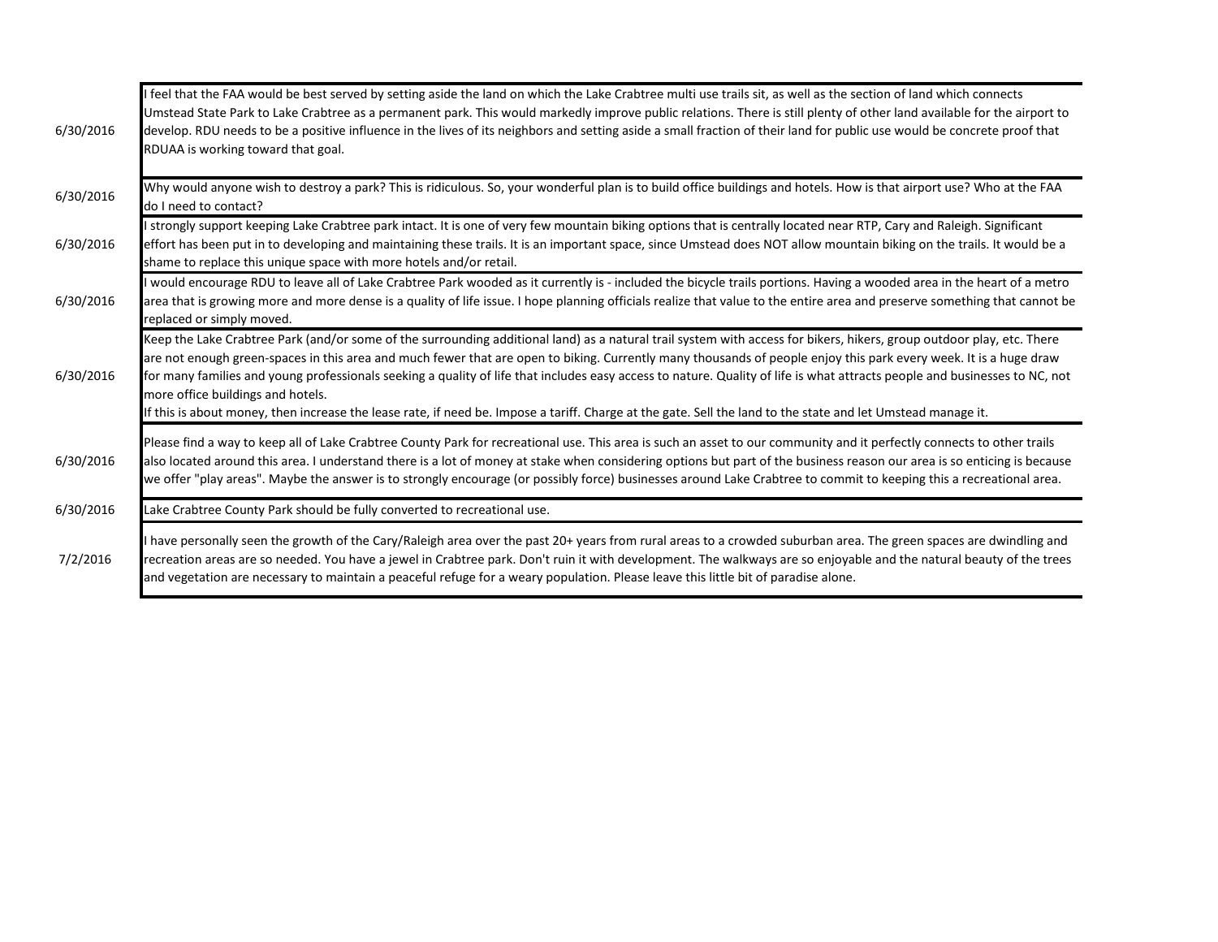| | |
|---|---|
| 6/30/2016 | I feel that the FAA would be best served by setting aside the land on which the Lake Crabtree multi use trails sit, as well as the section of land which connects Umstead State Park to Lake Crabtree as a permanent park. This would markedly improve public relations. There is still plenty of other land available for the airport to develop. RDU needs to be a positive influence in the lives of its neighbors and setting aside a small fraction of their land for public use would be concrete proof that RDUAA is working toward that goal. |
| 6/30/2016 | Why would anyone wish to destroy a park? This is ridiculous. So, your wonderful plan is to build office buildings and hotels. How is that airport use? Who at the FAA do I need to contact? |
| 6/30/2016 | I strongly support keeping Lake Crabtree park intact. It is one of very few mountain biking options that is centrally located near RTP, Cary and Raleigh. Significant effort has been put in to developing and maintaining these trails. It is an important space, since Umstead does NOT allow mountain biking on the trails. It would be a shame to replace this unique space with more hotels and/or retail. |
| 6/30/2016 | I would encourage RDU to leave all of Lake Crabtree Park wooded as it currently is - included the bicycle trails portions. Having a wooded area in the heart of a metro area that is growing more and more dense is a quality of life issue. I hope planning officials realize that value to the entire area and preserve something that cannot be replaced or simply moved. |
| 6/30/2016 | Keep the Lake Crabtree Park (and/or some of the surrounding additional land) as a natural trail system with access for bikers, hikers, group outdoor play, etc. There are not enough green-spaces in this area and much fewer that are open to biking. Currently many thousands of people enjoy this park every week. It is a huge draw for many families and young professionals seeking a quality of life that includes easy access to nature. Quality of life is what attracts people and businesses to NC, not more office buildings and hotels.<br>If this is about money, then increase the lease rate, if need be. Impose a tariff. Charge at the gate. Sell the land to the state and let Umstead manage it. |
| 6/30/2016 | Please find a way to keep all of Lake Crabtree County Park for recreational use. This area is such an asset to our community and it perfectly connects to other trails also located around this area. I understand there is a lot of money at stake when considering options but part of the business reason our area is so enticing is because we offer "play areas". Maybe the answer is to strongly encourage (or possibly force) businesses around Lake Crabtree to commit to keeping this a recreational area. |
| 6/30/2016 | Lake Crabtree County Park should be fully converted to recreational use. |
| 7/2/2016 | I have personally seen the growth of the Cary/Raleigh area over the past 20+ years from rural areas to a crowded suburban area. The green spaces are dwindling and recreation areas are so needed. You have a jewel in Crabtree park. Don't ruin it with development. The walkways are so enjoyable and the natural beauty of the trees and vegetation are necessary to maintain a peaceful refuge for a weary population. Please leave this little bit of paradise alone. |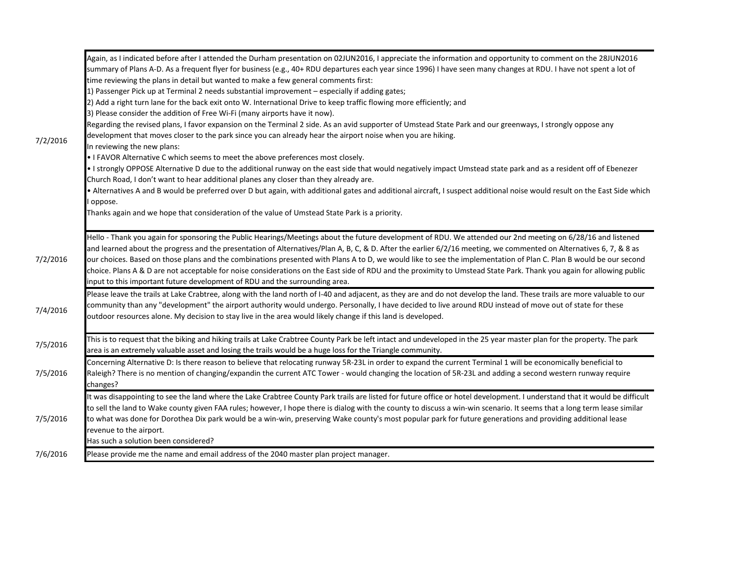| Date | Comment |
|---|---|
| 7/2/2016 | Again, as I indicated before after I attended the Durham presentation on 02JUN2016, I appreciate the information and opportunity to comment on the 28JUN2016 summary of Plans A-D. As a frequent flyer for business (e.g., 40+ RDU departures each year since 1996) I have seen many changes at RDU. I have not spent a lot of time reviewing the plans in detail but wanted to make a few general comments first:<br>1) Passenger Pick up at Terminal 2 needs substantial improvement – especially if adding gates;<br>2) Add a right turn lane for the back exit onto W. International Drive to keep traffic flowing more efficiently; and<br>3) Please consider the addition of Free Wi-Fi (many airports have it now).<br>Regarding the revised plans, I favor expansion on the Terminal 2 side. As an avid supporter of Umstead State Park and our greenways, I strongly oppose any development that moves closer to the park since you can already hear the airport noise when you are hiking.<br>In reviewing the new plans:<br>• I FAVOR Alternative C which seems to meet the above preferences most closely.<br>• I strongly OPPOSE Alternative D due to the additional runway on the east side that would negatively impact Umstead state park and as a resident off of Ebenezer Church Road, I don't want to hear additional planes any closer than they already are.<br>• Alternatives A and B would be preferred over D but again, with additional gates and additional aircraft, I suspect additional noise would result on the East Side which I oppose.<br>Thanks again and we hope that consideration of the value of Umstead State Park is a priority. |
| 7/2/2016 | Hello - Thank you again for sponsoring the Public Hearings/Meetings about the future development of RDU. We attended our 2nd meeting on 6/28/16 and listened and learned about the progress and the presentation of Alternatives/Plan A, B, C, & D. After the earlier 6/2/16 meeting, we commented on Alternatives 6, 7, & 8 as our choices. Based on those plans and the combinations presented with Plans A to D, we would like to see the implementation of Plan C. Plan B would be our second choice. Plans A & D are not acceptable for noise considerations on the East side of RDU and the proximity to Umstead State Park. Thank you again for allowing public input to this important future development of RDU and the surrounding area. |
| 7/4/2016 | Please leave the trails at Lake Crabtree, along with the land north of I-40 and adjacent, as they are and do not develop the land. These trails are more valuable to our community than any "development" the airport authority would undergo. Personally, I have decided to live around RDU instead of move out of state for these outdoor resources alone. My decision to stay live in the area would likely change if this land is developed. |
| 7/5/2016 | This is to request that the biking and hiking trails at Lake Crabtree County Park be left intact and undeveloped in the 25 year master plan for the property. The park area is an extremely valuable asset and losing the trails would be a huge loss for the Triangle community. |
| 7/5/2016 | Concerning Alternative D: Is there reason to believe that relocating runway 5R-23L in order to expand the current Terminal 1 will be economically beneficial to Raleigh? There is no mention of changing/expandin the current ATC Tower - would changing the location of 5R-23L and adding a second western runway require changes? |
| 7/5/2016 | It was disappointing to see the land where the Lake Crabtree County Park trails are listed for future office or hotel development. I understand that it would be difficult to sell the land to Wake county given FAA rules; however, I hope there is dialog with the county to discuss a win-win scenario. It seems that a long term lease similar to what was done for Dorothea Dix park would be a win-win, preserving Wake county's most popular park for future generations and providing additional lease revenue to the airport.<br>Has such a solution been considered? |
| 7/6/2016 | Please provide me the name and email address of the 2040 master plan project manager. |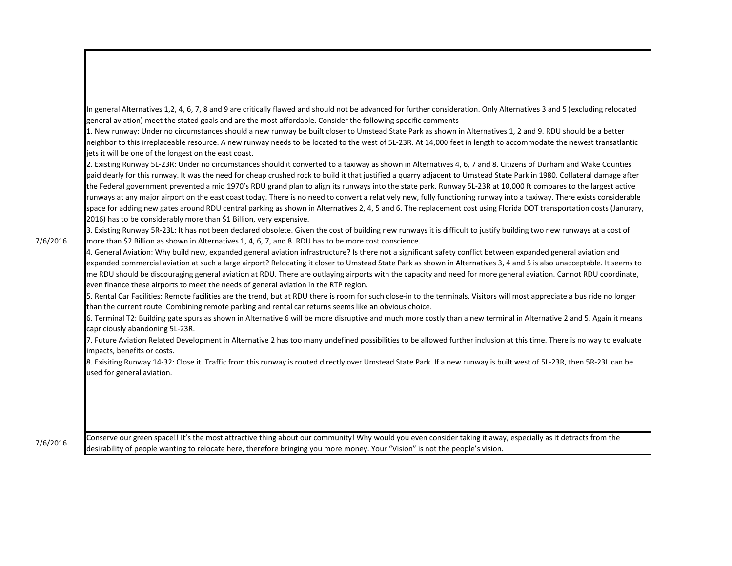| Date | Comment |
| --- | --- |
| 7/6/2016 | In general Alternatives 1,2, 4, 6, 7, 8 and 9 are critically flawed and should not be advanced for further consideration. Only Alternatives 3 and 5 (excluding relocated general aviation) meet the stated goals and are the most affordable. Consider the following specific comments<br>1. New runway: Under no circumstances should a new runway be built closer to Umstead State Park as shown in Alternatives 1, 2 and 9. RDU should be a better neighbor to this irreplaceable resource. A new runway needs to be located to the west of 5L-23R. At 14,000 feet in length to accommodate the newest transatlantic jets it will be one of the longest on the east coast.<br>2. Existing Runway 5L-23R: Under no circumstances should it converted to a taxiway as shown in Alternatives 4, 6, 7 and 8. Citizens of Durham and Wake Counties paid dearly for this runway. It was the need for cheap crushed rock to build it that justified a quarry adjacent to Umstead State Park in 1980. Collateral damage after the Federal government prevented a mid 1970's RDU grand plan to align its runways into the state park. Runway 5L-23R at 10,000 ft compares to the largest active runways at any major airport on the east coast today. There is no need to convert a relatively new, fully functioning runway into a taxiway. There exists considerable space for adding new gates around RDU central parking as shown in Alternatives 2, 4, 5 and 6. The replacement cost using Florida DOT transportation costs (Janurary, 2016) has to be considerably more than $1 Billion, very expensive.<br>3. Existing Runway 5R-23L: It has not been declared obsolete. Given the cost of building new runways it is difficult to justify building two new runways at a cost of more than $2 Billion as shown in Alternatives 1, 4, 6, 7, and 8. RDU has to be more cost conscience.<br>4. General Aviation: Why build new, expanded general aviation infrastructure? Is there not a significant safety conflict between expanded general aviation and expanded commercial aviation at such a large airport? Relocating it closer to Umstead State Park as shown in Alternatives 3, 4 and 5 is also unacceptable. It seems to me RDU should be discouraging general aviation at RDU. There are outlaying airports with the capacity and need for more general aviation. Cannot RDU coordinate, even finance these airports to meet the needs of general aviation in the RTP region.<br>5. Rental Car Facilities: Remote facilities are the trend, but at RDU there is room for such close-in to the terminals. Visitors will most appreciate a bus ride no longer than the current route. Combining remote parking and rental car returns seems like an obvious choice.<br>6. Terminal T2: Building gate spurs as shown in Alternative 6 will be more disruptive and much more costly than a new terminal in Alternative 2 and 5. Again it means capriciously abandoning 5L-23R.<br>7. Future Aviation Related Development in Alternative 2 has too many undefined possibilities to be allowed further inclusion at this time. There is no way to evaluate impacts, benefits or costs.<br>8. Exisiting Runway 14-32: Close it. Traffic from this runway is routed directly over Umstead State Park. If a new runway is built west of 5L-23R, then 5R-23L can be used for general aviation. |
| 7/6/2016 | Conserve our green space!! It's the most attractive thing about our community! Why would you even consider taking it away, especially as it detracts from the desirability of people wanting to relocate here, therefore bringing you more money. Your "Vision" is not the people's vision. |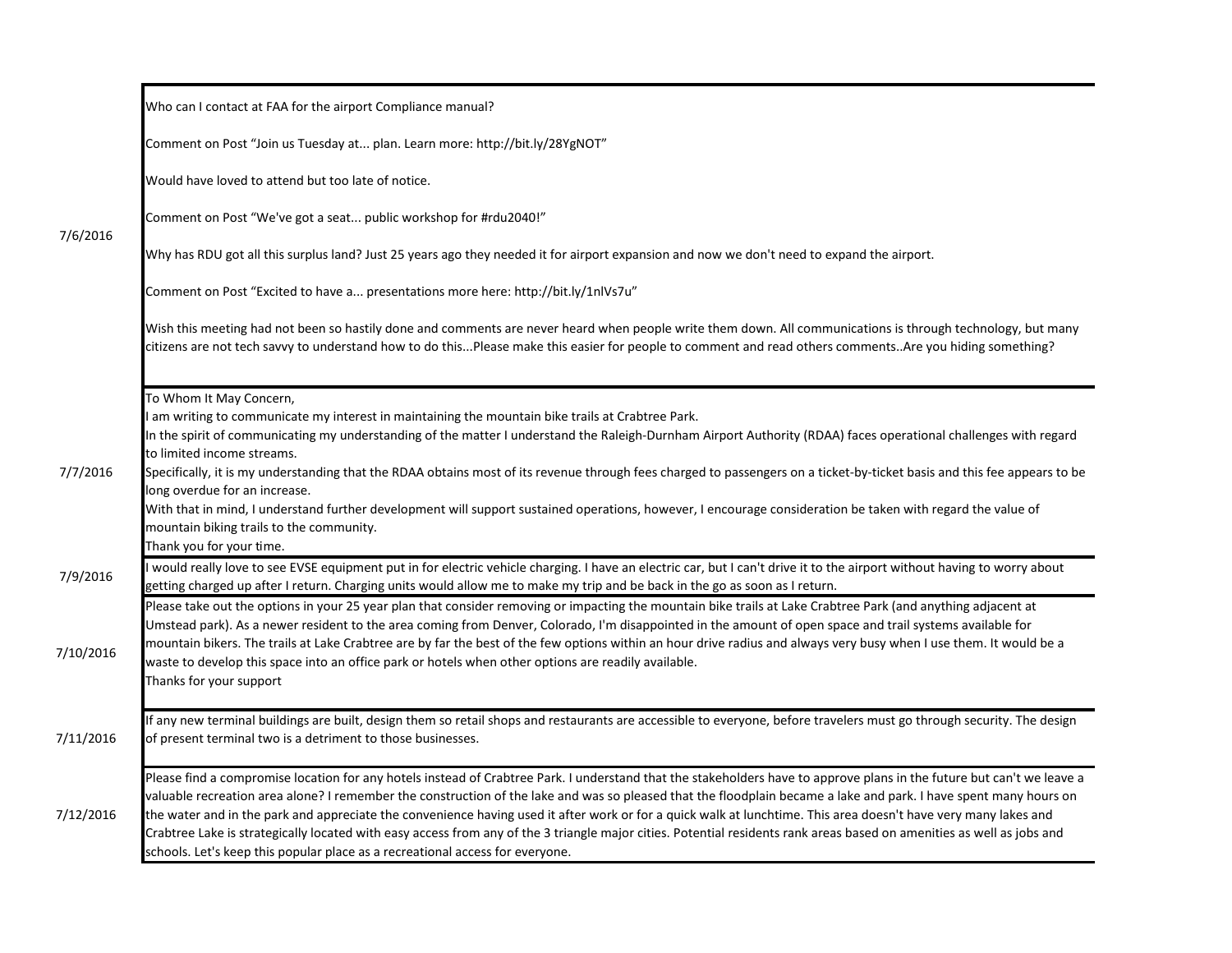| Date | Comment |
|---|---|
| 7/6/2016 | Who can I contact at FAA for the airport Compliance manual?<br><br>Comment on Post "Join us Tuesday at... plan. Learn more: http://bit.ly/28YgNOT"<br><br>Would have loved to attend but too late of notice.<br><br>Comment on Post "We've got a seat... public workshop for #rdu2040!"<br><br>Why has RDU got all this surplus land? Just 25 years ago they needed it for airport expansion and now we don't need to expand the airport.<br><br>Comment on Post "Excited to have a... presentations more here: http://bit.ly/1nlVs7u"<br><br>Wish this meeting had not been so hastily done and comments are never heard when people write them down. All communications is through technology, but many citizens are not tech savvy to understand how to do this...Please make this easier for people to comment and read others comments..Are you hiding something? |
| 7/7/2016 | To Whom It May Concern,<br>I am writing to communicate my interest in maintaining the mountain bike trails at Crabtree Park.<br>In the spirit of communicating my understanding of the matter I understand the Raleigh-Durnham Airport Authority (RDAA) faces operational challenges with regard to limited income streams.<br>Specifically, it is my understanding that the RDAA obtains most of its revenue through fees charged to passengers on a ticket-by-ticket basis and this fee appears to be long overdue for an increase.<br>With that in mind, I understand further development will support sustained operations, however, I encourage consideration be taken with regard the value of mountain biking trails to the community.<br>Thank you for your time. |
| 7/9/2016 | I would really love to see EVSE equipment put in for electric vehicle charging. I have an electric car, but I can't drive it to the airport without having to worry about getting charged up after I return. Charging units would allow me to make my trip and be back in the go as soon as I return. |
| 7/10/2016 | Please take out the options in your 25 year plan that consider removing or impacting the mountain bike trails at Lake Crabtree Park (and anything adjacent at Umstead park). As a newer resident to the area coming from Denver, Colorado, I'm disappointed in the amount of open space and trail systems available for mountain bikers. The trails at Lake Crabtree are by far the best of the few options within an hour drive radius and always very busy when I use them. It would be a waste to develop this space into an office park or hotels when other options are readily available.<br>Thanks for your support |
| 7/11/2016 | If any new terminal buildings are built, design them so retail shops and restaurants are accessible to everyone, before travelers must go through security. The design of present terminal two is a detriment to those businesses. |
| 7/12/2016 | Please find a compromise location for any hotels instead of Crabtree Park. I understand that the stakeholders have to approve plans in the future but can't we leave a valuable recreation area alone? I remember the construction of the lake and was so pleased that the floodplain became a lake and park. I have spent many hours on the water and in the park and appreciate the convenience having used it after work or for a quick walk at lunchtime. This area doesn't have very many lakes and Crabtree Lake is strategically located with easy access from any of the 3 triangle major cities. Potential residents rank areas based on amenities as well as jobs and schools. Let's keep this popular place as a recreational access for everyone. |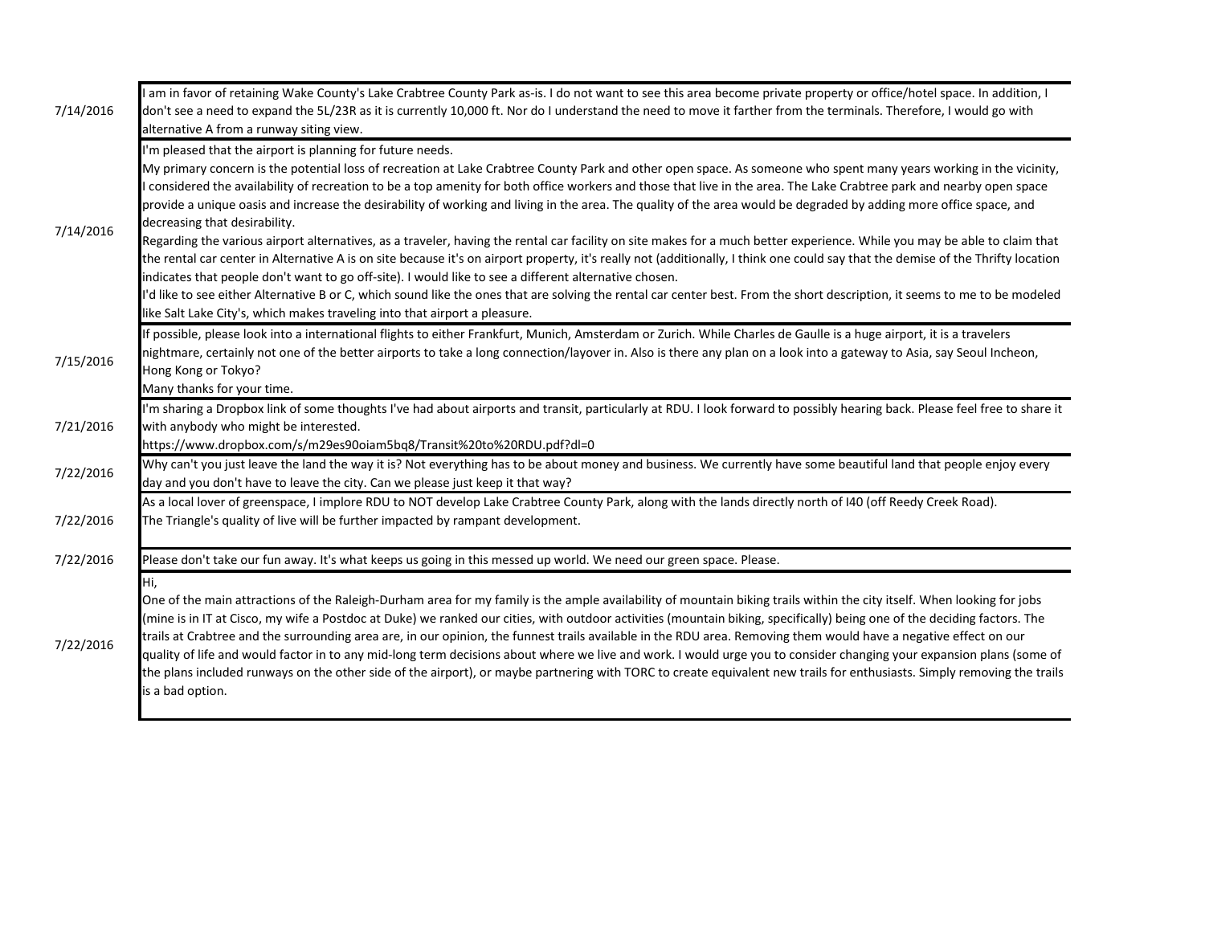| | |
|---|---|
| 7/14/2016 | I am in favor of retaining Wake County's Lake Crabtree County Park as-is. I do not want to see this area become private property or office/hotel space. In addition, I don't see a need to expand the 5L/23R as it is currently 10,000 ft. Nor do I understand the need to move it farther from the terminals. Therefore, I would go with alternative A from a runway siting view. |
| 7/14/2016 | I'm pleased that the airport is planning for future needs.<br>My primary concern is the potential loss of recreation at Lake Crabtree County Park and other open space. As someone who spent many years working in the vicinity, I considered the availability of recreation to be a top amenity for both office workers and those that live in the area. The Lake Crabtree park and nearby open space provide a unique oasis and increase the desirability of working and living in the area. The quality of the area would be degraded by adding more office space, and decreasing that desirability.<br>Regarding the various airport alternatives, as a traveler, having the rental car facility on site makes for a much better experience. While you may be able to claim that the rental car center in Alternative A is on site because it's on airport property, it's really not (additionally, I think one could say that the demise of the Thrifty location indicates that people don't want to go off-site). I would like to see a different alternative chosen.<br>I'd like to see either Alternative B or C, which sound like the ones that are solving the rental car center best. From the short description, it seems to me to be modeled like Salt Lake City's, which makes traveling into that airport a pleasure. |
| 7/15/2016 | If possible, please look into a international flights to either Frankfurt, Munich, Amsterdam or Zurich. While Charles de Gaulle is a huge airport, it is a travelers nightmare, certainly not one of the better airports to take a long connection/layover in. Also is there any plan on a look into a gateway to Asia, say Seoul Incheon, Hong Kong or Tokyo?<br>Many thanks for your time. |
| 7/21/2016 | I'm sharing a Dropbox link of some thoughts I've had about airports and transit, particularly at RDU. I look forward to possibly hearing back. Please feel free to share it with anybody who might be interested.<br>https://www.dropbox.com/s/m29es90oiam5bq8/Transit%20to%20RDU.pdf?dl=0 |
| 7/22/2016 | Why can't you just leave the land the way it is? Not everything has to be about money and business. We currently have some beautiful land that people enjoy every day and you don't have to leave the city. Can we please just keep it that way? |
| 7/22/2016 | As a local lover of greenspace, I implore RDU to NOT develop Lake Crabtree County Park, along with the lands directly north of I40 (off Reedy Creek Road).<br>The Triangle's quality of live will be further impacted by rampant development. |
| 7/22/2016 | Please don't take our fun away. It's what keeps us going in this messed up world. We need our green space. Please. |
| 7/22/2016 | Hi,<br>One of the main attractions of the Raleigh-Durham area for my family is the ample availability of mountain biking trails within the city itself. When looking for jobs (mine is in IT at Cisco, my wife a Postdoc at Duke) we ranked our cities, with outdoor activities (mountain biking, specifically) being one of the deciding factors. The trails at Crabtree and the surrounding area are, in our opinion, the funnest trails available in the RDU area. Removing them would have a negative effect on our quality of life and would factor in to any mid-long term decisions about where we live and work. I would urge you to consider changing your expansion plans (some of the plans included runways on the other side of the airport), or maybe partnering with TORC to create equivalent new trails for enthusiasts. Simply removing the trails is a bad option. |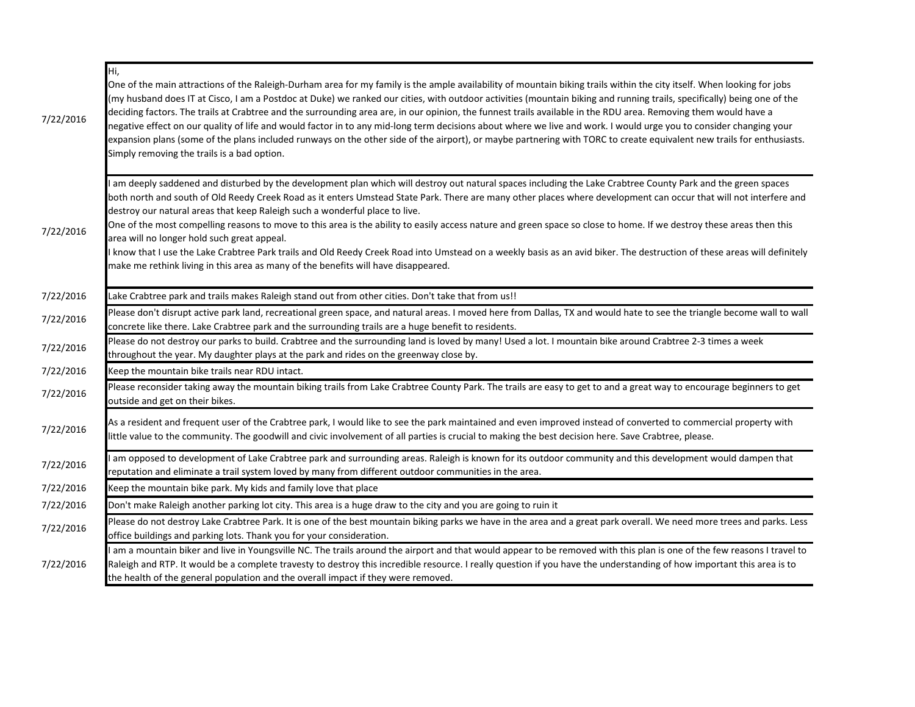| | |
|---|---|
| 7/22/2016 | Hi,<br>One of the main attractions of the Raleigh-Durham area for my family is the ample availability of mountain biking trails within the city itself. When looking for jobs (my husband does IT at Cisco, I am a Postdoc at Duke) we ranked our cities, with outdoor activities (mountain biking and running trails, specifically) being one of the deciding factors. The trails at Crabtree and the surrounding area are, in our opinion, the funnest trails available in the RDU area. Removing them would have a negative effect on our quality of life and would factor in to any mid-long term decisions about where we live and work. I would urge you to consider changing your expansion plans (some of the plans included runways on the other side of the airport), or maybe partnering with TORC to create equivalent new trails for enthusiasts. Simply removing the trails is a bad option. |
| 7/22/2016 | I am deeply saddened and disturbed by the development plan which will destroy out natural spaces including the Lake Crabtree County Park and the green spaces both north and south of Old Reedy Creek Road as it enters Umstead State Park. There are many other places where development can occur that will not interfere and destroy our natural areas that keep Raleigh such a wonderful place to live.<br>One of the most compelling reasons to move to this area is the ability to easily access nature and green space so close to home. If we destroy these areas then this area will no longer hold such great appeal.<br>I know that I use the Lake Crabtree Park trails and Old Reedy Creek Road into Umstead on a weekly basis as an avid biker. The destruction of these areas will definitely make me rethink living in this area as many of the benefits will have disappeared. |
| 7/22/2016 | Lake Crabtree park and trails makes Raleigh stand out from other cities. Don't take that from us!! |
| 7/22/2016 | Please don't disrupt active park land, recreational green space, and natural areas. I moved here from Dallas, TX and would hate to see the triangle become wall to wall concrete like there. Lake Crabtree park and the surrounding trails are a huge benefit to residents. |
| 7/22/2016 | Please do not destroy our parks to build. Crabtree and the surrounding land is loved by many! Used a lot. I mountain bike around Crabtree 2-3 times a week throughout the year. My daughter plays at the park and rides on the greenway close by. |
| 7/22/2016 | Keep the mountain bike trails near RDU intact. |
| 7/22/2016 | Please reconsider taking away the mountain biking trails from Lake Crabtree County Park. The trails are easy to get to and a great way to encourage beginners to get outside and get on their bikes. |
| 7/22/2016 | As a resident and frequent user of the Crabtree park, I would like to see the park maintained and even improved instead of converted to commercial property with little value to the community. The goodwill and civic involvement of all parties is crucial to making the best decision here. Save Crabtree, please. |
| 7/22/2016 | I am opposed to development of Lake Crabtree park and surrounding areas. Raleigh is known for its outdoor community and this development would dampen that reputation and eliminate a trail system loved by many from different outdoor communities in the area. |
| 7/22/2016 | Keep the mountain bike park. My kids and family love that place |
| 7/22/2016 | Don't make Raleigh another parking lot city. This area is a huge draw to the city and you are going to ruin it |
| 7/22/2016 | Please do not destroy Lake Crabtree Park. It is one of the best mountain biking parks we have in the area and a great park overall. We need more trees and parks. Less office buildings and parking lots. Thank you for your consideration. |
| 7/22/2016 | I am a mountain biker and live in Youngsville NC. The trails around the airport and that would appear to be removed with this plan is one of the few reasons I travel to Raleigh and RTP. It would be a complete travesty to destroy this incredible resource. I really question if you have the understanding of how important this area is to the health of the general population and the overall impact if they were removed. |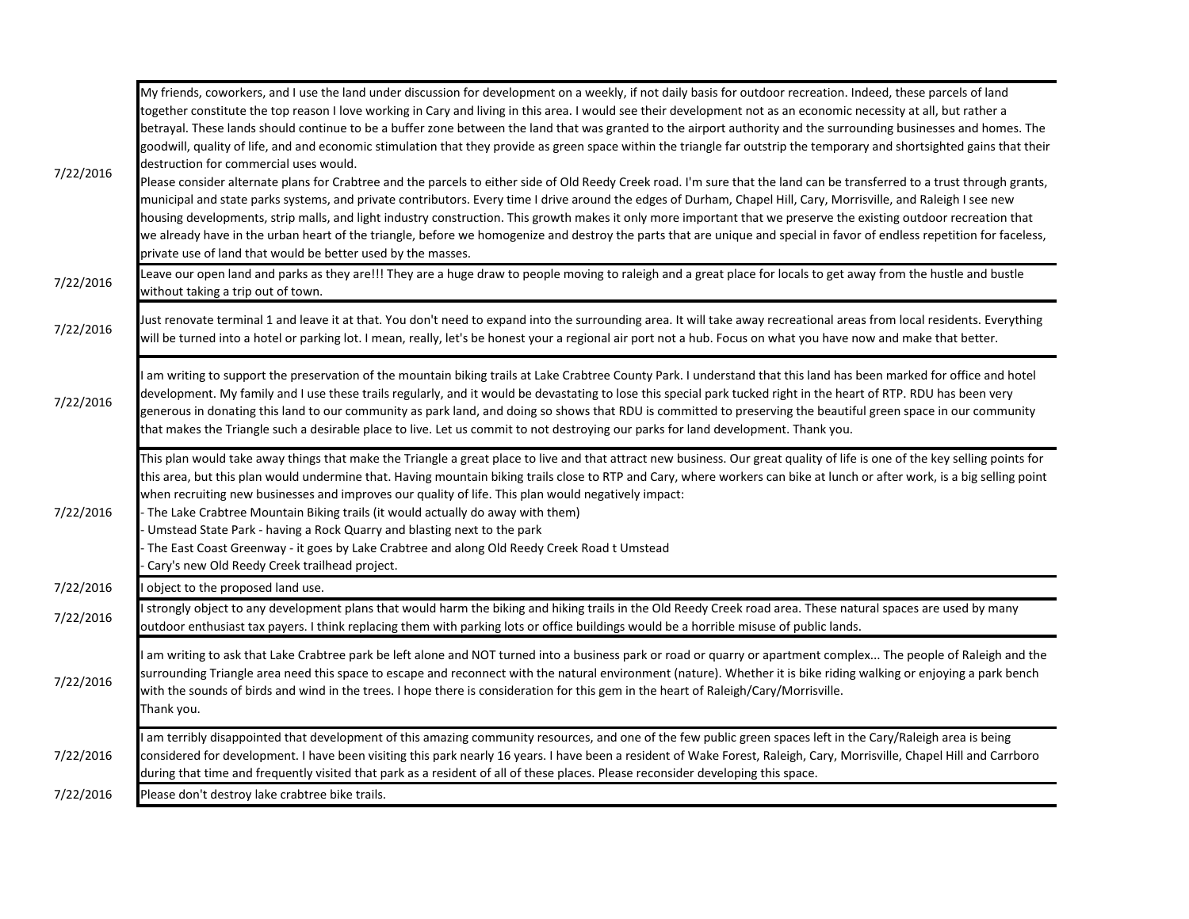| | |
|---|---|
| 7/22/2016 | My friends, coworkers, and I use the land under discussion for development on a weekly, if not daily basis for outdoor recreation. Indeed, these parcels of land together constitute the top reason I love working in Cary and living in this area. I would see their development not as an economic necessity at all, but rather a betrayal. These lands should continue to be a buffer zone between the land that was granted to the airport authority and the surrounding businesses and homes. The goodwill, quality of life, and and economic stimulation that they provide as green space within the triangle far outstrip the temporary and shortsighted gains that their destruction for commercial uses would.<br>Please consider alternate plans for Crabtree and the parcels to either side of Old Reedy Creek road. I'm sure that the land can be transferred to a trust through grants, municipal and state parks systems, and private contributors. Every time I drive around the edges of Durham, Chapel Hill, Cary, Morrisville, and Raleigh I see new housing developments, strip malls, and light industry construction. This growth makes it only more important that we preserve the existing outdoor recreation that we already have in the urban heart of the triangle, before we homogenize and destroy the parts that are unique and special in favor of endless repetition for faceless, private use of land that would be better used by the masses. |
| 7/22/2016 | Leave our open land and parks as they are!!! They are a huge draw to people moving to raleigh and a great place for locals to get away from the hustle and bustle without taking a trip out of town. |
| 7/22/2016 | Just renovate terminal 1 and leave it at that. You don't need to expand into the surrounding area. It will take away recreational areas from local residents. Everything will be turned into a hotel or parking lot. I mean, really, let's be honest your a regional air port not a hub. Focus on what you have now and make that better. |
| 7/22/2016 | I am writing to support the preservation of the mountain biking trails at Lake Crabtree County Park. I understand that this land has been marked for office and hotel development. My family and I use these trails regularly, and it would be devastating to lose this special park tucked right in the heart of RTP. RDU has been very generous in donating this land to our community as park land, and doing so shows that RDU is committed to preserving the beautiful green space in our community that makes the Triangle such a desirable place to live. Let us commit to not destroying our parks for land development. Thank you. |
| 7/22/2016 | This plan would take away things that make the Triangle a great place to live and that attract new business. Our great quality of life is one of the key selling points for this area, but this plan would undermine that. Having mountain biking trails close to RTP and Cary, where workers can bike at lunch or after work, is a big selling point when recruiting new businesses and improves our quality of life. This plan would negatively impact:<br>- The Lake Crabtree Mountain Biking trails (it would actually do away with them)<br>- Umstead State Park - having a Rock Quarry and blasting next to the park<br>- The East Coast Greenway - it goes by Lake Crabtree and along Old Reedy Creek Road t Umstead<br>- Cary's new Old Reedy Creek trailhead project. |
| 7/22/2016 | I object to the proposed land use. |
| 7/22/2016 | I strongly object to any development plans that would harm the biking and hiking trails in the Old Reedy Creek road area. These natural spaces are used by many outdoor enthusiast tax payers. I think replacing them with parking lots or office buildings would be a horrible misuse of public lands. |
| 7/22/2016 | I am writing to ask that Lake Crabtree park be left alone and NOT turned into a business park or road or quarry or apartment complex... The people of Raleigh and the surrounding Triangle area need this space to escape and reconnect with the natural environment (nature). Whether it is bike riding walking or enjoying a park bench with the sounds of birds and wind in the trees. I hope there is consideration for this gem in the heart of Raleigh/Cary/Morrisville.<br>Thank you. |
| 7/22/2016 | I am terribly disappointed that development of this amazing community resources, and one of the few public green spaces left in the Cary/Raleigh area is being considered for development. I have been visiting this park nearly 16 years. I have been a resident of Wake Forest, Raleigh, Cary, Morrisville, Chapel Hill and Carrboro during that time and frequently visited that park as a resident of all of these places. Please reconsider developing this space. |
| 7/22/2016 | Please don't destroy lake crabtree bike trails. |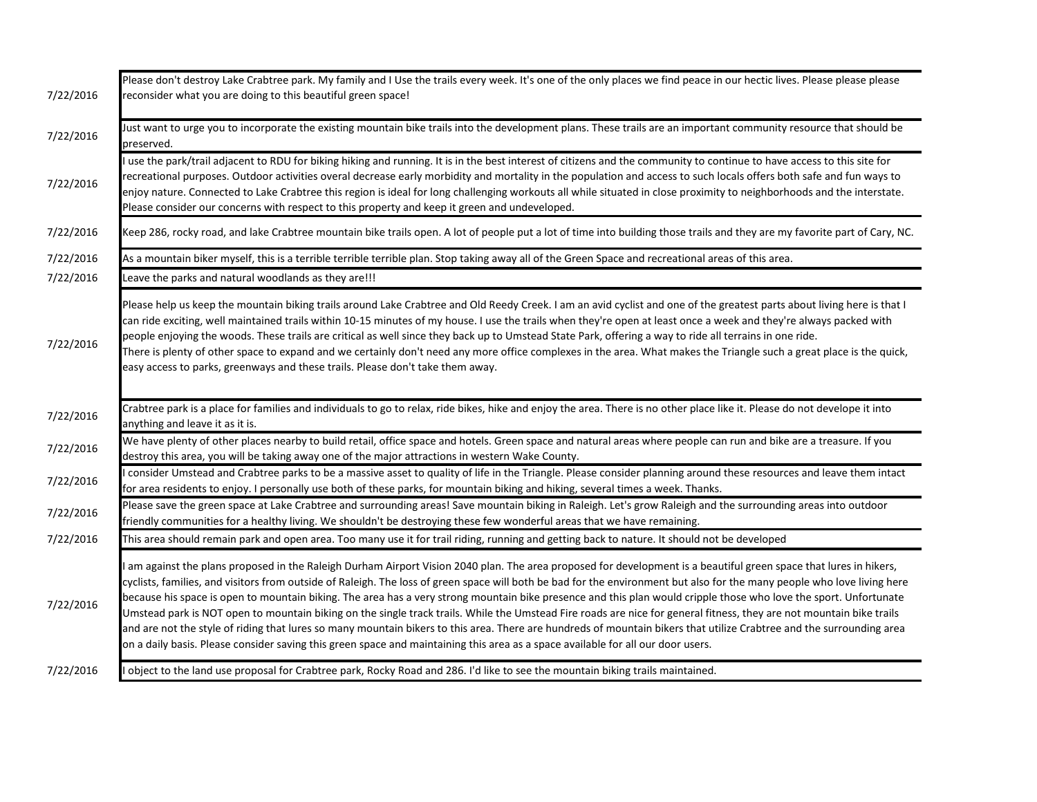| | |
|---|---|
| 7/22/2016 | Please don't destroy Lake Crabtree park. My family and I Use the trails every week. It's one of the only places we find peace in our hectic lives. Please please please reconsider what you are doing to this beautiful green space! |
| 7/22/2016 | Just want to urge you to incorporate the existing mountain bike trails into the development plans. These trails are an important community resource that should be preserved. |
| 7/22/2016 | I use the park/trail adjacent to RDU for biking hiking and running. It is in the best interest of citizens and the community to continue to have access to this site for recreational purposes. Outdoor activities overal decrease early morbidity and mortality in the population and access to such locals offers both safe and fun ways to enjoy nature. Connected to Lake Crabtree this region is ideal for long challenging workouts all while situated in close proximity to neighborhoods and the interstate. Please consider our concerns with respect to this property and keep it green and undeveloped. |
| 7/22/2016 | Keep 286, rocky road, and lake Crabtree mountain bike trails open. A lot of people put a lot of time into building those trails and they are my favorite part of Cary, NC. |
| 7/22/2016 | As a mountain biker myself, this is a terrible terrible terrible plan. Stop taking away all of the Green Space and recreational areas of this area. |
| 7/22/2016 | Leave the parks and natural woodlands as they are!!! |
| 7/22/2016 | Please help us keep the mountain biking trails around Lake Crabtree and Old Reedy Creek. I am an avid cyclist and one of the greatest parts about living here is that I can ride exciting, well maintained trails within 10-15 minutes of my house. I use the trails when they're open at least once a week and they're always packed with people enjoying the woods. These trails are critical as well since they back up to Umstead State Park, offering a way to ride all terrains in one ride.<br>There is plenty of other space to expand and we certainly don't need any more office complexes in the area. What makes the Triangle such a great place is the quick, easy access to parks, greenways and these trails. Please don't take them away. |
| 7/22/2016 | Crabtree park is a place for families and individuals to go to relax, ride bikes, hike and enjoy the area. There is no other place like it. Please do not develope it into anything and leave it as it is. |
| 7/22/2016 | We have plenty of other places nearby to build retail, office space and hotels. Green space and natural areas where people can run and bike are a treasure. If you destroy this area, you will be taking away one of the major attractions in western Wake County. |
| 7/22/2016 | I consider Umstead and Crabtree parks to be a massive asset to quality of life in the Triangle. Please consider planning around these resources and leave them intact for area residents to enjoy. I personally use both of these parks, for mountain biking and hiking, several times a week. Thanks. |
| 7/22/2016 | Please save the green space at Lake Crabtree and surrounding areas! Save mountain biking in Raleigh. Let's grow Raleigh and the surrounding areas into outdoor friendly communities for a healthy living. We shouldn't be destroying these few wonderful areas that we have remaining. |
| 7/22/2016 | This area should remain park and open area. Too many use it for trail riding, running and getting back to nature. It should not be developed |
| 7/22/2016 | I am against the plans proposed in the Raleigh Durham Airport Vision 2040 plan. The area proposed for development is a beautiful green space that lures in hikers, cyclists, families, and visitors from outside of Raleigh. The loss of green space will both be bad for the environment but also for the many people who love living here because his space is open to mountain biking. The area has a very strong mountain bike presence and this plan would cripple those who love the sport. Unfortunate Umstead park is NOT open to mountain biking on the single track trails. While the Umstead Fire roads are nice for general fitness, they are not mountain bike trails and are not the style of riding that lures so many mountain bikers to this area. There are hundreds of mountain bikers that utilize Crabtree and the surrounding area on a daily basis. Please consider saving this green space and maintaining this area as a space available for all our door users. |
| 7/22/2016 | I object to the land use proposal for Crabtree park, Rocky Road and 286. I'd like to see the mountain biking trails maintained. |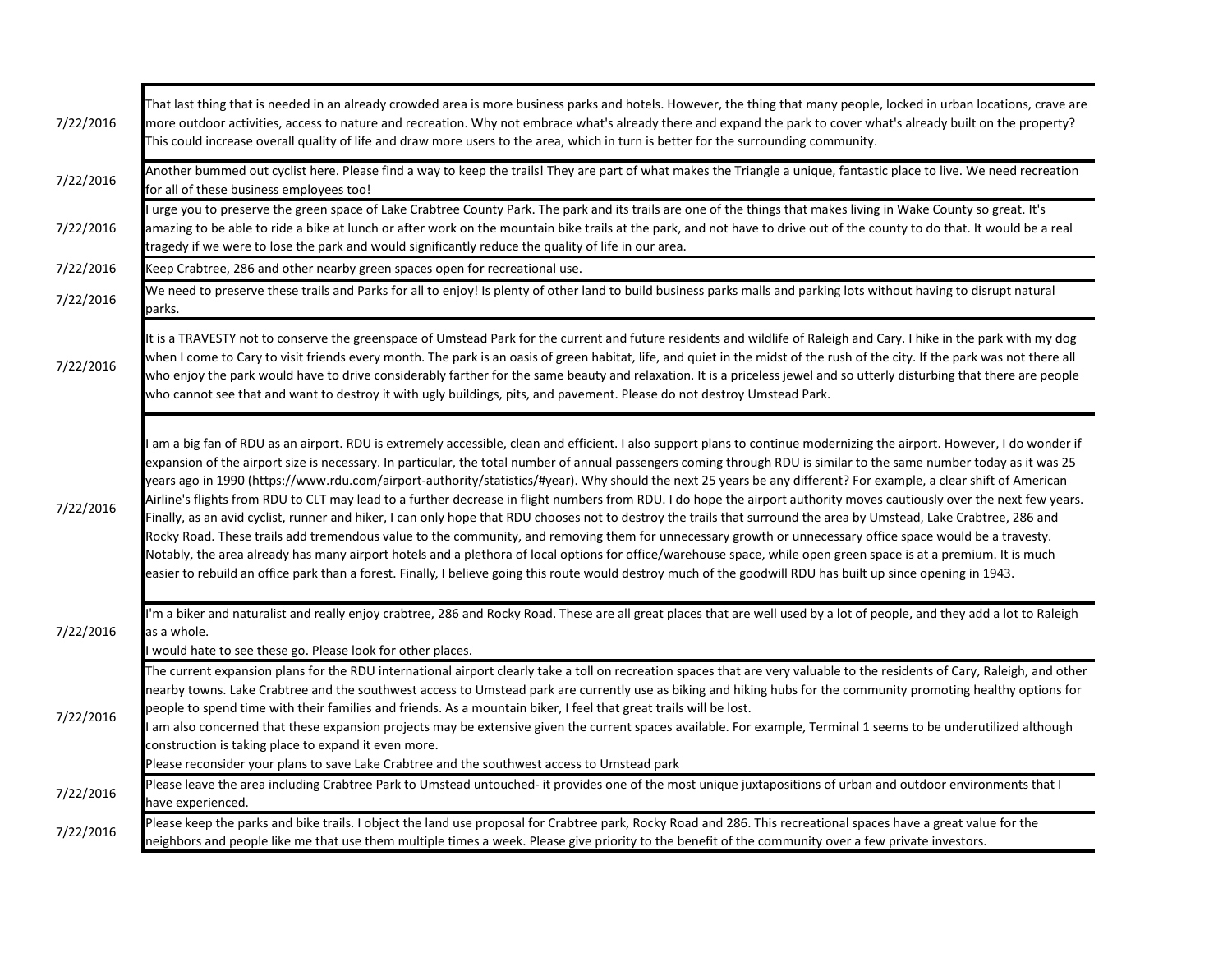| | |
|---|---|
| 7/22/2016 | That last thing that is needed in an already crowded area is more business parks and hotels. However, the thing that many people, locked in urban locations, crave are more outdoor activities, access to nature and recreation. Why not embrace what's already there and expand the park to cover what's already built on the property? This could increase overall quality of life and draw more users to the area, which in turn is better for the surrounding community. |
| 7/22/2016 | Another bummed out cyclist here. Please find a way to keep the trails! They are part of what makes the Triangle a unique, fantastic place to live. We need recreation for all of these business employees too! |
| 7/22/2016 | I urge you to preserve the green space of Lake Crabtree County Park. The park and its trails are one of the things that makes living in Wake County so great. It's amazing to be able to ride a bike at lunch or after work on the mountain bike trails at the park, and not have to drive out of the county to do that. It would be a real tragedy if we were to lose the park and would significantly reduce the quality of life in our area. |
| 7/22/2016 | Keep Crabtree, 286 and other nearby green spaces open for recreational use. |
| 7/22/2016 | We need to preserve these trails and Parks for all to enjoy! Is plenty of other land to build business parks malls and parking lots without having to disrupt natural parks. |
| 7/22/2016 | It is a TRAVESTY not to conserve the greenspace of Umstead Park for the current and future residents and wildlife of Raleigh and Cary. I hike in the park with my dog when I come to Cary to visit friends every month. The park is an oasis of green habitat, life, and quiet in the midst of the rush of the city. If the park was not there all who enjoy the park would have to drive considerably farther for the same beauty and relaxation. It is a priceless jewel and so utterly disturbing that there are people who cannot see that and want to destroy it with ugly buildings, pits, and pavement. Please do not destroy Umstead Park. |
| 7/22/2016 | I am a big fan of RDU as an airport. RDU is extremely accessible, clean and efficient. I also support plans to continue modernizing the airport. However, I do wonder if expansion of the airport size is necessary. In particular, the total number of annual passengers coming through RDU is similar to the same number today as it was 25 years ago in 1990 (https://www.rdu.com/airport-authority/statistics/#year). Why should the next 25 years be any different? For example, a clear shift of American Airline's flights from RDU to CLT may lead to a further decrease in flight numbers from RDU. I do hope the airport authority moves cautiously over the next few years. Finally, as an avid cyclist, runner and hiker, I can only hope that RDU chooses not to destroy the trails that surround the area by Umstead, Lake Crabtree, 286 and Rocky Road. These trails add tremendous value to the community, and removing them for unnecessary growth or unnecessary office space would be a travesty. Notably, the area already has many airport hotels and a plethora of local options for office/warehouse space, while open green space is at a premium. It is much easier to rebuild an office park than a forest. Finally, I believe going this route would destroy much of the goodwill RDU has built up since opening in 1943. |
| 7/22/2016 | I'm a biker and naturalist and really enjoy crabtree, 286 and Rocky Road. These are all great places that are well used by a lot of people, and they add a lot to Raleigh as a whole.<br>I would hate to see these go. Please look for other places. |
| 7/22/2016 | The current expansion plans for the RDU international airport clearly take a toll on recreation spaces that are very valuable to the residents of Cary, Raleigh, and other nearby towns. Lake Crabtree and the southwest access to Umstead park are currently use as biking and hiking hubs for the community promoting healthy options for people to spend time with their families and friends. As a mountain biker, I feel that great trails will be lost.<br>I am also concerned that these expansion projects may be extensive given the current spaces available. For example, Terminal 1 seems to be underutilized although construction is taking place to expand it even more.<br>Please reconsider your plans to save Lake Crabtree and the southwest access to Umstead park |
| 7/22/2016 | Please leave the area including Crabtree Park to Umstead untouched- it provides one of the most unique juxtapositions of urban and outdoor environments that I have experienced. |
| 7/22/2016 | Please keep the parks and bike trails. I object the land use proposal for Crabtree park, Rocky Road and 286. This recreational spaces have a great value for the neighbors and people like me that use them multiple times a week. Please give priority to the benefit of the community over a few private investors. |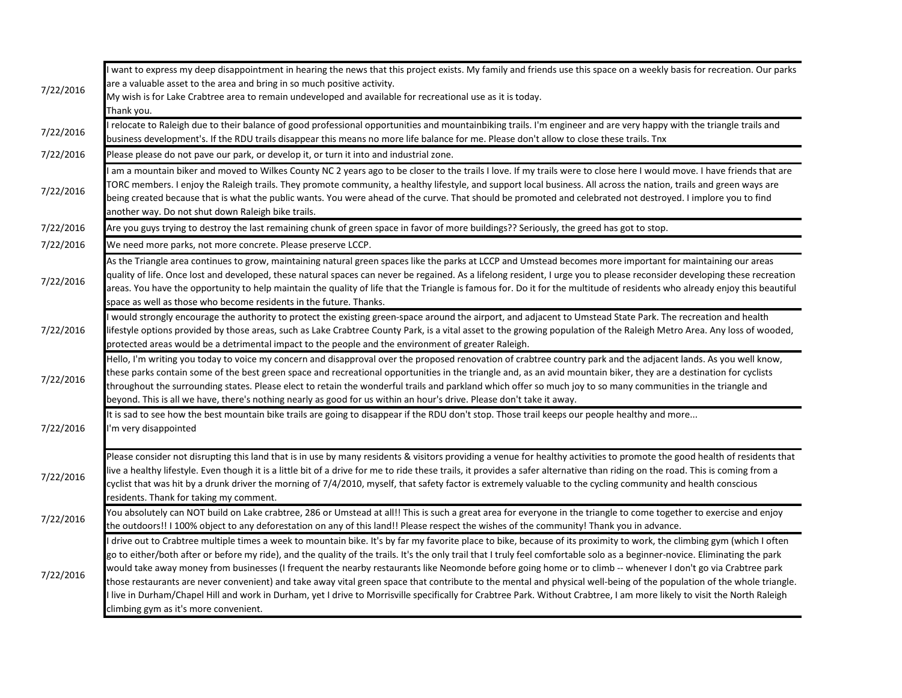| | |
|---|---|
| 7/22/2016 | I want to express my deep disappointment in hearing the news that this project exists. My family and friends use this space on a weekly basis for recreation. Our parks are a valuable asset to the area and bring in so much positive activity.<br>My wish is for Lake Crabtree area to remain undeveloped and available for recreational use as it is today.<br>Thank you. |
| 7/22/2016 | I relocate to Raleigh due to their balance of good professional opportunities and mountainbiking trails. I'm engineer and are very happy with the triangle trails and business development's. If the RDU trails disappear this means no more life balance for me. Please don't allow to close these trails. Tnx |
| 7/22/2016 | Please please do not pave our park, or develop it, or turn it into and industrial zone. |
| 7/22/2016 | I am a mountain biker and moved to Wilkes County NC 2 years ago to be closer to the trails I love. If my trails were to close here I would move. I have friends that are TORC members. I enjoy the Raleigh trails. They promote community, a healthy lifestyle, and support local business. All across the nation, trails and green ways are being created because that is what the public wants. You were ahead of the curve. That should be promoted and celebrated not destroyed. I implore you to find another way. Do not shut down Raleigh bike trails. |
| 7/22/2016 | Are you guys trying to destroy the last remaining chunk of green space in favor of more buildings?? Seriously, the greed has got to stop. |
| 7/22/2016 | We need more parks, not more concrete. Please preserve LCCP. |
| 7/22/2016 | As the Triangle area continues to grow, maintaining natural green spaces like the parks at LCCP and Umstead becomes more important for maintaining our areas quality of life. Once lost and developed, these natural spaces can never be regained. As a lifelong resident, I urge you to please reconsider developing these recreation areas. You have the opportunity to help maintain the quality of life that the Triangle is famous for. Do it for the multitude of residents who already enjoy this beautiful space as well as those who become residents in the future. Thanks. |
| 7/22/2016 | I would strongly encourage the authority to protect the existing green-space around the airport, and adjacent to Umstead State Park. The recreation and health lifestyle options provided by those areas, such as Lake Crabtree County Park, is a vital asset to the growing population of the Raleigh Metro Area. Any loss of wooded, protected areas would be a detrimental impact to the people and the environment of greater Raleigh. |
| 7/22/2016 | Hello, I'm writing you today to voice my concern and disapproval over the proposed renovation of crabtree country park and the adjacent lands. As you well know, these parks contain some of the best green space and recreational opportunities in the triangle and, as an avid mountain biker, they are a destination for cyclists throughout the surrounding states. Please elect to retain the wonderful trails and parkland which offer so much joy to so many communities in the triangle and beyond. This is all we have, there's nothing nearly as good for us within an hour's drive. Please don't take it away. |
| 7/22/2016 | It is sad to see how the best mountain bike trails are going to disappear if the RDU don't stop. Those trail keeps our people healthy and more...<br>I'm very disappointed |
| 7/22/2016 | Please consider not disrupting this land that is in use by many residents & visitors providing a venue for healthy activities to promote the good health of residents that live a healthy lifestyle. Even though it is a little bit of a drive for me to ride these trails, it provides a safer alternative than riding on the road. This is coming from a cyclist that was hit by a drunk driver the morning of 7/4/2010, myself, that safety factor is extremely valuable to the cycling community and health conscious residents. Thank for taking my comment. |
| 7/22/2016 | You absolutely can NOT build on Lake crabtree, 286 or Umstead at all!! This is such a great area for everyone in the triangle to come together to exercise and enjoy the outdoors!! I 100% object to any deforestation on any of this land!! Please respect the wishes of the community! Thank you in advance. |
| 7/22/2016 | I drive out to Crabtree multiple times a week to mountain bike. It's by far my favorite place to bike, because of its proximity to work, the climbing gym (which I often go to either/both after or before my ride), and the quality of the trails. It's the only trail that I truly feel comfortable solo as a beginner-novice. Eliminating the park would take away money from businesses (I frequent the nearby restaurants like Neomonde before going home or to climb -- whenever I don't go via Crabtree park those restaurants are never convenient) and take away vital green space that contribute to the mental and physical well-being of the population of the whole triangle. I live in Durham/Chapel Hill and work in Durham, yet I drive to Morrisville specifically for Crabtree Park. Without Crabtree, I am more likely to visit the North Raleigh climbing gym as it's more convenient. |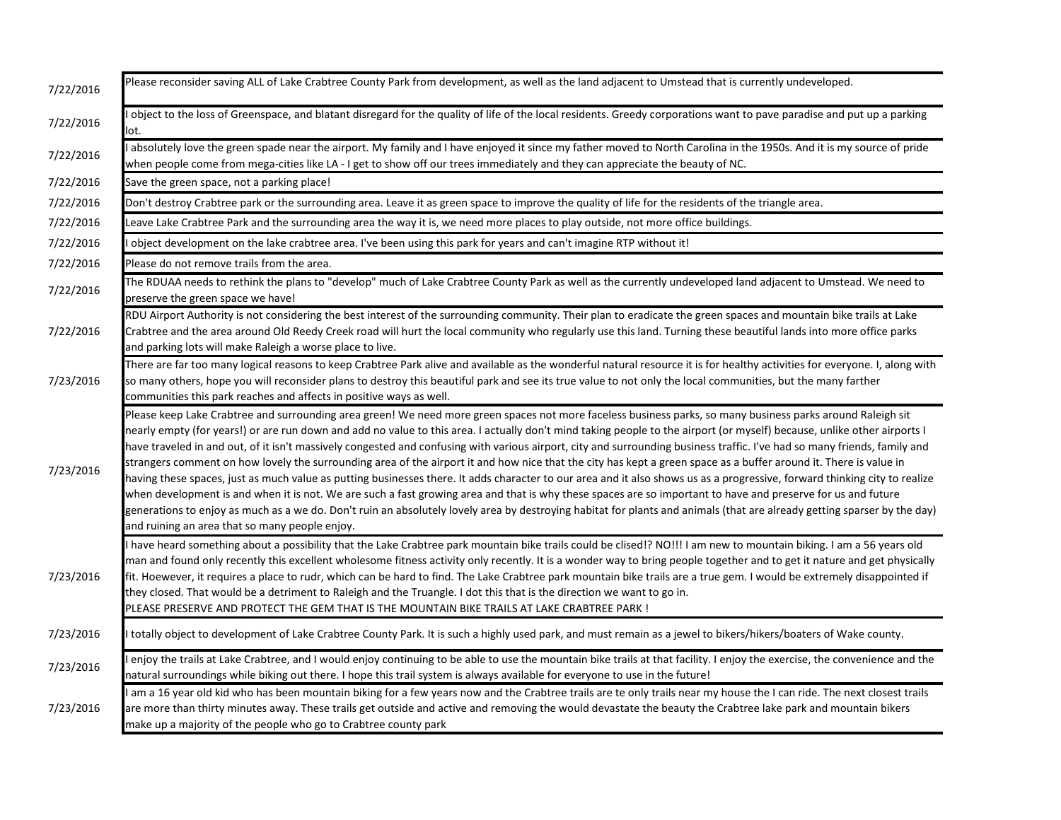| | |
|---|---|
| 7/22/2016 | Please reconsider saving ALL of Lake Crabtree County Park from development, as well as the land adjacent to Umstead that is currently undeveloped. |
| 7/22/2016 | I object to the loss of Greenspace, and blatant disregard for the quality of life of the local residents. Greedy corporations want to pave paradise and put up a parking lot. |
| 7/22/2016 | I absolutely love the green spade near the airport. My family and I have enjoyed it since my father moved to North Carolina in the 1950s. And it is my source of pride when people come from mega-cities like LA - I get to show off our trees immediately and they can appreciate the beauty of NC. |
| 7/22/2016 | Save the green space, not a parking place! |
| 7/22/2016 | Don't destroy Crabtree park or the surrounding area. Leave it as green space to improve the quality of life for the residents of the triangle area. |
| 7/22/2016 | Leave Lake Crabtree Park and the surrounding area the way it is, we need more places to play outside, not more office buildings. |
| 7/22/2016 | I object development on the lake crabtree area. I've been using this park for years and can't imagine RTP without it! |
| 7/22/2016 | Please do not remove trails from the area. |
| 7/22/2016 | The RDUAA needs to rethink the plans to "develop" much of Lake Crabtree County Park as well as the currently undeveloped land adjacent to Umstead. We need to preserve the green space we have! |
| 7/22/2016 | RDU Airport Authority is not considering the best interest of the surrounding community. Their plan to eradicate the green spaces and mountain bike trails at Lake Crabtree and the area around Old Reedy Creek road will hurt the local community who regularly use this land. Turning these beautiful lands into more office parks and parking lots will make Raleigh a worse place to live. |
| 7/23/2016 | There are far too many logical reasons to keep Crabtree Park alive and available as the wonderful natural resource it is for healthy activities for everyone. I, along with so many others, hope you will reconsider plans to destroy this beautiful park and see its true value to not only the local communities, but the many farther communities this park reaches and affects in positive ways as well. |
| 7/23/2016 | Please keep Lake Crabtree and surrounding area green! We need more green spaces not more faceless business parks, so many business parks around Raleigh sit nearly empty (for years!) or are run down and add no value to this area. I actually don't mind taking people to the airport (or myself) because, unlike other airports I have traveled in and out, of it isn't massively congested and confusing with various airport, city and surrounding business traffic. I've had so many friends, family and strangers comment on how lovely the surrounding area of the airport it and how nice that the city has kept a green space as a buffer around it. There is value in having these spaces, just as much value as putting businesses there. It adds character to our area and it also shows us as a progressive, forward thinking city to realize when development is and when it is not. We are such a fast growing area and that is why these spaces are so important to have and preserve for us and future generations to enjoy as much as a we do. Don't ruin an absolutely lovely area by destroying habitat for plants and animals (that are already getting sparser by the day) and ruining an area that so many people enjoy. |
| 7/23/2016 | I have heard something about a possibility that the Lake Crabtree park mountain bike trails could be clised!? NO!!! I am new to mountain biking. I am a 56 years old man and found only recently this excellent wholesome fitness activity only recently. It is a wonder way to bring people together and to get it nature and get physically fit. Hoewever, it requires a place to rudr, which can be hard to find. The Lake Crabtree park mountain bike trails are a true gem. I would be extremely disappointed if they closed. That would be a detriment to Raleigh and the Truangle. I dot this that is the direction we want to go in. PLEASE PRESERVE AND PROTECT THE GEM THAT IS THE MOUNTAIN BIKE TRAILS AT LAKE CRABTREE PARK ! |
| 7/23/2016 | I totally object to development of Lake Crabtree County Park. It is such a highly used park, and must remain as a jewel to bikers/hikers/boaters of Wake county. |
| 7/23/2016 | I enjoy the trails at Lake Crabtree, and I would enjoy continuing to be able to use the mountain bike trails at that facility. I enjoy the exercise, the convenience and the natural surroundings while biking out there. I hope this trail system is always available for everyone to use in the future! |
| 7/23/2016 | I am a 16 year old kid who has been mountain biking for a few years now and the Crabtree trails are te only trails near my house the I can ride. The next closest trails are more than thirty minutes away. These trails get outside and active and removing the would devastate the beauty the Crabtree lake park and mountain bikers make up a majority of the people who go to Crabtree county park |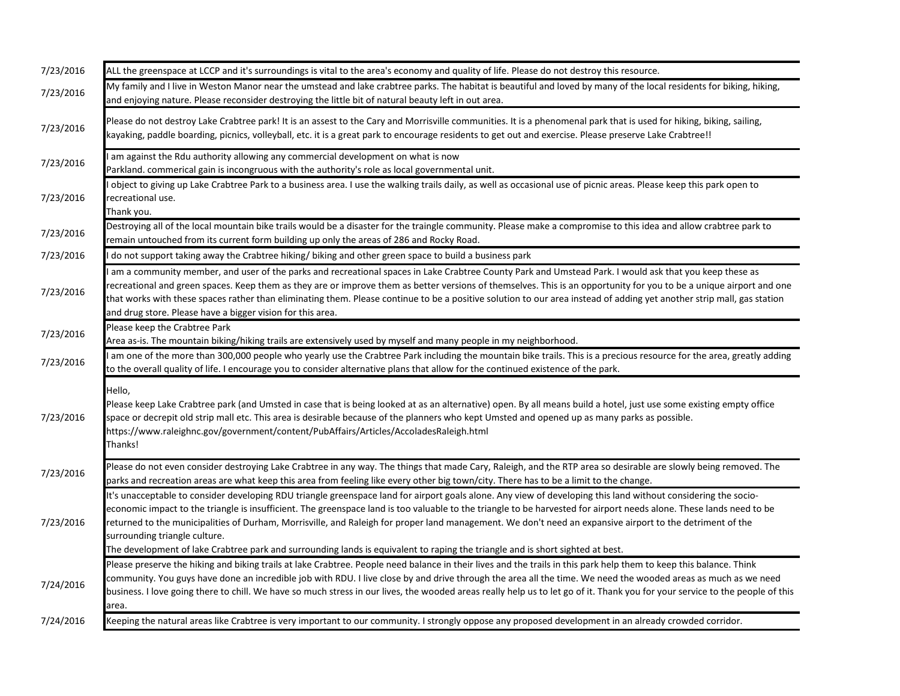| | |
|---|---|
| 7/23/2016 | ALL the greenspace at LCCP and it's surroundings is vital to the area's economy and quality of life. Please do not destroy this resource. |
| 7/23/2016 | My family and I live in Weston Manor near the umstead and lake crabtree parks. The habitat is beautiful and loved by many of the local residents for biking, hiking, and enjoying nature. Please reconsider destroying the little bit of natural beauty left in out area. |
| 7/23/2016 | Please do not destroy Lake Crabtree park! It is an assest to the Cary and Morrisville communities. It is a phenomenal park that is used for hiking, biking, sailing, kayaking, paddle boarding, picnics, volleyball, etc. it is a great park to encourage residents to get out and exercise. Please preserve Lake Crabtree!! |
| 7/23/2016 | I am against the Rdu authority allowing any commercial development on what is now<br>Parkland. commerical gain is incongruous with the authority's role as local governmental unit. |
| 7/23/2016 | I object to giving up Lake Crabtree Park to a business area. I use the walking trails daily, as well as occasional use of picnic areas. Please keep this park open to recreational use.<br>Thank you. |
| 7/23/2016 | Destroying all of the local mountain bike trails would be a disaster for the traingle community. Please make a compromise to this idea and allow crabtree park to remain untouched from its current form building up only the areas of 286 and Rocky Road. |
| 7/23/2016 | I do not support taking away the Crabtree hiking/ biking and other green space to build a business park |
| 7/23/2016 | I am a community member, and user of the parks and recreational spaces in Lake Crabtree County Park and Umstead Park. I would ask that you keep these as recreational and green spaces. Keep them as they are or improve them as better versions of themselves. This is an opportunity for you to be a unique airport and one that works with these spaces rather than eliminating them. Please continue to be a positive solution to our area instead of adding yet another strip mall, gas station and drug store. Please have a bigger vision for this area. |
| 7/23/2016 | Please keep the Crabtree Park<br>Area as-is. The mountain biking/hiking trails are extensively used by myself and many people in my neighborhood. |
| 7/23/2016 | I am one of the more than 300,000 people who yearly use the Crabtree Park including the mountain bike trails. This is a precious resource for the area, greatly adding to the overall quality of life. I encourage you to consider alternative plans that allow for the continued existence of the park. |
| 7/23/2016 | Hello,<br>Please keep Lake Crabtree park (and Umsted in case that is being looked at as an alternative) open. By all means build a hotel, just use some existing empty office space or decrepit old strip mall etc. This area is desirable because of the planners who kept Umsted and opened up as many parks as possible.<br>https://www.raleighnc.gov/government/content/PubAffairs/Articles/AccoladesRaleigh.html<br>Thanks! |
| 7/23/2016 | Please do not even consider destroying Lake Crabtree in any way. The things that made Cary, Raleigh, and the RTP area so desirable are slowly being removed. The parks and recreation areas are what keep this area from feeling like every other big town/city. There has to be a limit to the change. |
| 7/23/2016 | It's unacceptable to consider developing RDU triangle greenspace land for airport goals alone. Any view of developing this land without considering the socio-economic impact to the triangle is insufficient. The greenspace land is too valuable to the triangle to be harvested for airport needs alone. These lands need to be returned to the municipalities of Durham, Morrisville, and Raleigh for proper land management. We don't need an expansive airport to the detriment of the surrounding triangle culture.<br>The development of lake Crabtree park and surrounding lands is equivalent to raping the triangle and is short sighted at best. |
| 7/24/2016 | Please preserve the hiking and biking trails at lake Crabtree. People need balance in their lives and the trails in this park help them to keep this balance. Think community. You guys have done an incredible job with RDU. I live close by and drive through the area all the time. We need the wooded areas as much as we need business. I love going there to chill. We have so much stress in our lives, the wooded areas really help us to let go of it. Thank you for your service to the people of this area. |
| 7/24/2016 | Keeping the natural areas like Crabtree is very important to our community. I strongly oppose any proposed development in an already crowded corridor. |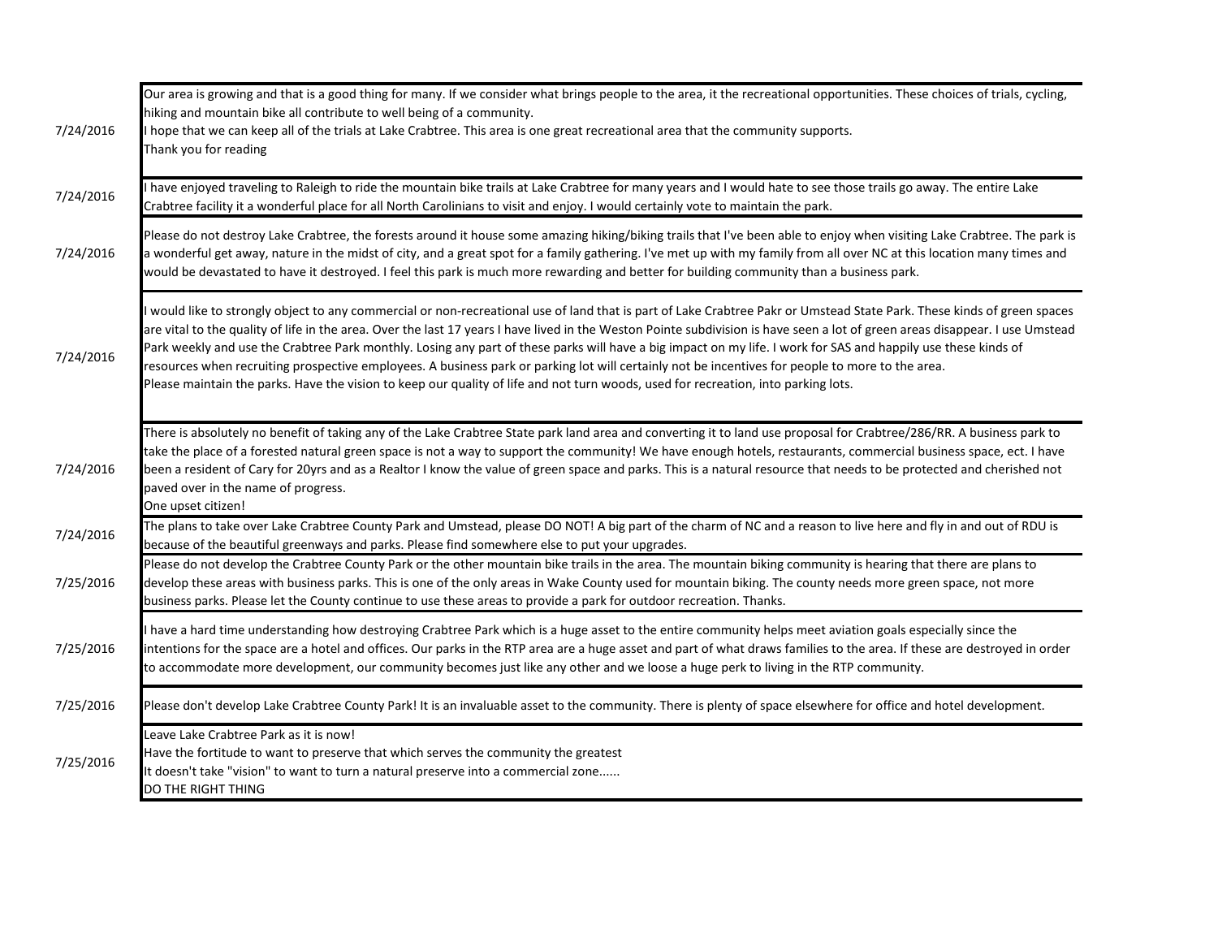| | |
|---|---|
| 7/24/2016 | Our area is growing and that is a good thing for many. If we consider what brings people to the area, it the recreational opportunities. These choices of trials, cycling, hiking and mountain bike all contribute to well being of a community.<br>I hope that we can keep all of the trials at Lake Crabtree. This area is one great recreational area that the community supports.<br>Thank you for reading |
| 7/24/2016 | I have enjoyed traveling to Raleigh to ride the mountain bike trails at Lake Crabtree for many years and I would hate to see those trails go away. The entire Lake Crabtree facility it a wonderful place for all North Carolinians to visit and enjoy. I would certainly vote to maintain the park. |
| 7/24/2016 | Please do not destroy Lake Crabtree, the forests around it house some amazing hiking/biking trails that I've been able to enjoy when visiting Lake Crabtree. The park is a wonderful get away, nature in the midst of city, and a great spot for a family gathering. I've met up with my family from all over NC at this location many times and would be devastated to have it destroyed. I feel this park is much more rewarding and better for building community than a business park. |
| 7/24/2016 | I would like to strongly object to any commercial or non-recreational use of land that is part of Lake Crabtree Pakr or Umstead State Park. These kinds of green spaces are vital to the quality of life in the area. Over the last 17 years I have lived in the Weston Pointe subdivision is have seen a lot of green areas disappear. I use Umstead Park weekly and use the Crabtree Park monthly. Losing any part of these parks will have a big impact on my life. I work for SAS and happily use these kinds of resources when recruiting prospective employees. A business park or parking lot will certainly not be incentives for people to more to the area.<br>Please maintain the parks. Have the vision to keep our quality of life and not turn woods, used for recreation, into parking lots. |
| 7/24/2016 | There is absolutely no benefit of taking any of the Lake Crabtree State park land area and converting it to land use proposal for Crabtree/286/RR. A business park to take the place of a forested natural green space is not a way to support the community! We have enough hotels, restaurants, commercial business space, ect. I have been a resident of Cary for 20yrs and as a Realtor I know the value of green space and parks. This is a natural resource that needs to be protected and cherished not paved over in the name of progress.<br>One upset citizen! |
| 7/24/2016 | The plans to take over Lake Crabtree County Park and Umstead, please DO NOT! A big part of the charm of NC and a reason to live here and fly in and out of RDU is because of the beautiful greenways and parks. Please find somewhere else to put your upgrades. |
| 7/25/2016 | Please do not develop the Crabtree County Park or the other mountain bike trails in the area. The mountain biking community is hearing that there are plans to develop these areas with business parks. This is one of the only areas in Wake County used for mountain biking. The county needs more green space, not more business parks. Please let the County continue to use these areas to provide a park for outdoor recreation. Thanks. |
| 7/25/2016 | I have a hard time understanding how destroying Crabtree Park which is a huge asset to the entire community helps meet aviation goals especially since the intentions for the space are a hotel and offices. Our parks in the RTP area are a huge asset and part of what draws families to the area. If these are destroyed in order to accommodate more development, our community becomes just like any other and we loose a huge perk to living in the RTP community. |
| 7/25/2016 | Please don't develop Lake Crabtree County Park! It is an invaluable asset to the community. There is plenty of space elsewhere for office and hotel development. |
| 7/25/2016 | Leave Lake Crabtree Park as it is now!<br>Have the fortitude to want to preserve that which serves the community the greatest<br>It doesn't take "vision" to want to turn a natural preserve into a commercial zone......<br>DO THE RIGHT THING |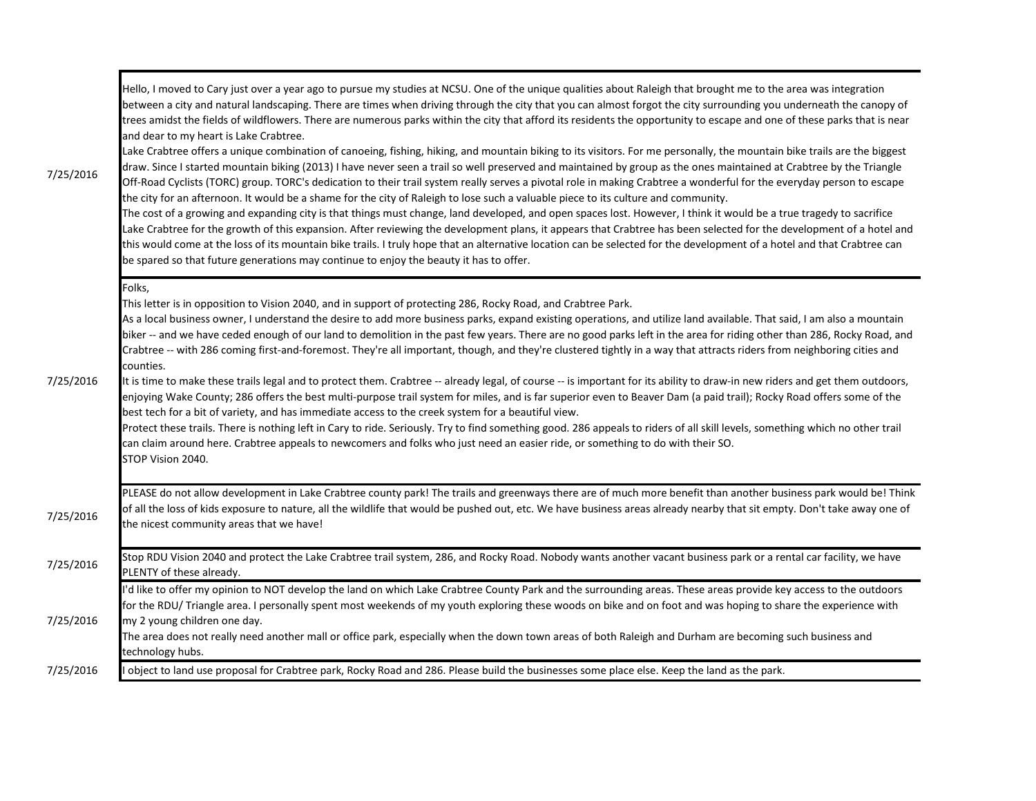| | |
|---|---|
| 7/25/2016 | Hello, I moved to Cary just over a year ago to pursue my studies at NCSU. One of the unique qualities about Raleigh that brought me to the area was integration between a city and natural landscaping. There are times when driving through the city that you can almost forgot the city surrounding you underneath the canopy of trees amidst the fields of wildflowers. There are numerous parks within the city that afford its residents the opportunity to escape and one of these parks that is near and dear to my heart is Lake Crabtree.<br>Lake Crabtree offers a unique combination of canoeing, fishing, hiking, and mountain biking to its visitors. For me personally, the mountain bike trails are the biggest draw. Since I started mountain biking (2013) I have never seen a trail so well preserved and maintained by group as the ones maintained at Crabtree by the Triangle Off-Road Cyclists (TORC) group. TORC's dedication to their trail system really serves a pivotal role in making Crabtree a wonderful for the everyday person to escape the city for an afternoon. It would be a shame for the city of Raleigh to lose such a valuable piece to its culture and community.<br>The cost of a growing and expanding city is that things must change, land developed, and open spaces lost. However, I think it would be a true tragedy to sacrifice Lake Crabtree for the growth of this expansion. After reviewing the development plans, it appears that Crabtree has been selected for the development of a hotel and this would come at the loss of its mountain bike trails. I truly hope that an alternative location can be selected for the development of a hotel and that Crabtree can be spared so that future generations may continue to enjoy the beauty it has to offer. |
| 7/25/2016 | Folks,<br>This letter is in opposition to Vision 2040, and in support of protecting 286, Rocky Road, and Crabtree Park.<br>As a local business owner, I understand the desire to add more business parks, expand existing operations, and utilize land available. That said, I am also a mountain biker -- and we have ceded enough of our land to demolition in the past few years. There are no good parks left in the area for riding other than 286, Rocky Road, and Crabtree -- with 286 coming first-and-foremost. They're all important, though, and they're clustered tightly in a way that attracts riders from neighboring cities and counties.<br>It is time to make these trails legal and to protect them. Crabtree -- already legal, of course -- is important for its ability to draw-in new riders and get them outdoors, enjoying Wake County; 286 offers the best multi-purpose trail system for miles, and is far superior even to Beaver Dam (a paid trail); Rocky Road offers some of the best tech for a bit of variety, and has immediate access to the creek system for a beautiful view.<br>Protect these trails. There is nothing left in Cary to ride. Seriously. Try to find something good. 286 appeals to riders of all skill levels, something which no other trail can claim around here. Crabtree appeals to newcomers and folks who just need an easier ride, or something to do with their SO.<br>STOP Vision 2040. |
| 7/25/2016 | PLEASE do not allow development in Lake Crabtree county park! The trails and greenways there are of much more benefit than another business park would be! Think of all the loss of kids exposure to nature, all the wildlife that would be pushed out, etc. We have business areas already nearby that sit empty. Don't take away one of the nicest community areas that we have! |
| 7/25/2016 | Stop RDU Vision 2040 and protect the Lake Crabtree trail system, 286, and Rocky Road. Nobody wants another vacant business park or a rental car facility, we have PLENTY of these already. |
| 7/25/2016 | I'd like to offer my opinion to NOT develop the land on which Lake Crabtree County Park and the surrounding areas. These areas provide key access to the outdoors for the RDU/ Triangle area. I personally spent most weekends of my youth exploring these woods on bike and on foot and was hoping to share the experience with my 2 young children one day.<br>The area does not really need another mall or office park, especially when the down town areas of both Raleigh and Durham are becoming such business and technology hubs. |
| 7/25/2016 | I object to land use proposal for Crabtree park, Rocky Road and 286. Please build the businesses some place else. Keep the land as the park. |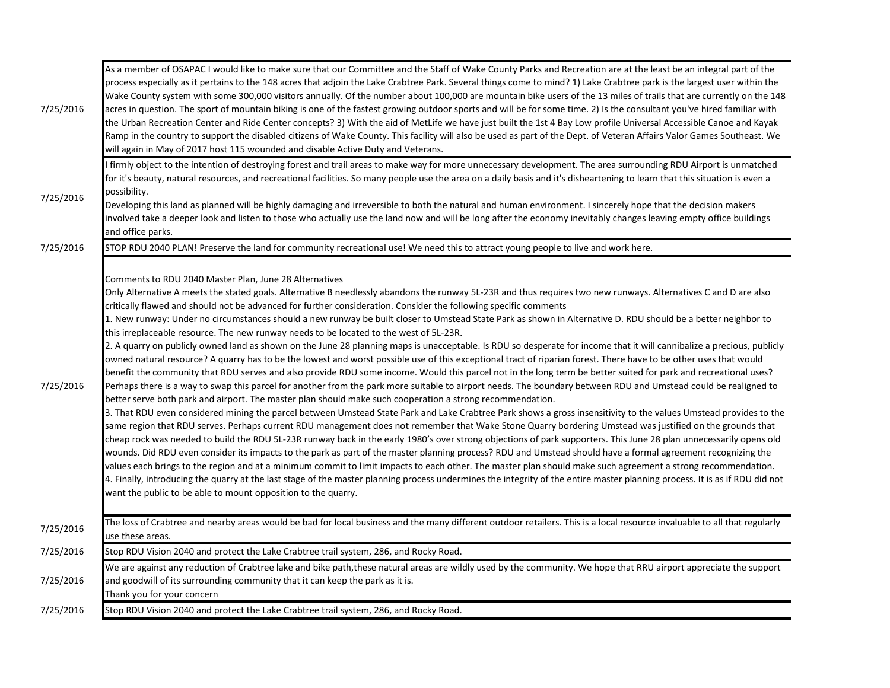| | |
|---|---|
| 7/25/2016 | As a member of OSAPAC I would like to make sure that our Committee and the Staff of Wake County Parks and Recreation are at the least be an integral part of the process especially as it pertains to the 148 acres that adjoin the Lake Crabtree Park. Several things come to mind? 1) Lake Crabtree park is the largest user within the Wake County system with some 300,000 visitors annually. Of the number about 100,000 are mountain bike users of the 13 miles of trails that are currently on the 148 acres in question. The sport of mountain biking is one of the fastest growing outdoor sports and will be for some time. 2) Is the consultant you've hired familiar with the Urban Recreation Center and Ride Center concepts? 3) With the aid of MetLife we have just built the 1st 4 Bay Low profile Universal Accessible Canoe and Kayak Ramp in the country to support the disabled citizens of Wake County. This facility will also be used as part of the Dept. of Veteran Affairs Valor Games Southeast. We will again in May of 2017 host 115 wounded and disable Active Duty and Veterans. |
| 7/25/2016 | I firmly object to the intention of destroying forest and trail areas to make way for more unnecessary development. The area surrounding RDU Airport is unmatched for it's beauty, natural resources, and recreational facilities. So many people use the area on a daily basis and it's disheartening to learn that this situation is even a possibility.<br>Developing this land as planned will be highly damaging and irreversible to both the natural and human environment. I sincerely hope that the decision makers involved take a deeper look and listen to those who actually use the land now and will be long after the economy inevitably changes leaving empty office buildings and office parks. |
| 7/25/2016 | STOP RDU 2040 PLAN! Preserve the land for community recreational use! We need this to attract young people to live and work here. |
| 7/25/2016 | Comments to RDU 2040 Master Plan, June 28 Alternatives<br>Only Alternative A meets the stated goals. Alternative B needlessly abandons the runway 5L-23R and thus requires two new runways. Alternatives C and D are also critically flawed and should not be advanced for further consideration. Consider the following specific comments<br>1. New runway: Under no circumstances should a new runway be built closer to Umstead State Park as shown in Alternative D. RDU should be a better neighbor to this irreplaceable resource. The new runway needs to be located to the west of 5L-23R.<br>2. A quarry on publicly owned land as shown on the June 28 planning maps is unacceptable. Is RDU so desperate for income that it will cannibalize a precious, publicly owned natural resource? A quarry has to be the lowest and worst possible use of this exceptional tract of riparian forest. There have to be other uses that would benefit the community that RDU serves and also provide RDU some income. Would this parcel not in the long term be better suited for park and recreational uses? Perhaps there is a way to swap this parcel for another from the park more suitable to airport needs. The boundary between RDU and Umstead could be realigned to better serve both park and airport. The master plan should make such cooperation a strong recommendation.<br>3. That RDU even considered mining the parcel between Umstead State Park and Lake Crabtree Park shows a gross insensitivity to the values Umstead provides to the same region that RDU serves. Perhaps current RDU management does not remember that Wake Stone Quarry bordering Umstead was justified on the grounds that cheap rock was needed to build the RDU 5L-23R runway back in the early 1980's over strong objections of park supporters. This June 28 plan unnecessarily opens old wounds. Did RDU even consider its impacts to the park as part of the master planning process? RDU and Umstead should have a formal agreement recognizing the values each brings to the region and at a minimum commit to limit impacts to each other. The master plan should make such agreement a strong recommendation.<br>4. Finally, introducing the quarry at the last stage of the master planning process undermines the integrity of the entire master planning process. It is as if RDU did not want the public to be able to mount opposition to the quarry. |
| 7/25/2016 | The loss of Crabtree and nearby areas would be bad for local business and the many different outdoor retailers. This is a local resource invaluable to all that regularly use these areas. |
| 7/25/2016 | Stop RDU Vision 2040 and protect the Lake Crabtree trail system, 286, and Rocky Road. |
| 7/25/2016 | We are against any reduction of Crabtree lake and bike path,these natural areas are wildly used by the community. We hope that RRU airport appreciate the support and goodwill of its surrounding community that it can keep the park as it is.<br>Thank you for your concern |
| 7/25/2016 | Stop RDU Vision 2040 and protect the Lake Crabtree trail system, 286, and Rocky Road. |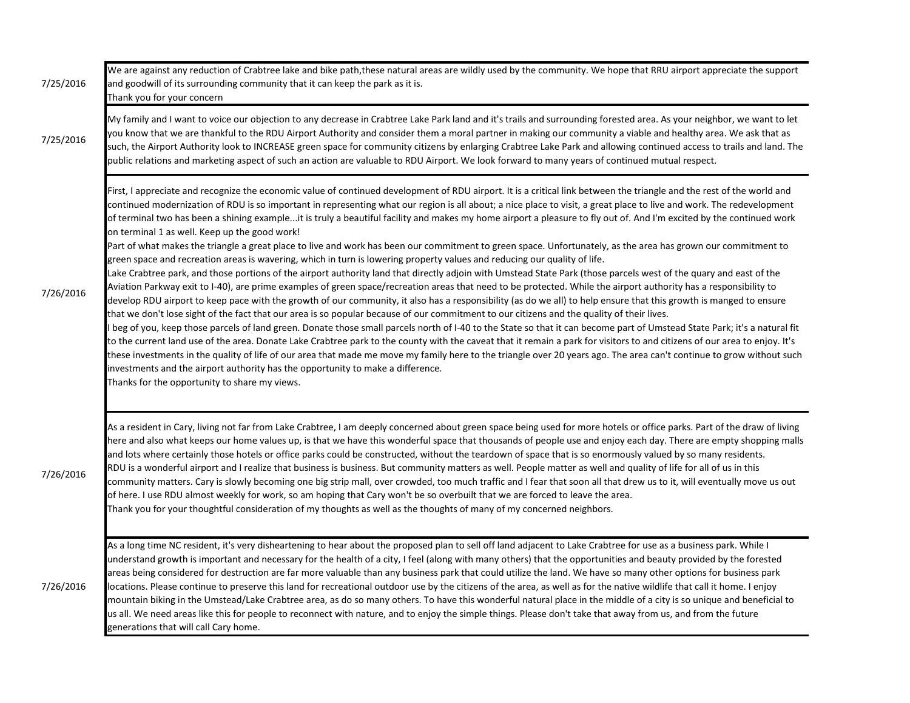| | |
|---|---|
| 7/25/2016 | We are against any reduction of Crabtree lake and bike path,these natural areas are wildly used by the community. We hope that RRU airport appreciate the support and goodwill of its surrounding community that it can keep the park as it is.<br>Thank you for your concern |
| 7/25/2016 | My family and I want to voice our objection to any decrease in Crabtree Lake Park land and it's trails and surrounding forested area. As your neighbor, we want to let you know that we are thankful to the RDU Airport Authority and consider them a moral partner in making our community a viable and healthy area. We ask that as such, the Airport Authority look to INCREASE green space for community citizens by enlarging Crabtree Lake Park and allowing continued access to trails and land. The public relations and marketing aspect of such an action are valuable to RDU Airport. We look forward to many years of continued mutual respect. |
| 7/26/2016 | First, I appreciate and recognize the economic value of continued development of RDU airport. It is a critical link between the triangle and the rest of the world and continued modernization of RDU is so important in representing what our region is all about; a nice place to visit, a great place to live and work. The redevelopment of terminal two has been a shining example...it is truly a beautiful facility and makes my home airport a pleasure to fly out of. And I'm excited by the continued work on terminal 1 as well. Keep up the good work!<br>Part of what makes the triangle a great place to live and work has been our commitment to green space. Unfortunately, as the area has grown our commitment to green space and recreation areas is wavering, which in turn is lowering property values and reducing our quality of life.<br>Lake Crabtree park, and those portions of the airport authority land that directly adjoin with Umstead State Park (those parcels west of the quary and east of the Aviation Parkway exit to I-40), are prime examples of green space/recreation areas that need to be protected. While the airport authority has a responsibility to develop RDU airport to keep pace with the growth of our community, it also has a responsibility (as do we all) to help ensure that this growth is manged to ensure that we don't lose sight of the fact that our area is so popular because of our commitment to our citizens and the quality of their lives.<br>I beg of you, keep those parcels of land green. Donate those small parcels north of I-40 to the State so that it can become part of Umstead State Park; it's a natural fit to the current land use of the area. Donate Lake Crabtree park to the county with the caveat that it remain a park for visitors to and citizens of our area to enjoy. It's these investments in the quality of life of our area that made me move my family here to the triangle over 20 years ago. The area can't continue to grow without such investments and the airport authority has the opportunity to make a difference.<br>Thanks for the opportunity to share my views. |
| 7/26/2016 | As a resident in Cary, living not far from Lake Crabtree, I am deeply concerned about green space being used for more hotels or office parks. Part of the draw of living here and also what keeps our home values up, is that we have this wonderful space that thousands of people use and enjoy each day. There are empty shopping malls and lots where certainly those hotels or office parks could be constructed, without the teardown of space that is so enormously valued by so many residents.<br>RDU is a wonderful airport and I realize that business is business. But community matters as well. People matter as well and quality of life for all of us in this community matters. Cary is slowly becoming one big strip mall, over crowded, too much traffic and I fear that soon all that drew us to it, will eventually move us out of here. I use RDU almost weekly for work, so am hoping that Cary won't be so overbuilt that we are forced to leave the area.<br>Thank you for your thoughtful consideration of my thoughts as well as the thoughts of many of my concerned neighbors. |
| 7/26/2016 | As a long time NC resident, it's very disheartening to hear about the proposed plan to sell off land adjacent to Lake Crabtree for use as a business park. While I understand growth is important and necessary for the health of a city, I feel (along with many others) that the opportunities and beauty provided by the forested areas being considered for destruction are far more valuable than any business park that could utilize the land. We have so many other options for business park locations. Please continue to preserve this land for recreational outdoor use by the citizens of the area, as well as for the native wildlife that call it home. I enjoy mountain biking in the Umstead/Lake Crabtree area, as do so many others. To have this wonderful natural place in the middle of a city is so unique and beneficial to us all. We need areas like this for people to reconnect with nature, and to enjoy the simple things. Please don't take that away from us, and from the future generations that will call Cary home. |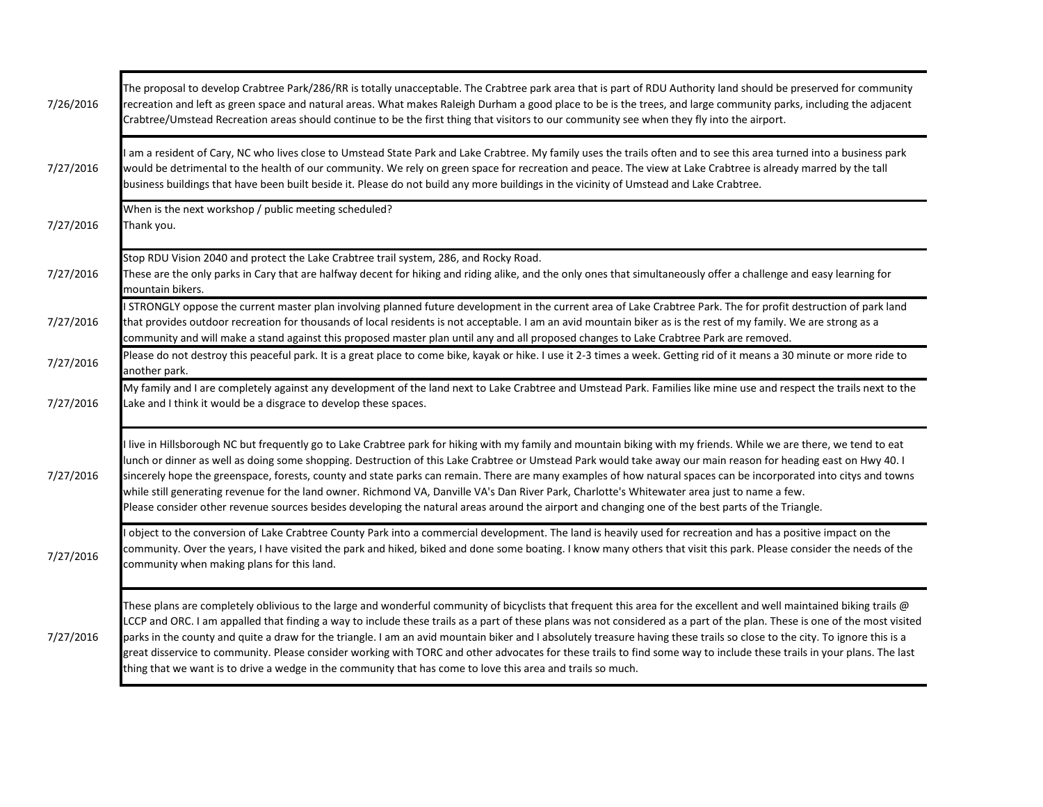| Date | Comment |
|---|---|
| 7/26/2016 | The proposal to develop Crabtree Park/286/RR is totally unacceptable. The Crabtree park area that is part of RDU Authority land should be preserved for community recreation and left as green space and natural areas. What makes Raleigh Durham a good place to be is the trees, and large community parks, including the adjacent Crabtree/Umstead Recreation areas should continue to be the first thing that visitors to our community see when they fly into the airport. |
| 7/27/2016 | I am a resident of Cary, NC who lives close to Umstead State Park and Lake Crabtree. My family uses the trails often and to see this area turned into a business park would be detrimental to the health of our community. We rely on green space for recreation and peace. The view at Lake Crabtree is already marred by the tall business buildings that have been built beside it. Please do not build any more buildings in the vicinity of Umstead and Lake Crabtree. |
| 7/27/2016 | When is the next workshop / public meeting scheduled?<br>Thank you. |
| 7/27/2016 | Stop RDU Vision 2040 and protect the Lake Crabtree trail system, 286, and Rocky Road.<br>These are the only parks in Cary that are halfway decent for hiking and riding alike, and the only ones that simultaneously offer a challenge and easy learning for mountain bikers. |
| 7/27/2016 | I STRONGLY oppose the current master plan involving planned future development in the current area of Lake Crabtree Park. The for profit destruction of park land that provides outdoor recreation for thousands of local residents is not acceptable. I am an avid mountain biker as is the rest of my family. We are strong as a community and will make a stand against this proposed master plan until any and all proposed changes to Lake Crabtree Park are removed. |
| 7/27/2016 | Please do not destroy this peaceful park. It is a great place to come bike, kayak or hike. I use it 2-3 times a week. Getting rid of it means a 30 minute or more ride to another park. |
| 7/27/2016 | My family and I are completely against any development of the land next to Lake Crabtree and Umstead Park. Families like mine use and respect the trails next to the Lake and I think it would be a disgrace to develop these spaces. |
| 7/27/2016 | I live in Hillsborough NC but frequently go to Lake Crabtree park for hiking with my family and mountain biking with my friends. While we are there, we tend to eat lunch or dinner as well as doing some shopping. Destruction of this Lake Crabtree or Umstead Park would take away our main reason for heading east on Hwy 40. I sincerely hope the greenspace, forests, county and state parks can remain. There are many examples of how natural spaces can be incorporated into citys and towns while still generating revenue for the land owner. Richmond VA, Danville VA's Dan River Park, Charlotte's Whitewater area just to name a few.<br>Please consider other revenue sources besides developing the natural areas around the airport and changing one of the best parts of the Triangle. |
| 7/27/2016 | I object to the conversion of Lake Crabtree County Park into a commercial development. The land is heavily used for recreation and has a positive impact on the community. Over the years, I have visited the park and hiked, biked and done some boating. I know many others that visit this park. Please consider the needs of the community when making plans for this land. |
| 7/27/2016 | These plans are completely oblivious to the large and wonderful community of bicyclists that frequent this area for the excellent and well maintained biking trails @ LCCP and ORC. I am appalled that finding a way to include these trails as a part of these plans was not considered as a part of the plan. These is one of the most visited parks in the county and quite a draw for the triangle. I am an avid mountain biker and I absolutely treasure having these trails so close to the city. To ignore this is a great disservice to community. Please consider working with TORC and other advocates for these trails to find some way to include these trails in your plans. The last thing that we want is to drive a wedge in the community that has come to love this area and trails so much. |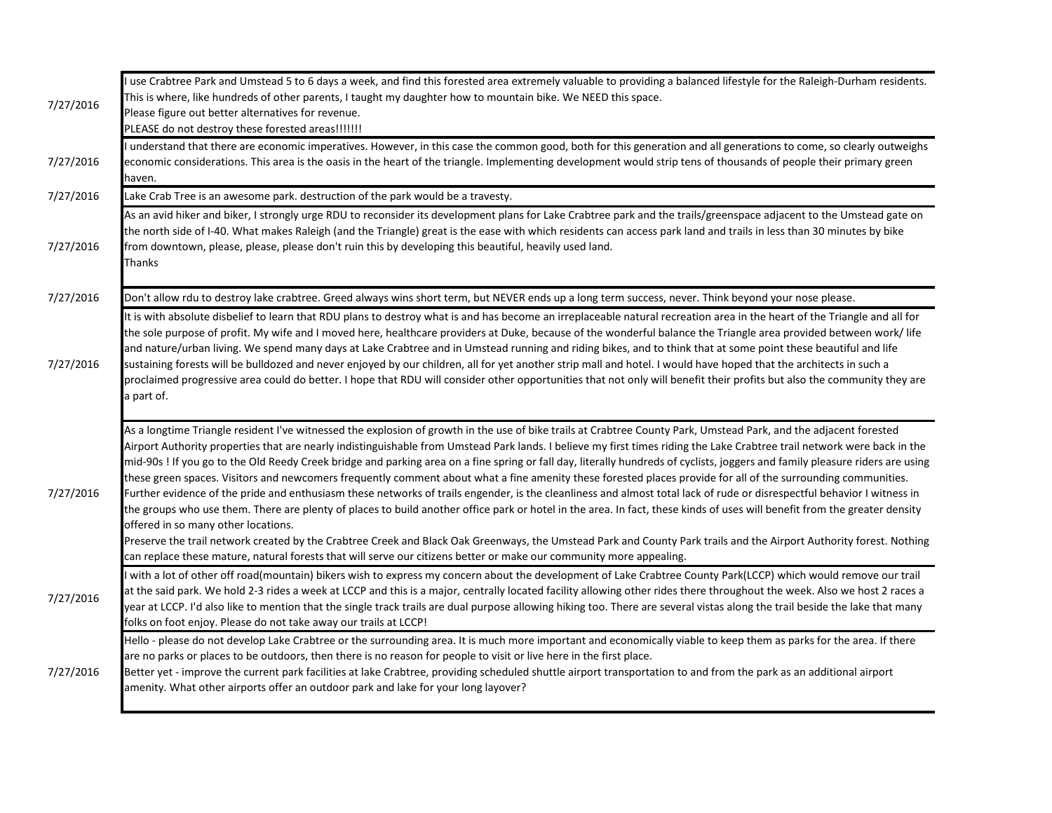| Date | Comment |
|---|---|
| 7/27/2016 | I use Crabtree Park and Umstead 5 to 6 days a week, and find this forested area extremely valuable to providing a balanced lifestyle for the Raleigh-Durham residents. This is where, like hundreds of other parents, I taught my daughter how to mountain bike. We NEED this space.<br>Please figure out better alternatives for revenue.<br>PLEASE do not destroy these forested areas!!!!!!! |
| 7/27/2016 | I understand that there are economic imperatives. However, in this case the common good, both for this generation and all generations to come, so clearly outweighs economic considerations. This area is the oasis in the heart of the triangle. Implementing development would strip tens of thousands of people their primary green haven. |
| 7/27/2016 | Lake Crab Tree is an awesome park. destruction of the park would be a travesty. |
| 7/27/2016 | As an avid hiker and biker, I strongly urge RDU to reconsider its development plans for Lake Crabtree park and the trails/greenspace adjacent to the Umstead gate on the north side of I-40. What makes Raleigh (and the Triangle) great is the ease with which residents can access park land and trails in less than 30 minutes by bike from downtown, please, please, please don't ruin this by developing this beautiful, heavily used land.<br>Thanks |
| 7/27/2016 | Don't allow rdu to destroy lake crabtree. Greed always wins short term, but NEVER ends up a long term success, never. Think beyond your nose please. |
| 7/27/2016 | It is with absolute disbelief to learn that RDU plans to destroy what is and has become an irreplaceable natural recreation area in the heart of the Triangle and all for the sole purpose of profit. My wife and I moved here, healthcare providers at Duke, because of the wonderful balance the Triangle area provided between work/ life and nature/urban living. We spend many days at Lake Crabtree and in Umstead running and riding bikes, and to think that at some point these beautiful and life sustaining forests will be bulldozed and never enjoyed by our children, all for yet another strip mall and hotel. I would have hoped that the architects in such a proclaimed progressive area could do better. I hope that RDU will consider other opportunities that not only will benefit their profits but also the community they are a part of. |
| 7/27/2016 | As a longtime Triangle resident I've witnessed the explosion of growth in the use of bike trails at Crabtree County Park, Umstead Park, and the adjacent forested Airport Authority properties that are nearly indistinguishable from Umstead Park lands. I believe my first times riding the Lake Crabtree trail network were back in the mid-90s ! If you go to the Old Reedy Creek bridge and parking area on a fine spring or fall day, literally hundreds of cyclists, joggers and family pleasure riders are using these green spaces. Visitors and newcomers frequently comment about what a fine amenity these forested places provide for all of the surrounding communities. Further evidence of the pride and enthusiasm these networks of trails engender, is the cleanliness and almost total lack of rude or disrespectful behavior I witness in the groups who use them. There are plenty of places to build another office park or hotel in the area. In fact, these kinds of uses will benefit from the greater density offered in so many other locations.<br>Preserve the trail network created by the Crabtree Creek and Black Oak Greenways, the Umstead Park and County Park trails and the Airport Authority forest. Nothing can replace these mature, natural forests that will serve our citizens better or make our community more appealing. |
| 7/27/2016 | I with a lot of other off road(mountain) bikers wish to express my concern about the development of Lake Crabtree County Park(LCCP) which would remove our trail at the said park. We hold 2-3 rides a week at LCCP and this is a major, centrally located facility allowing other rides there throughout the week. Also we host 2 races a year at LCCP. I'd also like to mention that the single track trails are dual purpose allowing hiking too. There are several vistas along the trail beside the lake that many folks on foot enjoy. Please do not take away our trails at LCCP! |
| 7/27/2016 | Hello - please do not develop Lake Crabtree or the surrounding area. It is much more important and economically viable to keep them as parks for the area. If there are no parks or places to be outdoors, then there is no reason for people to visit or live here in the first place.<br>Better yet - improve the current park facilities at lake Crabtree, providing scheduled shuttle airport transportation to and from the park as an additional airport amenity. What other airports offer an outdoor park and lake for your long layover? |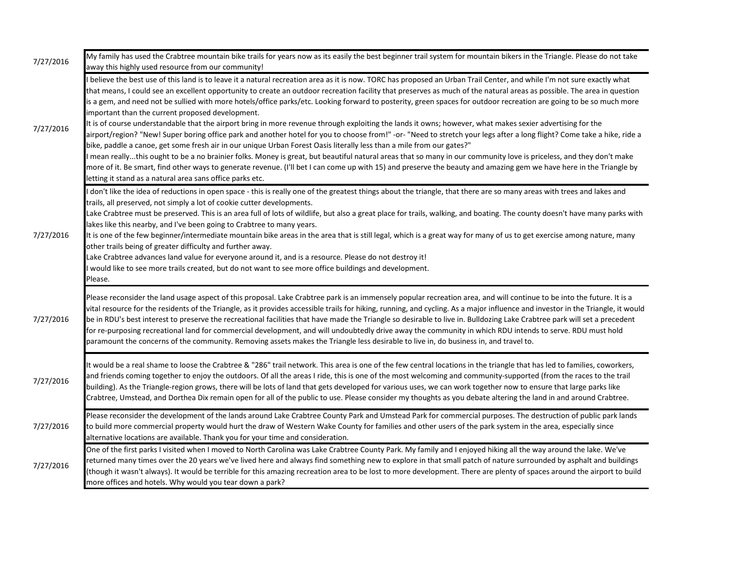| Date | Comment |
|---|---|
| 7/27/2016 | My family has used the Crabtree mountain bike trails for years now as its easily the best beginner trail system for mountain bikers in the Triangle. Please do not take away this highly used resource from our community! |
| 7/27/2016 | I believe the best use of this land is to leave it a natural recreation area as it is now. TORC has proposed an Urban Trail Center, and while I'm not sure exactly what that means, I could see an excellent opportunity to create an outdoor recreation facility that preserves as much of the natural areas as possible. The area in question is a gem, and need not be sullied with more hotels/office parks/etc. Looking forward to posterity, green spaces for outdoor recreation are going to be so much more important than the current proposed development.<br>It is of course understandable that the airport bring in more revenue through exploiting the lands it owns; however, what makes sexier advertising for the airport/region? "New! Super boring office park and another hotel for you to choose from!" -or- "Need to stretch your legs after a long flight? Come take a hike, ride a bike, paddle a canoe, get some fresh air in our unique Urban Forest Oasis literally less than a mile from our gates?"<br>I mean really...this ought to be a no brainier folks. Money is great, but beautiful natural areas that so many in our community love is priceless, and they don't make more of it. Be smart, find other ways to generate revenue. (I'll bet I can come up with 15) and preserve the beauty and amazing gem we have here in the Triangle by letting it stand as a natural area sans office parks etc. |
| 7/27/2016 | I don't like the idea of reductions in open space - this is really one of the greatest things about the triangle, that there are so many areas with trees and lakes and trails, all preserved, not simply a lot of cookie cutter developments.<br>Lake Crabtree must be preserved. This is an area full of lots of wildlife, but also a great place for trails, walking, and boating. The county doesn't have many parks with lakes like this nearby, and I've been going to Crabtree to many years.<br>It is one of the few beginner/intermediate mountain bike areas in the area that is still legal, which is a great way for many of us to get exercise among nature, many other trails being of greater difficulty and further away.<br>Lake Crabtree advances land value for everyone around it, and is a resource. Please do not destroy it!<br>I would like to see more trails created, but do not want to see more office buildings and development.<br>Please. |
| 7/27/2016 | Please reconsider the land usage aspect of this proposal. Lake Crabtree park is an immensely popular recreation area, and will continue to be into the future. It is a vital resource for the residents of the Triangle, as it provides accessible trails for hiking, running, and cycling. As a major influence and investor in the Triangle, it would be in RDU's best interest to preserve the recreational facilities that have made the Triangle so desirable to live in. Bulldozing Lake Crabtree park will set a precedent for re-purposing recreational land for commercial development, and will undoubtedly drive away the community in which RDU intends to serve. RDU must hold paramount the concerns of the community. Removing assets makes the Triangle less desirable to live in, do business in, and travel to. |
| 7/27/2016 | It would be a real shame to loose the Crabtree & "286" trail network. This area is one of the few central locations in the triangle that has led to families, coworkers, and friends coming together to enjoy the outdoors. Of all the areas I ride, this is one of the most welcoming and community-supported (from the races to the trail building). As the Triangle-region grows, there will be lots of land that gets developed for various uses, we can work together now to ensure that large parks like Crabtree, Umstead, and Dorthea Dix remain open for all of the public to use. Please consider my thoughts as you debate altering the land in and around Crabtree. |
| 7/27/2016 | Please reconsider the development of the lands around Lake Crabtree County Park and Umstead Park for commercial purposes. The destruction of public park lands to build more commercial property would hurt the draw of Western Wake County for families and other users of the park system in the area, especially since alternative locations are available. Thank you for your time and consideration. |
| 7/27/2016 | One of the first parks I visited when I moved to North Carolina was Lake Crabtree County Park. My family and I enjoyed hiking all the way around the lake. We've returned many times over the 20 years we've lived here and always find something new to explore in that small patch of nature surrounded by asphalt and buildings (though it wasn't always). It would be terrible for this amazing recreation area to be lost to more development. There are plenty of spaces around the airport to build more offices and hotels. Why would you tear down a park? |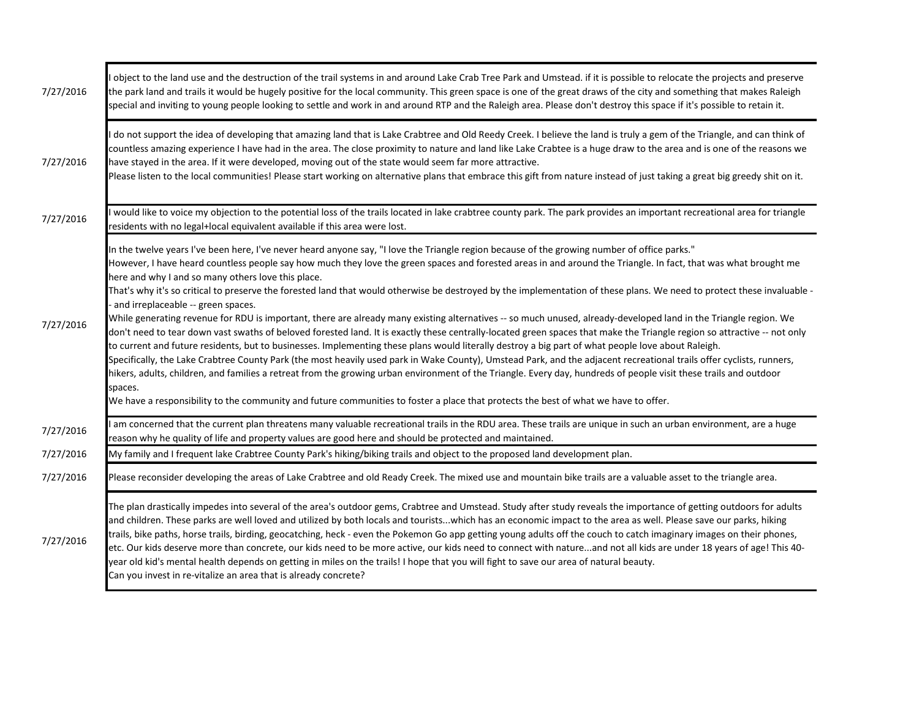| | |
|---|---|
| 7/27/2016 | I object to the land use and the destruction of the trail systems in and around Lake Crab Tree Park and Umstead. if it is possible to relocate the projects and preserve the park land and trails it would be hugely positive for the local community. This green space is one of the great draws of the city and something that makes Raleigh special and inviting to young people looking to settle and work in and around RTP and the Raleigh area. Please don't destroy this space if it's possible to retain it. |
| 7/27/2016 | I do not support the idea of developing that amazing land that is Lake Crabtree and Old Reedy Creek. I believe the land is truly a gem of the Triangle, and can think of countless amazing experience I have had in the area. The close proximity to nature and land like Lake Crabtee is a huge draw to the area and is one of the reasons we have stayed in the area. If it were developed, moving out of the state would seem far more attractive.<br>Please listen to the local communities! Please start working on alternative plans that embrace this gift from nature instead of just taking a great big greedy shit on it. |
| 7/27/2016 | I would like to voice my objection to the potential loss of the trails located in lake crabtree county park. The park provides an important recreational area for triangle residents with no legal+local equivalent available if this area were lost. |
| 7/27/2016 | In the twelve years I've been here, I've never heard anyone say, "I love the Triangle region because of the growing number of office parks."<br>However, I have heard countless people say how much they love the green spaces and forested areas in and around the Triangle. In fact, that was what brought me here and why I and so many others love this place.<br>That's why it's so critical to preserve the forested land that would otherwise be destroyed by the implementation of these plans. We need to protect these invaluable -- and irreplaceable -- green spaces.<br>While generating revenue for RDU is important, there are already many existing alternatives -- so much unused, already-developed land in the Triangle region. We don't need to tear down vast swaths of beloved forested land. It is exactly these centrally-located green spaces that make the Triangle region so attractive -- not only to current and future residents, but to businesses. Implementing these plans would literally destroy a big part of what people love about Raleigh.<br>Specifically, the Lake Crabtree County Park (the most heavily used park in Wake County), Umstead Park, and the adjacent recreational trails offer cyclists, runners, hikers, adults, children, and families a retreat from the growing urban environment of the Triangle. Every day, hundreds of people visit these trails and outdoor spaces.<br>We have a responsibility to the community and future communities to foster a place that protects the best of what we have to offer. |
| 7/27/2016 | I am concerned that the current plan threatens many valuable recreational trails in the RDU area. These trails are unique in such an urban environment, are a huge reason why he quality of life and property values are good here and should be protected and maintained. |
| 7/27/2016 | My family and I frequent lake Crabtree County Park's hiking/biking trails and object to the proposed land development plan. |
| 7/27/2016 | Please reconsider developing the areas of Lake Crabtree and old Ready Creek. The mixed use and mountain bike trails are a valuable asset to the triangle area. |
| 7/27/2016 | The plan drastically impedes into several of the area's outdoor gems, Crabtree and Umstead. Study after study reveals the importance of getting outdoors for adults and children. These parks are well loved and utilized by both locals and tourists...which has an economic impact to the area as well. Please save our parks, hiking trails, bike paths, horse trails, birding, geocatching, heck - even the Pokemon Go app getting young adults off the couch to catch imaginary images on their phones, etc. Our kids deserve more than concrete, our kids need to be more active, our kids need to connect with nature...and not all kids are under 18 years of age! This 40-year old kid's mental health depends on getting in miles on the trails! I hope that you will fight to save our area of natural beauty.<br>Can you invest in re-vitalize an area that is already concrete? |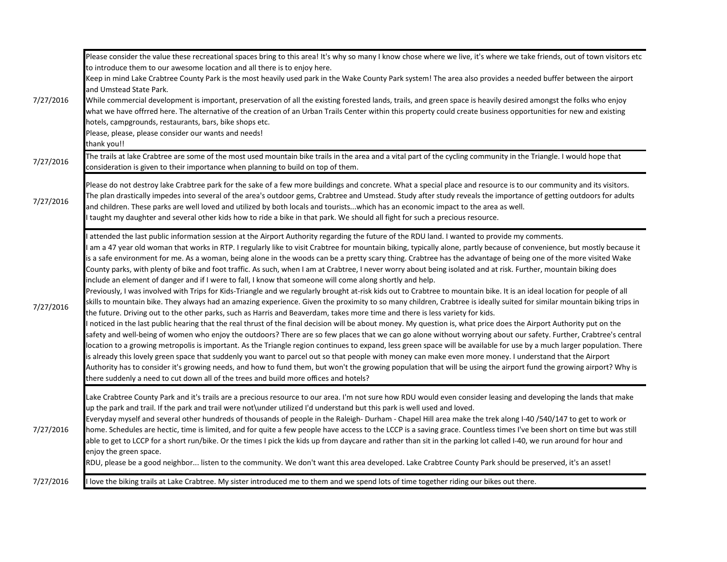| | |
|---|---|
| 7/27/2016 | Please consider the value these recreational spaces bring to this area! It's why so many I know chose where we live, it's where we take friends, out of town visitors etc to introduce them to our awesome location and all there is to enjoy here.<br>Keep in mind Lake Crabtree County Park is the most heavily used park in the Wake County Park system! The area also provides a needed buffer between the airport and Umstead State Park.<br>While commercial development is important, preservation of all the existing forested lands, trails, and green space is heavily desired amongst the folks who enjoy what we have offrred here. The alternative of the creation of an Urban Trails Center within this property could create business opportunities for new and existing hotels, campgrounds, restaurants, bars, bike shops etc.<br>Please, please, please consider our wants and needs!<br>thank you!! |
| 7/27/2016 | The trails at lake Crabtree are some of the most used mountain bike trails in the area and a vital part of the cycling community in the Triangle. I would hope that consideration is given to their importance when planning to build on top of them. |
| 7/27/2016 | Please do not destroy lake Crabtree park for the sake of a few more buildings and concrete. What a special place and resource is to our community and its visitors. The plan drastically impedes into several of the area's outdoor gems, Crabtree and Umstead. Study after study reveals the importance of getting outdoors for adults and children. These parks are well loved and utilized by both locals and tourists...which has an economic impact to the area as well.<br>I taught my daughter and several other kids how to ride a bike in that park. We should all fight for such a precious resource. |
| 7/27/2016 | I attended the last public information session at the Airport Authority regarding the future of the RDU land. I wanted to provide my comments.<br>I am a 47 year old woman that works in RTP. I regularly like to visit Crabtree for mountain biking, typically alone, partly because of convenience, but mostly because it is a safe environment for me. As a woman, being alone in the woods can be a pretty scary thing. Crabtree has the advantage of being one of the more visited Wake County parks, with plenty of bike and foot traffic. As such, when I am at Crabtree, I never worry about being isolated and at risk. Further, mountain biking does include an element of danger and if I were to fall, I know that someone will come along shortly and help.<br>Previously, I was involved with Trips for Kids-Triangle and we regularly brought at-risk kids out to Crabtree to mountain bike. It is an ideal location for people of all skills to mountain bike. They always had an amazing experience. Given the proximity to so many children, Crabtree is ideally suited for similar mountain biking trips in the future. Driving out to the other parks, such as Harris and Beaverdam, takes more time and there is less variety for kids.<br>I noticed in the last public hearing that the real thrust of the final decision will be about money. My question is, what price does the Airport Authority put on the safety and well-being of women who enjoy the outdoors? There are so few places that we can go alone without worrying about our safety. Further, Crabtree's central location to a growing metropolis is important. As the Triangle region continues to expand, less green space will be available for use by a much larger population. There is already this lovely green space that suddenly you want to parcel out so that people with money can make even more money. I understand that the Airport Authority has to consider it's growing needs, and how to fund them, but won't the growing population that will be using the airport fund the growing airport? Why is there suddenly a need to cut down all of the trees and build more offices and hotels? |
| 7/27/2016 | Lake Crabtree County Park and it's trails are a precious resource to our area. I'm not sure how RDU would even consider leasing and developing the lands that make up the park and trail. If the park and trail were not\under utilized I'd understand but this park is well used and loved.<br>Everyday myself and several other hundreds of thousands of people in the Raleigh- Durham - Chapel Hill area make the trek along I-40 /540/147 to get to work or home. Schedules are hectic, time is limited, and for quite a few people have access to the LCCP is a saving grace. Countless times I've been short on time but was still able to get to LCCP for a short run/bike. Or the times I pick the kids up from daycare and rather than sit in the parking lot called I-40, we run around for hour and enjoy the green space.<br>RDU, please be a good neighbor... listen to the community. We don't want this area developed. Lake Crabtree County Park should be preserved, it's an asset! |
| 7/27/2016 | I love the biking trails at Lake Crabtree. My sister introduced me to them and we spend lots of time together riding our bikes out there. |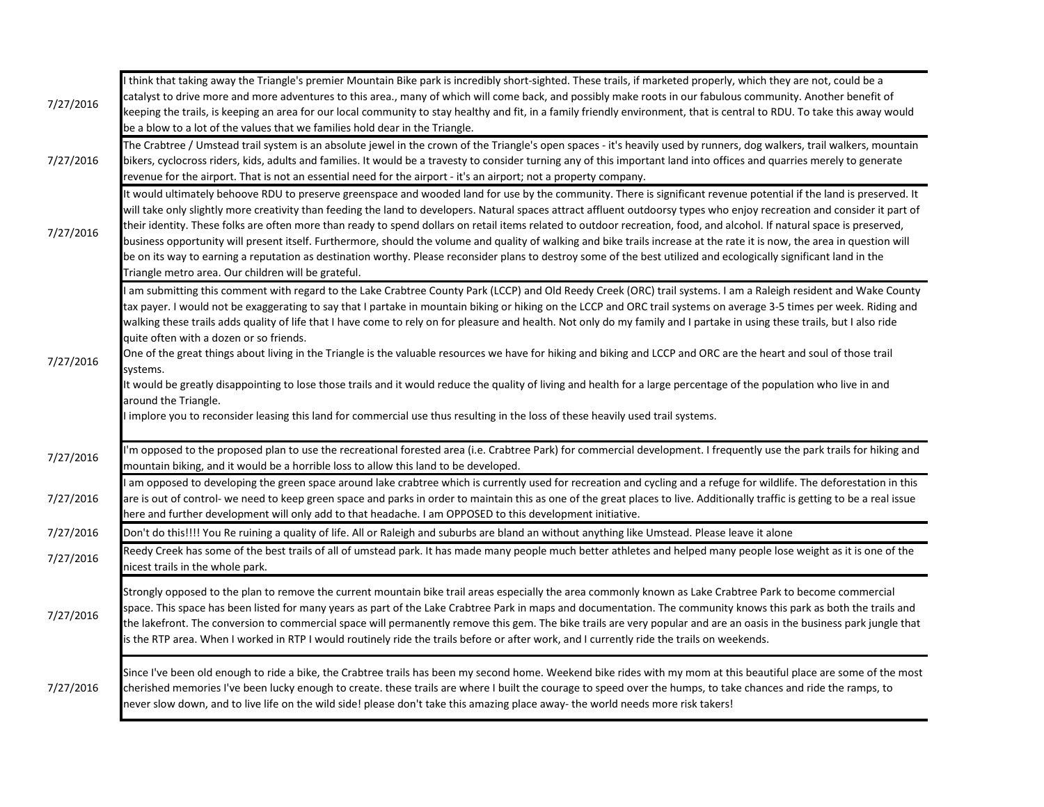| | |
|---|---|
| 7/27/2016 | I think that taking away the Triangle's premier Mountain Bike park is incredibly short-sighted. These trails, if marketed properly, which they are not, could be a catalyst to drive more and more adventures to this area., many of which will come back, and possibly make roots in our fabulous community. Another benefit of keeping the trails, is keeping an area for our local community to stay healthy and fit, in a family friendly environment, that is central to RDU. To take this away would be a blow to a lot of the values that we families hold dear in the Triangle. |
| 7/27/2016 | The Crabtree / Umstead trail system is an absolute jewel in the crown of the Triangle's open spaces - it's heavily used by runners, dog walkers, trail walkers, mountain bikers, cyclocross riders, kids, adults and families. It would be a travesty to consider turning any of this important land into offices and quarries merely to generate revenue for the airport. That is not an essential need for the airport - it's an airport; not a property company. |
| 7/27/2016 | It would ultimately behoove RDU to preserve greenspace and wooded land for use by the community. There is significant revenue potential if the land is preserved. It will take only slightly more creativity than feeding the land to developers. Natural spaces attract affluent outdoorsy types who enjoy recreation and consider it part of their identity. These folks are often more than ready to spend dollars on retail items related to outdoor recreation, food, and alcohol. If natural space is preserved, business opportunity will present itself. Furthermore, should the volume and quality of walking and bike trails increase at the rate it is now, the area in question will be on its way to earning a reputation as destination worthy. Please reconsider plans to destroy some of the best utilized and ecologically significant land in the Triangle metro area. Our children will be grateful. |
| 7/27/2016 | I am submitting this comment with regard to the Lake Crabtree County Park (LCCP) and Old Reedy Creek (ORC) trail systems. I am a Raleigh resident and Wake County tax payer. I would not be exaggerating to say that I partake in mountain biking or hiking on the LCCP and ORC trail systems on average 3-5 times per week. Riding and walking these trails adds quality of life that I have come to rely on for pleasure and health. Not only do my family and I partake in using these trails, but I also ride quite often with a dozen or so friends.<br>One of the great things about living in the Triangle is the valuable resources we have for hiking and biking and LCCP and ORC are the heart and soul of those trail systems.<br>It would be greatly disappointing to lose those trails and it would reduce the quality of living and health for a large percentage of the population who live in and around the Triangle.<br>I implore you to reconsider leasing this land for commercial use thus resulting in the loss of these heavily used trail systems. |
| 7/27/2016 | I'm opposed to the proposed plan to use the recreational forested area (i.e. Crabtree Park) for commercial development. I frequently use the park trails for hiking and mountain biking, and it would be a horrible loss to allow this land to be developed. |
| 7/27/2016 | I am opposed to developing the green space around lake crabtree which is currently used for recreation and cycling and a refuge for wildlife. The deforestation in this are is out of control- we need to keep green space and parks in order to maintain this as one of the great places to live. Additionally traffic is getting to be a real issue here and further development will only add to that headache. I am OPPOSED to this development initiative. |
| 7/27/2016 | Don't do this!!!! You Re ruining a quality of life. All or Raleigh and suburbs are bland an without anything like Umstead. Please leave it alone |
| 7/27/2016 | Reedy Creek has some of the best trails of all of umstead park. It has made many people much better athletes and helped many people lose weight as it is one of the nicest trails in the whole park. |
| 7/27/2016 | Strongly opposed to the plan to remove the current mountain bike trail areas especially the area commonly known as Lake Crabtree Park to become commercial space. This space has been listed for many years as part of the Lake Crabtree Park in maps and documentation. The community knows this park as both the trails and the lakefront. The conversion to commercial space will permanently remove this gem. The bike trails are very popular and are an oasis in the business park jungle that is the RTP area. When I worked in RTP I would routinely ride the trails before or after work, and I currently ride the trails on weekends. |
| 7/27/2016 | Since I've been old enough to ride a bike, the Crabtree trails has been my second home. Weekend bike rides with my mom at this beautiful place are some of the most cherished memories I've been lucky enough to create. these trails are where I built the courage to speed over the humps, to take chances and ride the ramps, to never slow down, and to live life on the wild side! please don't take this amazing place away- the world needs more risk takers! |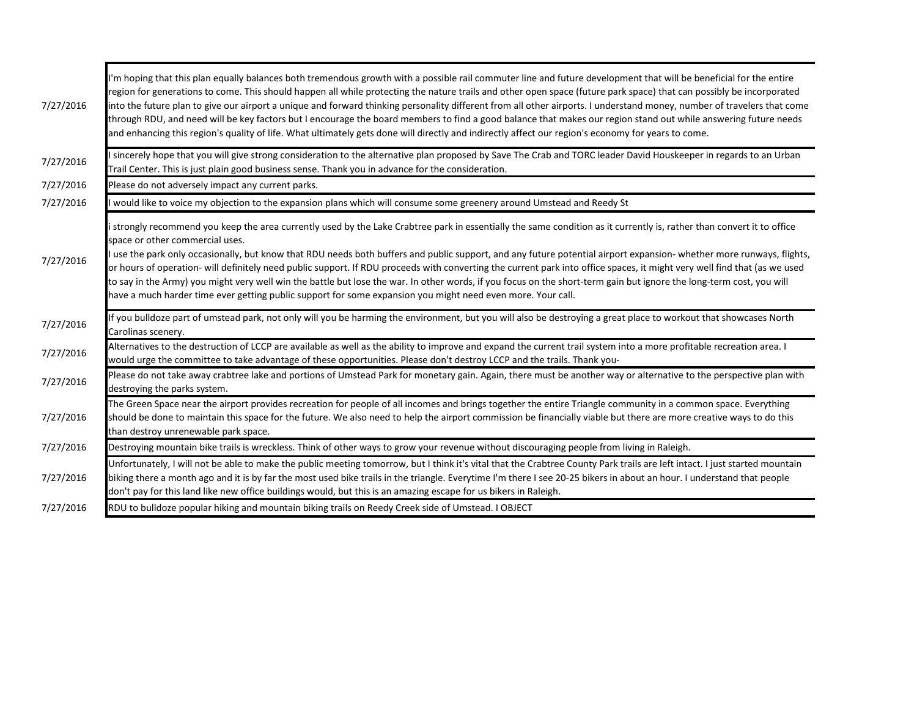| | |
|---|---|
| 7/27/2016 | I'm hoping that this plan equally balances both tremendous growth with a possible rail commuter line and future development that will be beneficial for the entire region for generations to come. This should happen all while protecting the nature trails and other open space (future park space) that can possibly be incorporated into the future plan to give our airport a unique and forward thinking personality different from all other airports. I understand money, number of travelers that come through RDU, and need will be key factors but I encourage the board members to find a good balance that makes our region stand out while answering future needs and enhancing this region's quality of life. What ultimately gets done will directly and indirectly affect our region's economy for years to come. |
| 7/27/2016 | I sincerely hope that you will give strong consideration to the alternative plan proposed by Save The Crab and TORC leader David Houskeeper in regards to an Urban Trail Center. This is just plain good business sense. Thank you in advance for the consideration. |
| 7/27/2016 | Please do not adversely impact any current parks. |
| 7/27/2016 | I would like to voice my objection to the expansion plans which will consume some greenery around Umstead and Reedy St |
| 7/27/2016 | i strongly recommend you keep the area currently used by the Lake Crabtree park in essentially the same condition as it currently is, rather than convert it to office space or other commercial uses.<br>I use the park only occasionally, but know that RDU needs both buffers and public support, and any future potential airport expansion- whether more runways, flights, or hours of operation- will definitely need public support. If RDU proceeds with converting the current park into office spaces, it might very well find that (as we used to say in the Army) you might very well win the battle but lose the war. In other words, if you focus on the short-term gain but ignore the long-term cost, you will have a much harder time ever getting public support for some expansion you might need even more. Your call. |
| 7/27/2016 | If you bulldoze part of umstead park, not only will you be harming the environment, but you will also be destroying a great place to workout that showcases North Carolinas scenery. |
| 7/27/2016 | Alternatives to the destruction of LCCP are available as well as the ability to improve and expand the current trail system into a more profitable recreation area. I would urge the committee to take advantage of these opportunities. Please don't destroy LCCP and the trails. Thank you- |
| 7/27/2016 | Please do not take away crabtree lake and portions of Umstead Park for monetary gain. Again, there must be another way or alternative to the perspective plan with destroying the parks system. |
| 7/27/2016 | The Green Space near the airport provides recreation for people of all incomes and brings together the entire Triangle community in a common space. Everything should be done to maintain this space for the future. We also need to help the airport commission be financially viable but there are more creative ways to do this than destroy unrenewable park space. |
| 7/27/2016 | Destroying mountain bike trails is wreckless. Think of other ways to grow your revenue without discouraging people from living in Raleigh. |
| 7/27/2016 | Unfortunately, I will not be able to make the public meeting tomorrow, but I think it's vital that the Crabtree County Park trails are left intact. I just started mountain biking there a month ago and it is by far the most used bike trails in the triangle. Everytime I'm there I see 20-25 bikers in about an hour. I understand that people don't pay for this land like new office buildings would, but this is an amazing escape for us bikers in Raleigh. |
| 7/27/2016 | RDU to bulldoze popular hiking and mountain biking trails on Reedy Creek side of Umstead. I OBJECT |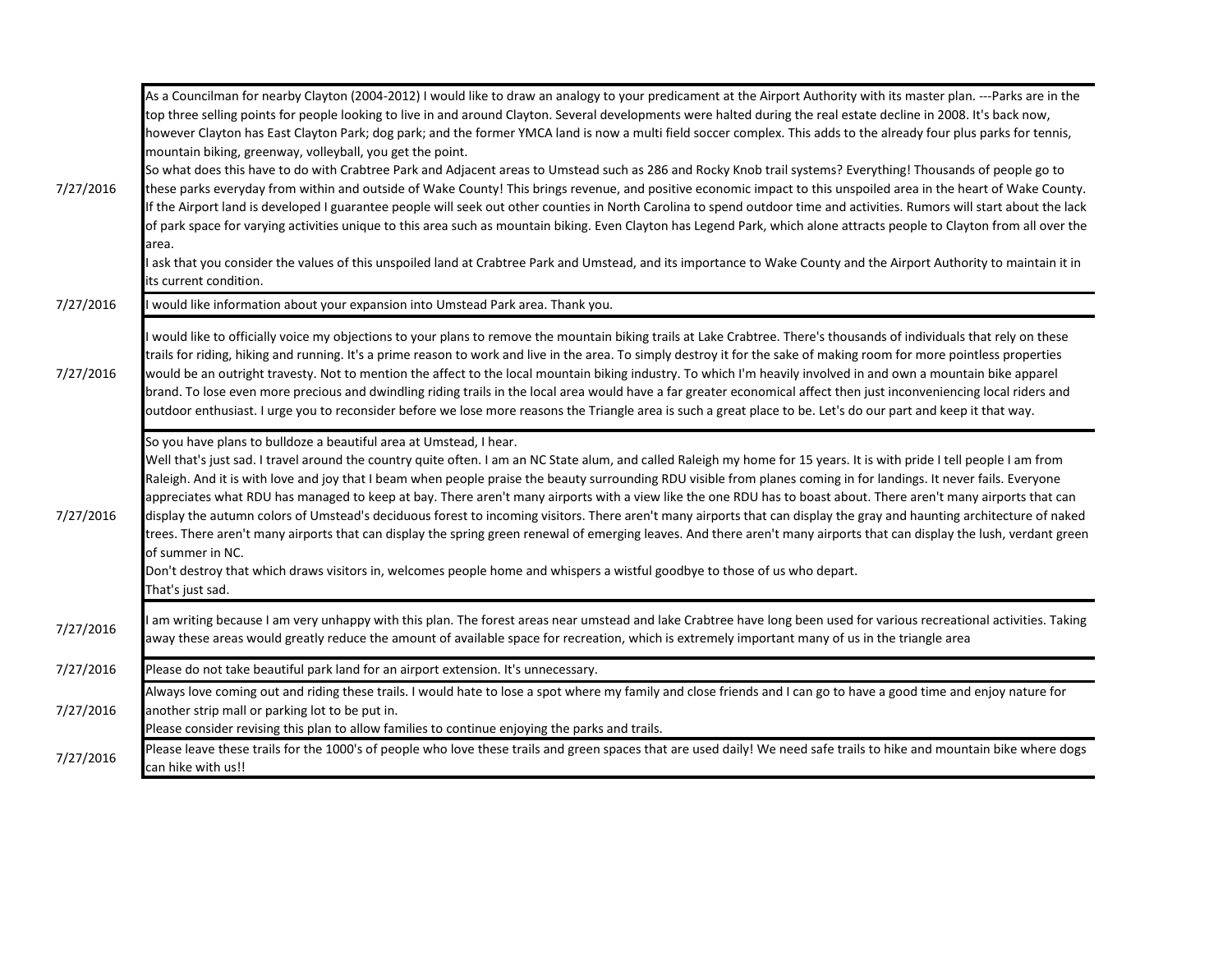| | |
|---|---|
| 7/27/2016 | As a Councilman for nearby Clayton (2004-2012) I would like to draw an analogy to your predicament at the Airport Authority with its master plan. ---Parks are in the top three selling points for people looking to live in and around Clayton. Several developments were halted during the real estate decline in 2008. It's back now, however Clayton has East Clayton Park; dog park; and the former YMCA land is now a multi field soccer complex. This adds to the already four plus parks for tennis, mountain biking, greenway, volleyball, you get the point.<br>So what does this have to do with Crabtree Park and Adjacent areas to Umstead such as 286 and Rocky Knob trail systems? Everything! Thousands of people go to these parks everyday from within and outside of Wake County! This brings revenue, and positive economic impact to this unspoiled area in the heart of Wake County. If the Airport land is developed I guarantee people will seek out other counties in North Carolina to spend outdoor time and activities. Rumors will start about the lack of park space for varying activities unique to this area such as mountain biking. Even Clayton has Legend Park, which alone attracts people to Clayton from all over the area.<br>I ask that you consider the values of this unspoiled land at Crabtree Park and Umstead, and its importance to Wake County and the Airport Authority to maintain it in its current condition. |
| 7/27/2016 | I would like information about your expansion into Umstead Park area. Thank you. |
| 7/27/2016 | I would like to officially voice my objections to your plans to remove the mountain biking trails at Lake Crabtree. There's thousands of individuals that rely on these trails for riding, hiking and running. It's a prime reason to work and live in the area. To simply destroy it for the sake of making room for more pointless properties would be an outright travesty. Not to mention the affect to the local mountain biking industry. To which I'm heavily involved in and own a mountain bike apparel brand. To lose even more precious and dwindling riding trails in the local area would have a far greater economical affect then just inconveniencing local riders and outdoor enthusiast. I urge you to reconsider before we lose more reasons the Triangle area is such a great place to be. Let's do our part and keep it that way. |
| 7/27/2016 | So you have plans to bulldoze a beautiful area at Umstead, I hear.<br>Well that's just sad. I travel around the country quite often. I am an NC State alum, and called Raleigh my home for 15 years. It is with pride I tell people I am from Raleigh. And it is with love and joy that I beam when people praise the beauty surrounding RDU visible from planes coming in for landings. It never fails. Everyone appreciates what RDU has managed to keep at bay. There aren't many airports with a view like the one RDU has to boast about. There aren't many airports that can display the autumn colors of Umstead's deciduous forest to incoming visitors. There aren't many airports that can display the gray and haunting architecture of naked trees. There aren't many airports that can display the spring green renewal of emerging leaves. And there aren't many airports that can display the lush, verdant green of summer in NC.<br>Don't destroy that which draws visitors in, welcomes people home and whispers a wistful goodbye to those of us who depart.<br>That's just sad. |
| 7/27/2016 | I am writing because I am very unhappy with this plan. The forest areas near umstead and lake Crabtree have long been used for various recreational activities. Taking away these areas would greatly reduce the amount of available space for recreation, which is extremely important many of us in the triangle area |
| 7/27/2016 | Please do not take beautiful park land for an airport extension. It's unnecessary. |
| 7/27/2016 | Always love coming out and riding these trails. I would hate to lose a spot where my family and close friends and I can go to have a good time and enjoy nature for another strip mall or parking lot to be put in.<br>Please consider revising this plan to allow families to continue enjoying the parks and trails. |
| 7/27/2016 | Please leave these trails for the 1000's of people who love these trails and green spaces that are used daily! We need safe trails to hike and mountain bike where dogs can hike with us!! |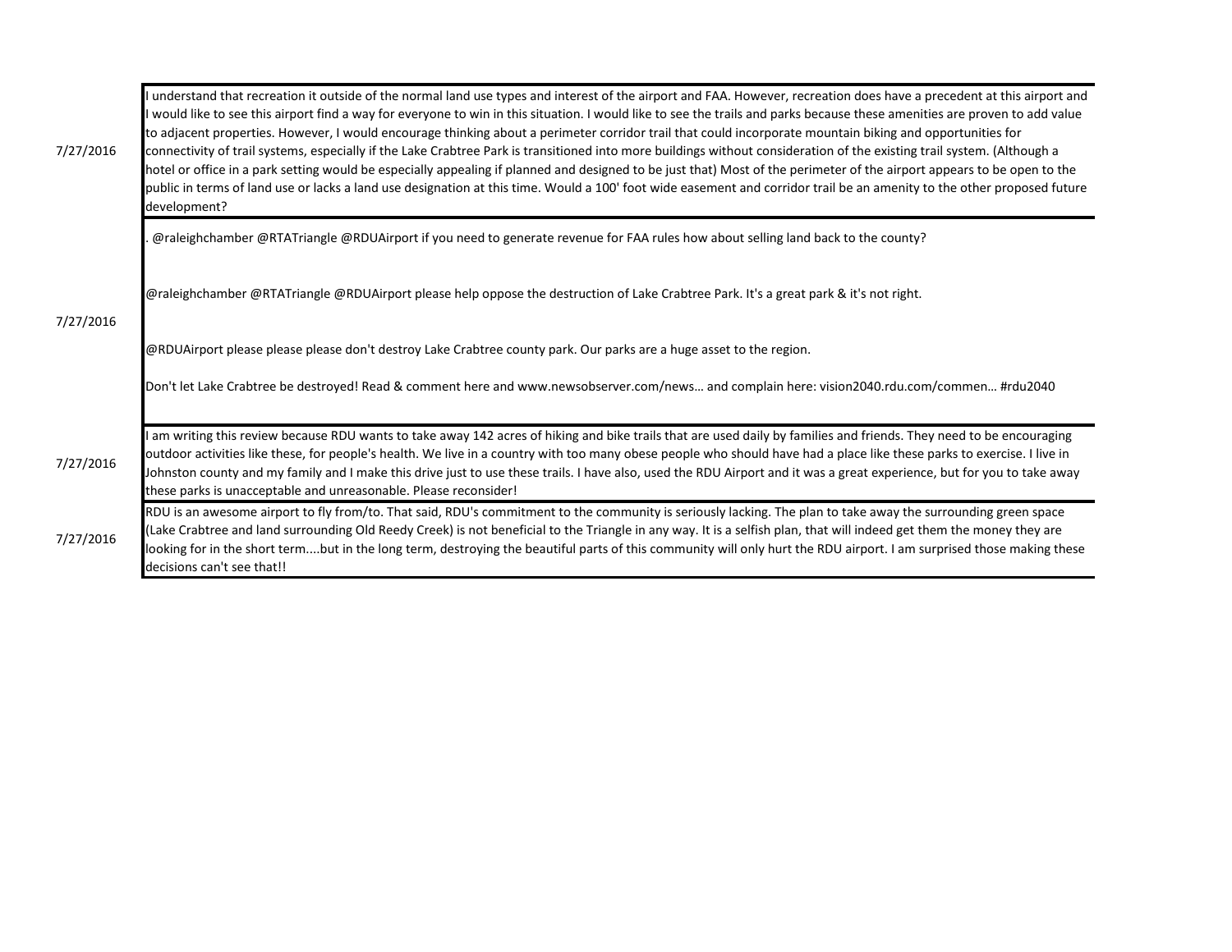| | |
|---|---|
| 7/27/2016 | I understand that recreation it outside of the normal land use types and interest of the airport and FAA. However, recreation does have a precedent at this airport and I would like to see this airport find a way for everyone to win in this situation. I would like to see the trails and parks because these amenities are proven to add value to adjacent properties. However, I would encourage thinking about a perimeter corridor trail that could incorporate mountain biking and opportunities for connectivity of trail systems, especially if the Lake Crabtree Park is transitioned into more buildings without consideration of the existing trail system. (Although a hotel or office in a park setting would be especially appealing if planned and designed to be just that) Most of the perimeter of the airport appears to be open to the public in terms of land use or lacks a land use designation at this time. Would a 100' foot wide easement and corridor trail be an amenity to the other proposed future development? |
| 7/27/2016 | . @raleighchamber @RTATriangle @RDUAirport if you need to generate revenue for FAA rules how about selling land back to the county?<br><br>@raleighchamber @RTATriangle @RDUAirport please help oppose the destruction of Lake Crabtree Park. It's a great park & it's not right.<br><br>@RDUAirport please please please don't destroy Lake Crabtree county park. Our parks are a huge asset to the region.<br><br>Don't let Lake Crabtree be destroyed! Read & comment here and www.newsobserver.com/news… and complain here: vision2040.rdu.com/commen… #rdu2040 |
| 7/27/2016 | I am writing this review because RDU wants to take away 142 acres of hiking and bike trails that are used daily by families and friends. They need to be encouraging outdoor activities like these, for people's health. We live in a country with too many obese people who should have had a place like these parks to exercise. I live in Johnston county and my family and I make this drive just to use these trails. I have also, used the RDU Airport and it was a great experience, but for you to take away these parks is unacceptable and unreasonable. Please reconsider! |
| 7/27/2016 | RDU is an awesome airport to fly from/to. That said, RDU's commitment to the community is seriously lacking. The plan to take away the surrounding green space (Lake Crabtree and land surrounding Old Reedy Creek) is not beneficial to the Triangle in any way. It is a selfish plan, that will indeed get them the money they are looking for in the short term....but in the long term, destroying the beautiful parts of this community will only hurt the RDU airport. I am surprised those making these decisions can't see that!! |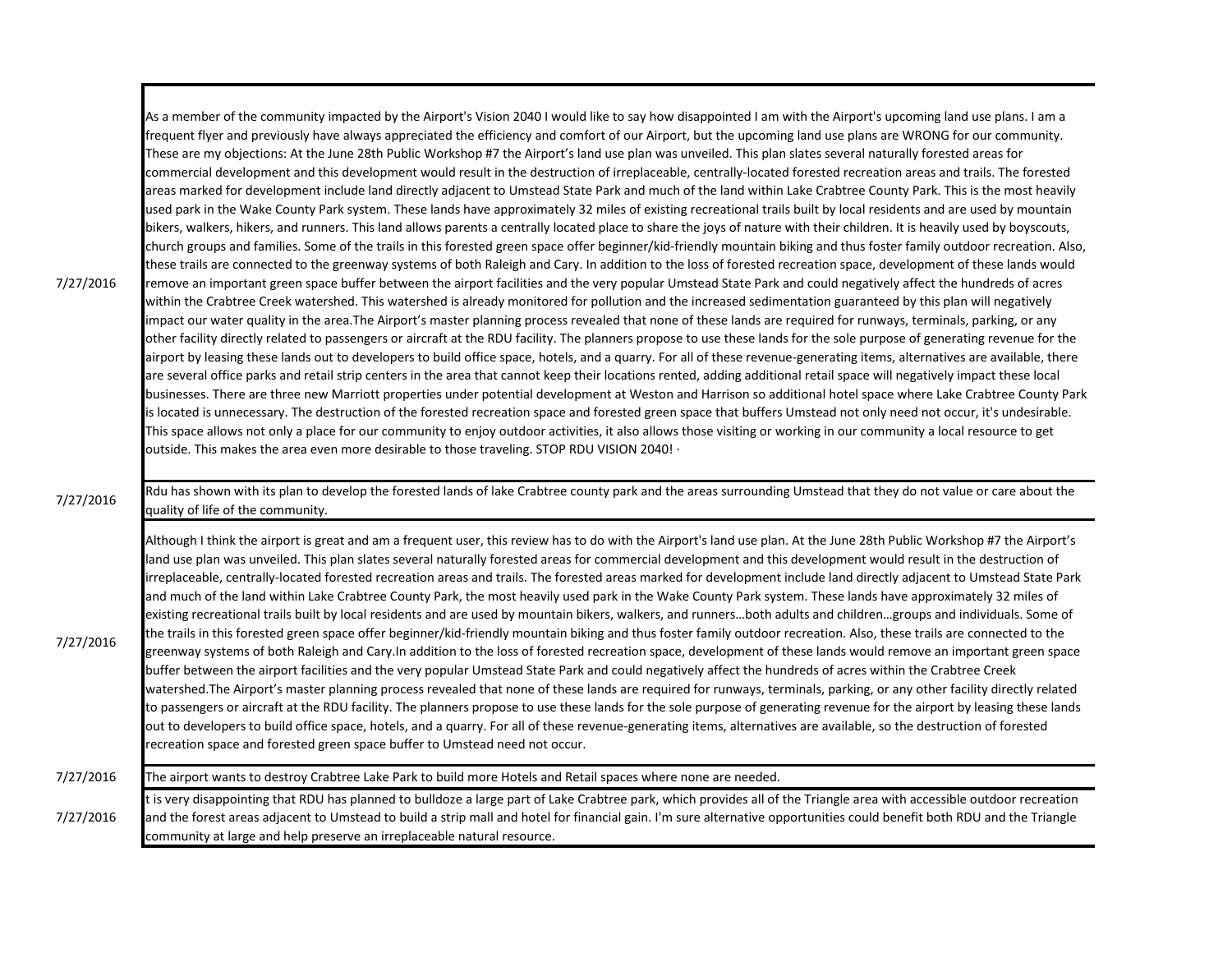| | |
|---|---|
| 7/27/2016 | As a member of the community impacted by the Airport's Vision 2040 I would like to say how disappointed I am with the Airport's upcoming land use plans. I am a frequent flyer and previously have always appreciated the efficiency and comfort of our Airport, but the upcoming land use plans are WRONG for our community. These are my objections: At the June 28th Public Workshop #7 the Airport's land use plan was unveiled. This plan slates several naturally forested areas for commercial development and this development would result in the destruction of irreplaceable, centrally-located forested recreation areas and trails. The forested areas marked for development include land directly adjacent to Umstead State Park and much of the land within Lake Crabtree County Park. This is the most heavily used park in the Wake County Park system. These lands have approximately 32 miles of existing recreational trails built by local residents and are used by mountain bikers, walkers, hikers, and runners. This land allows parents a centrally located place to share the joys of nature with their children. It is heavily used by boyscouts, church groups and families. Some of the trails in this forested green space offer beginner/kid-friendly mountain biking and thus foster family outdoor recreation. Also, these trails are connected to the greenway systems of both Raleigh and Cary. In addition to the loss of forested recreation space, development of these lands would remove an important green space buffer between the airport facilities and the very popular Umstead State Park and could negatively affect the hundreds of acres within the Crabtree Creek watershed. This watershed is already monitored for pollution and the increased sedimentation guaranteed by this plan will negatively impact our water quality in the area.The Airport's master planning process revealed that none of these lands are required for runways, terminals, parking, or any other facility directly related to passengers or aircraft at the RDU facility. The planners propose to use these lands for the sole purpose of generating revenue for the airport by leasing these lands out to developers to build office space, hotels, and a quarry. For all of these revenue-generating items, alternatives are available, there are several office parks and retail strip centers in the area that cannot keep their locations rented, adding additional retail space will negatively impact these local businesses. There are three new Marriott properties under potential development at Weston and Harrison so additional hotel space where Lake Crabtree County Park is located is unnecessary. The destruction of the forested recreation space and forested green space that buffers Umstead not only need not occur, it's undesirable. This space allows not only a place for our community to enjoy outdoor activities, it also allows those visiting or working in our community a local resource to get outside. This makes the area even more desirable to those traveling. STOP RDU VISION 2040! · |
| 7/27/2016 | Rdu has shown with its plan to develop the forested lands of lake Crabtree county park and the areas surrounding Umstead that they do not value or care about the quality of life of the community. |
| 7/27/2016 | Although I think the airport is great and am a frequent user, this review has to do with the Airport's land use plan. At the June 28th Public Workshop #7 the Airport's land use plan was unveiled. This plan slates several naturally forested areas for commercial development and this development would result in the destruction of irreplaceable, centrally-located forested recreation areas and trails. The forested areas marked for development include land directly adjacent to Umstead State Park and much of the land within Lake Crabtree County Park, the most heavily used park in the Wake County Park system. These lands have approximately 32 miles of existing recreational trails built by local residents and are used by mountain bikers, walkers, and runners…both adults and children…groups and individuals. Some of the trails in this forested green space offer beginner/kid-friendly mountain biking and thus foster family outdoor recreation. Also, these trails are connected to the greenway systems of both Raleigh and Cary.In addition to the loss of forested recreation space, development of these lands would remove an important green space buffer between the airport facilities and the very popular Umstead State Park and could negatively affect the hundreds of acres within the Crabtree Creek watershed.The Airport's master planning process revealed that none of these lands are required for runways, terminals, parking, or any other facility directly related to passengers or aircraft at the RDU facility. The planners propose to use these lands for the sole purpose of generating revenue for the airport by leasing these lands out to developers to build office space, hotels, and a quarry. For all of these revenue-generating items, alternatives are available, so the destruction of forested recreation space and forested green space buffer to Umstead need not occur. |
| 7/27/2016 | The airport wants to destroy Crabtree Lake Park to build more Hotels and Retail spaces where none are needed. |
| 7/27/2016 | t is very disappointing that RDU has planned to bulldoze a large part of Lake Crabtree park, which provides all of the Triangle area with accessible outdoor recreation and the forest areas adjacent to Umstead to build a strip mall and hotel for financial gain. I'm sure alternative opportunities could benefit both RDU and the Triangle community at large and help preserve an irreplaceable natural resource. |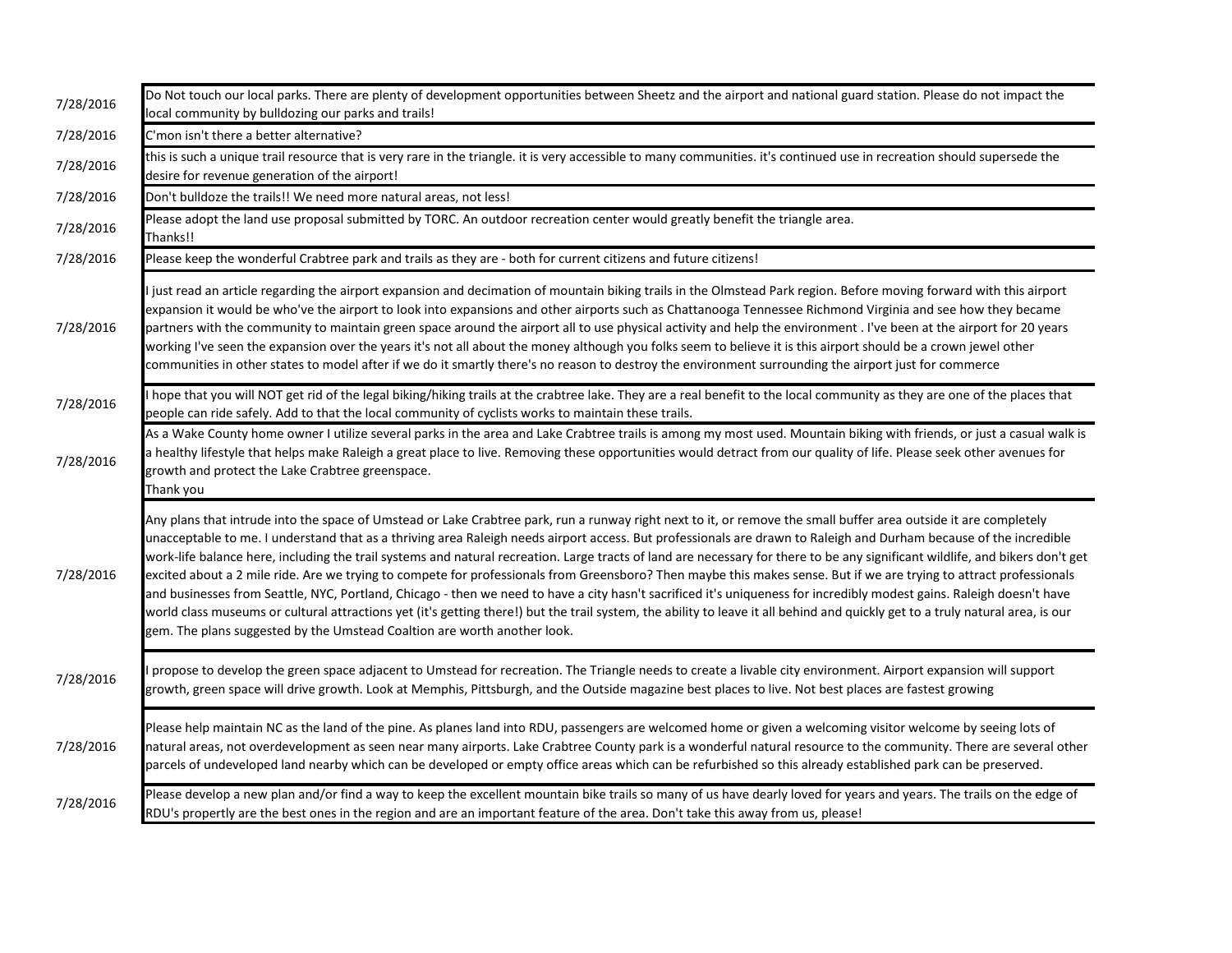| | |
|---|---|
| 7/28/2016 | Do Not touch our local parks. There are plenty of development opportunities between Sheetz and the airport and national guard station. Please do not impact the local community by bulldozing our parks and trails! |
| 7/28/2016 | C'mon isn't there a better alternative? |
| 7/28/2016 | this is such a unique trail resource that is very rare in the triangle. it is very accessible to many communities. it's continued use in recreation should supersede the desire for revenue generation of the airport! |
| 7/28/2016 | Don't bulldoze the trails!! We need more natural areas, not less! |
| 7/28/2016 | Please adopt the land use proposal submitted by TORC. An outdoor recreation center would greatly benefit the triangle area. Thanks!! |
| 7/28/2016 | Please keep the wonderful Crabtree park and trails as they are - both for current citizens and future citizens! |
| 7/28/2016 | I just read an article regarding the airport expansion and decimation of mountain biking trails in the Olmstead Park region. Before moving forward with this airport expansion it would be who've the airport to look into expansions and other airports such as Chattanooga Tennessee Richmond Virginia and see how they became partners with the community to maintain green space around the airport all to use physical activity and help the environment . I've been at the airport for 20 years working I've seen the expansion over the years it's not all about the money although you folks seem to believe it is this airport should be a crown jewel other communities in other states to model after if we do it smartly there's no reason to destroy the environment surrounding the airport just for commerce |
| 7/28/2016 | I hope that you will NOT get rid of the legal biking/hiking trails at the crabtree lake. They are a real benefit to the local community as they are one of the places that people can ride safely. Add to that the local community of cyclists works to maintain these trails. |
| 7/28/2016 | As a Wake County home owner I utilize several parks in the area and Lake Crabtree trails is among my most used. Mountain biking with friends, or just a casual walk is a healthy lifestyle that helps make Raleigh a great place to live. Removing these opportunities would detract from our quality of life. Please seek other avenues for growth and protect the Lake Crabtree greenspace. Thank you |
| 7/28/2016 | Any plans that intrude into the space of Umstead or Lake Crabtree park, run a runway right next to it, or remove the small buffer area outside it are completely unacceptable to me. I understand that as a thriving area Raleigh needs airport access. But professionals are drawn to Raleigh and Durham because of the incredible work-life balance here, including the trail systems and natural recreation. Large tracts of land are necessary for there to be any significant wildlife, and bikers don't get excited about a 2 mile ride. Are we trying to compete for professionals from Greensboro? Then maybe this makes sense. But if we are trying to attract professionals and businesses from Seattle, NYC, Portland, Chicago - then we need to have a city hasn't sacrificed it's uniqueness for incredibly modest gains. Raleigh doesn't have world class museums or cultural attractions yet (it's getting there!) but the trail system, the ability to leave it all behind and quickly get to a truly natural area, is our gem. The plans suggested by the Umstead Coaltion are worth another look. |
| 7/28/2016 | I propose to develop the green space adjacent to Umstead for recreation. The Triangle needs to create a livable city environment. Airport expansion will support growth, green space will drive growth. Look at Memphis, Pittsburgh, and the Outside magazine best places to live. Not best places are fastest growing |
| 7/28/2016 | Please help maintain NC as the land of the pine. As planes land into RDU, passengers are welcomed home or given a welcoming visitor welcome by seeing lots of natural areas, not overdevelopment as seen near many airports. Lake Crabtree County park is a wonderful natural resource to the community. There are several other parcels of undeveloped land nearby which can be developed or empty office areas which can be refurbished so this already established park can be preserved. |
| 7/28/2016 | Please develop a new plan and/or find a way to keep the excellent mountain bike trails so many of us have dearly loved for years and years. The trails on the edge of RDU's propertly are the best ones in the region and are an important feature of the area. Don't take this away from us, please! |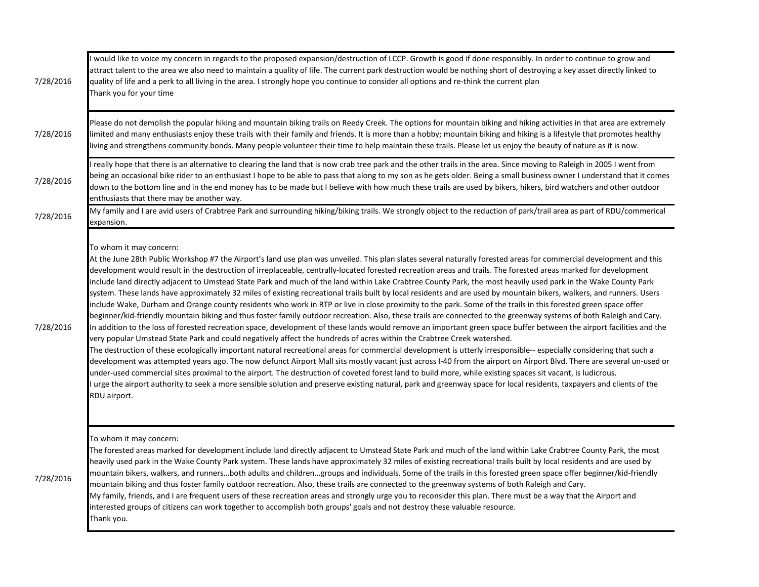| | |
|---|---|
| 7/28/2016 | I would like to voice my concern in regards to the proposed expansion/destruction of LCCP. Growth is good if done responsibly. In order to continue to grow and attract talent to the area we also need to maintain a quality of life. The current park destruction would be nothing short of destroying a key asset directly linked to quality of life and a perk to all living in the area. I strongly hope you continue to consider all options and re-think the current plan<br>Thank you for your time |
| 7/28/2016 | Please do not demolish the popular hiking and mountain biking trails on Reedy Creek. The options for mountain biking and hiking activities in that area are extremely limited and many enthusiasts enjoy these trails with their family and friends. It is more than a hobby; mountain biking and hiking is a lifestyle that promotes healthy living and strengthens community bonds. Many people volunteer their time to help maintain these trails. Please let us enjoy the beauty of nature as it is now. |
| 7/28/2016 | I really hope that there is an alternative to clearing the land that is now crab tree park and the other trails in the area. Since moving to Raleigh in 2005 I went from being an occasional bike rider to an enthusiast I hope to be able to pass that along to my son as he gets older. Being a small business owner I understand that it comes down to the bottom line and in the end money has to be made but I believe with how much these trails are used by bikers, hikers, bird watchers and other outdoor enthusiasts that there may be another way. |
| 7/28/2016 | My family and I are avid users of Crabtree Park and surrounding hiking/biking trails. We strongly object to the reduction of park/trail area as part of RDU/commerical expansion. |
| 7/28/2016 | To whom it may concern:<br>At the June 28th Public Workshop #7 the Airport's land use plan was unveiled. This plan slates several naturally forested areas for commercial development and this development would result in the destruction of irreplaceable, centrally-located forested recreation areas and trails. The forested areas marked for development include land directly adjacent to Umstead State Park and much of the land within Lake Crabtree County Park, the most heavily used park in the Wake County Park system. These lands have approximately 32 miles of existing recreational trails built by local residents and are used by mountain bikers, walkers, and runners. Users include Wake, Durham and Orange county residents who work in RTP or live in close proximity to the park. Some of the trails in this forested green space offer beginner/kid-friendly mountain biking and thus foster family outdoor recreation. Also, these trails are connected to the greenway systems of both Raleigh and Cary.<br>In addition to the loss of forested recreation space, development of these lands would remove an important green space buffer between the airport facilities and the very popular Umstead State Park and could negatively affect the hundreds of acres within the Crabtree Creek watershed.<br>The destruction of these ecologically important natural recreational areas for commercial development is utterly irresponsible-- especially considering that such a development was attempted years ago. The now defunct Airport Mall sits mostly vacant just across I-40 from the airport on Airport Blvd. There are several un-used or under-used commercial sites proximal to the airport. The destruction of coveted forest land to build more, while existing spaces sit vacant, is ludicrous.<br>I urge the airport authority to seek a more sensible solution and preserve existing natural, park and greenway space for local residents, taxpayers and clients of the RDU airport. |
| 7/28/2016 | To whom it may concern:<br>The forested areas marked for development include land directly adjacent to Umstead State Park and much of the land within Lake Crabtree County Park, the most heavily used park in the Wake County Park system. These lands have approximately 32 miles of existing recreational trails built by local residents and are used by mountain bikers, walkers, and runners…both adults and children…groups and individuals. Some of the trails in this forested green space offer beginner/kid-friendly mountain biking and thus foster family outdoor recreation. Also, these trails are connected to the greenway systems of both Raleigh and Cary.<br>My family, friends, and I are frequent users of these recreation areas and strongly urge you to reconsider this plan. There must be a way that the Airport and interested groups of citizens can work together to accomplish both groups' goals and not destroy these valuable resource.<br>Thank you. |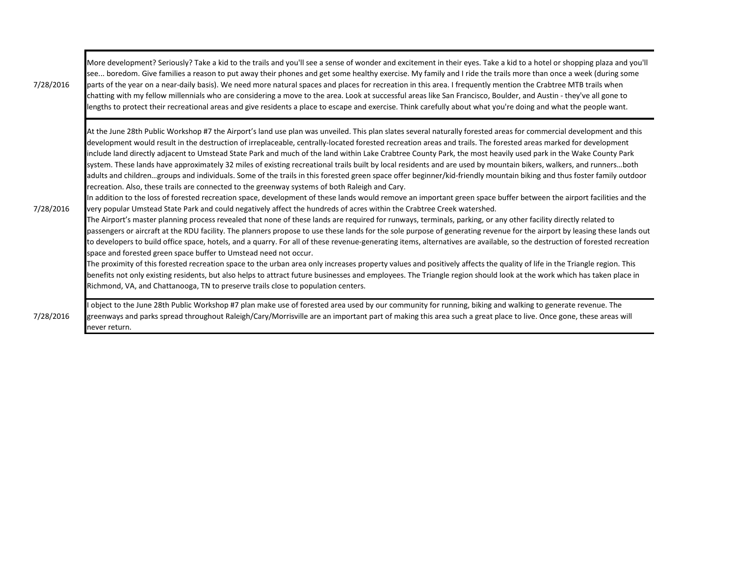| | |
|---|---|
| 7/28/2016 | More development? Seriously? Take a kid to the trails and you'll see a sense of wonder and excitement in their eyes. Take a kid to a hotel or shopping plaza and you'll see... boredom. Give families a reason to put away their phones and get some healthy exercise. My family and I ride the trails more than once a week (during some parts of the year on a near-daily basis). We need more natural spaces and places for recreation in this area. I frequently mention the Crabtree MTB trails when chatting with my fellow millennials who are considering a move to the area. Look at successful areas like San Francisco, Boulder, and Austin - they've all gone to lengths to protect their recreational areas and give residents a place to escape and exercise. Think carefully about what you're doing and what the people want. |
| 7/28/2016 | At the June 28th Public Workshop #7 the Airport's land use plan was unveiled. This plan slates several naturally forested areas for commercial development and this development would result in the destruction of irreplaceable, centrally-located forested recreation areas and trails. The forested areas marked for development include land directly adjacent to Umstead State Park and much of the land within Lake Crabtree County Park, the most heavily used park in the Wake County Park system. These lands have approximately 32 miles of existing recreational trails built by local residents and are used by mountain bikers, walkers, and runners…both adults and children…groups and individuals. Some of the trails in this forested green space offer beginner/kid-friendly mountain biking and thus foster family outdoor recreation. Also, these trails are connected to the greenway systems of both Raleigh and Cary.<br>In addition to the loss of forested recreation space, development of these lands would remove an important green space buffer between the airport facilities and the very popular Umstead State Park and could negatively affect the hundreds of acres within the Crabtree Creek watershed.<br>The Airport's master planning process revealed that none of these lands are required for runways, terminals, parking, or any other facility directly related to passengers or aircraft at the RDU facility. The planners propose to use these lands for the sole purpose of generating revenue for the airport by leasing these lands out to developers to build office space, hotels, and a quarry. For all of these revenue-generating items, alternatives are available, so the destruction of forested recreation space and forested green space buffer to Umstead need not occur.<br>The proximity of this forested recreation space to the urban area only increases property values and positively affects the quality of life in the Triangle region. This benefits not only existing residents, but also helps to attract future businesses and employees. The Triangle region should look at the work which has taken place in Richmond, VA, and Chattanooga, TN to preserve trails close to population centers. |
| 7/28/2016 | I object to the June 28th Public Workshop #7 plan make use of forested area used by our community for running, biking and walking to generate revenue. The greenways and parks spread throughout Raleigh/Cary/Morrisville are an important part of making this area such a great place to live. Once gone, these areas will never return. |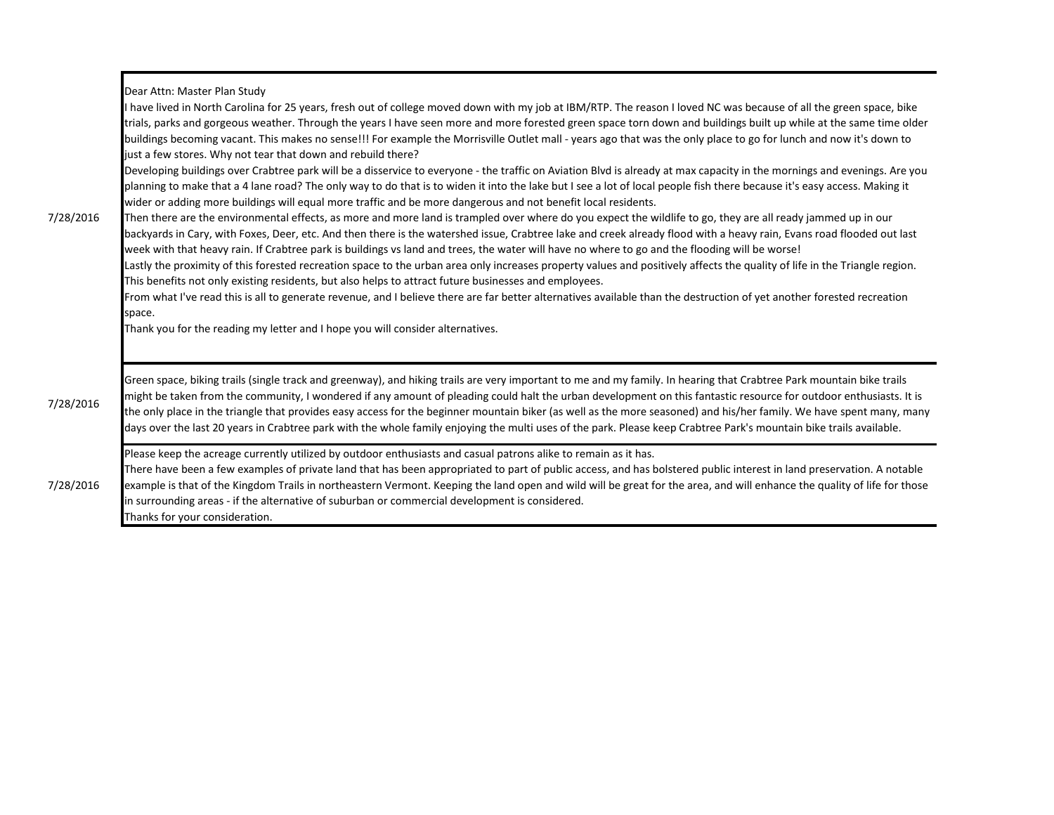| | |
|---|---|
| 7/28/2016 | Dear Attn: Master Plan Study<br>I have lived in North Carolina for 25 years, fresh out of college moved down with my job at IBM/RTP. The reason I loved NC was because of all the green space, bike trials, parks and gorgeous weather. Through the years I have seen more and more forested green space torn down and buildings built up while at the same time older buildings becoming vacant. This makes no sense!!! For example the Morrisville Outlet mall - years ago that was the only place to go for lunch and now it's down to just a few stores. Why not tear that down and rebuild there?<br>Developing buildings over Crabtree park will be a disservice to everyone - the traffic on Aviation Blvd is already at max capacity in the mornings and evenings. Are you planning to make that a 4 lane road? The only way to do that is to widen it into the lake but I see a lot of local people fish there because it's easy access. Making it wider or adding more buildings will equal more traffic and be more dangerous and not benefit local residents.<br>Then there are the environmental effects, as more and more land is trampled over where do you expect the wildlife to go, they are all ready jammed up in our backyards in Cary, with Foxes, Deer, etc. And then there is the watershed issue, Crabtree lake and creek already flood with a heavy rain, Evans road flooded out last week with that heavy rain. If Crabtree park is buildings vs land and trees, the water will have no where to go and the flooding will be worse!<br>Lastly the proximity of this forested recreation space to the urban area only increases property values and positively affects the quality of life in the Triangle region. This benefits not only existing residents, but also helps to attract future businesses and employees.<br>From what I've read this is all to generate revenue, and I believe there are far better alternatives available than the destruction of yet another forested recreation space.<br>Thank you for the reading my letter and I hope you will consider alternatives. |
| 7/28/2016 | Green space, biking trails (single track and greenway), and hiking trails are very important to me and my family. In hearing that Crabtree Park mountain bike trails might be taken from the community, I wondered if any amount of pleading could halt the urban development on this fantastic resource for outdoor enthusiasts. It is the only place in the triangle that provides easy access for the beginner mountain biker (as well as the more seasoned) and his/her family. We have spent many, many days over the last 20 years in Crabtree park with the whole family enjoying the multi uses of the park. Please keep Crabtree Park's mountain bike trails available. |
| 7/28/2016 | Please keep the acreage currently utilized by outdoor enthusiasts and casual patrons alike to remain as it has.<br>There have been a few examples of private land that has been appropriated to part of public access, and has bolstered public interest in land preservation. A notable example is that of the Kingdom Trails in northeastern Vermont. Keeping the land open and wild will be great for the area, and will enhance the quality of life for those in surrounding areas - if the alternative of suburban or commercial development is considered.<br>Thanks for your consideration. |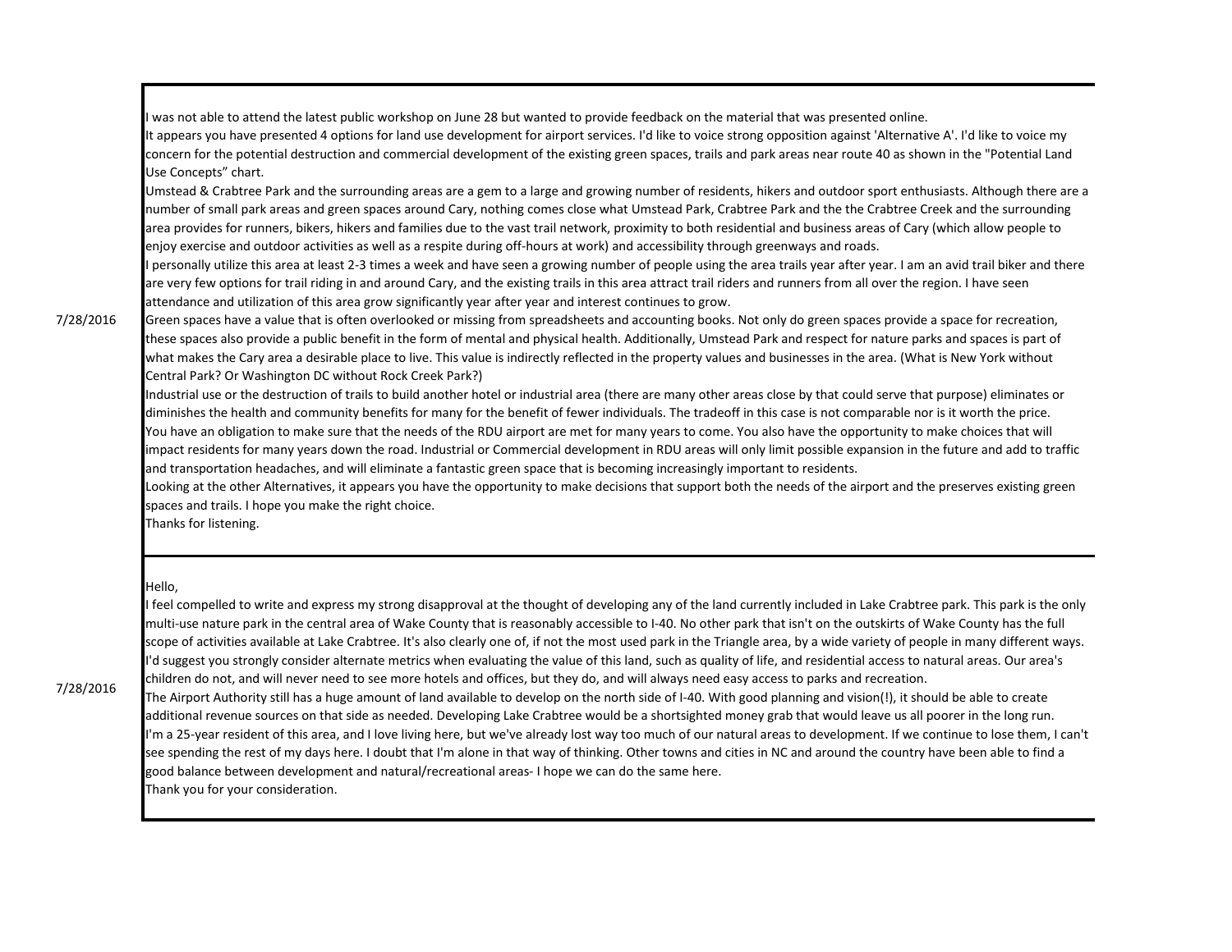| Date | Comment |
| --- | --- |
| 7/28/2016 | I was not able to attend the latest public workshop on June 28 but wanted to provide feedback on the material that was presented online.<br>It appears you have presented 4 options for land use development for airport services. I'd like to voice strong opposition against 'Alternative A'. I'd like to voice my concern for the potential destruction and commercial development of the existing green spaces, trails and park areas near route 40 as shown in the "Potential Land Use Concepts" chart.<br>Umstead & Crabtree Park and the surrounding areas are a gem to a large and growing number of residents, hikers and outdoor sport enthusiasts. Although there are a number of small park areas and green spaces around Cary, nothing comes close what Umstead Park, Crabtree Park and the the Crabtree Creek and the surrounding area provides for runners, bikers, hikers and families due to the vast trail network, proximity to both residential and business areas of Cary (which allow people to enjoy exercise and outdoor activities as well as a respite during off-hours at work) and accessibility through greenways and roads.<br>I personally utilize this area at least 2-3 times a week and have seen a growing number of people using the area trails year after year. I am an avid trail biker and there are very few options for trail riding in and around Cary, and the existing trails in this area attract trail riders and runners from all over the region. I have seen attendance and utilization of this area grow significantly year after year and interest continues to grow.<br>Green spaces have a value that is often overlooked or missing from spreadsheets and accounting books. Not only do green spaces provide a space for recreation, these spaces also provide a public benefit in the form of mental and physical health. Additionally, Umstead Park and respect for nature parks and spaces is part of what makes the Cary area a desirable place to live. This value is indirectly reflected in the property values and businesses in the area. (What is New York without Central Park? Or Washington DC without Rock Creek Park?)<br>Industrial use or the destruction of trails to build another hotel or industrial area (there are many other areas close by that could serve that purpose) eliminates or diminishes the health and community benefits for many for the benefit of fewer individuals. The tradeoff in this case is not comparable nor is it worth the price.<br>You have an obligation to make sure that the needs of the RDU airport are met for many years to come. You also have the opportunity to make choices that will impact residents for many years down the road. Industrial or Commercial development in RDU areas will only limit possible expansion in the future and add to traffic and transportation headaches, and will eliminate a fantastic green space that is becoming increasingly important to residents.<br>Looking at the other Alternatives, it appears you have the opportunity to make decisions that support both the needs of the airport and the preserves existing green spaces and trails. I hope you make the right choice.<br>Thanks for listening. |
| 7/28/2016 | Hello,<br>I feel compelled to write and express my strong disapproval at the thought of developing any of the land currently included in Lake Crabtree park. This park is the only multi-use nature park in the central area of Wake County that is reasonably accessible to I-40. No other park that isn't on the outskirts of Wake County has the full scope of activities available at Lake Crabtree. It's also clearly one of, if not the most used park in the Triangle area, by a wide variety of people in many different ways. I'd suggest you strongly consider alternate metrics when evaluating the value of this land, such as quality of life, and residential access to natural areas. Our area's children do not, and will never need to see more hotels and offices, but they do, and will always need easy access to parks and recreation.<br>The Airport Authority still has a huge amount of land available to develop on the north side of I-40. With good planning and vision(!), it should be able to create additional revenue sources on that side as needed. Developing Lake Crabtree would be a shortsighted money grab that would leave us all poorer in the long run.<br>I'm a 25-year resident of this area, and I love living here, but we've already lost way too much of our natural areas to development. If we continue to lose them, I can't see spending the rest of my days here. I doubt that I'm alone in that way of thinking. Other towns and cities in NC and around the country have been able to find a good balance between development and natural/recreational areas- I hope we can do the same here.<br>Thank you for your consideration. |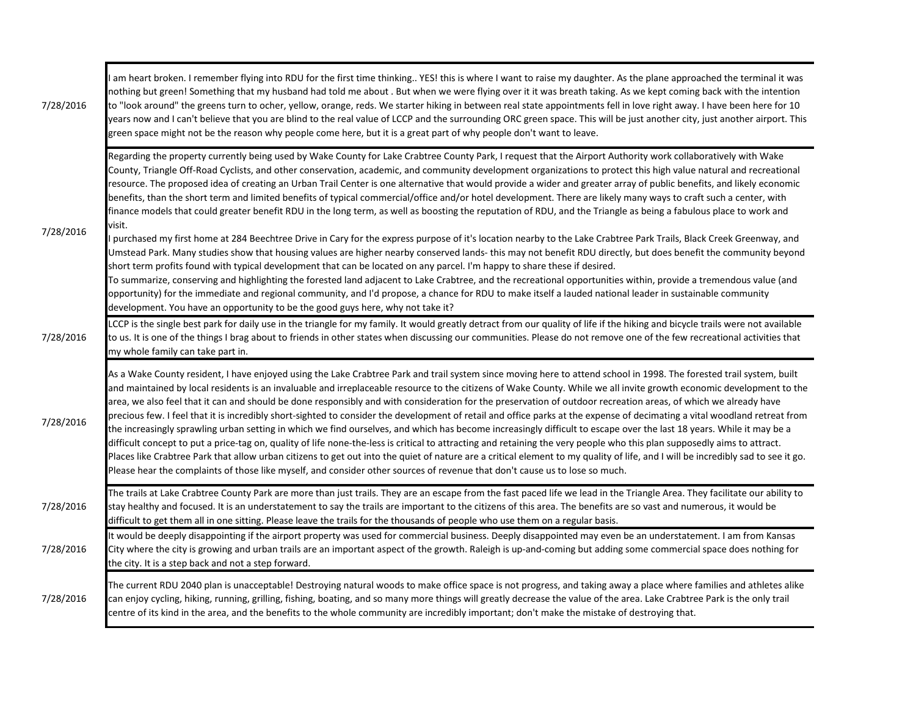| | |
|---|---|
| 7/28/2016 | I am heart broken. I remember flying into RDU for the first time thinking.. YES! this is where I want to raise my daughter. As the plane approached the terminal it was nothing but green! Something that my husband had told me about . But when we were flying over it it was breath taking. As we kept coming back with the intention to "look around" the greens turn to ocher, yellow, orange, reds. We starter hiking in between real state appointments fell in love right away. I have been here for 10 years now and I can't believe that you are blind to the real value of LCCP and the surrounding ORC green space. This will be just another city, just another airport. This green space might not be the reason why people come here, but it is a great part of why people don't want to leave. |
| 7/28/2016 | Regarding the property currently being used by Wake County for Lake Crabtree County Park, I request that the Airport Authority work collaboratively with Wake County, Triangle Off-Road Cyclists, and other conservation, academic, and community development organizations to protect this high value natural and recreational resource. The proposed idea of creating an Urban Trail Center is one alternative that would provide a wider and greater array of public benefits, and likely economic benefits, than the short term and limited benefits of typical commercial/office and/or hotel development. There are likely many ways to craft such a center, with finance models that could greater benefit RDU in the long term, as well as boosting the reputation of RDU, and the Triangle as being a fabulous place to work and visit.<br>I purchased my first home at 284 Beechtree Drive in Cary for the express purpose of it's location nearby to the Lake Crabtree Park Trails, Black Creek Greenway, and Umstead Park. Many studies show that housing values are higher nearby conserved lands- this may not benefit RDU directly, but does benefit the community beyond short term profits found with typical development that can be located on any parcel. I'm happy to share these if desired.<br>To summarize, conserving and highlighting the forested land adjacent to Lake Crabtree, and the recreational opportunities within, provide a tremendous value (and opportunity) for the immediate and regional community, and I'd propose, a chance for RDU to make itself a lauded national leader in sustainable community development. You have an opportunity to be the good guys here, why not take it? |
| 7/28/2016 | LCCP is the single best park for daily use in the triangle for my family. It would greatly detract from our quality of life if the hiking and bicycle trails were not available to us. It is one of the things I brag about to friends in other states when discussing our communities. Please do not remove one of the few recreational activities that my whole family can take part in. |
| 7/28/2016 | As a Wake County resident, I have enjoyed using the Lake Crabtree Park and trail system since moving here to attend school in 1998. The forested trail system, built and maintained by local residents is an invaluable and irreplaceable resource to the citizens of Wake County. While we all invite growth economic development to the area, we also feel that it can and should be done responsibly and with consideration for the preservation of outdoor recreation areas, of which we already have precious few. I feel that it is incredibly short-sighted to consider the development of retail and office parks at the expense of decimating a vital woodland retreat from the increasingly sprawling urban setting in which we find ourselves, and which has become increasingly difficult to escape over the last 18 years. While it may be a difficult concept to put a price-tag on, quality of life none-the-less is critical to attracting and retaining the very people who this plan supposedly aims to attract. Places like Crabtree Park that allow urban citizens to get out into the quiet of nature are a critical element to my quality of life, and I will be incredibly sad to see it go. Please hear the complaints of those like myself, and consider other sources of revenue that don't cause us to lose so much. |
| 7/28/2016 | The trails at Lake Crabtree County Park are more than just trails. They are an escape from the fast paced life we lead in the Triangle Area. They facilitate our ability to stay healthy and focused. It is an understatement to say the trails are important to the citizens of this area. The benefits are so vast and numerous, it would be difficult to get them all in one sitting. Please leave the trails for the thousands of people who use them on a regular basis. |
| 7/28/2016 | It would be deeply disappointing if the airport property was used for commercial business. Deeply disappointed may even be an understatement. I am from Kansas City where the city is growing and urban trails are an important aspect of the growth. Raleigh is up-and-coming but adding some commercial space does nothing for the city. It is a step back and not a step forward. |
| 7/28/2016 | The current RDU 2040 plan is unacceptable! Destroying natural woods to make office space is not progress, and taking away a place where families and athletes alike can enjoy cycling, hiking, running, grilling, fishing, boating, and so many more things will greatly decrease the value of the area. Lake Crabtree Park is the only trail centre of its kind in the area, and the benefits to the whole community are incredibly important; don't make the mistake of destroying that. |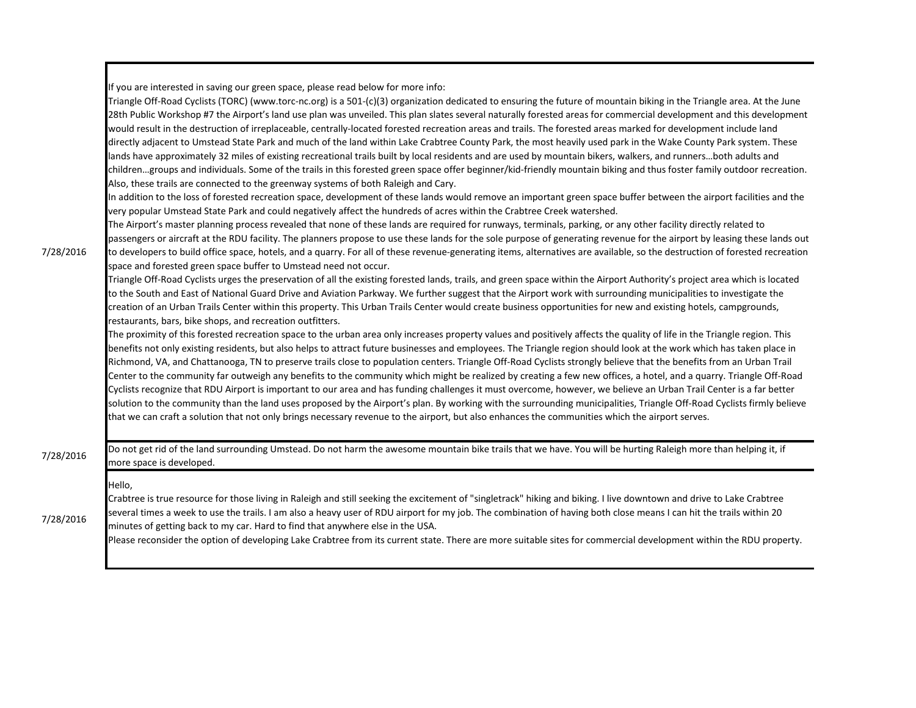| Date | Comment |
|---|---|
| 7/28/2016 | If you are interested in saving our green space, please read below for more info:<br>Triangle Off-Road Cyclists (TORC) (www.torc-nc.org) is a 501-(c)(3) organization dedicated to ensuring the future of mountain biking in the Triangle area. At the June 28th Public Workshop #7 the Airport's land use plan was unveiled. This plan slates several naturally forested areas for commercial development and this development would result in the destruction of irreplaceable, centrally-located forested recreation areas and trails. The forested areas marked for development include land directly adjacent to Umstead State Park and much of the land within Lake Crabtree County Park, the most heavily used park in the Wake County Park system. These lands have approximately 32 miles of existing recreational trails built by local residents and are used by mountain bikers, walkers, and runners…both adults and children…groups and individuals. Some of the trails in this forested green space offer beginner/kid-friendly mountain biking and thus foster family outdoor recreation. Also, these trails are connected to the greenway systems of both Raleigh and Cary.<br>In addition to the loss of forested recreation space, development of these lands would remove an important green space buffer between the airport facilities and the very popular Umstead State Park and could negatively affect the hundreds of acres within the Crabtree Creek watershed.<br>The Airport's master planning process revealed that none of these lands are required for runways, terminals, parking, or any other facility directly related to passengers or aircraft at the RDU facility. The planners propose to use these lands for the sole purpose of generating revenue for the airport by leasing these lands out to developers to build office space, hotels, and a quarry. For all of these revenue-generating items, alternatives are available, so the destruction of forested recreation space and forested green space buffer to Umstead need not occur.<br>Triangle Off-Road Cyclists urges the preservation of all the existing forested lands, trails, and green space within the Airport Authority's project area which is located to the South and East of National Guard Drive and Aviation Parkway. We further suggest that the Airport work with surrounding municipalities to investigate the creation of an Urban Trails Center within this property. This Urban Trails Center would create business opportunities for new and existing hotels, campgrounds, restaurants, bars, bike shops, and recreation outfitters.<br>The proximity of this forested recreation space to the urban area only increases property values and positively affects the quality of life in the Triangle region. This benefits not only existing residents, but also helps to attract future businesses and employees. The Triangle region should look at the work which has taken place in Richmond, VA, and Chattanooga, TN to preserve trails close to population centers. Triangle Off-Road Cyclists strongly believe that the benefits from an Urban Trail Center to the community far outweigh any benefits to the community which might be realized by creating a few new offices, a hotel, and a quarry. Triangle Off-Road Cyclists recognize that RDU Airport is important to our area and has funding challenges it must overcome, however, we believe an Urban Trail Center is a far better solution to the community than the land uses proposed by the Airport's plan. By working with the surrounding municipalities, Triangle Off-Road Cyclists firmly believe that we can craft a solution that not only brings necessary revenue to the airport, but also enhances the communities which the airport serves. |
| 7/28/2016 | Do not get rid of the land surrounding Umstead. Do not harm the awesome mountain bike trails that we have. You will be hurting Raleigh more than helping it, if more space is developed. |
| 7/28/2016 | Hello,<br>Crabtree is true resource for those living in Raleigh and still seeking the excitement of "singletrack" hiking and biking. I live downtown and drive to Lake Crabtree several times a week to use the trails. I am also a heavy user of RDU airport for my job. The combination of having both close means I can hit the trails within 20 minutes of getting back to my car. Hard to find that anywhere else in the USA.<br>Please reconsider the option of developing Lake Crabtree from its current state. There are more suitable sites for commercial development within the RDU property. |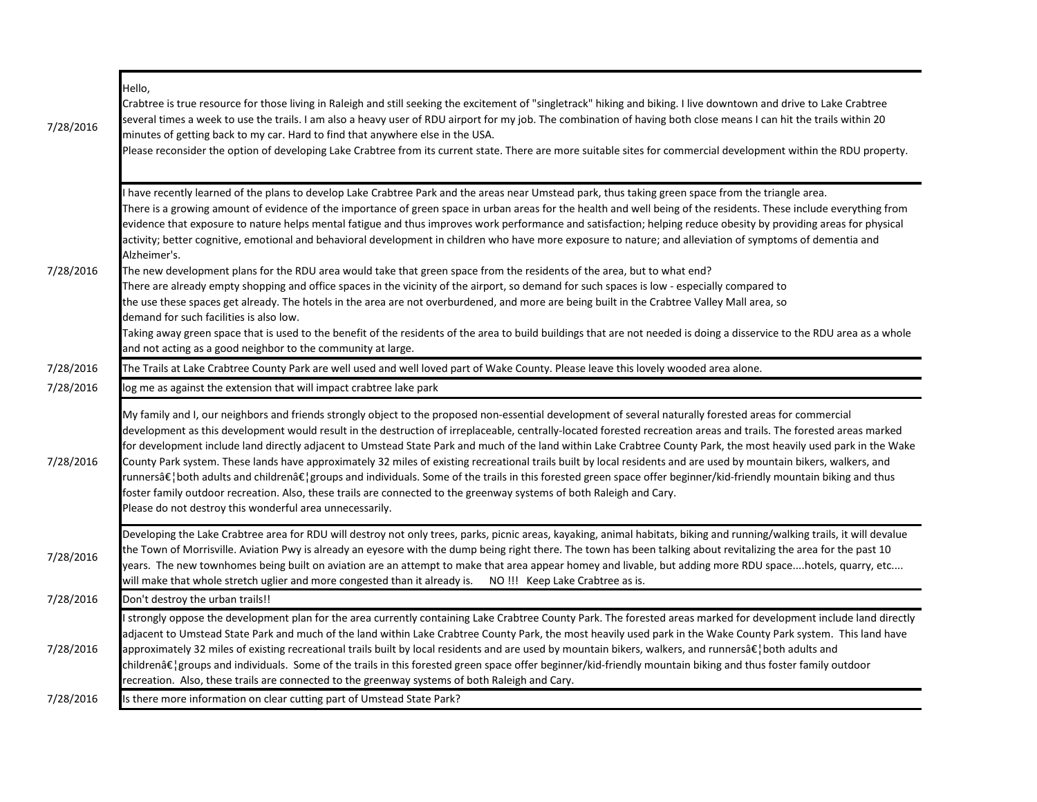| | |
|---|---|
| 7/28/2016 | Hello,<br>Crabtree is true resource for those living in Raleigh and still seeking the excitement of "singletrack" hiking and biking. I live downtown and drive to Lake Crabtree several times a week to use the trails. I am also a heavy user of RDU airport for my job. The combination of having both close means I can hit the trails within 20 minutes of getting back to my car. Hard to find that anywhere else in the USA.<br>Please reconsider the option of developing Lake Crabtree from its current state. There are more suitable sites for commercial development within the RDU property. |
| 7/28/2016 | I have recently learned of the plans to develop Lake Crabtree Park and the areas near Umstead park, thus taking green space from the triangle area.<br>There is a growing amount of evidence of the importance of green space in urban areas for the health and well being of the residents. These include everything from evidence that exposure to nature helps mental fatigue and thus improves work performance and satisfaction; helping reduce obesity by providing areas for physical activity; better cognitive, emotional and behavioral development in children who have more exposure to nature; and alleviation of symptoms of dementia and Alzheimer's.<br>The new development plans for the RDU area would take that green space from the residents of the area, but to what end?<br>There are already empty shopping and office spaces in the vicinity of the airport, so demand for such spaces is low - especially compared to the use these spaces get already. The hotels in the area are not overburdened, and more are being built in the Crabtree Valley Mall area, so demand for such facilities is also low.<br>Taking away green space that is used to the benefit of the residents of the area to build buildings that are not needed is doing a disservice to the RDU area as a whole and not acting as a good neighbor to the community at large. |
| 7/28/2016 | The Trails at Lake Crabtree County Park are well used and well loved part of Wake County. Please leave this lovely wooded area alone. |
| 7/28/2016 | log me as against the extension that will impact crabtree lake park |
| 7/28/2016 | My family and I, our neighbors and friends strongly object to the proposed non-essential development of several naturally forested areas for commercial development as this development would result in the destruction of irreplaceable, centrally-located forested recreation areas and trails. The forested areas marked for development include land directly adjacent to Umstead State Park and much of the land within Lake Crabtree County Park, the most heavily used park in the Wake County Park system. These lands have approximately 32 miles of existing recreational trails built by local residents and are used by mountain bikers, walkers, and runnersâ€¦both adults and childrenâ€¦groups and individuals. Some of the trails in this forested green space offer beginner/kid-friendly mountain biking and thus foster family outdoor recreation. Also, these trails are connected to the greenway systems of both Raleigh and Cary.<br>Please do not destroy this wonderful area unnecessarily. |
| 7/28/2016 | Developing the Lake Crabtree area for RDU will destroy not only trees, parks, picnic areas, kayaking, animal habitats, biking and running/walking trails, it will devalue the Town of Morrisville. Aviation Pwy is already an eyesore with the dump being right there. The town has been talking about revitalizing the area for the past 10 years. The new townhomes being built on aviation are an attempt to make that area appear homey and livable, but adding more RDU space....hotels, quarry, etc.... will make that whole stretch uglier and more congested than it already is. NO !!! Keep Lake Crabtree as is. |
| 7/28/2016 | Don't destroy the urban trails!! |
| 7/28/2016 | I strongly oppose the development plan for the area currently containing Lake Crabtree County Park. The forested areas marked for development include land directly adjacent to Umstead State Park and much of the land within Lake Crabtree County Park, the most heavily used park in the Wake County Park system. This land have approximately 32 miles of existing recreational trails built by local residents and are used by mountain bikers, walkers, and runnersâ€¦both adults and childrenâ€¦groups and individuals. Some of the trails in this forested green space offer beginner/kid-friendly mountain biking and thus foster family outdoor recreation. Also, these trails are connected to the greenway systems of both Raleigh and Cary. |
| 7/28/2016 | Is there more information on clear cutting part of Umstead State Park? |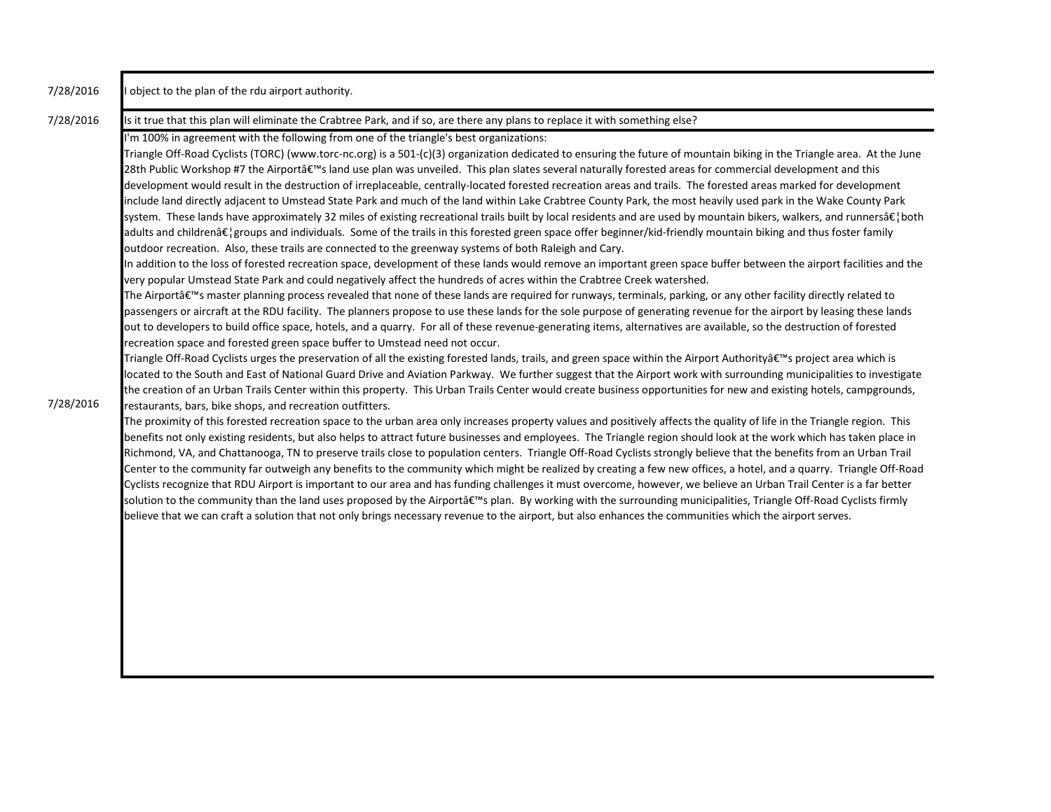| Date | Comment |
|---|---|
| 7/28/2016 | I object to the plan of the rdu airport authority. |
| 7/28/2016 | Is it true that this plan will eliminate the Crabtree Park, and if so, are there any plans to replace it with something else? |
| 7/28/2016 | I'm 100% in agreement with the following from one of the triangle's best organizations:<br>Triangle Off-Road Cyclists (TORC) (www.torc-nc.org) is a 501-(c)(3) organization dedicated to ensuring the future of mountain biking in the Triangle area. At the June 28th Public Workshop #7 the Airportâ€™s land use plan was unveiled. This plan slates several naturally forested areas for commercial development and this development would result in the destruction of irreplaceable, centrally-located forested recreation areas and trails. The forested areas marked for development include land directly adjacent to Umstead State Park and much of the land within Lake Crabtree County Park, the most heavily used park in the Wake County Park system. These lands have approximately 32 miles of existing recreational trails built by local residents and are used by mountain bikers, walkers, and runnersâ€¦both adults and childrenâ€¦groups and individuals. Some of the trails in this forested green space offer beginner/kid-friendly mountain biking and thus foster family outdoor recreation. Also, these trails are connected to the greenway systems of both Raleigh and Cary.<br>In addition to the loss of forested recreation space, development of these lands would remove an important green space buffer between the airport facilities and the very popular Umstead State Park and could negatively affect the hundreds of acres within the Crabtree Creek watershed.<br>The Airportâ€™s master planning process revealed that none of these lands are required for runways, terminals, parking, or any other facility directly related to passengers or aircraft at the RDU facility. The planners propose to use these lands for the sole purpose of generating revenue for the airport by leasing these lands out to developers to build office space, hotels, and a quarry. For all of these revenue-generating items, alternatives are available, so the destruction of forested recreation space and forested green space buffer to Umstead need not occur.<br>Triangle Off-Road Cyclists urges the preservation of all the existing forested lands, trails, and green space within the Airport Authorityâ€™s project area which is located to the South and East of National Guard Drive and Aviation Parkway. We further suggest that the Airport work with surrounding municipalities to investigate the creation of an Urban Trails Center within this property. This Urban Trails Center would create business opportunities for new and existing hotels, campgrounds, restaurants, bars, bike shops, and recreation outfitters.<br>The proximity of this forested recreation space to the urban area only increases property values and positively affects the quality of life in the Triangle region. This benefits not only existing residents, but also helps to attract future businesses and employees. The Triangle region should look at the work which has taken place in Richmond, VA, and Chattanooga, TN to preserve trails close to population centers. Triangle Off-Road Cyclists strongly believe that the benefits from an Urban Trail Center to the community far outweigh any benefits to the community which might be realized by creating a few new offices, a hotel, and a quarry. Triangle Off-Road Cyclists recognize that RDU Airport is important to our area and has funding challenges it must overcome, however, we believe an Urban Trail Center is a far better solution to the community than the land uses proposed by the Airportâ€™s plan. By working with the surrounding municipalities, Triangle Off-Road Cyclists firmly believe that we can craft a solution that not only brings necessary revenue to the airport, but also enhances the communities which the airport serves. |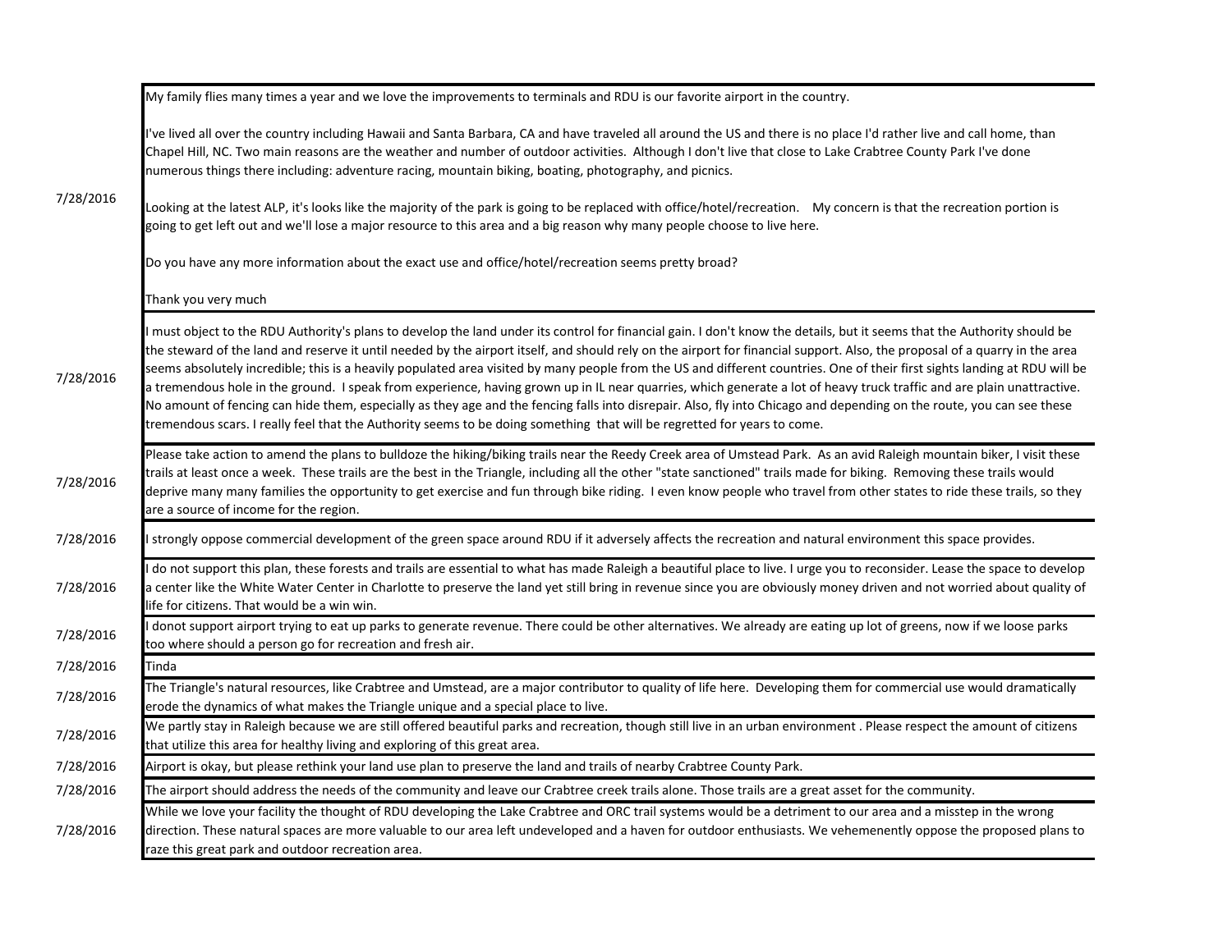| | |
|---|---|
| 7/28/2016 | My family flies many times a year and we love the improvements to terminals and RDU is our favorite airport in the country.<br><br>I've lived all over the country including Hawaii and Santa Barbara, CA and have traveled all around the US and there is no place I'd rather live and call home, than Chapel Hill, NC. Two main reasons are the weather and number of outdoor activities. Although I don't live that close to Lake Crabtree County Park I've done numerous things there including: adventure racing, mountain biking, boating, photography, and picnics.<br><br>Looking at the latest ALP, it's looks like the majority of the park is going to be replaced with office/hotel/recreation. My concern is that the recreation portion is going to get left out and we'll lose a major resource to this area and a big reason why many people choose to live here.<br><br>Do you have any more information about the exact use and office/hotel/recreation seems pretty broad?<br><br>Thank you very much |
| 7/28/2016 | I must object to the RDU Authority's plans to develop the land under its control for financial gain. I don't know the details, but it seems that the Authority should be the steward of the land and reserve it until needed by the airport itself, and should rely on the airport for financial support. Also, the proposal of a quarry in the area seems absolutely incredible; this is a heavily populated area visited by many people from the US and different countries. One of their first sights landing at RDU will be a tremendous hole in the ground. I speak from experience, having grown up in IL near quarries, which generate a lot of heavy truck traffic and are plain unattractive. No amount of fencing can hide them, especially as they age and the fencing falls into disrepair. Also, fly into Chicago and depending on the route, you can see these tremendous scars. I really feel that the Authority seems to be doing something that will be regretted for years to come. |
| 7/28/2016 | Please take action to amend the plans to bulldoze the hiking/biking trails near the Reedy Creek area of Umstead Park. As an avid Raleigh mountain biker, I visit these trails at least once a week. These trails are the best in the Triangle, including all the other "state sanctioned" trails made for biking. Removing these trails would deprive many many families the opportunity to get exercise and fun through bike riding. I even know people who travel from other states to ride these trails, so they are a source of income for the region. |
| 7/28/2016 | I strongly oppose commercial development of the green space around RDU if it adversely affects the recreation and natural environment this space provides. |
| 7/28/2016 | I do not support this plan, these forests and trails are essential to what has made Raleigh a beautiful place to live. I urge you to reconsider. Lease the space to develop a center like the White Water Center in Charlotte to preserve the land yet still bring in revenue since you are obviously money driven and not worried about quality of life for citizens. That would be a win win. |
| 7/28/2016 | I donot support airport trying to eat up parks to generate revenue. There could be other alternatives. We already are eating up lot of greens, now if we loose parks too where should a person go for recreation and fresh air. |
| 7/28/2016 | Tinda |
| 7/28/2016 | The Triangle's natural resources, like Crabtree and Umstead, are a major contributor to quality of life here. Developing them for commercial use would dramatically erode the dynamics of what makes the Triangle unique and a special place to live. |
| 7/28/2016 | We partly stay in Raleigh because we are still offered beautiful parks and recreation, though still live in an urban environment . Please respect the amount of citizens that utilize this area for healthy living and exploring of this great area. |
| 7/28/2016 | Airport is okay, but please rethink your land use plan to preserve the land and trails of nearby Crabtree County Park. |
| 7/28/2016 | The airport should address the needs of the community and leave our Crabtree creek trails alone. Those trails are a great asset for the community. |
| 7/28/2016 | While we love your facility the thought of RDU developing the Lake Crabtree and ORC trail systems would be a detriment to our area and a misstep in the wrong direction. These natural spaces are more valuable to our area left undeveloped and a haven for outdoor enthusiasts. We vehemenently oppose the proposed plans to raze this great park and outdoor recreation area. |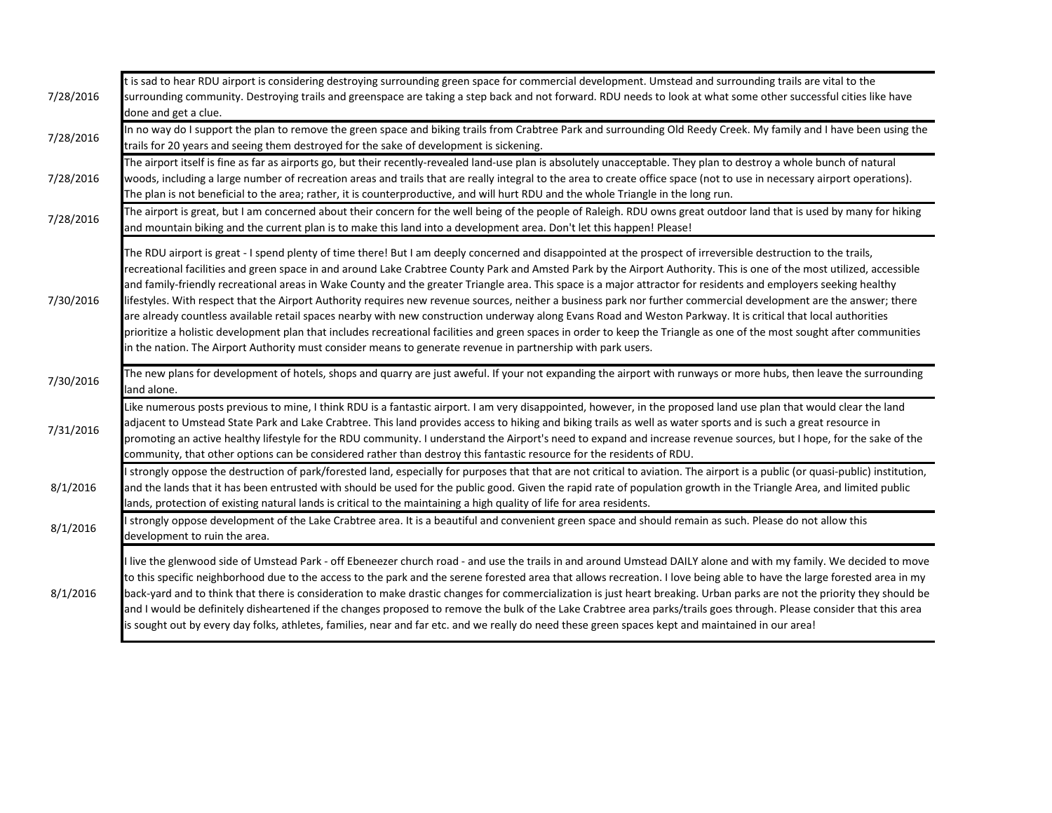| | |
|---|---|
| 7/28/2016 | t is sad to hear RDU airport is considering destroying surrounding green space for commercial development. Umstead and surrounding trails are vital to the surrounding community. Destroying trails and greenspace are taking a step back and not forward. RDU needs to look at what some other successful cities like have done and get a clue. |
| 7/28/2016 | In no way do I support the plan to remove the green space and biking trails from Crabtree Park and surrounding Old Reedy Creek. My family and I have been using the trails for 20 years and seeing them destroyed for the sake of development is sickening. |
| 7/28/2016 | The airport itself is fine as far as airports go, but their recently-revealed land-use plan is absolutely unacceptable. They plan to destroy a whole bunch of natural woods, including a large number of recreation areas and trails that are really integral to the area to create office space (not to use in necessary airport operations). The plan is not beneficial to the area; rather, it is counterproductive, and will hurt RDU and the whole Triangle in the long run. |
| 7/28/2016 | The airport is great, but I am concerned about their concern for the well being of the people of Raleigh. RDU owns great outdoor land that is used by many for hiking and mountain biking and the current plan is to make this land into a development area. Don't let this happen! Please! |
| 7/30/2016 | The RDU airport is great - I spend plenty of time there! But I am deeply concerned and disappointed at the prospect of irreversible destruction to the trails, recreational facilities and green space in and around Lake Crabtree County Park and Amsted Park by the Airport Authority. This is one of the most utilized, accessible and family-friendly recreational areas in Wake County and the greater Triangle area. This space is a major attractor for residents and employers seeking healthy lifestyles. With respect that the Airport Authority requires new revenue sources, neither a business park nor further commercial development are the answer; there are already countless available retail spaces nearby with new construction underway along Evans Road and Weston Parkway. It is critical that local authorities prioritize a holistic development plan that includes recreational facilities and green spaces in order to keep the Triangle as one of the most sought after communities in the nation. The Airport Authority must consider means to generate revenue in partnership with park users. |
| 7/30/2016 | The new plans for development of hotels, shops and quarry are just aweful. If your not expanding the airport with runways or more hubs, then leave the surrounding land alone. |
| 7/31/2016 | Like numerous posts previous to mine, I think RDU is a fantastic airport. I am very disappointed, however, in the proposed land use plan that would clear the land adjacent to Umstead State Park and Lake Crabtree. This land provides access to hiking and biking trails as well as water sports and is such a great resource in promoting an active healthy lifestyle for the RDU community. I understand the Airport's need to expand and increase revenue sources, but I hope, for the sake of the community, that other options can be considered rather than destroy this fantastic resource for the residents of RDU. |
| 8/1/2016 | I strongly oppose the destruction of park/forested land, especially for purposes that are not critical to aviation. The airport is a public (or quasi-public) institution, and the lands that it has been entrusted with should be used for the public good. Given the rapid rate of population growth in the Triangle Area, and limited public lands, protection of existing natural lands is critical to the maintaining a high quality of life for area residents. |
| 8/1/2016 | I strongly oppose development of the Lake Crabtree area. It is a beautiful and convenient green space and should remain as such. Please do not allow this development to ruin the area. |
| 8/1/2016 | I live the glenwood side of Umstead Park - off Ebeneezer church road - and use the trails in and around Umstead DAILY alone and with my family. We decided to move to this specific neighborhood due to the access to the park and the serene forested area that allows recreation. I love being able to have the large forested area in my back-yard and to think that there is consideration to make drastic changes for commercialization is just heart breaking. Urban parks are not the priority they should be and I would be definitely disheartened if the changes proposed to remove the bulk of the Lake Crabtree area parks/trails goes through. Please consider that this area is sought out by every day folks, athletes, families, near and far etc. and we really do need these green spaces kept and maintained in our area! |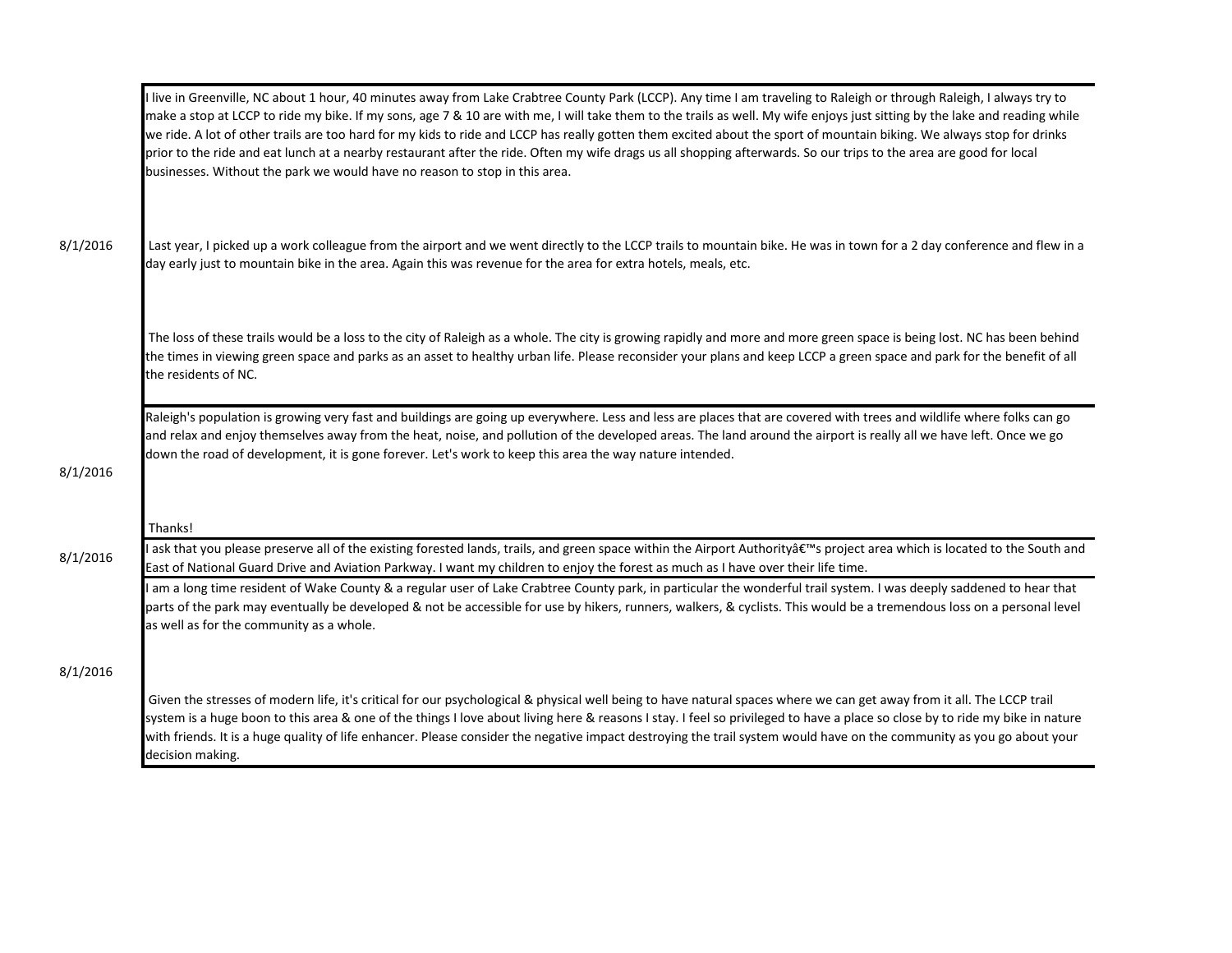| Date | Comment |
| --- | --- |
| 8/1/2016 | I live in Greenville, NC about 1 hour, 40 minutes away from Lake Crabtree County Park (LCCP). Any time I am traveling to Raleigh or through Raleigh, I always try to make a stop at LCCP to ride my bike. If my sons, age 7 & 10 are with me, I will take them to the trails as well. My wife enjoys just sitting by the lake and reading while we ride. A lot of other trails are too hard for my kids to ride and LCCP has really gotten them excited about the sport of mountain biking. We always stop for drinks prior to the ride and eat lunch at a nearby restaurant after the ride. Often my wife drags us all shopping afterwards. So our trips to the area are good for local businesses. Without the park we would have no reason to stop in this area.<br><br>Last year, I picked up a work colleague from the airport and we went directly to the LCCP trails to mountain bike. He was in town for a 2 day conference and flew in a day early just to mountain bike in the area. Again this was revenue for the area for extra hotels, meals, etc.<br><br>The loss of these trails would be a loss to the city of Raleigh as a whole. The city is growing rapidly and more and more green space is being lost. NC has been behind the times in viewing green space and parks as an asset to healthy urban life. Please reconsider your plans and keep LCCP a green space and park for the benefit of all the residents of NC. |
| 8/1/2016 | Raleigh's population is growing very fast and buildings are going up everywhere. Less and less are places that are covered with trees and wildlife where folks can go and relax and enjoy themselves away from the heat, noise, and pollution of the developed areas. The land around the airport is really all we have left. Once we go down the road of development, it is gone forever. Let's work to keep this area the way nature intended.<br><br>Thanks! |
| 8/1/2016 | I ask that you please preserve all of the existing forested lands, trails, and green space within the Airport Authorityâ€™s project area which is located to the South and East of National Guard Drive and Aviation Parkway. I want my children to enjoy the forest as much as I have over their life time. |
| 8/1/2016 | I am a long time resident of Wake County & a regular user of Lake Crabtree County park, in particular the wonderful trail system. I was deeply saddened to hear that parts of the park may eventually be developed & not be accessible for use by hikers, runners, walkers, & cyclists. This would be a tremendous loss on a personal level as well as for the community as a whole.<br><br>Given the stresses of modern life, it's critical for our psychological & physical well being to have natural spaces where we can get away from it all. The LCCP trail system is a huge boon to this area & one of the things I love about living here & reasons I stay. I feel so privileged to have a place so close by to ride my bike in nature with friends. It is a huge quality of life enhancer. Please consider the negative impact destroying the trail system would have on the community as you go about your decision making. |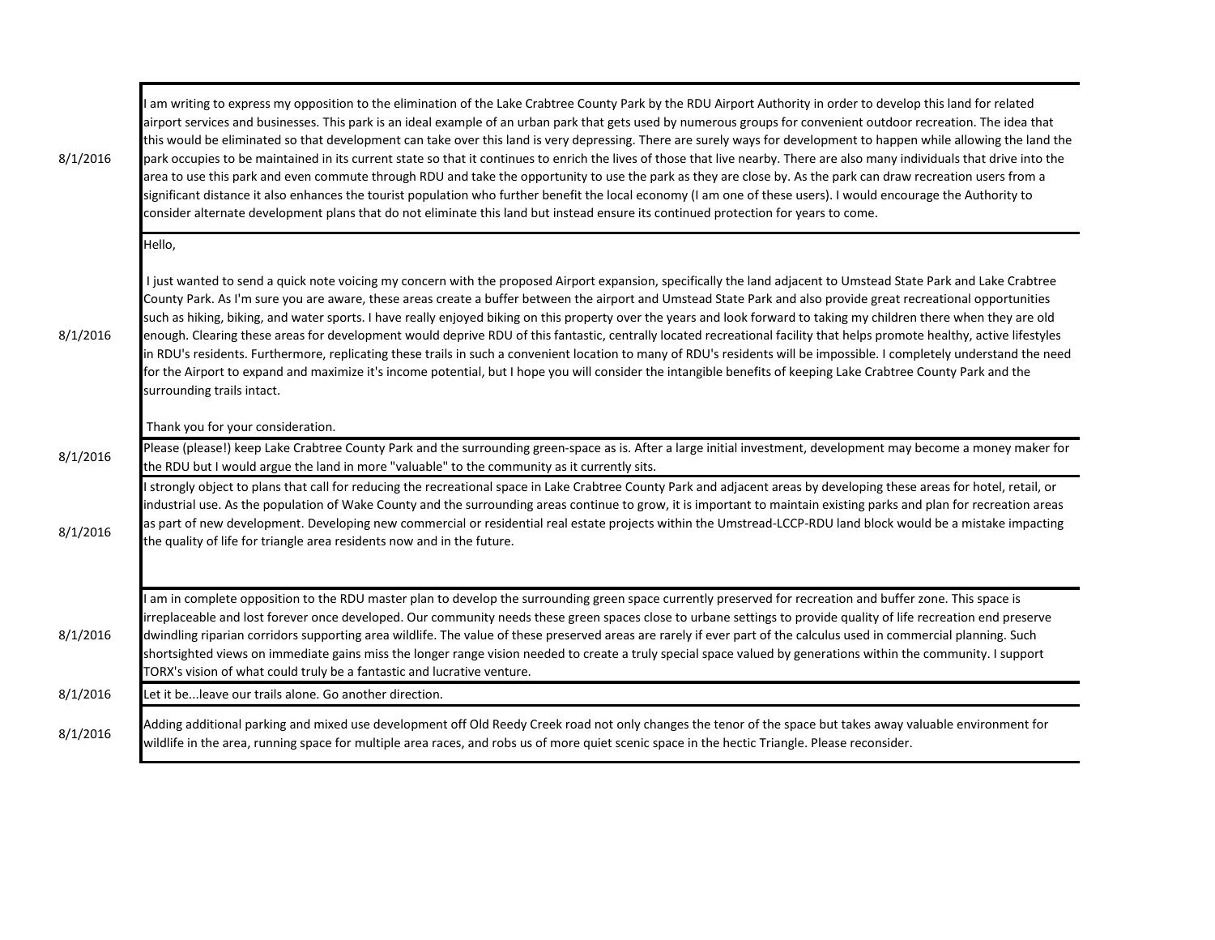| | |
|---|---|
| 8/1/2016 | I am writing to express my opposition to the elimination of the Lake Crabtree County Park by the RDU Airport Authority in order to develop this land for related airport services and businesses. This park is an ideal example of an urban park that gets used by numerous groups for convenient outdoor recreation. The idea that this would be eliminated so that development can take over this land is very depressing. There are surely ways for development to happen while allowing the land the park occupies to be maintained in its current state so that it continues to enrich the lives of those that live nearby. There are also many individuals that drive into the area to use this park and even commute through RDU and take the opportunity to use the park as they are close by. As the park can draw recreation users from a significant distance it also enhances the tourist population who further benefit the local economy (I am one of these users). I would encourage the Authority to consider alternate development plans that do not eliminate this land but instead ensure its continued protection for years to come. |
| 8/1/2016 | Hello,<br><br>I just wanted to send a quick note voicing my concern with the proposed Airport expansion, specifically the land adjacent to Umstead State Park and Lake Crabtree County Park. As I'm sure you are aware, these areas create a buffer between the airport and Umstead State Park and also provide great recreational opportunities such as hiking, biking, and water sports. I have really enjoyed biking on this property over the years and look forward to taking my children there when they are old enough. Clearing these areas for development would deprive RDU of this fantastic, centrally located recreational facility that helps promote healthy, active lifestyles in RDU's residents. Furthermore, replicating these trails in such a convenient location to many of RDU's residents will be impossible. I completely understand the need for the Airport to expand and maximize it's income potential, but I hope you will consider the intangible benefits of keeping Lake Crabtree County Park and the surrounding trails intact.<br><br>Thank you for your consideration. |
| 8/1/2016 | Please (please!) keep Lake Crabtree County Park and the surrounding green-space as is. After a large initial investment, development may become a money maker for the RDU but I would argue the land in more "valuable" to the community as it currently sits. |
| 8/1/2016 | I strongly object to plans that call for reducing the recreational space in Lake Crabtree County Park and adjacent areas by developing these areas for hotel, retail, or industrial use. As the population of Wake County and the surrounding areas continue to grow, it is important to maintain existing parks and plan for recreation areas as part of new development. Developing new commercial or residential real estate projects within the Umstead-LCCP-RDU land block would be a mistake impacting the quality of life for triangle area residents now and in the future. |
| 8/1/2016 | I am in complete opposition to the RDU master plan to develop the surrounding green space currently preserved for recreation and buffer zone. This space is irreplaceable and lost forever once developed. Our community needs these green spaces close to urbane settings to provide quality of life recreation end preserve dwindling riparian corridors supporting area wildlife. The value of these preserved areas are rarely if ever part of the calculus used in commercial planning. Such shortsighted views on immediate gains miss the longer range vision needed to create a truly special space valued by generations within the community. I support TORX's vision of what could truly be a fantastic and lucrative venture. |
| 8/1/2016 | Let it be...leave our trails alone. Go another direction. |
| 8/1/2016 | Adding additional parking and mixed use development off Old Reedy Creek road not only changes the tenor of the space but takes away valuable environment for wildlife in the area, running space for multiple area races, and robs us of more quiet scenic space in the hectic Triangle. Please reconsider. |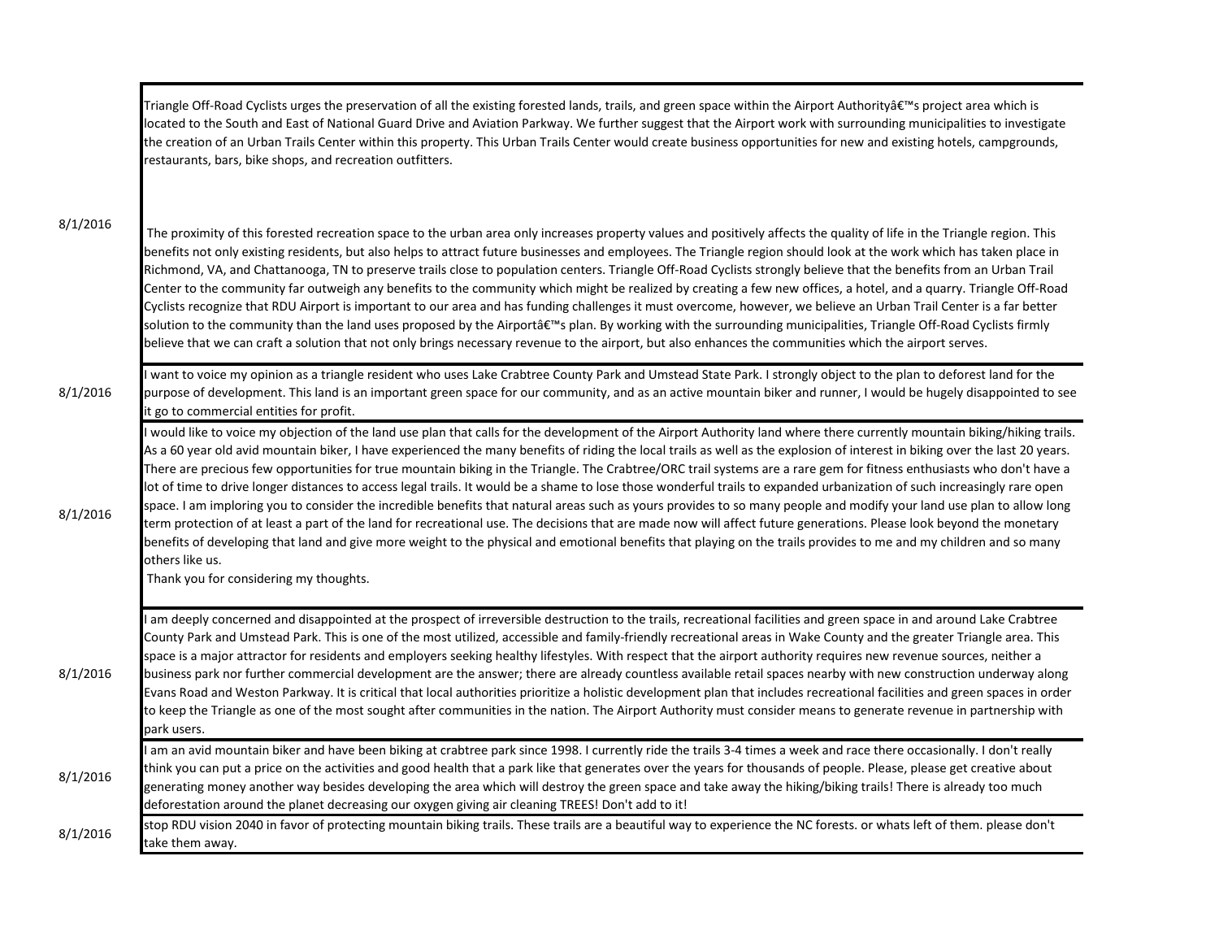| | |
|---|---|
| 8/1/2016 | Triangle Off-Road Cyclists urges the preservation of all the existing forested lands, trails, and green space within the Airport Authorityâ€™s project area which is located to the South and East of National Guard Drive and Aviation Parkway. We further suggest that the Airport work with surrounding municipalities to investigate the creation of an Urban Trails Center within this property. This Urban Trails Center would create business opportunities for new and existing hotels, campgrounds, restaurants, bars, bike shops, and recreation outfitters.<br><br>The proximity of this forested recreation space to the urban area only increases property values and positively affects the quality of life in the Triangle region. This benefits not only existing residents, but also helps to attract future businesses and employees. The Triangle region should look at the work which has taken place in Richmond, VA, and Chattanooga, TN to preserve trails close to population centers. Triangle Off-Road Cyclists strongly believe that the benefits from an Urban Trail Center to the community far outweigh any benefits to the community which might be realized by creating a few new offices, a hotel, and a quarry. Triangle Off-Road Cyclists recognize that RDU Airport is important to our area and has funding challenges it must overcome, however, we believe an Urban Trail Center is a far better solution to the community than the land uses proposed by the Airportâ€™s plan. By working with the surrounding municipalities, Triangle Off-Road Cyclists firmly believe that we can craft a solution that not only brings necessary revenue to the airport, but also enhances the communities which the airport serves. |
| 8/1/2016 | I want to voice my opinion as a triangle resident who uses Lake Crabtree County Park and Umstead State Park. I strongly object to the plan to deforest land for the purpose of development. This land is an important green space for our community, and as an active mountain biker and runner, I would be hugely disappointed to see it go to commercial entities for profit. |
| 8/1/2016 | I would like to voice my objection of the land use plan that calls for the development of the Airport Authority land where there currently mountain biking/hiking trails. As a 60 year old avid mountain biker, I have experienced the many benefits of riding the local trails as well as the explosion of interest in biking over the last 20 years. There are precious few opportunities for true mountain biking in the Triangle. The Crabtree/ORC trail systems are a rare gem for fitness enthusiasts who don't have a lot of time to drive longer distances to access legal trails. It would be a shame to lose those wonderful trails to expanded urbanization of such increasingly rare open space. I am imploring you to consider the incredible benefits that natural areas such as yours provides to so many people and modify your land use plan to allow long term protection of at least a part of the land for recreational use. The decisions that are made now will affect future generations. Please look beyond the monetary benefits of developing that land and give more weight to the physical and emotional benefits that playing on the trails provides to me and my children and so many others like us.<br>Thank you for considering my thoughts. |
| 8/1/2016 | I am deeply concerned and disappointed at the prospect of irreversible destruction to the trails, recreational facilities and green space in and around Lake Crabtree County Park and Umstead Park. This is one of the most utilized, accessible and family-friendly recreational areas in Wake County and the greater Triangle area. This space is a major attractor for residents and employers seeking healthy lifestyles. With respect that the airport authority requires new revenue sources, neither a business park nor further commercial development are the answer; there are already countless available retail spaces nearby with new construction underway along Evans Road and Weston Parkway. It is critical that local authorities prioritize a holistic development plan that includes recreational facilities and green spaces in order to keep the Triangle as one of the most sought after communities in the nation. The Airport Authority must consider means to generate revenue in partnership with park users. |
| 8/1/2016 | I am an avid mountain biker and have been biking at crabtree park since 1998. I currently ride the trails 3-4 times a week and race there occasionally. I don't really think you can put a price on the activities and good health that a park like that generates over the years for thousands of people. Please, please get creative about generating money another way besides developing the area which will destroy the green space and take away the hiking/biking trails! There is already too much deforestation around the planet decreasing our oxygen giving air cleaning TREES! Don't add to it! |
| 8/1/2016 | stop RDU vision 2040 in favor of protecting mountain biking trails. These trails are a beautiful way to experience the NC forests. or whats left of them. please don't take them away. |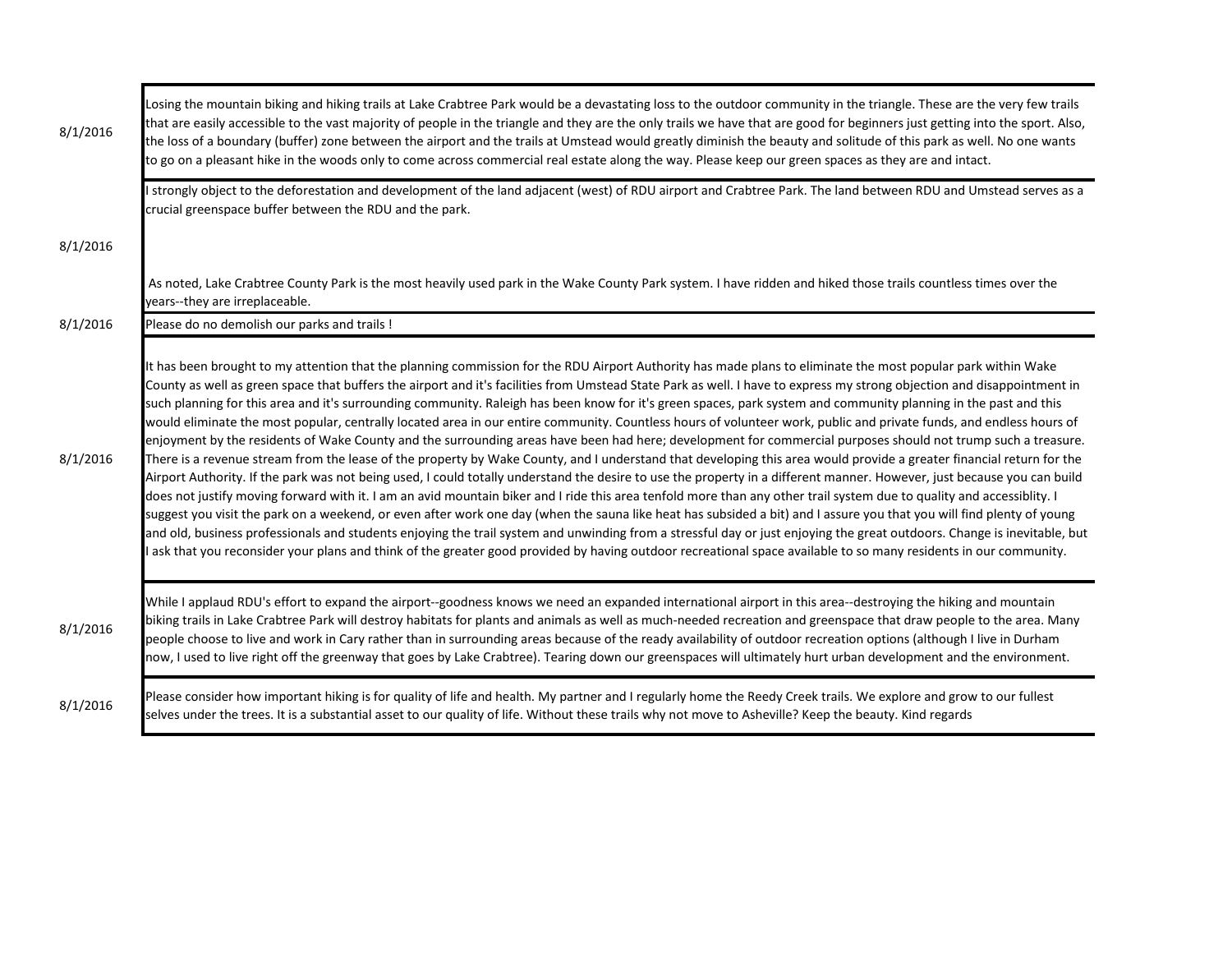| Date | Comment |
|---|---|
| 8/1/2016 | Losing the mountain biking and hiking trails at Lake Crabtree Park would be a devastating loss to the outdoor community in the triangle. These are the very few trails that are easily accessible to the vast majority of people in the triangle and they are the only trails we have that are good for beginners just getting into the sport. Also, the loss of a boundary (buffer) zone between the airport and the trails at Umstead would greatly diminish the beauty and solitude of this park as well. No one wants to go on a pleasant hike in the woods only to come across commercial real estate along the way. Please keep our green spaces as they are and intact. |
| 8/1/2016 | I strongly object to the deforestation and development of the land adjacent (west) of RDU airport and Crabtree Park. The land between RDU and Umstead serves as a crucial greenspace buffer between the RDU and the park.<br><br>As noted, Lake Crabtree County Park is the most heavily used park in the Wake County Park system. I have ridden and hiked those trails countless times over the years--they are irreplaceable. |
| 8/1/2016 | Please do no demolish our parks and trails ! |
| 8/1/2016 | It has been brought to my attention that the planning commission for the RDU Airport Authority has made plans to eliminate the most popular park within Wake County as well as green space that buffers the airport and it's facilities from Umstead State Park as well. I have to express my strong objection and disappointment in such planning for this area and it's surrounding community. Raleigh has been know for it's green spaces, park system and community planning in the past and this would eliminate the most popular, centrally located area in our entire community. Countless hours of volunteer work, public and private funds, and endless hours of enjoyment by the residents of Wake County and the surrounding areas have been had here; development for commercial purposes should not trump such a treasure. There is a revenue stream from the lease of the property by Wake County, and I understand that developing this area would provide a greater financial return for the Airport Authority. If the park was not being used, I could totally understand the desire to use the property in a different manner. However, just because you can build does not justify moving forward with it. I am an avid mountain biker and I ride this area tenfold more than any other trail system due to quality and accessiblity. I suggest you visit the park on a weekend, or even after work one day (when the sauna like heat has subsided a bit) and I assure you that you will find plenty of young and old, business professionals and students enjoying the trail system and unwinding from a stressful day or just enjoying the great outdoors. Change is inevitable, but I ask that you reconsider your plans and think of the greater good provided by having outdoor recreational space available to so many residents in our community. |
| 8/1/2016 | While I applaud RDU's effort to expand the airport--goodness knows we need an expanded international airport in this area--destroying the hiking and mountain biking trails in Lake Crabtree Park will destroy habitats for plants and animals as well as much-needed recreation and greenspace that draw people to the area. Many people choose to live and work in Cary rather than in surrounding areas because of the ready availability of outdoor recreation options (although I live in Durham now, I used to live right off the greenway that goes by Lake Crabtree). Tearing down our greenspaces will ultimately hurt urban development and the environment. |
| 8/1/2016 | Please consider how important hiking is for quality of life and health. My partner and I regularly home the Reedy Creek trails. We explore and grow to our fullest selves under the trees. It is a substantial asset to our quality of life. Without these trails why not move to Asheville? Keep the beauty. Kind regards |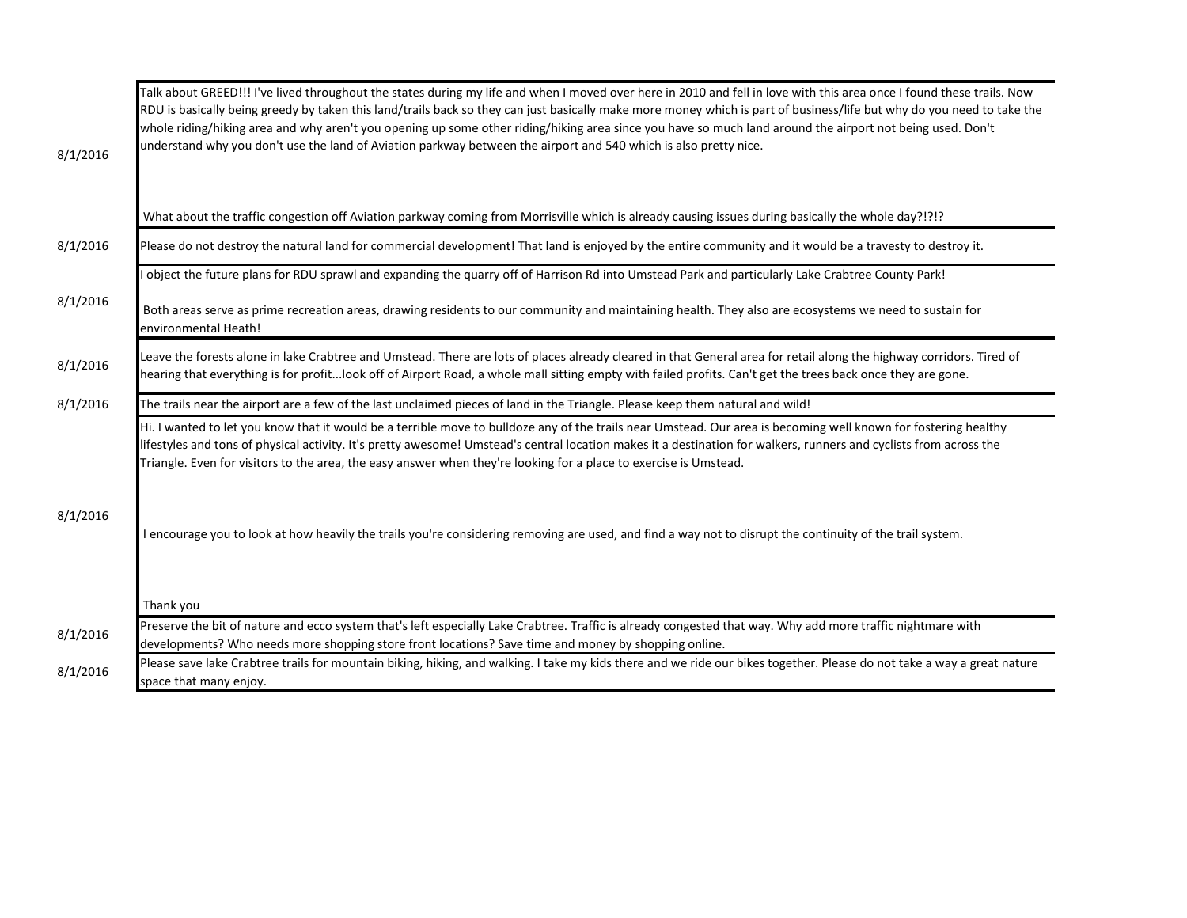| Date | Comment |
|---|---|
| 8/1/2016 | Talk about GREED!!! I've lived throughout the states during my life and when I moved over here in 2010 and fell in love with this area once I found these trails. Now RDU is basically being greedy by taken this land/trails back so they can just basically make more money which is part of business/life but why do you need to take the whole riding/hiking area and why aren't you opening up some other riding/hiking area since you have so much land around the airport not being used. Don't understand why you don't use the land of Aviation parkway between the airport and 540 which is also pretty nice.<br><br>What about the traffic congestion off Aviation parkway coming from Morrisville which is already causing issues during basically the whole day?!?!? |
| 8/1/2016 | Please do not destroy the natural land for commercial development! That land is enjoyed by the entire community and it would be a travesty to destroy it. |
| 8/1/2016 | I object the future plans for RDU sprawl and expanding the quarry off of Harrison Rd into Umstead Park and particularly Lake Crabtree County Park!<br><br>Both areas serve as prime recreation areas, drawing residents to our community and maintaining health. They also are ecosystems we need to sustain for environmental Heath! |
| 8/1/2016 | Leave the forests alone in lake Crabtree and Umstead. There are lots of places already cleared in that General area for retail along the highway corridors. Tired of hearing that everything is for profit...look off of Airport Road, a whole mall sitting empty with failed profits. Can't get the trees back once they are gone. |
| 8/1/2016 | The trails near the airport are a few of the last unclaimed pieces of land in the Triangle. Please keep them natural and wild! |
| 8/1/2016 | Hi. I wanted to let you know that it would be a terrible move to bulldoze any of the trails near Umstead. Our area is becoming well known for fostering healthy lifestyles and tons of physical activity. It's pretty awesome! Umstead's central location makes it a destination for walkers, runners and cyclists from across the Triangle. Even for visitors to the area, the easy answer when they're looking for a place to exercise is Umstead.<br><br>I encourage you to look at how heavily the trails you're considering removing are used, and find a way not to disrupt the continuity of the trail system.<br><br>Thank you |
| 8/1/2016 | Preserve the bit of nature and ecco system that's left especially Lake Crabtree. Traffic is already congested that way. Why add more traffic nightmare with developments? Who needs more shopping store front locations? Save time and money by shopping online. |
| 8/1/2016 | Please save lake Crabtree trails for mountain biking, hiking, and walking. I take my kids there and we ride our bikes together. Please do not take a way a great nature space that many enjoy. |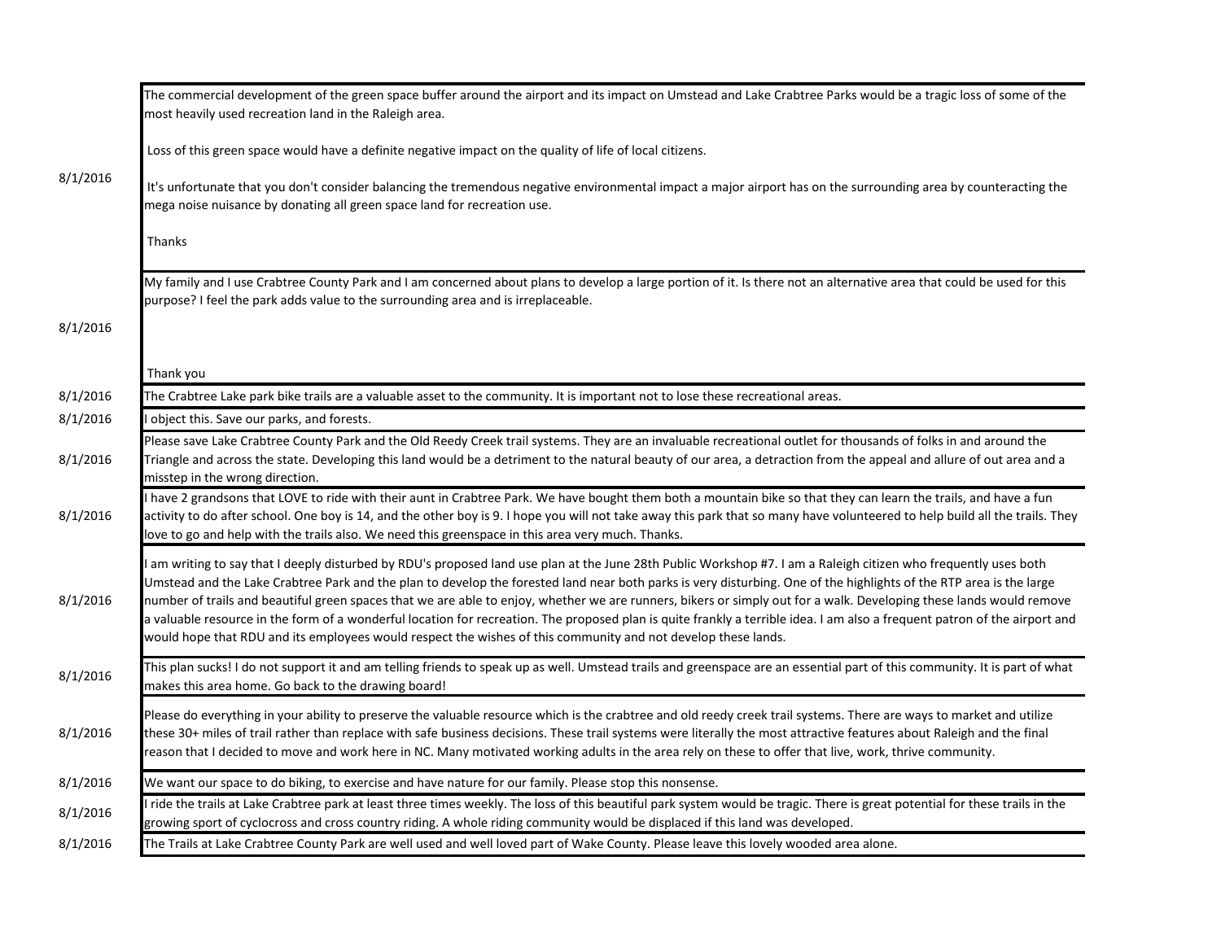| | |
|---|---|
| 8/1/2016 | The commercial development of the green space buffer around the airport and its impact on Umstead and Lake Crabtree Parks would be a tragic loss of some of the most heavily used recreation land in the Raleigh area.<br><br>Loss of this green space would have a definite negative impact on the quality of life of local citizens.<br><br>It's unfortunate that you don't consider balancing the tremendous negative environmental impact a major airport has on the surrounding area by counteracting the mega noise nuisance by donating all green space land for recreation use.<br><br>Thanks |
| 8/1/2016 | My family and I use Crabtree County Park and I am concerned about plans to develop a large portion of it. Is there not an alternative area that could be used for this purpose? I feel the park adds value to the surrounding area and is irreplaceable.<br><br>Thank you |
| 8/1/2016 | The Crabtree Lake park bike trails are a valuable asset to the community. It is important not to lose these recreational areas. |
| 8/1/2016 | I object this. Save our parks, and forests. |
| 8/1/2016 | Please save Lake Crabtree County Park and the Old Reedy Creek trail systems. They are an invaluable recreational outlet for thousands of folks in and around the Triangle and across the state. Developing this land would be a detriment to the natural beauty of our area, a detraction from the appeal and allure of out area and a misstep in the wrong direction. |
| 8/1/2016 | I have 2 grandsons that LOVE to ride with their aunt in Crabtree Park. We have bought them both a mountain bike so that they can learn the trails, and have a fun activity to do after school. One boy is 14, and the other boy is 9. I hope you will not take away this park that so many have volunteered to help build all the trails. They love to go and help with the trails also. We need this greenspace in this area very much. Thanks. |
| 8/1/2016 | I am writing to say that I deeply disturbed by RDU's proposed land use plan at the June 28th Public Workshop #7. I am a Raleigh citizen who frequently uses both Umstead and the Lake Crabtree Park and the plan to develop the forested land near both parks is very disturbing. One of the highlights of the RTP area is the large number of trails and beautiful green spaces that we are able to enjoy, whether we are runners, bikers or simply out for a walk. Developing these lands would remove a valuable resource in the form of a wonderful location for recreation. The proposed plan is quite frankly a terrible idea. I am also a frequent patron of the airport and would hope that RDU and its employees would respect the wishes of this community and not develop these lands. |
| 8/1/2016 | This plan sucks! I do not support it and am telling friends to speak up as well. Umstead trails and greenspace are an essential part of this community. It is part of what makes this area home. Go back to the drawing board! |
| 8/1/2016 | Please do everything in your ability to preserve the valuable resource which is the crabtree and old reedy creek trail systems. There are ways to market and utilize these 30+ miles of trail rather than replace with safe business decisions. These trail systems were literally the most attractive features about Raleigh and the final reason that I decided to move and work here in NC. Many motivated working adults in the area rely on these to offer that live, work, thrive community. |
| 8/1/2016 | We want our space to do biking, to exercise and have nature for our family. Please stop this nonsense. |
| 8/1/2016 | I ride the trails at Lake Crabtree park at least three times weekly. The loss of this beautiful park system would be tragic. There is great potential for these trails in the growing sport of cyclocross and cross country riding. A whole riding community would be displaced if this land was developed. |
| 8/1/2016 | The Trails at Lake Crabtree County Park are well used and well loved part of Wake County. Please leave this lovely wooded area alone. |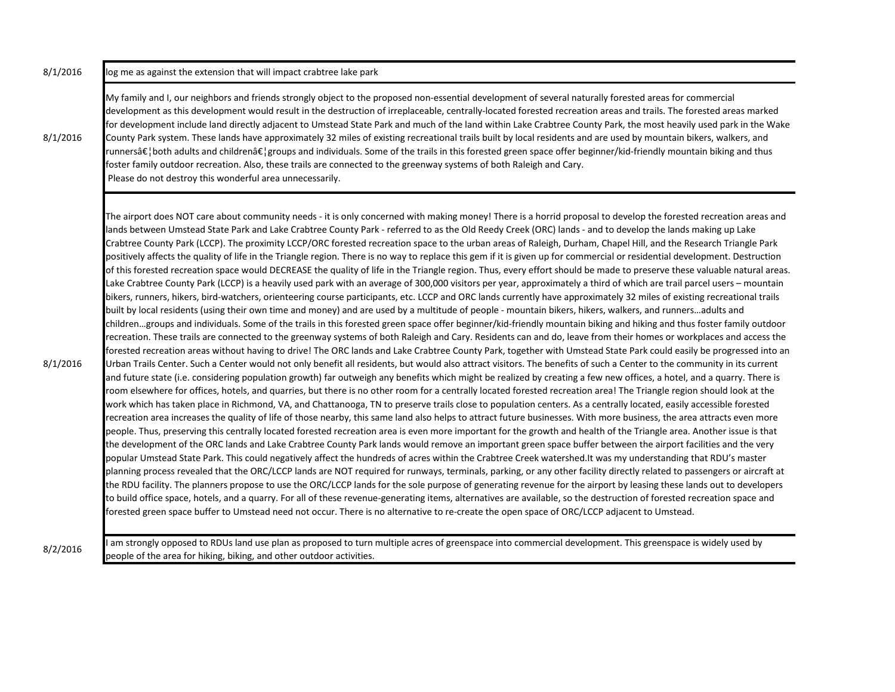| | |
|---|---|
| 8/1/2016 | log me as against the extension that will impact crabtree lake park |
| 8/1/2016 | My family and I, our neighbors and friends strongly object to the proposed non-essential development of several naturally forested areas for commercial development as this development would result in the destruction of irreplaceable, centrally-located forested recreation areas and trails. The forested areas marked for development include land directly adjacent to Umstead State Park and much of the land within Lake Crabtree County Park, the most heavily used park in the Wake County Park system. These lands have approximately 32 miles of existing recreational trails built by local residents and are used by mountain bikers, walkers, and runnersâ€¦both adults and childrenâ€¦groups and individuals. Some of the trails in this forested green space offer beginner/kid-friendly mountain biking and thus foster family outdoor recreation. Also, these trails are connected to the greenway systems of both Raleigh and Cary.<br>Please do not destroy this wonderful area unnecessarily. |
| 8/1/2016 | The airport does NOT care about community needs - it is only concerned with making money! There is a horrid proposal to develop the forested recreation areas and lands between Umstead State Park and Lake Crabtree County Park - referred to as the Old Reedy Creek (ORC) lands - and to develop the lands making up Lake Crabtree County Park (LCCP). The proximity LCCP/ORC forested recreation space to the urban areas of Raleigh, Durham, Chapel Hill, and the Research Triangle Park positively affects the quality of life in the Triangle region. There is no way to replace this gem if it is given up for commercial or residential development. Destruction of this forested recreation space would DECREASE the quality of life in the Triangle region. Thus, every effort should be made to preserve these valuable natural areas. Lake Crabtree County Park (LCCP) is a heavily used park with an average of 300,000 visitors per year, approximately a third of which are trail parcel users – mountain bikers, runners, hikers, bird-watchers, orienteering course participants, etc. LCCP and ORC lands currently have approximately 32 miles of existing recreational trails built by local residents (using their own time and money) and are used by a multitude of people - mountain bikers, hikers, walkers, and runners…adults and children…groups and individuals. Some of the trails in this forested green space offer beginner/kid-friendly mountain biking and hiking and thus foster family outdoor recreation. These trails are connected to the greenway systems of both Raleigh and Cary. Residents can and do, leave from their homes or workplaces and access the forested recreation areas without having to drive! The ORC lands and Lake Crabtree County Park, together with Umstead State Park could easily be progressed into an Urban Trails Center. Such a Center would not only benefit all residents, but would also attract visitors. The benefits of such a Center to the community in its current and future state (i.e. considering population growth) far outweigh any benefits which might be realized by creating a few new offices, a hotel, and a quarry. There is room elsewhere for offices, hotels, and quarries, but there is no other room for a centrally located forested recreation area! The Triangle region should look at the work which has taken place in Richmond, VA, and Chattanooga, TN to preserve trails close to population centers. As a centrally located, easily accessible forested recreation area increases the quality of life of those nearby, this same land also helps to attract future businesses. With more business, the area attracts even more people. Thus, preserving this centrally located forested recreation area is even more important for the growth and health of the Triangle area. Another issue is that the development of the ORC lands and Lake Crabtree County Park lands would remove an important green space buffer between the airport facilities and the very popular Umstead State Park. This could negatively affect the hundreds of acres within the Crabtree Creek watershed.It was my understanding that RDU's master planning process revealed that the ORC/LCCP lands are NOT required for runways, terminals, parking, or any other facility directly related to passengers or aircraft at the RDU facility. The planners propose to use the ORC/LCCP lands for the sole purpose of generating revenue for the airport by leasing these lands out to developers to build office space, hotels, and a quarry. For all of these revenue-generating items, alternatives are available, so the destruction of forested recreation space and forested green space buffer to Umstead need not occur. There is no alternative to re-create the open space of ORC/LCCP adjacent to Umstead. |
| 8/2/2016 | I am strongly opposed to RDUs land use plan as proposed to turn multiple acres of greenspace into commercial development. This greenspace is widely used by people of the area for hiking, biking, and other outdoor activities. |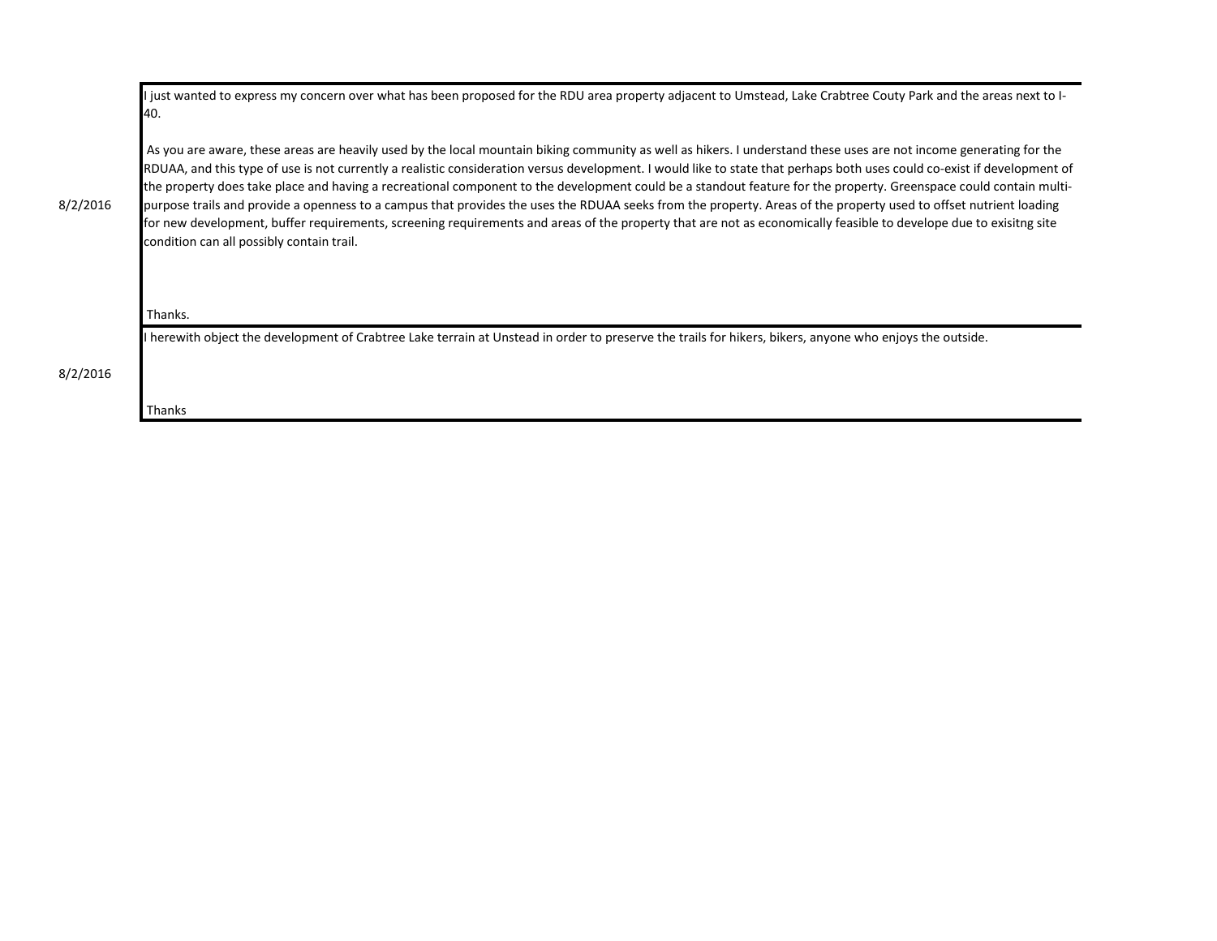| | |
|---|---|
| 8/2/2016 | I just wanted to express my concern over what has been proposed for the RDU area property adjacent to Umstead, Lake Crabtree Couty Park and the areas next to I-40.<br><br>As you are aware, these areas are heavily used by the local mountain biking community as well as hikers. I understand these uses are not income generating for the RDUAA, and this type of use is not currently a realistic consideration versus development. I would like to state that perhaps both uses could co-exist if development of the property does take place and having a recreational component to the development could be a standout feature for the property. Greenspace could contain multi-purpose trails and provide a openness to a campus that provides the uses the RDUAA seeks from the property. Areas of the property used to offset nutrient loading for new development, buffer requirements, screening requirements and areas of the property that are not as economically feasible to develope due to exisitng site condition can all possibly contain trail.<br><br>Thanks. |
| 8/2/2016 | I herewith object the development of Crabtree Lake terrain at Unstead in order to preserve the trails for hikers, bikers, anyone who enjoys the outside.<br><br>Thanks |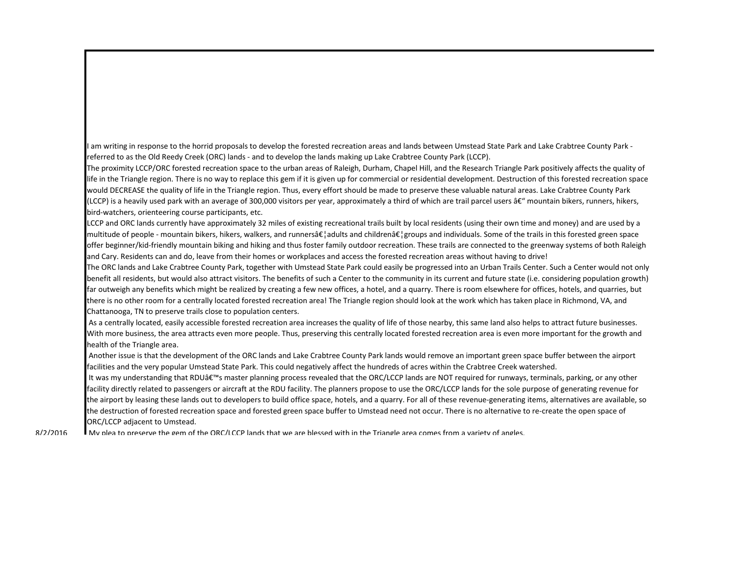I am writing in response to the horrid proposals to develop the forested recreation areas and lands between Umstead State Park and Lake Crabtree County Park - referred to as the Old Reedy Creek (ORC) lands - and to develop the lands making up Lake Crabtree County Park (LCCP).

The proximity LCCP/ORC forested recreation space to the urban areas of Raleigh, Durham, Chapel Hill, and the Research Triangle Park positively affects the quality of life in the Triangle region. There is no way to replace this gem if it is given up for commercial or residential development. Destruction of this forested recreation space would DECREASE the quality of life in the Triangle region. Thus, every effort should be made to preserve these valuable natural areas. Lake Crabtree County Park (LCCP) is a heavily used park with an average of 300,000 visitors per year, approximately a third of which are trail parcel users â€“ mountain bikers, runners, hikers, bird-watchers, orienteering course participants, etc.

LCCP and ORC lands currently have approximately 32 miles of existing recreational trails built by local residents (using their own time and money) and are used by a multitude of people - mountain bikers, hikers, walkers, and runnersâ€¦adults and childrenâ€¦groups and individuals. Some of the trails in this forested green space offer beginner/kid-friendly mountain biking and hiking and thus foster family outdoor recreation. These trails are connected to the greenway systems of both Raleigh and Cary. Residents can and do, leave from their homes or workplaces and access the forested recreation areas without having to drive!

The ORC lands and Lake Crabtree County Park, together with Umstead State Park could easily be progressed into an Urban Trails Center. Such a Center would not only benefit all residents, but would also attract visitors. The benefits of such a Center to the community in its current and future state (i.e. considering population growth) far outweigh any benefits which might be realized by creating a few new offices, a hotel, and a quarry. There is room elsewhere for offices, hotels, and quarries, but there is no other room for a centrally located forested recreation area! The Triangle region should look at the work which has taken place in Richmond, VA, and Chattanooga, TN to preserve trails close to population centers.

As a centrally located, easily accessible forested recreation area increases the quality of life of those nearby, this same land also helps to attract future businesses. With more business, the area attracts even more people. Thus, preserving this centrally located forested recreation area is even more important for the growth and health of the Triangle area.

Another issue is that the development of the ORC lands and Lake Crabtree County Park lands would remove an important green space buffer between the airport facilities and the very popular Umstead State Park. This could negatively affect the hundreds of acres within the Crabtree Creek watershed.

It was my understanding that RDUâ€™s master planning process revealed that the ORC/LCCP lands are NOT required for runways, terminals, parking, or any other facility directly related to passengers or aircraft at the RDU facility. The planners propose to use the ORC/LCCP lands for the sole purpose of generating revenue for the airport by leasing these lands out to developers to build office space, hotels, and a quarry. For all of these revenue-generating items, alternatives are available, so the destruction of forested recreation space and forested green space buffer to Umstead need not occur. There is no alternative to re-create the open space of ORC/LCCP adjacent to Umstead.

8/2/2016

My plea to preserve the gem of the ORC/LCCP lands that we are blessed with in the Triangle area comes from a variety of angles.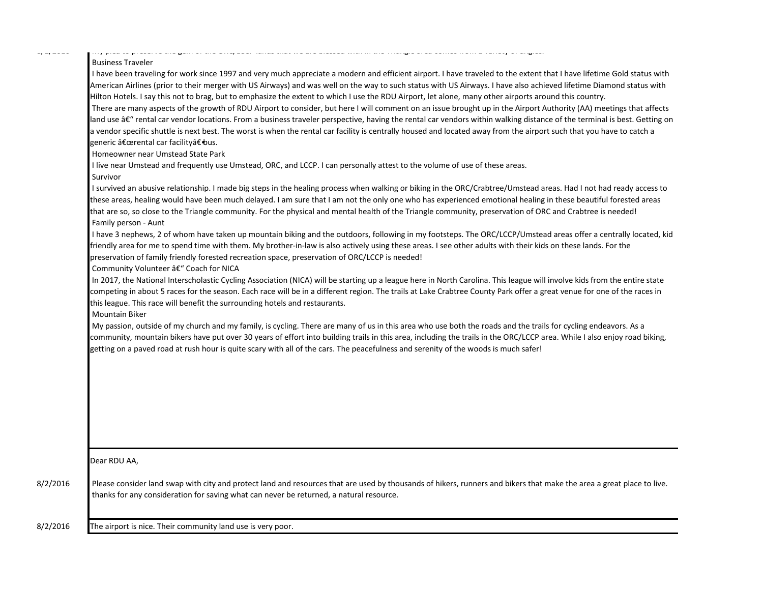My plea to preserve the gem of the ORC/LCCP lands that we are blessed with in the Triangle area comes from a variety of angles.

Business Traveler

I have been traveling for work since 1997 and very much appreciate a modern and efficient airport. I have traveled to the extent that I have lifetime Gold status with American Airlines (prior to their merger with US Airways) and was well on the way to such status with US Airways. I have also achieved lifetime Diamond status with Hilton Hotels. I say this not to brag, but to emphasize the extent to which I use the RDU Airport, let alone, many other airports around this country.

There are many aspects of the growth of RDU Airport to consider, but here I will comment on an issue brought up in the Airport Authority (AA) meetings that affects land use â€“ rental car vendor locations. From a business traveler perspective, having the rental car vendors within walking distance of the terminal is best. Getting on a vendor specific shuttle is next best. The worst is when the rental car facility is centrally housed and located away from the airport such that you have to catch a generic â€œrental car facilityâ€• bus.

Homeowner near Umstead State Park

I live near Umstead and frequently use Umstead, ORC, and LCCP. I can personally attest to the volume of use of these areas.

Survivor

I survived an abusive relationship. I made big steps in the healing process when walking or biking in the ORC/Crabtree/Umstead areas. Had I not had ready access to these areas, healing would have been much delayed. I am sure that I am not the only one who has experienced emotional healing in these beautiful forested areas that are so, so close to the Triangle community. For the physical and mental health of the Triangle community, preservation of ORC and Crabtree is needed!

Family person - Aunt

I have 3 nephews, 2 of whom have taken up mountain biking and the outdoors, following in my footsteps. The ORC/LCCP/Umstead areas offer a centrally located, kid friendly area for me to spend time with them. My brother-in-law is also actively using these areas. I see other adults with their kids on these lands. For the preservation of family friendly forested recreation space, preservation of ORC/LCCP is needed!

Community Volunteer â€“ Coach for NICA

In 2017, the National Interscholastic Cycling Association (NICA) will be starting up a league here in North Carolina. This league will involve kids from the entire state competing in about 5 races for the season. Each race will be in a different region. The trails at Lake Crabtree County Park offer a great venue for one of the races in this league. This race will benefit the surrounding hotels and restaurants.

Mountain Biker

My passion, outside of my church and my family, is cycling. There are many of us in this area who use both the roads and the trails for cycling endeavors. As a community, mountain bikers have put over 30 years of effort into building trails in this area, including the trails in the ORC/LCCP area. While I also enjoy road biking, getting on a paved road at rush hour is quite scary with all of the cars. The peacefulness and serenity of the woods is much safer!

---

8/2/2016

Dear RDU AA,

Please consider land swap with city and protect land and resources that are used by thousands of hikers, runners and bikers that make the area a great place to live. thanks for any consideration for saving what can never be returned, a natural resource.

---

8/2/2016

The airport is nice. Their community land use is very poor.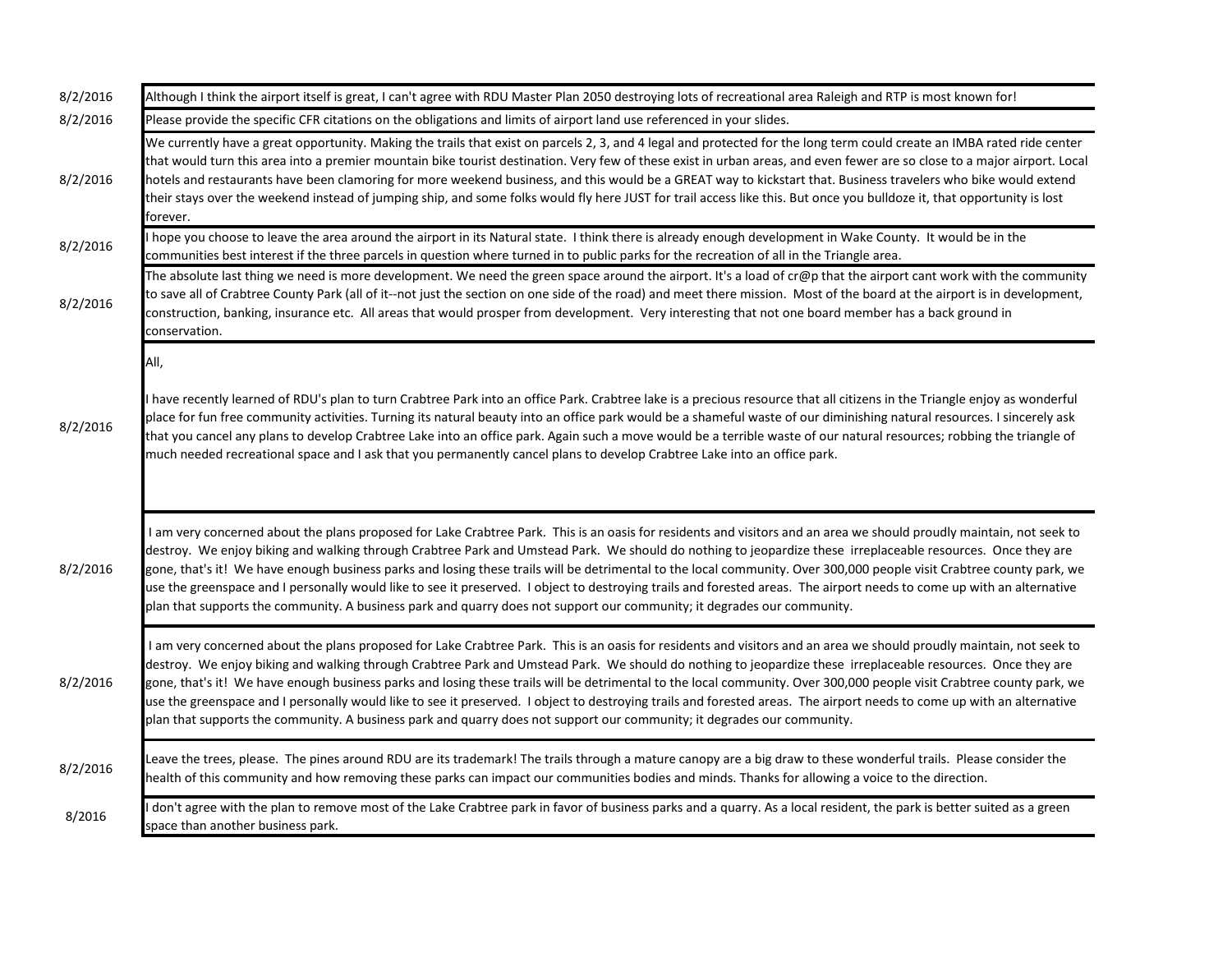| | |
|---|---|
| 8/2/2016 | Although I think the airport itself is great, I can't agree with RDU Master Plan 2050 destroying lots of recreational area Raleigh and RTP is most known for! |
| 8/2/2016 | Please provide the specific CFR citations on the obligations and limits of airport land use referenced in your slides. |
| 8/2/2016 | We currently have a great opportunity. Making the trails that exist on parcels 2, 3, and 4 legal and protected for the long term could create an IMBA rated ride center that would turn this area into a premier mountain bike tourist destination. Very few of these exist in urban areas, and even fewer are so close to a major airport. Local hotels and restaurants have been clamoring for more weekend business, and this would be a GREAT way to kickstart that. Business travelers who bike would extend their stays over the weekend instead of jumping ship, and some folks would fly here JUST for trail access like this. But once you bulldoze it, that opportunity is lost forever. |
| 8/2/2016 | I hope you choose to leave the area around the airport in its Natural state. I think there is already enough development in Wake County. It would be in the communities best interest if the three parcels in question where turned in to public parks for the recreation of all in the Triangle area. |
| 8/2/2016 | The absolute last thing we need is more development. We need the green space around the airport. It's a load of cr@p that the airport cant work with the community to save all of Crabtree County Park (all of it--not just the section on one side of the road) and meet there mission. Most of the board at the airport is in development, construction, banking, insurance etc. All areas that would prosper from development. Very interesting that not one board member has a back ground in conservation. |
| 8/2/2016 | All,<br><br>I have recently learned of RDU's plan to turn Crabtree Park into an office Park. Crabtree lake is a precious resource that all citizens in the Triangle enjoy as wonderful place for fun free community activities. Turning its natural beauty into an office park would be a shameful waste of our diminishing natural resources. I sincerely ask that you cancel any plans to develop Crabtree Lake into an office park. Again such a move would be a terrible waste of our natural resources; robbing the triangle of much needed recreational space and I ask that you permanently cancel plans to develop Crabtree Lake into an office park. |
| 8/2/2016 | I am very concerned about the plans proposed for Lake Crabtree Park. This is an oasis for residents and visitors and an area we should proudly maintain, not seek to destroy. We enjoy biking and walking through Crabtree Park and Umstead Park. We should do nothing to jeopardize these irreplaceable resources. Once they are gone, that's it! We have enough business parks and losing these trails will be detrimental to the local community. Over 300,000 people visit Crabtree county park, we use the greenspace and I personally would like to see it preserved. I object to destroying trails and forested areas. The airport needs to come up with an alternative plan that supports the community. A business park and quarry does not support our community; it degrades our community. |
| 8/2/2016 | I am very concerned about the plans proposed for Lake Crabtree Park. This is an oasis for residents and visitors and an area we should proudly maintain, not seek to destroy. We enjoy biking and walking through Crabtree Park and Umstead Park. We should do nothing to jeopardize these irreplaceable resources. Once they are gone, that's it! We have enough business parks and losing these trails will be detrimental to the local community. Over 300,000 people visit Crabtree county park, we use the greenspace and I personally would like to see it preserved. I object to destroying trails and forested areas. The airport needs to come up with an alternative plan that supports the community. A business park and quarry does not support our community; it degrades our community. |
| 8/2/2016 | Leave the trees, please. The pines around RDU are its trademark! The trails through a mature canopy are a big draw to these wonderful trails. Please consider the health of this community and how removing these parks can impact our communities bodies and minds. Thanks for allowing a voice to the direction. |
| 8/2016 | I don't agree with the plan to remove most of the Lake Crabtree park in favor of business parks and a quarry. As a local resident, the park is better suited as a green space than another business park. |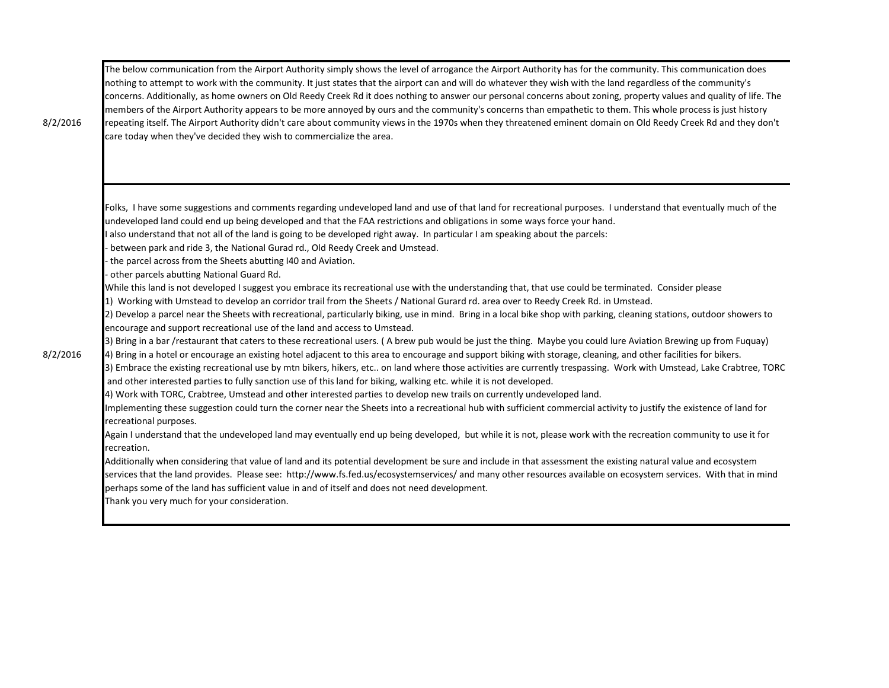| Date | Comment |
|---|---|
| 8/2/2016 | The below communication from the Airport Authority simply shows the level of arrogance the Airport Authority has for the community. This communication does nothing to attempt to work with the community. It just states that the airport can and will do whatever they wish with the land regardless of the community's concerns. Additionally, as home owners on Old Reedy Creek Rd it does nothing to answer our personal concerns about zoning, property values and quality of life. The members of the Airport Authority appears to be more annoyed by ours and the community's concerns than empathetic to them. This whole process is just history repeating itself. The Airport Authority didn't care about community views in the 1970s when they threatened eminent domain on Old Reedy Creek Rd and they don't care today when they've decided they wish to commercialize the area. |
| 8/2/2016 | Folks, I have some suggestions and comments regarding undeveloped land and use of that land for recreational purposes. I understand that eventually much of the undeveloped land could end up being developed and that the FAA restrictions and obligations in some ways force your hand.<br>I also understand that not all of the land is going to be developed right away. In particular I am speaking about the parcels:<br>- between park and ride 3, the National Gurad rd., Old Reedy Creek and Umstead.<br>- the parcel across from the Sheets abutting I40 and Aviation.<br>- other parcels abutting National Guard Rd.<br>While this land is not developed I suggest you embrace its recreational use with the understanding that, that use could be terminated. Consider please<br>1) Working with Umstead to develop an corridor trail from the Sheets / National Gurard rd. area over to Reedy Creek Rd. in Umstead.<br>2) Develop a parcel near the Sheets with recreational, particularly biking, use in mind. Bring in a local bike shop with parking, cleaning stations, outdoor showers to encourage and support recreational use of the land and access to Umstead.<br>3) Bring in a bar /restaurant that caters to these recreational users. ( A brew pub would be just the thing. Maybe you could lure Aviation Brewing up from Fuquay)<br>4) Bring in a hotel or encourage an existing hotel adjacent to this area to encourage and support biking with storage, cleaning, and other facilities for bikers.<br>3) Embrace the existing recreational use by mtn bikers, hikers, etc.. on land where those activities are currently trespassing. Work with Umstead, Lake Crabtree, TORC and other interested parties to fully sanction use of this land for biking, walking etc. while it is not developed.<br>4) Work with TORC, Crabtree, Umstead and other interested parties to develop new trails on currently undeveloped land.<br>Implementing these suggestion could turn the corner near the Sheets into a recreational hub with sufficient commercial activity to justify the existence of land for recreational purposes.<br>Again I understand that the undeveloped land may eventually end up being developed, but while it is not, please work with the recreation community to use it for recreation.<br>Additionally when considering that value of land and its potential development be sure and include in that assessment the existing natural value and ecosystem services that the land provides. Please see: http://www.fs.fed.us/ecosystemservices/ and many other resources available on ecosystem services. With that in mind perhaps some of the land has sufficient value in and of itself and does not need development.<br>Thank you very much for your consideration. |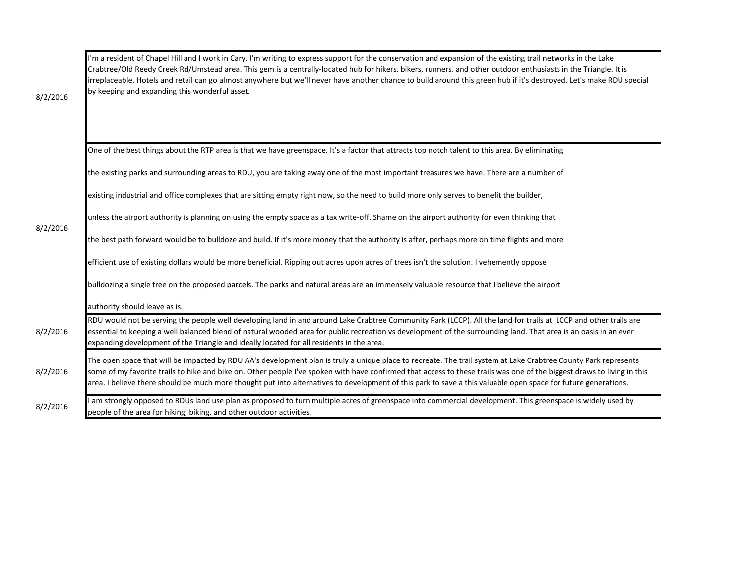| Date | Comment |
|---|---|
| 8/2/2016 | I'm a resident of Chapel Hill and I work in Cary. I'm writing to express support for the conservation and expansion of the existing trail networks in the Lake Crabtree/Old Reedy Creek Rd/Umstead area. This gem is a centrally-located hub for hikers, bikers, runners, and other outdoor enthusiasts in the Triangle. It is irreplaceable. Hotels and retail can go almost anywhere but we'll never have another chance to build around this green hub if it's destroyed. Let's make RDU special by keeping and expanding this wonderful asset. |
| 8/2/2016 | One of the best things about the RTP area is that we have greenspace. It's a factor that attracts top notch talent to this area. By eliminating the existing parks and surrounding areas to RDU, you are taking away one of the most important treasures we have. There are a number of existing industrial and office complexes that are sitting empty right now, so the need to build more only serves to benefit the builder, unless the airport authority is planning on using the empty space as a tax write-off. Shame on the airport authority for even thinking that the best path forward would be to bulldoze and build. If it's more money that the authority is after, perhaps more on time flights and more efficient use of existing dollars would be more beneficial. Ripping out acres upon acres of trees isn't the solution. I vehemently oppose bulldozing a single tree on the proposed parcels. The parks and natural areas are an immensely valuable resource that I believe the airport authority should leave as is. |
| 8/2/2016 | RDU would not be serving the people well developing land in and around Lake Crabtree Community Park (LCCP). All the land for trails at LCCP and other trails are essential to keeping a well balanced blend of natural wooded area for public recreation vs development of the surrounding land. That area is an oasis in an ever expanding development of the Triangle and ideally located for all residents in the area. |
| 8/2/2016 | The open space that will be impacted by RDU AA's development plan is truly a unique place to recreate. The trail system at Lake Crabtree County Park represents some of my favorite trails to hike and bike on. Other people I've spoken with have confirmed that access to these trails was one of the biggest draws to living in this area. I believe there should be much more thought put into alternatives to development of this park to save a this valuable open space for future generations. |
| 8/2/2016 | I am strongly opposed to RDUs land use plan as proposed to turn multiple acres of greenspace into commercial development. This greenspace is widely used by people of the area for hiking, biking, and other outdoor activities. |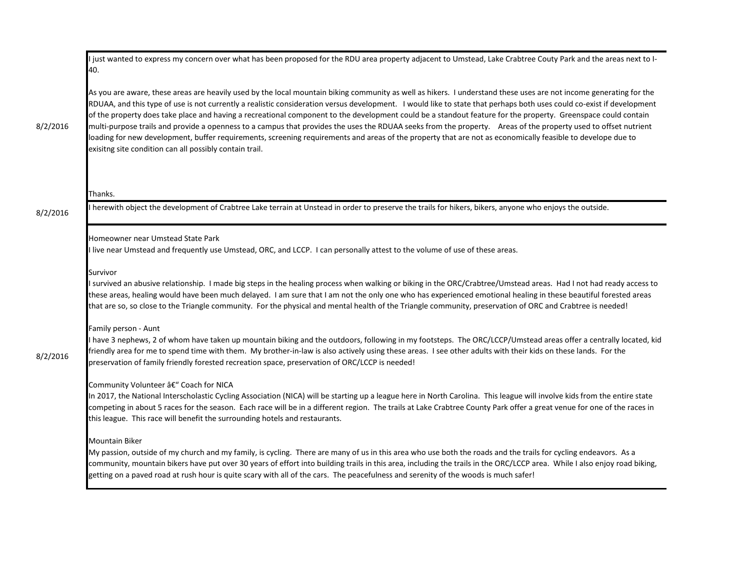| Date | Comment |
| --- | --- |
| 8/2/2016 | I just wanted to express my concern over what has been proposed for the RDU area property adjacent to Umstead, Lake Crabtree Couty Park and the areas next to I-40.<br><br>As you are aware, these areas are heavily used by the local mountain biking community as well as hikers. I understand these uses are not income generating for the RDUAA, and this type of use is not currently a realistic consideration versus development. I would like to state that perhaps both uses could co-exist if development of the property does take place and having a recreational component to the development could be a standout feature for the property. Greenspace could contain multi-purpose trails and provide a openness to a campus that provides the uses the RDUAA seeks from the property. Areas of the property used to offset nutrient loading for new development, buffer requirements, screening requirements and areas of the property that are not as economically feasible to develope due to exisitng site condition can all possibly contain trail.<br><br>Thanks. |
| 8/2/2016 | I herewith object the development of Crabtree Lake terrain at Unstead in order to preserve the trails for hikers, bikers, anyone who enjoys the outside. |
| 8/2/2016 | Homeowner near Umstead State Park<br>I live near Umstead and frequently use Umstead, ORC, and LCCP. I can personally attest to the volume of use of these areas.<br><br>Survivor<br>I survived an abusive relationship. I made big steps in the healing process when walking or biking in the ORC/Crabtree/Umstead areas. Had I not had ready access to these areas, healing would have been much delayed. I am sure that I am not the only one who has experienced emotional healing in these beautiful forested areas that are so, so close to the Triangle community. For the physical and mental health of the Triangle community, preservation of ORC and Crabtree is needed!<br><br>Family person - Aunt<br>I have 3 nephews, 2 of whom have taken up mountain biking and the outdoors, following in my footsteps. The ORC/LCCP/Umstead areas offer a centrally located, kid friendly area for me to spend time with them. My brother-in-law is also actively using these areas. I see other adults with their kids on these lands. For the preservation of family friendly forested recreation space, preservation of ORC/LCCP is needed!<br><br>Community Volunteer â€" Coach for NICA<br>In 2017, the National Interscholastic Cycling Association (NICA) will be starting up a league here in North Carolina. This league will involve kids from the entire state competing in about 5 races for the season. Each race will be in a different region. The trails at Lake Crabtree County Park offer a great venue for one of the races in this league. This race will benefit the surrounding hotels and restaurants.<br><br>Mountain Biker<br>My passion, outside of my church and my family, is cycling. There are many of us in this area who use both the roads and the trails for cycling endeavors. As a community, mountain bikers have put over 30 years of effort into building trails in this area, including the trails in the ORC/LCCP area. While I also enjoy road biking, getting on a paved road at rush hour is quite scary with all of the cars. The peacefulness and serenity of the woods is much safer! |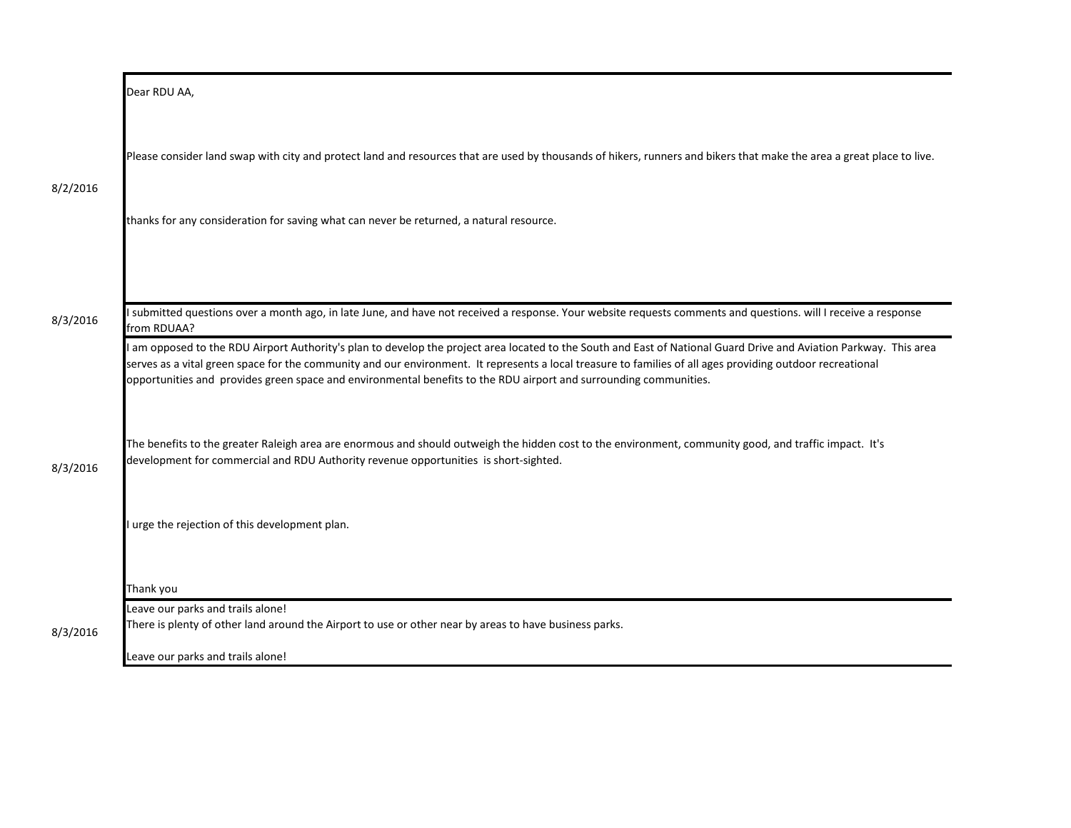| Date | Comment |
|---|---|
| 8/2/2016 | Dear RDU AA,<br><br>Please consider land swap with city and protect land and resources that are used by thousands of hikers, runners and bikers that make the area a great place to live.<br><br>thanks for any consideration for saving what can never be returned, a natural resource. |
| 8/3/2016 | I submitted questions over a month ago, in late June, and have not received a response. Your website requests comments and questions. will I receive a response from RDUAA? |
| 8/3/2016 | I am opposed to the RDU Airport Authority's plan to develop the project area located to the South and East of National Guard Drive and Aviation Parkway. This area serves as a vital green space for the community and our environment. It represents a local treasure to families of all ages providing outdoor recreational opportunities and provides green space and environmental benefits to the RDU airport and surrounding communities.<br><br>The benefits to the greater Raleigh area are enormous and should outweigh the hidden cost to the environment, community good, and traffic impact. It's development for commercial and RDU Authority revenue opportunities is short-sighted.<br><br>I urge the rejection of this development plan.<br><br>Thank you |
| 8/3/2016 | Leave our parks and trails alone!<br>There is plenty of other land around the Airport to use or other near by areas to have business parks.<br><br>Leave our parks and trails alone! |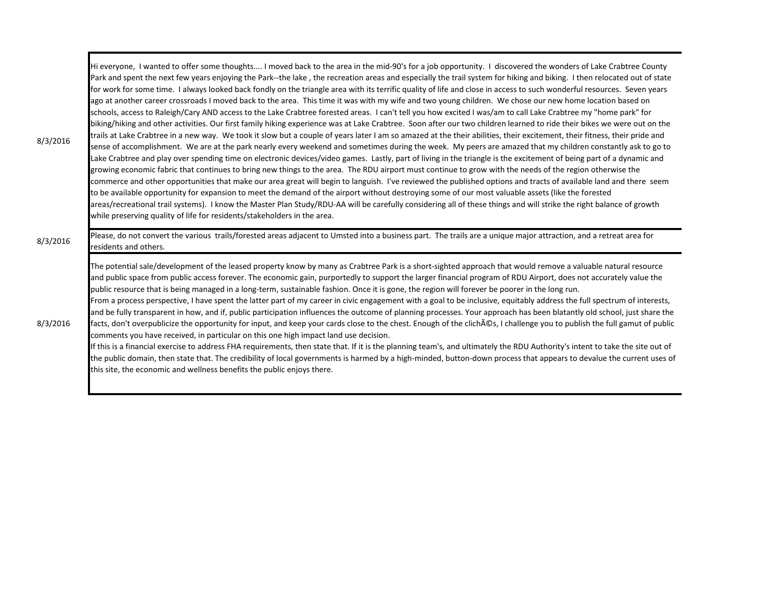| | |
|---|---|
| 8/3/2016 | Hi everyone, I wanted to offer some thoughts.... I moved back to the area in the mid-90's for a job opportunity. I discovered the wonders of Lake Crabtree County Park and spent the next few years enjoying the Park--the lake , the recreation areas and especially the trail system for hiking and biking. I then relocated out of state for work for some time. I always looked back fondly on the triangle area with its terrific quality of life and close in access to such wonderful resources. Seven years ago at another career crossroads I moved back to the area. This time it was with my wife and two young children. We chose our new home location based on schools, access to Raleigh/Cary AND access to the Lake Crabtree forested areas. I can't tell you how excited I was/am to call Lake Crabtree my "home park" for biking/hiking and other activities. Our first family hiking experience was at Lake Crabtree. Soon after our two children learned to ride their bikes we were out on the trails at Lake Crabtree in a new way. We took it slow but a couple of years later I am so amazed at the their abilities, their excitement, their fitness, their pride and sense of accomplishment. We are at the park nearly every weekend and sometimes during the week. My peers are amazed that my children constantly ask to go to Lake Crabtree and play over spending time on electronic devices/video games. Lastly, part of living in the triangle is the excitement of being part of a dynamic and growing economic fabric that continues to bring new things to the area. The RDU airport must continue to grow with the needs of the region otherwise the commerce and other opportunities that make our area great will begin to languish. I've reviewed the published options and tracts of available land and there seem to be available opportunity for expansion to meet the demand of the airport without destroying some of our most valuable assets (like the forested areas/recreational trail systems). I know the Master Plan Study/RDU-AA will be carefully considering all of these things and will strike the right balance of growth while preserving quality of life for residents/stakeholders in the area. |
| 8/3/2016 | Please, do not convert the various trails/forested areas adjacent to Umsted into a business part. The trails are a unique major attraction, and a retreat area for residents and others. |
| 8/3/2016 | The potential sale/development of the leased property know by many as Crabtree Park is a short-sighted approach that would remove a valuable natural resource and public space from public access forever. The economic gain, purportedly to support the larger financial program of RDU Airport, does not accurately value the public resource that is being managed in a long-term, sustainable fashion. Once it is gone, the region will forever be poorer in the long run.<br>From a process perspective, I have spent the latter part of my career in civic engagement with a goal to be inclusive, equitably address the full spectrum of interests, and be fully transparent in how, and if, public participation influences the outcome of planning processes. Your approach has been blatantly old school, just share the facts, don't overpublicize the opportunity for input, and keep your cards close to the chest. Enough of the clichÃ©s, I challenge you to publish the full gamut of public comments you have received, in particular on this one high impact land use decision.<br>If this is a financial exercise to address FHA requirements, then state that. If it is the planning team's, and ultimately the RDU Authority's intent to take the site out of the public domain, then state that. The credibility of local governments is harmed by a high-minded, button-down process that appears to devalue the current uses of this site, the economic and wellness benefits the public enjoys there. |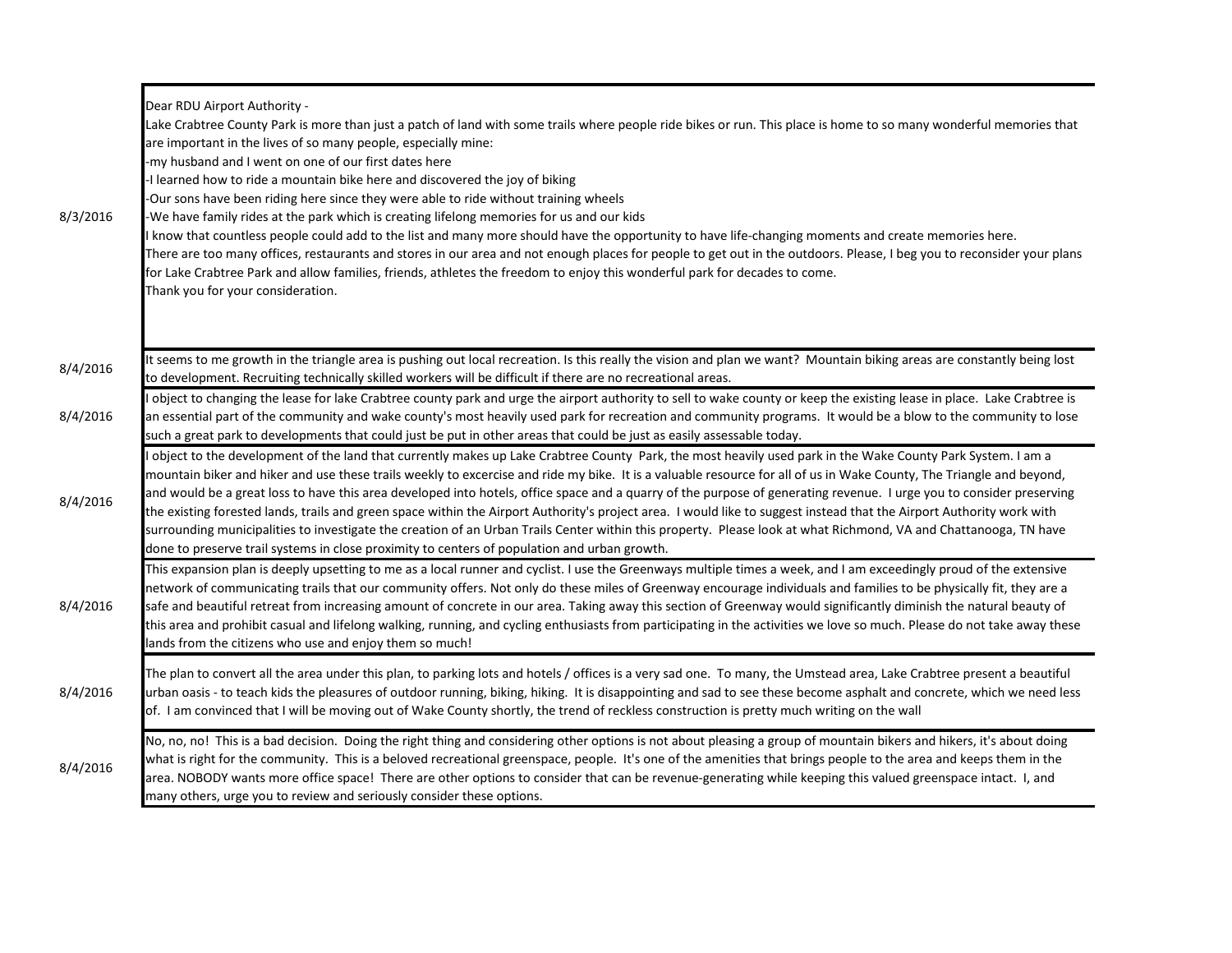| Date | Comment |
|---|---|
| 8/3/2016 | Dear RDU Airport Authority -<br>Lake Crabtree County Park is more than just a patch of land with some trails where people ride bikes or run. This place is home to so many wonderful memories that are important in the lives of so many people, especially mine:<br>-my husband and I went on one of our first dates here<br>-I learned how to ride a mountain bike here and discovered the joy of biking<br>-Our sons have been riding here since they were able to ride without training wheels<br>-We have family rides at the park which is creating lifelong memories for us and our kids<br>I know that countless people could add to the list and many more should have the opportunity to have life-changing moments and create memories here.<br>There are too many offices, restaurants and stores in our area and not enough places for people to get out in the outdoors. Please, I beg you to reconsider your plans for Lake Crabtree Park and allow families, friends, athletes the freedom to enjoy this wonderful park for decades to come.<br>Thank you for your consideration. |
| 8/4/2016 | It seems to me growth in the triangle area is pushing out local recreation. Is this really the vision and plan we want? Mountain biking areas are constantly being lost to development. Recruiting technically skilled workers will be difficult if there are no recreational areas. |
| 8/4/2016 | I object to changing the lease for lake Crabtree county park and urge the airport authority to sell to wake county or keep the existing lease in place. Lake Crabtree is an essential part of the community and wake county's most heavily used park for recreation and community programs. It would be a blow to the community to lose such a great park to developments that could just be put in other areas that could be just as easily assessable today. |
| 8/4/2016 | I object to the development of the land that currently makes up Lake Crabtree County Park, the most heavily used park in the Wake County Park System. I am a mountain biker and hiker and use these trails weekly to excercise and ride my bike. It is a valuable resource for all of us in Wake County, The Triangle and beyond, and would be a great loss to have this area developed into hotels, office space and a quarry of the purpose of generating revenue. I urge you to consider preserving the existing forested lands, trails and green space within the Airport Authority's project area. I would like to suggest instead that the Airport Authority work with surrounding municipalities to investigate the creation of an Urban Trails Center within this property. Please look at what Richmond, VA and Chattanooga, TN have done to preserve trail systems in close proximity to centers of population and urban growth. |
| 8/4/2016 | This expansion plan is deeply upsetting to me as a local runner and cyclist. I use the Greenways multiple times a week, and I am exceedingly proud of the extensive network of communicating trails that our community offers. Not only do these miles of Greenway encourage individuals and families to be physically fit, they are a safe and beautiful retreat from increasing amount of concrete in our area. Taking away this section of Greenway would significantly diminish the natural beauty of this area and prohibit casual and lifelong walking, running, and cycling enthusiasts from participating in the activities we love so much. Please do not take away these lands from the citizens who use and enjoy them so much! |
| 8/4/2016 | The plan to convert all the area under this plan, to parking lots and hotels / offices is a very sad one. To many, the Umstead area, Lake Crabtree present a beautiful urban oasis - to teach kids the pleasures of outdoor running, biking, hiking. It is disappointing and sad to see these become asphalt and concrete, which we need less of. I am convinced that I will be moving out of Wake County shortly, the trend of reckless construction is pretty much writing on the wall |
| 8/4/2016 | No, no, no! This is a bad decision. Doing the right thing and considering other options is not about pleasing a group of mountain bikers and hikers, it's about doing what is right for the community. This is a beloved recreational greenspace, people. It's one of the amenities that brings people to the area and keeps them in the area. NOBODY wants more office space! There are other options to consider that can be revenue-generating while keeping this valued greenspace intact. I, and many others, urge you to review and seriously consider these options. |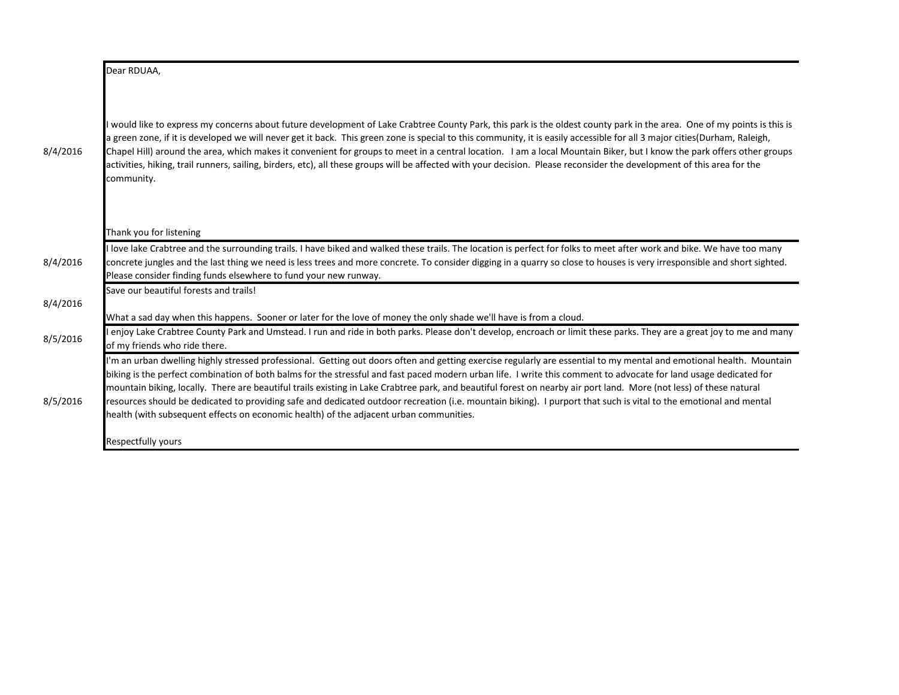| Date | Comment |
|---|---|
| 8/4/2016 | Dear RDUAA,<br><br>I would like to express my concerns about future development of Lake Crabtree County Park, this park is the oldest county park in the area. One of my points is this is a green zone, if it is developed we will never get it back. This green zone is special to this community, it is easily accessible for all 3 major cities(Durham, Raleigh, Chapel Hill) around the area, which makes it convenient for groups to meet in a central location. I am a local Mountain Biker, but I know the park offers other groups activities, hiking, trail runners, sailing, birders, etc), all these groups will be affected with your decision. Please reconsider the development of this area for the community.<br><br>Thank you for listening |
| 8/4/2016 | I love lake Crabtree and the surrounding trails. I have biked and walked these trails. The location is perfect for folks to meet after work and bike. We have too many concrete jungles and the last thing we need is less trees and more concrete. To consider digging in a quarry so close to houses is very irresponsible and short sighted. Please consider finding funds elsewhere to fund your new runway. |
| 8/4/2016 | Save our beautiful forests and trails!<br><br>What a sad day when this happens. Sooner or later for the love of money the only shade we'll have is from a cloud. |
| 8/5/2016 | I enjoy Lake Crabtree County Park and Umstead. I run and ride in both parks. Please don't develop, encroach or limit these parks. They are a great joy to me and many of my friends who ride there. |
| 8/5/2016 | I'm an urban dwelling highly stressed professional. Getting out doors often and getting exercise regularly are essential to my mental and emotional health. Mountain biking is the perfect combination of both balms for the stressful and fast paced modern urban life. I write this comment to advocate for land usage dedicated for mountain biking, locally. There are beautiful trails existing in Lake Crabtree park, and beautiful forest on nearby air port land. More (not less) of these natural resources should be dedicated to providing safe and dedicated outdoor recreation (i.e. mountain biking). I purport that such is vital to the emotional and mental health (with subsequent effects on economic health) of the adjacent urban communities.<br><br>Respectfully yours |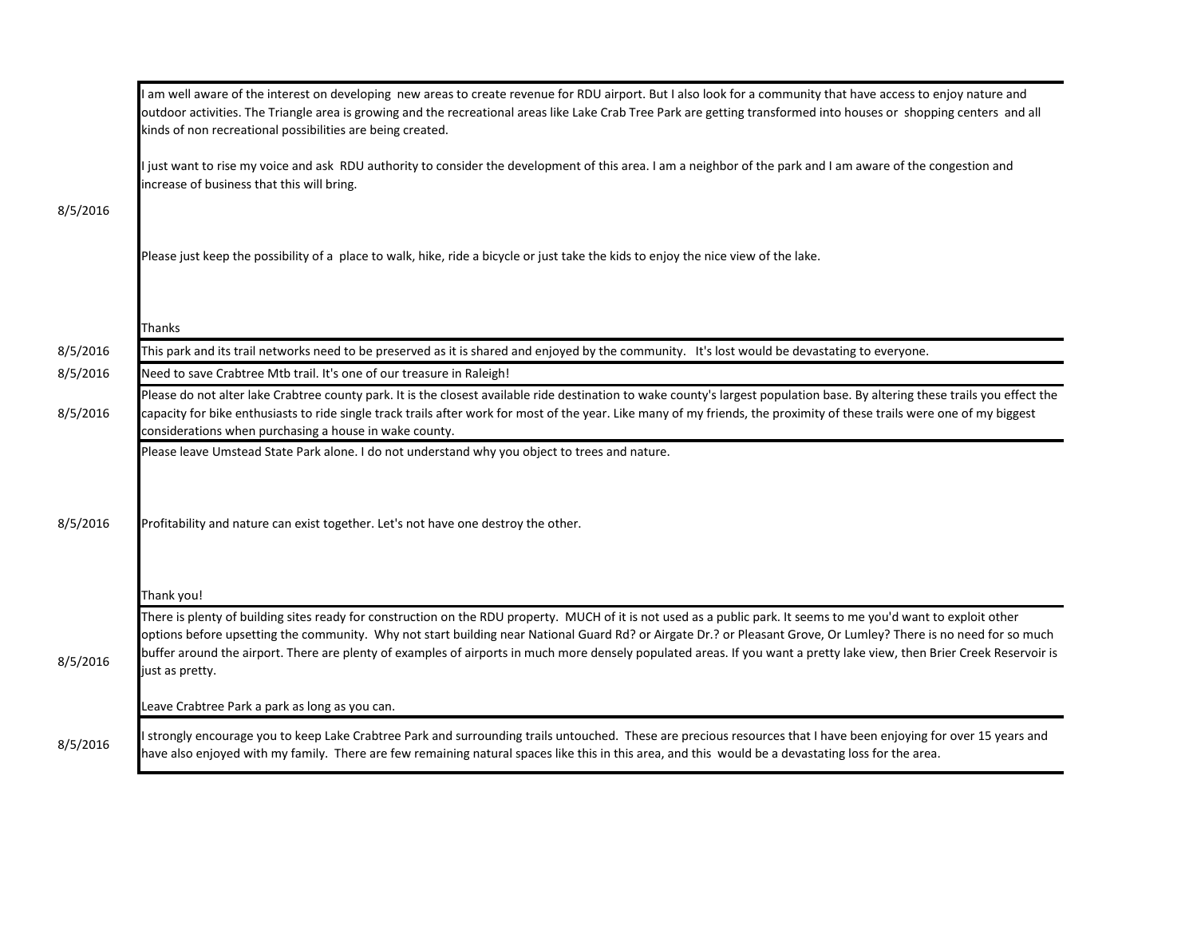| Date | Comment |
|---|---|
| 8/5/2016 | I am well aware of the interest on developing new areas to create revenue for RDU airport. But I also look for a community that have access to enjoy nature and outdoor activities. The Triangle area is growing and the recreational areas like Lake Crab Tree Park are getting transformed into houses or shopping centers and all kinds of non recreational possibilities are being created.<br><br>I just want to rise my voice and ask RDU authority to consider the development of this area. I am a neighbor of the park and I am aware of the congestion and increase of business that this will bring.<br><br>Please just keep the possibility of a place to walk, hike, ride a bicycle or just take the kids to enjoy the nice view of the lake.<br><br>Thanks |
| 8/5/2016 | This park and its trail networks need to be preserved as it is shared and enjoyed by the community. It's lost would be devastating to everyone. |
| 8/5/2016 | Need to save Crabtree Mtb trail. It's one of our treasure in Raleigh! |
| 8/5/2016 | Please do not alter lake Crabtree county park. It is the closest available ride destination to wake county's largest population base. By altering these trails you effect the capacity for bike enthusiasts to ride single track trails after work for most of the year. Like many of my friends, the proximity of these trails were one of my biggest considerations when purchasing a house in wake county. |
| 8/5/2016 | Please leave Umstead State Park alone. I do not understand why you object to trees and nature.<br><br>Profitability and nature can exist together. Let's not have one destroy the other.<br><br>Thank you! |
| 8/5/2016 | There is plenty of building sites ready for construction on the RDU property. MUCH of it is not used as a public park. It seems to me you'd want to exploit other options before upsetting the community. Why not start building near National Guard Rd? or Airgate Dr.? or Pleasant Grove, Or Lumley? There is no need for so much buffer around the airport. There are plenty of examples of airports in much more densely populated areas. If you want a pretty lake view, then Brier Creek Reservoir is just as pretty.<br><br>Leave Crabtree Park a park as long as you can. |
| 8/5/2016 | I strongly encourage you to keep Lake Crabtree Park and surrounding trails untouched. These are precious resources that I have been enjoying for over 15 years and have also enjoyed with my family. There are few remaining natural spaces like this in this area, and this would be a devastating loss for the area. |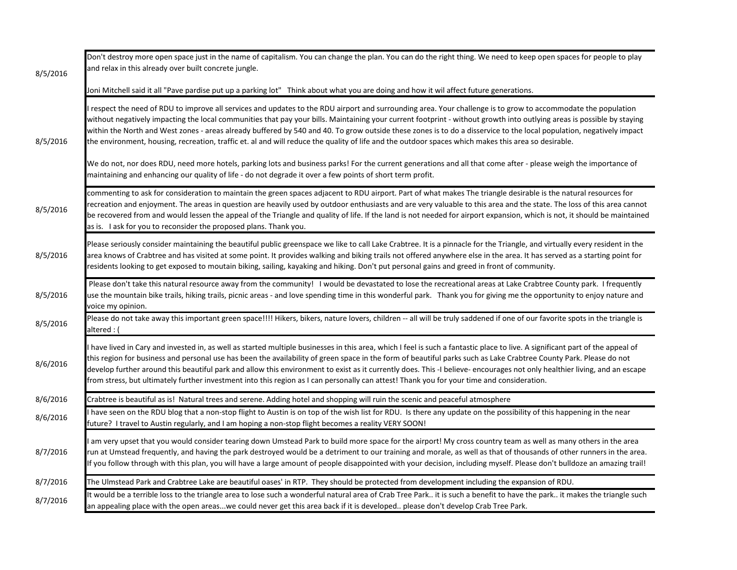| | |
|---|---|
| 8/5/2016 | Don't destroy more open space just in the name of capitalism. You can change the plan. You can do the right thing. We need to keep open spaces for people to play and relax in this already over built concrete jungle.<br><br>Joni Mitchell said it all "Pave pardise put up a parking lot" Think about what you are doing and how it wil affect future generations. |
| 8/5/2016 | I respect the need of RDU to improve all services and updates to the RDU airport and surrounding area. Your challenge is to grow to accommodate the population without negatively impacting the local communities that pay your bills. Maintaining your current footprint - without growth into outlying areas is possible by staying within the North and West zones - areas already buffered by 540 and 40. To grow outside these zones is to do a disservice to the local population, negatively impact the environment, housing, recreation, traffic et. al and will reduce the quality of life and the outdoor spaces which makes this area so desirable.<br><br>We do not, nor does RDU, need more hotels, parking lots and business parks! For the current generations and all that come after - please weigh the importance of maintaining and enhancing our quality of life - do not degrade it over a few points of short term profit. |
| 8/5/2016 | commenting to ask for consideration to maintain the green spaces adjacent to RDU airport. Part of what makes The triangle desirable is the natural resources for recreation and enjoyment. The areas in question are heavily used by outdoor enthusiasts and are very valuable to this area and the state. The loss of this area cannot be recovered from and would lessen the appeal of the Triangle and quality of life. If the land is not needed for airport expansion, which is not, it should be maintained as is. I ask for you to reconsider the proposed plans. Thank you. |
| 8/5/2016 | Please seriously consider maintaining the beautiful public greenspace we like to call Lake Crabtree. It is a pinnacle for the Triangle, and virtually every resident in the area knows of Crabtree and has visited at some point. It provides walking and biking trails not offered anywhere else in the area. It has served as a starting point for residents looking to get exposed to moutain biking, sailing, kayaking and hiking. Don't put personal gains and greed in front of community. |
| 8/5/2016 | Please don't take this natural resource away from the community! I would be devastated to lose the recreational areas at Lake Crabtree County park. I frequently use the mountain bike trails, hiking trails, picnic areas - and love spending time in this wonderful park. Thank you for giving me the opportunity to enjoy nature and voice my opinion. |
| 8/5/2016 | Please do not take away this important green space!!!! Hikers, bikers, nature lovers, children -- all will be truly saddened if one of our favorite spots in the triangle is altered : ( |
| 8/6/2016 | I have lived in Cary and invested in, as well as started multiple businesses in this area, which I feel is such a fantastic place to live. A significant part of the appeal of this region for business and personal use has been the availability of green space in the form of beautiful parks such as Lake Crabtree County Park. Please do not develop further around this beautiful park and allow this environment to exist as it currently does. This -I believe- encourages not only healthier living, and an escape from stress, but ultimately further investment into this region as I can personally can attest! Thank you for your time and consideration. |
| 8/6/2016 | Crabtree is beautiful as is! Natural trees and serene. Adding hotel and shopping will ruin the scenic and peaceful atmosphere |
| 8/6/2016 | I have seen on the RDU blog that a non-stop flight to Austin is on top of the wish list for RDU. Is there any update on the possibility of this happening in the near future? I travel to Austin regularly, and I am hoping a non-stop flight becomes a reality VERY SOON! |
| 8/7/2016 | I am very upset that you would consider tearing down Umstead Park to build more space for the airport! My cross country team as well as many others in the area run at Umstead frequently, and having the park destroyed would be a detriment to our training and morale, as well as that of thousands of other runners in the area. If you follow through with this plan, you will have a large amount of people disappointed with your decision, including myself. Please don't bulldoze an amazing trail! |
| 8/7/2016 | The Ulmstead Park and Crabtree Lake are beautiful oases' in RTP. They should be protected from development including the expansion of RDU. |
| 8/7/2016 | It would be a terrible loss to the triangle area to lose such a wonderful natural area of Crab Tree Park.. it is such a benefit to have the park.. it makes the triangle such an appealing place with the open areas...we could never get this area back if it is developed.. please don't develop Crab Tree Park. |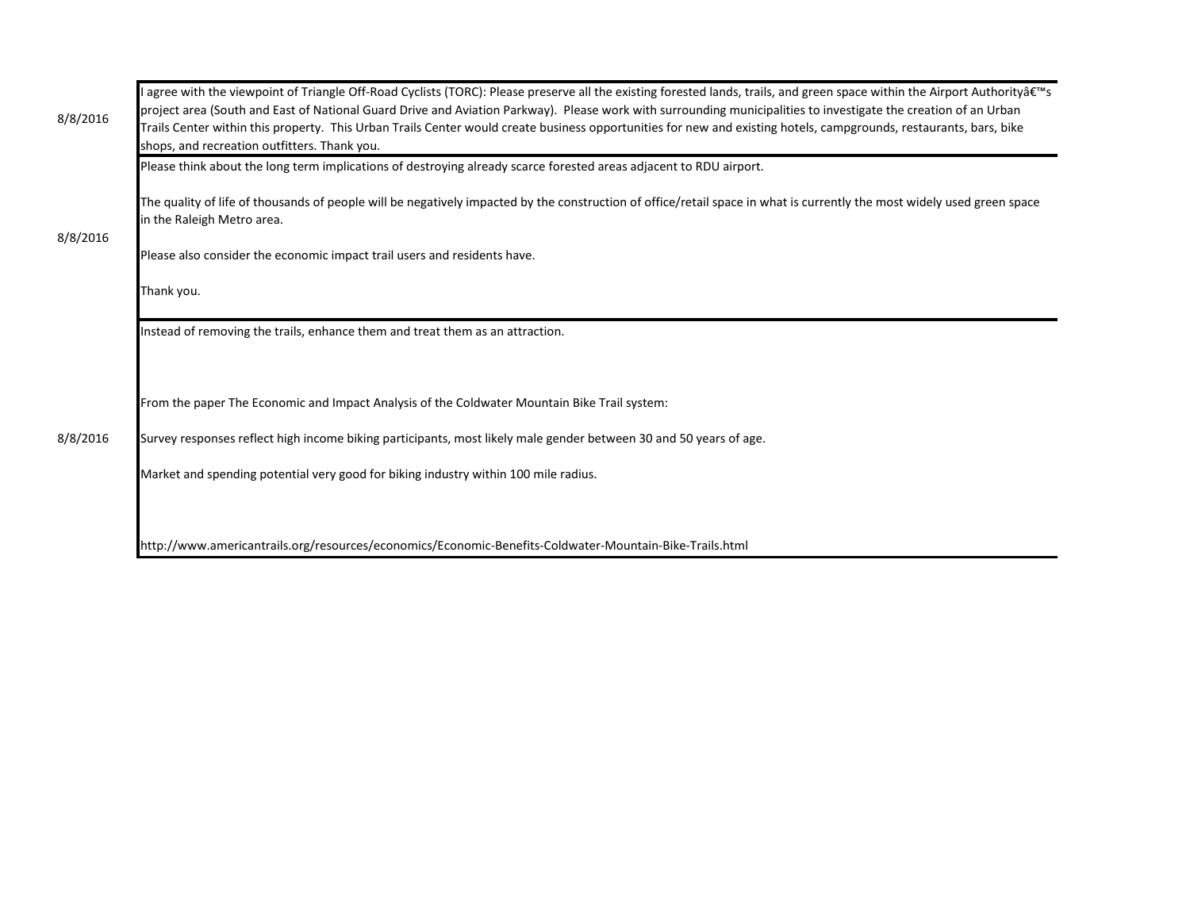| | |
|---|---|
| 8/8/2016 | I agree with the viewpoint of Triangle Off-Road Cyclists (TORC): Please preserve all the existing forested lands, trails, and green space within the Airport Authorityâ€™s project area (South and East of National Guard Drive and Aviation Parkway). Please work with surrounding municipalities to investigate the creation of an Urban Trails Center within this property. This Urban Trails Center would create business opportunities for new and existing hotels, campgrounds, restaurants, bars, bike shops, and recreation outfitters. Thank you. |
| 8/8/2016 | Please think about the long term implications of destroying already scarce forested areas adjacent to RDU airport.<br><br>The quality of life of thousands of people will be negatively impacted by the construction of office/retail space in what is currently the most widely used green space in the Raleigh Metro area.<br><br>Please also consider the economic impact trail users and residents have.<br><br>Thank you. |
| 8/8/2016 | Instead of removing the trails, enhance them and treat them as an attraction.<br><br>From the paper The Economic and Impact Analysis of the Coldwater Mountain Bike Trail system:<br><br>Survey responses reflect high income biking participants, most likely male gender between 30 and 50 years of age.<br><br>Market and spending potential very good for biking industry within 100 mile radius.<br><br>http://www.americantrails.org/resources/economics/Economic-Benefits-Coldwater-Mountain-Bike-Trails.html |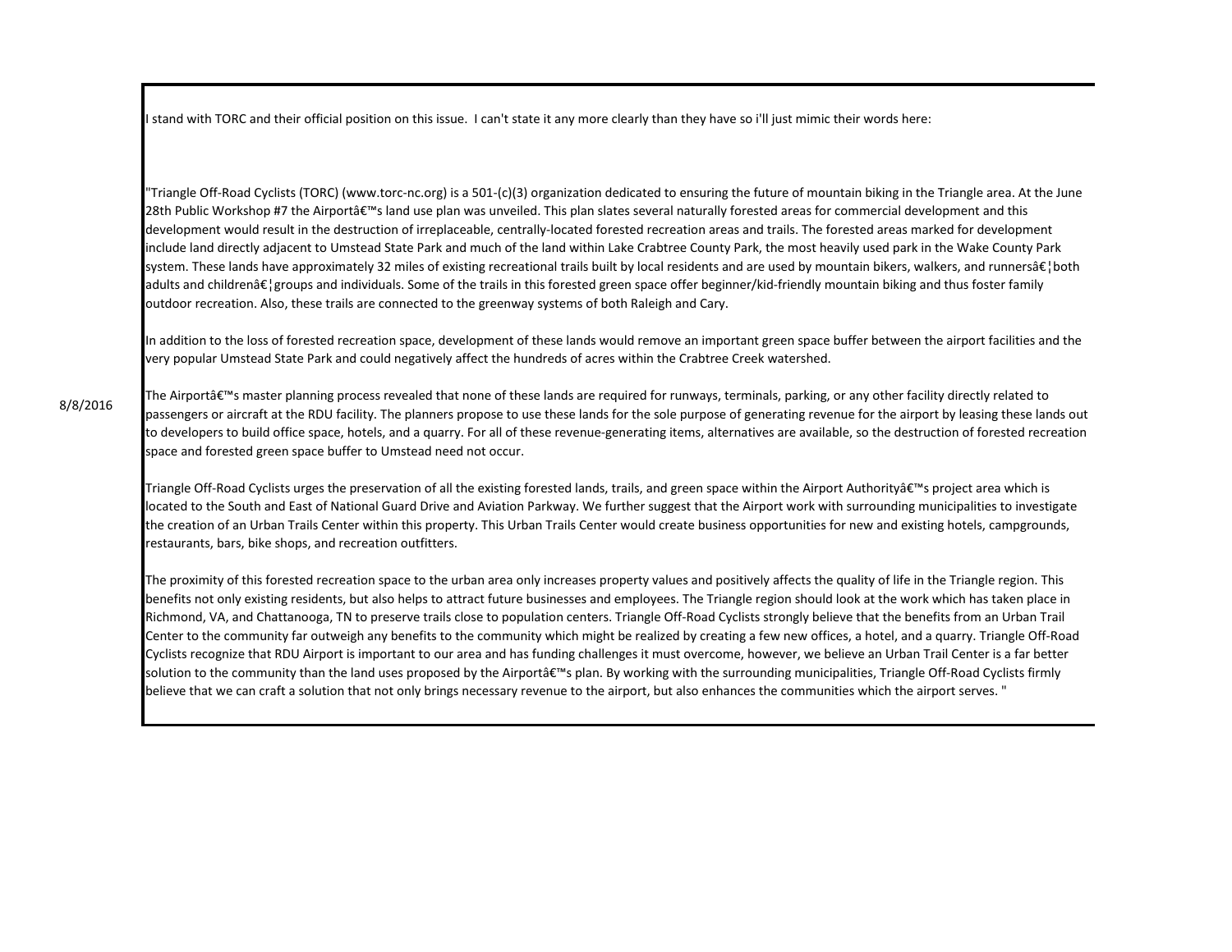8/8/2016

I stand with TORC and their official position on this issue. I can't state it any more clearly than they have so i'll just mimic their words here:

"Triangle Off-Road Cyclists (TORC) (www.torc-nc.org) is a 501-(c)(3) organization dedicated to ensuring the future of mountain biking in the Triangle area. At the June 28th Public Workshop #7 the Airportâ€™s land use plan was unveiled. This plan slates several naturally forested areas for commercial development and this development would result in the destruction of irreplaceable, centrally-located forested recreation areas and trails. The forested areas marked for development include land directly adjacent to Umstead State Park and much of the land within Lake Crabtree County Park, the most heavily used park in the Wake County Park system. These lands have approximately 32 miles of existing recreational trails built by local residents and are used by mountain bikers, walkers, and runnersâ€¦both adults and childrenâ€¦groups and individuals. Some of the trails in this forested green space offer beginner/kid-friendly mountain biking and thus foster family outdoor recreation. Also, these trails are connected to the greenway systems of both Raleigh and Cary.

In addition to the loss of forested recreation space, development of these lands would remove an important green space buffer between the airport facilities and the very popular Umstead State Park and could negatively affect the hundreds of acres within the Crabtree Creek watershed.

The Airportâ€™s master planning process revealed that none of these lands are required for runways, terminals, parking, or any other facility directly related to passengers or aircraft at the RDU facility. The planners propose to use these lands for the sole purpose of generating revenue for the airport by leasing these lands out to developers to build office space, hotels, and a quarry. For all of these revenue-generating items, alternatives are available, so the destruction of forested recreation space and forested green space buffer to Umstead need not occur.

Triangle Off-Road Cyclists urges the preservation of all the existing forested lands, trails, and green space within the Airport Authorityâ€™s project area which is located to the South and East of National Guard Drive and Aviation Parkway. We further suggest that the Airport work with surrounding municipalities to investigate the creation of an Urban Trails Center within this property. This Urban Trails Center would create business opportunities for new and existing hotels, campgrounds, restaurants, bars, bike shops, and recreation outfitters.

The proximity of this forested recreation space to the urban area only increases property values and positively affects the quality of life in the Triangle region. This benefits not only existing residents, but also helps to attract future businesses and employees. The Triangle region should look at the work which has taken place in Richmond, VA, and Chattanooga, TN to preserve trails close to population centers. Triangle Off-Road Cyclists strongly believe that the benefits from an Urban Trail Center to the community far outweigh any benefits to the community which might be realized by creating a few new offices, a hotel, and a quarry. Triangle Off-Road Cyclists recognize that RDU Airport is important to our area and has funding challenges it must overcome, however, we believe an Urban Trail Center is a far better solution to the community than the land uses proposed by the Airportâ€™s plan. By working with the surrounding municipalities, Triangle Off-Road Cyclists firmly believe that we can craft a solution that not only brings necessary revenue to the airport, but also enhances the communities which the airport serves. "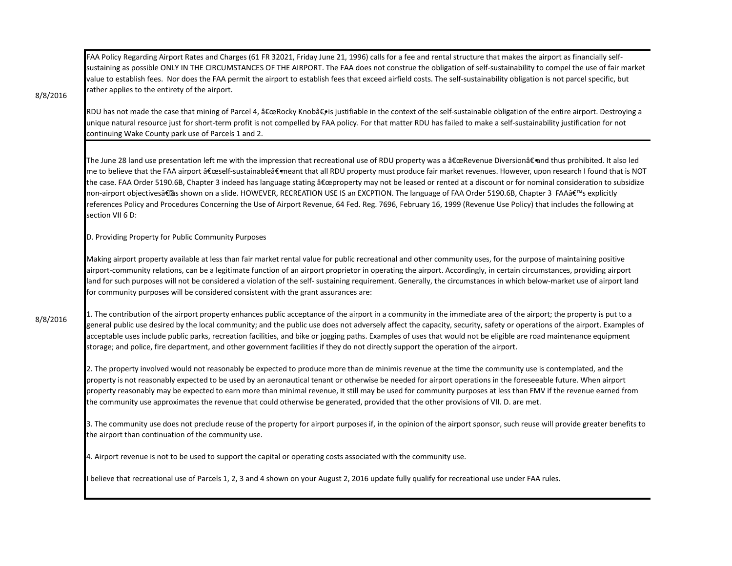8/8/2016

FAA Policy Regarding Airport Rates and Charges (61 FR 32021, Friday June 21, 1996) calls for a fee and rental structure that makes the airport as financially self-sustaining as possible ONLY IN THE CIRCUMSTANCES OF THE AIRPORT. The FAA does not construe the obligation of self-sustainability to compel the use of fair market value to establish fees. Nor does the FAA permit the airport to establish fees that exceed airfield costs. The self-sustainability obligation is not parcel specific, but rather applies to the entirety of the airport.

RDU has not made the case that mining of Parcel 4, â€œRocky Knobâ€• is justifiable in the context of the self-sustainable obligation of the entire airport. Destroying a unique natural resource just for short-term profit is not compelled by FAA policy. For that matter RDU has failed to make a self-sustainability justification for not continuing Wake County park use of Parcels 1 and 2.

8/8/2016

The June 28 land use presentation left me with the impression that recreational use of RDU property was a â€œRevenue Diversionâ€• and thus prohibited. It also led me to believe that the FAA airport â€œself-sustainableâ€• meant that all RDU property must produce fair market revenues. However, upon research I found that is NOT the case. FAA Order 5190.6B, Chapter 3 indeed has language stating â€œproperty may not be leased or rented at a discount or for nominal consideration to subsidize non-airport objectivesâ€ as shown on a slide. HOWEVER, RECREATION USE IS an EXCPTION. The language of FAA Order 5190.6B, Chapter 3 FAAâ€™s explicitly references Policy and Procedures Concerning the Use of Airport Revenue, 64 Fed. Reg. 7696, February 16, 1999 (Revenue Use Policy) that includes the following at section VII 6 D:

D. Providing Property for Public Community Purposes

Making airport property available at less than fair market rental value for public recreational and other community uses, for the purpose of maintaining positive airport-community relations, can be a legitimate function of an airport proprietor in operating the airport. Accordingly, in certain circumstances, providing airport land for such purposes will not be considered a violation of the self- sustaining requirement. Generally, the circumstances in which below-market use of airport land for community purposes will be considered consistent with the grant assurances are:

1. The contribution of the airport property enhances public acceptance of the airport in a community in the immediate area of the airport; the property is put to a general public use desired by the local community; and the public use does not adversely affect the capacity, security, safety or operations of the airport. Examples of acceptable uses include public parks, recreation facilities, and bike or jogging paths. Examples of uses that would not be eligible are road maintenance equipment storage; and police, fire department, and other government facilities if they do not directly support the operation of the airport.

2. The property involved would not reasonably be expected to produce more than de minimis revenue at the time the community use is contemplated, and the property is not reasonably expected to be used by an aeronautical tenant or otherwise be needed for airport operations in the foreseeable future. When airport property reasonably may be expected to earn more than minimal revenue, it still may be used for community purposes at less than FMV if the revenue earned from the community use approximates the revenue that could otherwise be generated, provided that the other provisions of VII. D. are met.

3. The community use does not preclude reuse of the property for airport purposes if, in the opinion of the airport sponsor, such reuse will provide greater benefits to the airport than continuation of the community use.

4. Airport revenue is not to be used to support the capital or operating costs associated with the community use.

I believe that recreational use of Parcels 1, 2, 3 and 4 shown on your August 2, 2016 update fully qualify for recreational use under FAA rules.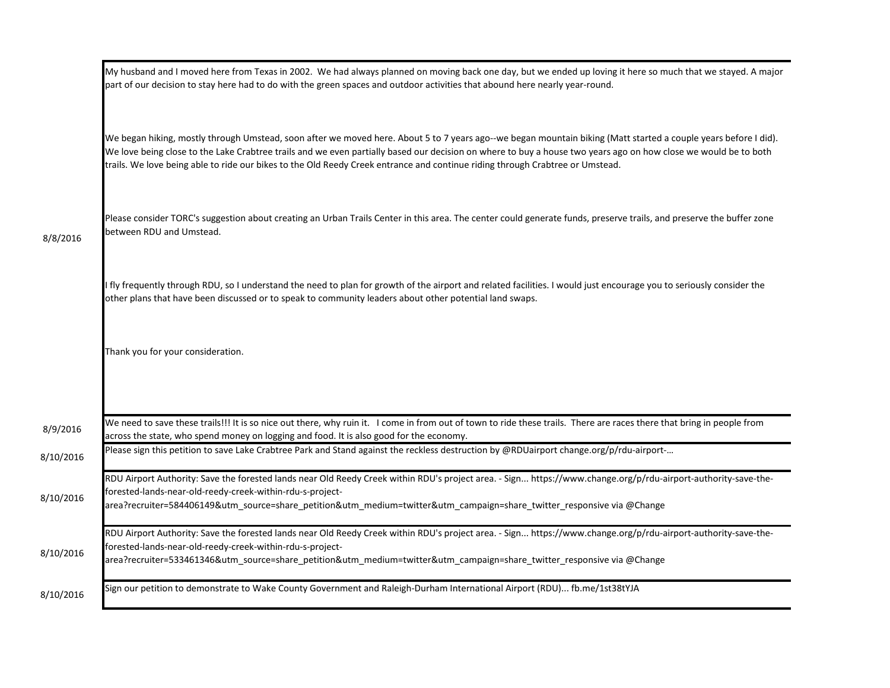| Date | Comment |
|---|---|
| 8/8/2016 | My husband and I moved here from Texas in 2002. We had always planned on moving back one day, but we ended up loving it here so much that we stayed. A major part of our decision to stay here had to do with the green spaces and outdoor activities that abound here nearly year-round.<br><br>We began hiking, mostly through Umstead, soon after we moved here. About 5 to 7 years ago--we began mountain biking (Matt started a couple years before I did). We love being close to the Lake Crabtree trails and we even partially based our decision on where to buy a house two years ago on how close we would be to both trails. We love being able to ride our bikes to the Old Reedy Creek entrance and continue riding through Crabtree or Umstead.<br><br>Please consider TORC's suggestion about creating an Urban Trails Center in this area. The center could generate funds, preserve trails, and preserve the buffer zone between RDU and Umstead.<br><br>I fly frequently through RDU, so I understand the need to plan for growth of the airport and related facilities. I would just encourage you to seriously consider the other plans that have been discussed or to speak to community leaders about other potential land swaps.<br><br>Thank you for your consideration. |
| 8/9/2016 | We need to save these trails!!! It is so nice out there, why ruin it. I come in from out of town to ride these trails. There are races there that bring in people from across the state, who spend money on logging and food. It is also good for the economy. |
| 8/10/2016 | Please sign this petition to save Lake Crabtree Park and Stand against the reckless destruction by @RDUairport change.org/p/rdu-airport-… |
| 8/10/2016 | RDU Airport Authority: Save the forested lands near Old Reedy Creek within RDU's project area. - Sign... https://www.change.org/p/rdu-airport-authority-save-the-forested-lands-near-old-reedy-creek-within-rdu-s-project-area?recruiter=584406149&utm_source=share_petition&utm_medium=twitter&utm_campaign=share_twitter_responsive via @Change |
| 8/10/2016 | RDU Airport Authority: Save the forested lands near Old Reedy Creek within RDU's project area. - Sign... https://www.change.org/p/rdu-airport-authority-save-the-forested-lands-near-old-reedy-creek-within-rdu-s-project-area?recruiter=533461346&utm_source=share_petition&utm_medium=twitter&utm_campaign=share_twitter_responsive via @Change |
| 8/10/2016 | Sign our petition to demonstrate to Wake County Government and Raleigh-Durham International Airport (RDU)... fb.me/1st38tYJA |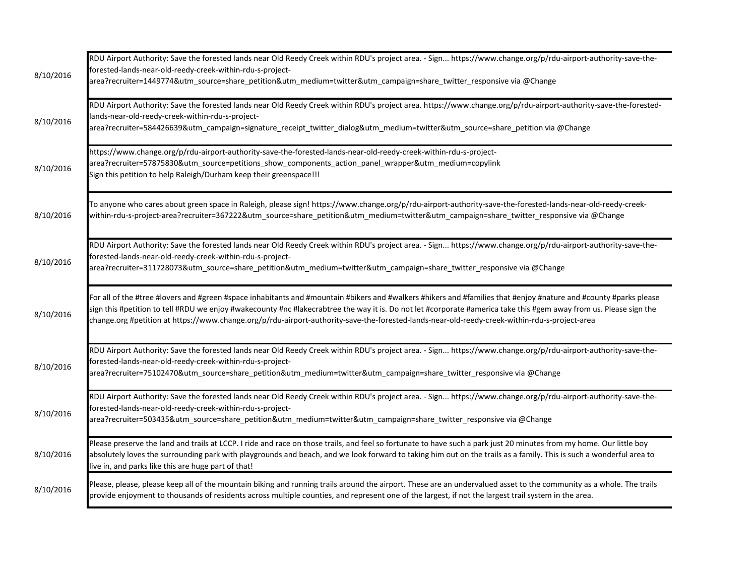| | |
|---|---|
| 8/10/2016 | RDU Airport Authority: Save the forested lands near Old Reedy Creek within RDU's project area. - Sign... https://www.change.org/p/rdu-airport-authority-save-the-forested-lands-near-old-reedy-creek-within-rdu-s-project-area?recruiter=1449774&utm_source=share_petition&utm_medium=twitter&utm_campaign=share_twitter_responsive via @Change |
| 8/10/2016 | RDU Airport Authority: Save the forested lands near Old Reedy Creek within RDU's project area. https://www.change.org/p/rdu-airport-authority-save-the-forested-lands-near-old-reedy-creek-within-rdu-s-project-area?recruiter=584426639&utm_campaign=signature_receipt_twitter_dialog&utm_medium=twitter&utm_source=share_petition via @Change |
| 8/10/2016 | https://www.change.org/p/rdu-airport-authority-save-the-forested-lands-near-old-reedy-creek-within-rdu-s-project-area?recruiter=57875830&utm_source=petitions_show_components_action_panel_wrapper&utm_medium=copylink Sign this petition to help Raleigh/Durham keep their greenspace!!! |
| 8/10/2016 | To anyone who cares about green space in Raleigh, please sign! https://www.change.org/p/rdu-airport-authority-save-the-forested-lands-near-old-reedy-creek-within-rdu-s-project-area?recruiter=367222&utm_source=share_petition&utm_medium=twitter&utm_campaign=share_twitter_responsive via @Change |
| 8/10/2016 | RDU Airport Authority: Save the forested lands near Old Reedy Creek within RDU's project area. - Sign... https://www.change.org/p/rdu-airport-authority-save-the-forested-lands-near-old-reedy-creek-within-rdu-s-project-area?recruiter=311728073&utm_source=share_petition&utm_medium=twitter&utm_campaign=share_twitter_responsive via @Change |
| 8/10/2016 | For all of the #tree #lovers and #green #space inhabitants and #mountain #bikers and #walkers #hikers and #families that #enjoy #nature and #county #parks please sign this #petition to tell #RDU we enjoy #wakecounty #nc #lakecrabtree the way it is. Do not let #corporate #america take this #gem away from us. Please sign the change.org #petition at https://www.change.org/p/rdu-airport-authority-save-the-forested-lands-near-old-reedy-creek-within-rdu-s-project-area |
| 8/10/2016 | RDU Airport Authority: Save the forested lands near Old Reedy Creek within RDU's project area. - Sign... https://www.change.org/p/rdu-airport-authority-save-the-forested-lands-near-old-reedy-creek-within-rdu-s-project-area?recruiter=75102470&utm_source=share_petition&utm_medium=twitter&utm_campaign=share_twitter_responsive via @Change |
| 8/10/2016 | RDU Airport Authority: Save the forested lands near Old Reedy Creek within RDU's project area. - Sign... https://www.change.org/p/rdu-airport-authority-save-the-forested-lands-near-old-reedy-creek-within-rdu-s-project-area?recruiter=503435&utm_source=share_petition&utm_medium=twitter&utm_campaign=share_twitter_responsive via @Change |
| 8/10/2016 | Please preserve the land and trails at LCCP. I ride and race on those trails, and feel so fortunate to have such a park just 20 minutes from my home. Our little boy absolutely loves the surrounding park with playgrounds and beach, and we look forward to taking him out on the trails as a family. This is such a wonderful area to live in, and parks like this are huge part of that! |
| 8/10/2016 | Please, please, please keep all of the mountain biking and running trails around the airport. These are an undervalued asset to the community as a whole. The trails provide enjoyment to thousands of residents across multiple counties, and represent one of the largest, if not the largest trail system in the area. |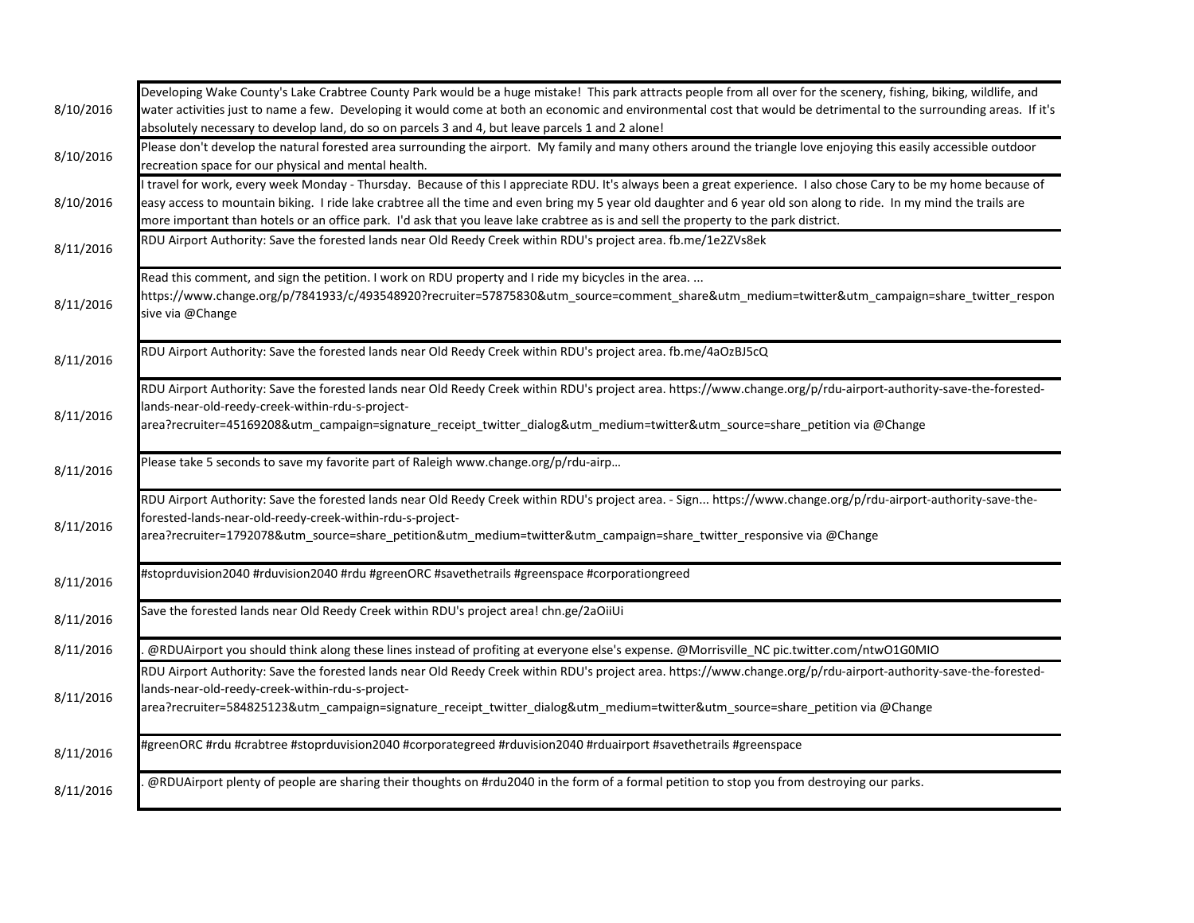| | |
|---|---|
| 8/10/2016 | Developing Wake County's Lake Crabtree County Park would be a huge mistake! This park attracts people from all over for the scenery, fishing, biking, wildlife, and water activities just to name a few. Developing it would come at both an economic and environmental cost that would be detrimental to the surrounding areas. If it's absolutely necessary to develop land, do so on parcels 3 and 4, but leave parcels 1 and 2 alone! |
| 8/10/2016 | Please don't develop the natural forested area surrounding the airport. My family and many others around the triangle love enjoying this easily accessible outdoor recreation space for our physical and mental health. |
| 8/10/2016 | I travel for work, every week Monday - Thursday. Because of this I appreciate RDU. It's always been a great experience. I also chose Cary to be my home because of easy access to mountain biking. I ride lake crabtree all the time and even bring my 5 year old daughter and 6 year old son along to ride. In my mind the trails are more important than hotels or an office park. I'd ask that you leave lake crabtree as is and sell the property to the park district. |
| 8/11/2016 | RDU Airport Authority: Save the forested lands near Old Reedy Creek within RDU's project area. fb.me/1e2ZVs8ek |
| 8/11/2016 | Read this comment, and sign the petition. I work on RDU property and I ride my bicycles in the area. ... https://www.change.org/p/7841933/c/493548920?recruiter=57875830&utm_source=comment_share&utm_medium=twitter&utm_campaign=share_twitter_responsive via @Change |
| 8/11/2016 | RDU Airport Authority: Save the forested lands near Old Reedy Creek within RDU's project area. fb.me/4aOzBJ5cQ |
| 8/11/2016 | RDU Airport Authority: Save the forested lands near Old Reedy Creek within RDU's project area. https://www.change.org/p/rdu-airport-authority-save-the-forested-lands-near-old-reedy-creek-within-rdu-s-project-area?recruiter=45169208&utm_campaign=signature_receipt_twitter_dialog&utm_medium=twitter&utm_source=share_petition via @Change |
| 8/11/2016 | Please take 5 seconds to save my favorite part of Raleigh www.change.org/p/rdu-airp… |
| 8/11/2016 | RDU Airport Authority: Save the forested lands near Old Reedy Creek within RDU's project area. - Sign... https://www.change.org/p/rdu-airport-authority-save-the-forested-lands-near-old-reedy-creek-within-rdu-s-project-area?recruiter=1792078&utm_source=share_petition&utm_medium=twitter&utm_campaign=share_twitter_responsive via @Change |
| 8/11/2016 | #stoprduvision2040 #rduvision2040 #rdu #greenORC #savethetrails #greenspace #corporationgreed |
| 8/11/2016 | Save the forested lands near Old Reedy Creek within RDU's project area! chn.ge/2aOiiUi |
| 8/11/2016 | . @RDUAirport you should think along these lines instead of profiting at everyone else's expense. @Morrisville_NC pic.twitter.com/ntwO1G0MIO |
| 8/11/2016 | RDU Airport Authority: Save the forested lands near Old Reedy Creek within RDU's project area. https://www.change.org/p/rdu-airport-authority-save-the-forested-lands-near-old-reedy-creek-within-rdu-s-project-area?recruiter=584825123&utm_campaign=signature_receipt_twitter_dialog&utm_medium=twitter&utm_source=share_petition via @Change |
| 8/11/2016 | #greenORC #rdu #crabtree #stoprduvision2040 #corporategreed #rduvision2040 #rduairport #savethetrails #greenspace |
| 8/11/2016 | . @RDUAirport plenty of people are sharing their thoughts on #rdu2040 in the form of a formal petition to stop you from destroying our parks. |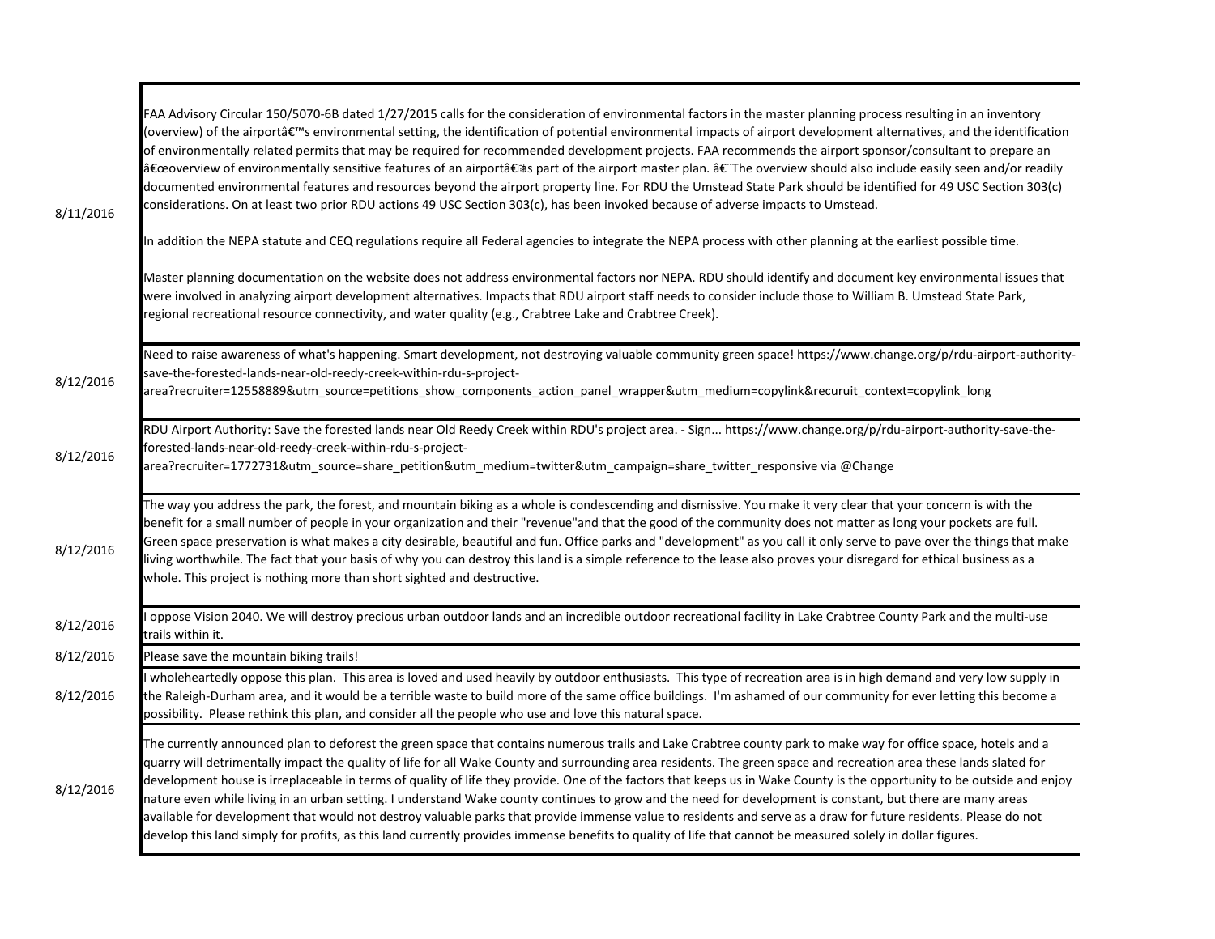| | |
|---|---|
| 8/11/2016 | FAA Advisory Circular 150/5070-6B dated 1/27/2015 calls for the consideration of environmental factors in the master planning process resulting in an inventory (overview) of the airportâ€™s environmental setting, the identification of potential environmental impacts of airport development alternatives, and the identification of environmentally related permits that may be required for recommended development projects. FAA recommends the airport sponsor/consultant to prepare an â€œoverview of environmentally sensitive features of an airportâ€as part of the airport master plan. â€¨The overview should also include easily seen and/or readily documented environmental features and resources beyond the airport property line. For RDU the Umstead State Park should be identified for 49 USC Section 303(c) considerations. On at least two prior RDU actions 49 USC Section 303(c), has been invoked because of adverse impacts to Umstead.<br><br>In addition the NEPA statute and CEQ regulations require all Federal agencies to integrate the NEPA process with other planning at the earliest possible time.<br><br>Master planning documentation on the website does not address environmental factors nor NEPA. RDU should identify and document key environmental issues that were involved in analyzing airport development alternatives. Impacts that RDU airport staff needs to consider include those to William B. Umstead State Park, regional recreational resource connectivity, and water quality (e.g., Crabtree Lake and Crabtree Creek). |
| 8/12/2016 | Need to raise awareness of what's happening. Smart development, not destroying valuable community green space! https://www.change.org/p/rdu-airport-authority-save-the-forested-lands-near-old-reedy-creek-within-rdu-s-project-area?recruiter=12558889&utm_source=petitions_show_components_action_panel_wrapper&utm_medium=copylink&recuruit_context=copylink_long |
| 8/12/2016 | RDU Airport Authority: Save the forested lands near Old Reedy Creek within RDU's project area. - Sign... https://www.change.org/p/rdu-airport-authority-save-the-forested-lands-near-old-reedy-creek-within-rdu-s-project-area?recruiter=1772731&utm_source=share_petition&utm_medium=twitter&utm_campaign=share_twitter_responsive via @Change |
| 8/12/2016 | The way you address the park, the forest, and mountain biking as a whole is condescending and dismissive. You make it very clear that your concern is with the benefit for a small number of people in your organization and their "revenue"and that the good of the community does not matter as long your pockets are full. Green space preservation is what makes a city desirable, beautiful and fun. Office parks and "development" as you call it only serve to pave over the things that make living worthwhile. The fact that your basis of why you can destroy this land is a simple reference to the lease also proves your disregard for ethical business as a whole. This project is nothing more than short sighted and destructive. |
| 8/12/2016 | I oppose Vision 2040. We will destroy precious urban outdoor lands and an incredible outdoor recreational facility in Lake Crabtree County Park and the multi-use trails within it. |
| 8/12/2016 | Please save the mountain biking trails! |
| 8/12/2016 | I wholeheartedly oppose this plan. This area is loved and used heavily by outdoor enthusiasts. This type of recreation area is in high demand and very low supply in the Raleigh-Durham area, and it would be a terrible waste to build more of the same office buildings. I'm ashamed of our community for ever letting this become a possibility. Please rethink this plan, and consider all the people who use and love this natural space. |
| 8/12/2016 | The currently announced plan to deforest the green space that contains numerous trails and Lake Crabtree county park to make way for office space, hotels and a quarry will detrimentally impact the quality of life for all Wake County and surrounding area residents. The green space and recreation area these lands slated for development house is irreplaceable in terms of quality of life they provide. One of the factors that keeps us in Wake County is the opportunity to be outside and enjoy nature even while living in an urban setting. I understand Wake county continues to grow and the need for development is constant, but there are many areas available for development that would not destroy valuable parks that provide immense value to residents and serve as a draw for future residents. Please do not develop this land simply for profits, as this land currently provides immense benefits to quality of life that cannot be measured solely in dollar figures. |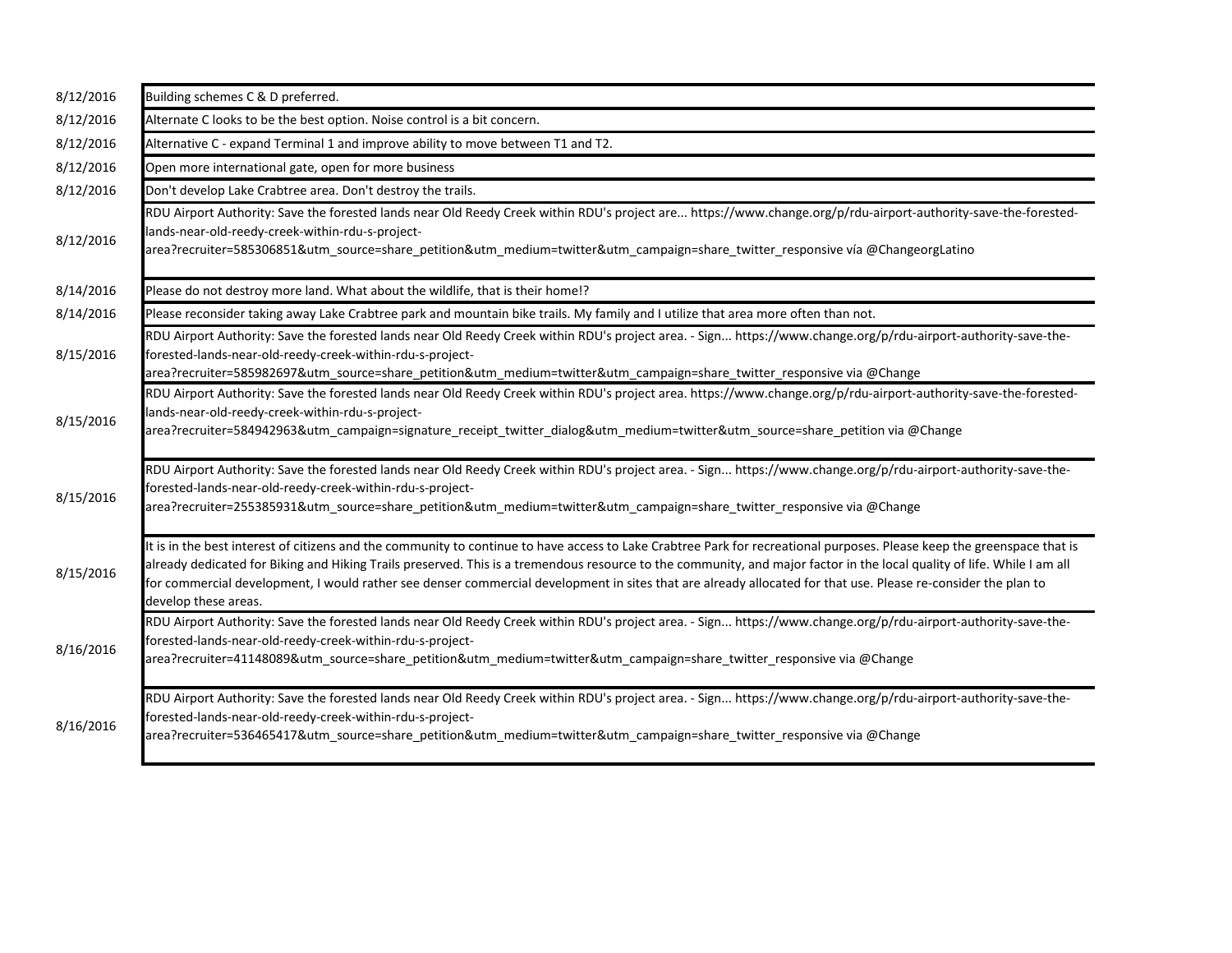| Date | Comment |
|---|---|
| 8/12/2016 | Building schemes C & D preferred. |
| 8/12/2016 | Alternate C looks to be the best option. Noise control is a bit concern. |
| 8/12/2016 | Alternative C - expand Terminal 1 and improve ability to move between T1 and T2. |
| 8/12/2016 | Open more international gate, open for more business |
| 8/12/2016 | Don't develop Lake Crabtree area. Don't destroy the trails. |
| 8/12/2016 | RDU Airport Authority: Save the forested lands near Old Reedy Creek within RDU's project are... https://www.change.org/p/rdu-airport-authority-save-the-forested-lands-near-old-reedy-creek-within-rdu-s-project-area?recruiter=585306851&utm_source=share_petition&utm_medium=twitter&utm_campaign=share_twitter_responsive vía @ChangeorgLatino |
| 8/14/2016 | Please do not destroy more land. What about the wildlife, that is their home!? |
| 8/14/2016 | Please reconsider taking away Lake Crabtree park and mountain bike trails. My family and I utilize that area more often than not. |
| 8/15/2016 | RDU Airport Authority: Save the forested lands near Old Reedy Creek within RDU's project area. - Sign... https://www.change.org/p/rdu-airport-authority-save-the-forested-lands-near-old-reedy-creek-within-rdu-s-project-area?recruiter=585982697&utm_source=share_petition&utm_medium=twitter&utm_campaign=share_twitter_responsive via @Change |
| 8/15/2016 | RDU Airport Authority: Save the forested lands near Old Reedy Creek within RDU's project area. https://www.change.org/p/rdu-airport-authority-save-the-forested-lands-near-old-reedy-creek-within-rdu-s-project-area?recruiter=584942963&utm_campaign=signature_receipt_twitter_dialog&utm_medium=twitter&utm_source=share_petition via @Change |
| 8/15/2016 | RDU Airport Authority: Save the forested lands near Old Reedy Creek within RDU's project area. - Sign... https://www.change.org/p/rdu-airport-authority-save-the-forested-lands-near-old-reedy-creek-within-rdu-s-project-area?recruiter=255385931&utm_source=share_petition&utm_medium=twitter&utm_campaign=share_twitter_responsive via @Change |
| 8/15/2016 | It is in the best interest of citizens and the community to continue to have access to Lake Crabtree Park for recreational purposes. Please keep the greenspace that is already dedicated for Biking and Hiking Trails preserved. This is a tremendous resource to the community, and major factor in the local quality of life. While I am all for commercial development, I would rather see denser commercial development in sites that are already allocated for that use. Please re-consider the plan to develop these areas. |
| 8/16/2016 | RDU Airport Authority: Save the forested lands near Old Reedy Creek within RDU's project area. - Sign... https://www.change.org/p/rdu-airport-authority-save-the-forested-lands-near-old-reedy-creek-within-rdu-s-project-area?recruiter=41148089&utm_source=share_petition&utm_medium=twitter&utm_campaign=share_twitter_responsive via @Change |
| 8/16/2016 | RDU Airport Authority: Save the forested lands near Old Reedy Creek within RDU's project area. - Sign... https://www.change.org/p/rdu-airport-authority-save-the-forested-lands-near-old-reedy-creek-within-rdu-s-project-area?recruiter=536465417&utm_source=share_petition&utm_medium=twitter&utm_campaign=share_twitter_responsive via @Change |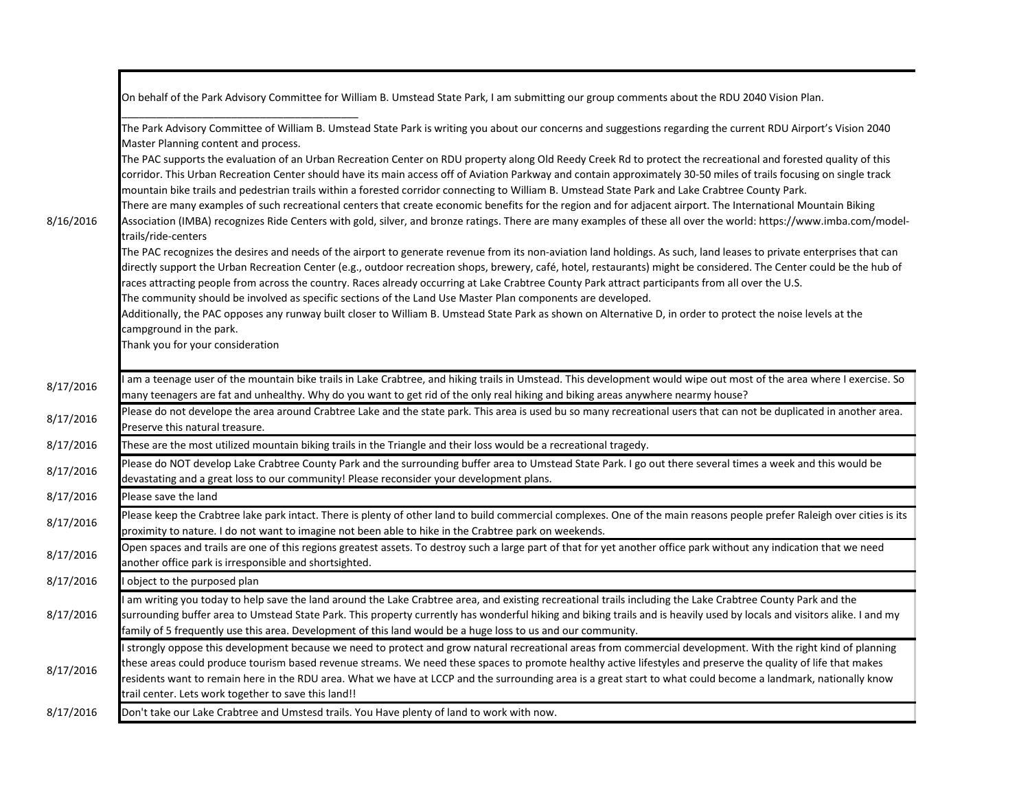| | |
|---|---|
| 8/16/2016 | On behalf of the Park Advisory Committee for William B. Umstead State Park, I am submitting our group comments about the RDU 2040 Vision Plan.<br>___________________________________________<br>The Park Advisory Committee of William B. Umstead State Park is writing you about our concerns and suggestions regarding the current RDU Airport's Vision 2040 Master Planning content and process.<br>The PAC supports the evaluation of an Urban Recreation Center on RDU property along Old Reedy Creek Rd to protect the recreational and forested quality of this corridor. This Urban Recreation Center should have its main access off of Aviation Parkway and contain approximately 30-50 miles of trails focusing on single track mountain bike trails and pedestrian trails within a forested corridor connecting to William B. Umstead State Park and Lake Crabtree County Park.<br>There are many examples of such recreational centers that create economic benefits for the region and for adjacent airport. The International Mountain Biking Association (IMBA) recognizes Ride Centers with gold, silver, and bronze ratings. There are many examples of these all over the world: https://www.imba.com/model-trails/ride-centers<br>The PAC recognizes the desires and needs of the airport to generate revenue from its non-aviation land holdings. As such, land leases to private enterprises that can directly support the Urban Recreation Center (e.g., outdoor recreation shops, brewery, café, hotel, restaurants) might be considered. The Center could be the hub of races attracting people from across the country. Races already occurring at Lake Crabtree County Park attract participants from all over the U.S.<br>The community should be involved as specific sections of the Land Use Master Plan components are developed.<br>Additionally, the PAC opposes any runway built closer to William B. Umstead State Park as shown on Alternative D, in order to protect the noise levels at the campground in the park.<br>Thank you for your consideration |
| 8/17/2016 | I am a teenage user of the mountain bike trails in Lake Crabtree, and hiking trails in Umstead. This development would wipe out most of the area where I exercise. So many teenagers are fat and unhealthy. Why do you want to get rid of the only real hiking and biking areas anywhere nearmy house? |
| 8/17/2016 | Please do not develope the area around Crabtree Lake and the state park. This area is used bu so many recreational users that can not be duplicated in another area. Preserve this natural treasure. |
| 8/17/2016 | These are the most utilized mountain biking trails in the Triangle and their loss would be a recreational tragedy. |
| 8/17/2016 | Please do NOT develop Lake Crabtree County Park and the surrounding buffer area to Umstead State Park. I go out there several times a week and this would be devastating and a great loss to our community! Please reconsider your development plans. |
| 8/17/2016 | Please save the land |
| 8/17/2016 | Please keep the Crabtree lake park intact. There is plenty of other land to build commercial complexes. One of the main reasons people prefer Raleigh over cities is its proximity to nature. I do not want to imagine not been able to hike in the Crabtree park on weekends. |
| 8/17/2016 | Open spaces and trails are one of this regions greatest assets. To destroy such a large part of that for yet another office park without any indication that we need another office park is irresponsible and shortsighted. |
| 8/17/2016 | I object to the purposed plan |
| 8/17/2016 | I am writing you today to help save the land around the Lake Crabtree area, and existing recreational trails including the Lake Crabtree County Park and the surrounding buffer area to Umstead State Park. This property currently has wonderful hiking and biking trails and is heavily used by locals and visitors alike. I and my family of 5 frequently use this area. Development of this land would be a huge loss to us and our community. |
| 8/17/2016 | I strongly oppose this development because we need to protect and grow natural recreational areas from commercial development. With the right kind of planning these areas could produce tourism based revenue streams. We need these spaces to promote healthy active lifestyles and preserve the quality of life that makes residents want to remain here in the RDU area. What we have at LCCP and the surrounding area is a great start to what could become a landmark, nationally know trail center. Lets work together to save this land!! |
| 8/17/2016 | Don't take our Lake Crabtree and Umstesd trails. You Have plenty of land to work with now. |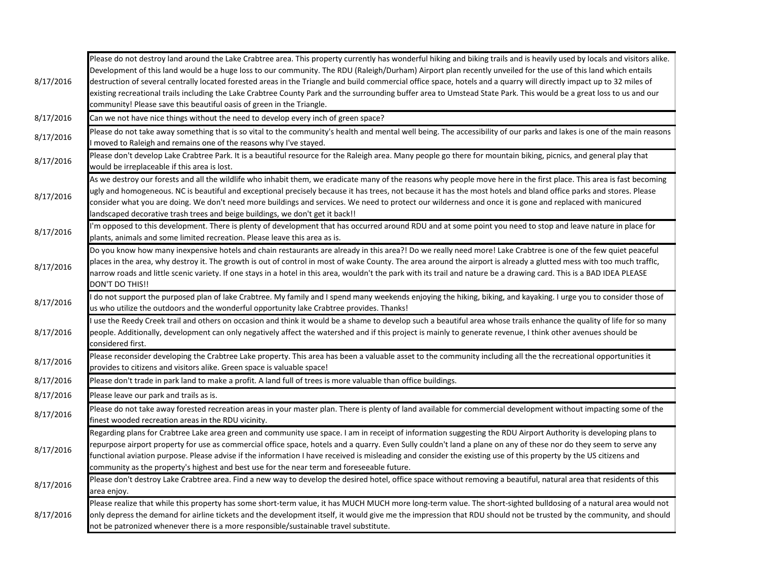| | |
|---|---|
| 8/17/2016 | Please do not destroy land around the Lake Crabtree area. This property currently has wonderful hiking and biking trails and is heavily used by locals and visitors alike. Development of this land would be a huge loss to our community. The RDU (Raleigh/Durham) Airport plan recently unveiled for the use of this land which entails destruction of several centrally located forested areas in the Triangle and build commercial office space, hotels and a quarry will directly impact up to 32 miles of existing recreational trails including the Lake Crabtree County Park and the surrounding buffer area to Umstead State Park. This would be a great loss to us and our community! Please save this beautiful oasis of green in the Triangle. |
| 8/17/2016 | Can we not have nice things without the need to develop every inch of green space? |
| 8/17/2016 | Please do not take away something that is so vital to the community's health and mental well being. The accessibility of our parks and lakes is one of the main reasons I moved to Raleigh and remains one of the reasons why I've stayed. |
| 8/17/2016 | Please don't develop Lake Crabtree Park. It is a beautiful resource for the Raleigh area. Many people go there for mountain biking, picnics, and general play that would be irreplaceable if this area is lost. |
| 8/17/2016 | As we destroy our forests and all the wildlife who inhabit them, we eradicate many of the reasons why people move here in the first place. This area is fast becoming ugly and homogeneous. NC is beautiful and exceptional precisely because it has trees, not because it has the most hotels and bland office parks and stores. Please consider what you are doing. We don't need more buildings and services. We need to protect our wilderness and once it is gone and replaced with manicured landscaped decorative trash trees and beige buildings, we don't get it back!! |
| 8/17/2016 | I'm opposed to this development. There is plenty of development that has occurred around RDU and at some point you need to stop and leave nature in place for plants, animals and some limited recreation. Please leave this area as is. |
| 8/17/2016 | Do you know how many inexpensive hotels and chain restaurants are already in this area?! Do we really need more! Lake Crabtree is one of the few quiet peaceful places in the area, why destroy it. The growth is out of control in most of wake County. The area around the airport is already a glutted mess with too much traffIc, narrow roads and little scenic variety. If one stays in a hotel in this area, wouldn't the park with its trail and nature be a drawing card. This is a BAD IDEA PLEASE DON'T DO THIS!! |
| 8/17/2016 | I do not support the purposed plan of lake Crabtree. My family and I spend many weekends enjoying the hiking, biking, and kayaking. I urge you to consider those of us who utilize the outdoors and the wonderful opportunity lake Crabtree provides. Thanks! |
| 8/17/2016 | I use the Reedy Creek trail and others on occasion and think it would be a shame to develop such a beautiful area whose trails enhance the quality of life for so many people. Additionally, development can only negatively affect the watershed and if this project is mainly to generate revenue, I think other avenues should be considered first. |
| 8/17/2016 | Please reconsider developing the Crabtree Lake property. This area has been a valuable asset to the community including all the the recreational opportunities it provides to citizens and visitors alike. Green space is valuable space! |
| 8/17/2016 | Please don't trade in park land to make a profit. A land full of trees is more valuable than office buildings. |
| 8/17/2016 | Please leave our park and trails as is. |
| 8/17/2016 | Please do not take away forested recreation areas in your master plan. There is plenty of land available for commercial development without impacting some of the finest wooded recreation areas in the RDU vicinity. |
| 8/17/2016 | Regarding plans for Crabtree Lake area green and community use space. I am in receipt of information suggesting the RDU Airport Authority is developing plans to repurpose airport property for use as commercial office space, hotels and a quarry. Even Sully couldn't land a plane on any of these nor do they seem to serve any functional aviation purpose. Please advise if the information I have received is misleading and consider the existing use of this property by the US citizens and community as the property's highest and best use for the near term and foreseeable future. |
| 8/17/2016 | Please don't destroy Lake Crabtree area. Find a new way to develop the desired hotel, office space without removing a beautiful, natural area that residents of this area enjoy. |
| 8/17/2016 | Please realize that while this property has some short-term value, it has MUCH MUCH more long-term value. The short-sighted bulldosing of a natural area would not only depress the demand for airline tickets and the development itself, it would give me the impression that RDU should not be trusted by the community, and should not be patronized whenever there is a more responsible/sustainable travel substitute. |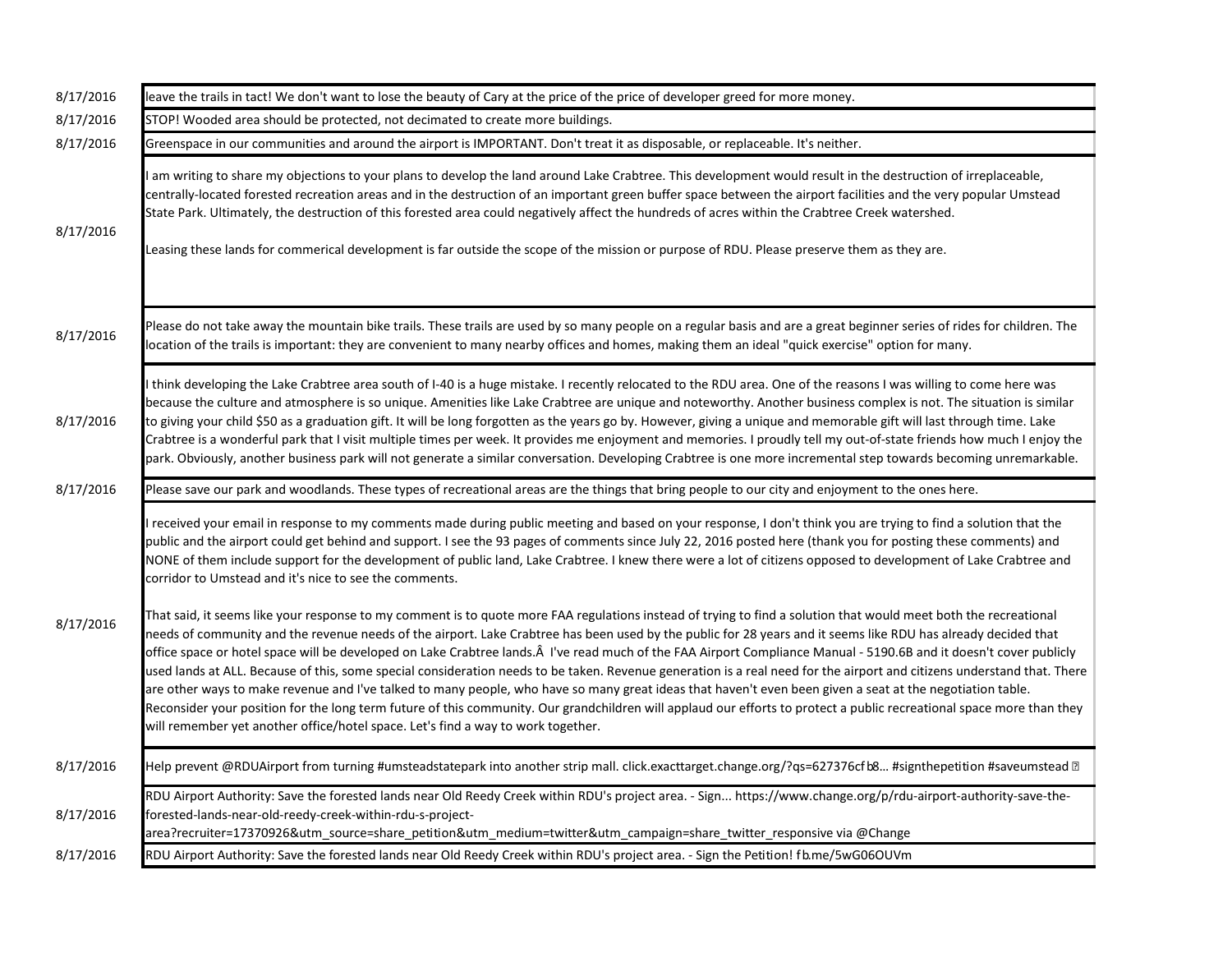| | |
|---|---|
| 8/17/2016 | leave the trails in tact! We don't want to lose the beauty of Cary at the price of the price of developer greed for more money. |
| 8/17/2016 | STOP! Wooded area should be protected, not decimated to create more buildings. |
| 8/17/2016 | Greenspace in our communities and around the airport is IMPORTANT. Don't treat it as disposable, or replaceable. It's neither. |
| 8/17/2016 | I am writing to share my objections to your plans to develop the land around Lake Crabtree. This development would result in the destruction of irreplaceable, centrally-located forested recreation areas and in the destruction of an important green buffer space between the airport facilities and the very popular Umstead State Park. Ultimately, the destruction of this forested area could negatively affect the hundreds of acres within the Crabtree Creek watershed.<br><br>Leasing these lands for commerical development is far outside the scope of the mission or purpose of RDU. Please preserve them as they are. |
| 8/17/2016 | Please do not take away the mountain bike trails. These trails are used by so many people on a regular basis and are a great beginner series of rides for children. The location of the trails is important: they are convenient to many nearby offices and homes, making them an ideal "quick exercise" option for many. |
| 8/17/2016 | I think developing the Lake Crabtree area south of I-40 is a huge mistake. I recently relocated to the RDU area. One of the reasons I was willing to come here was because the culture and atmosphere is so unique. Amenities like Lake Crabtree are unique and noteworthy. Another business complex is not. The situation is similar to giving your child $50 as a graduation gift. It will be long forgotten as the years go by. However, giving a unique and memorable gift will last through time. Lake Crabtree is a wonderful park that I visit multiple times per week. It provides me enjoyment and memories. I proudly tell my out-of-state friends how much I enjoy the park. Obviously, another business park will not generate a similar conversation. Developing Crabtree is one more incremental step towards becoming unremarkable. |
| 8/17/2016 | Please save our park and woodlands. These types of recreational areas are the things that bring people to our city and enjoyment to the ones here. |
| 8/17/2016 | I received your email in response to my comments made during public meeting and based on your response, I don't think you are trying to find a solution that the public and the airport could get behind and support. I see the 93 pages of comments since July 22, 2016 posted here (thank you for posting these comments) and NONE of them include support for the development of public land, Lake Crabtree. I knew there were a lot of citizens opposed to development of Lake Crabtree and corridor to Umstead and it's nice to see the comments.<br><br>That said, it seems like your response to my comment is to quote more FAA regulations instead of trying to find a solution that would meet both the recreational needs of community and the revenue needs of the airport. Lake Crabtree has been used by the public for 28 years and it seems like RDU has already decided that office space or hotel space will be developed on Lake Crabtree lands.Â  I've read much of the FAA Airport Compliance Manual - 5190.6B and it doesn't cover publicly used lands at ALL. Because of this, some special consideration needs to be taken. Revenue generation is a real need for the airport and citizens understand that. There are other ways to make revenue and I've talked to many people, who have so many great ideas that haven't even been given a seat at the negotiation table. Reconsider your position for the long term future of this community. Our grandchildren will applaud our efforts to protect a public recreational space more than they will remember yet another office/hotel space. Let's find a way to work together. |
| 8/17/2016 | Help prevent @RDUAirport from turning #umsteadstatepark into another strip mall. click.exacttarget.change.org/?qs=627376cfb8... #signthepetition #saveumstead |
| 8/17/2016 | RDU Airport Authority: Save the forested lands near Old Reedy Creek within RDU's project area. - Sign... https://www.change.org/p/rdu-airport-authority-save-the-forested-lands-near-old-reedy-creek-within-rdu-s-project-area?recruiter=17370926&utm_source=share_petition&utm_medium=twitter&utm_campaign=share_twitter_responsive via @Change |
| 8/17/2016 | RDU Airport Authority: Save the forested lands near Old Reedy Creek within RDU's project area. - Sign the Petition! fb.me/5wG06OUVm |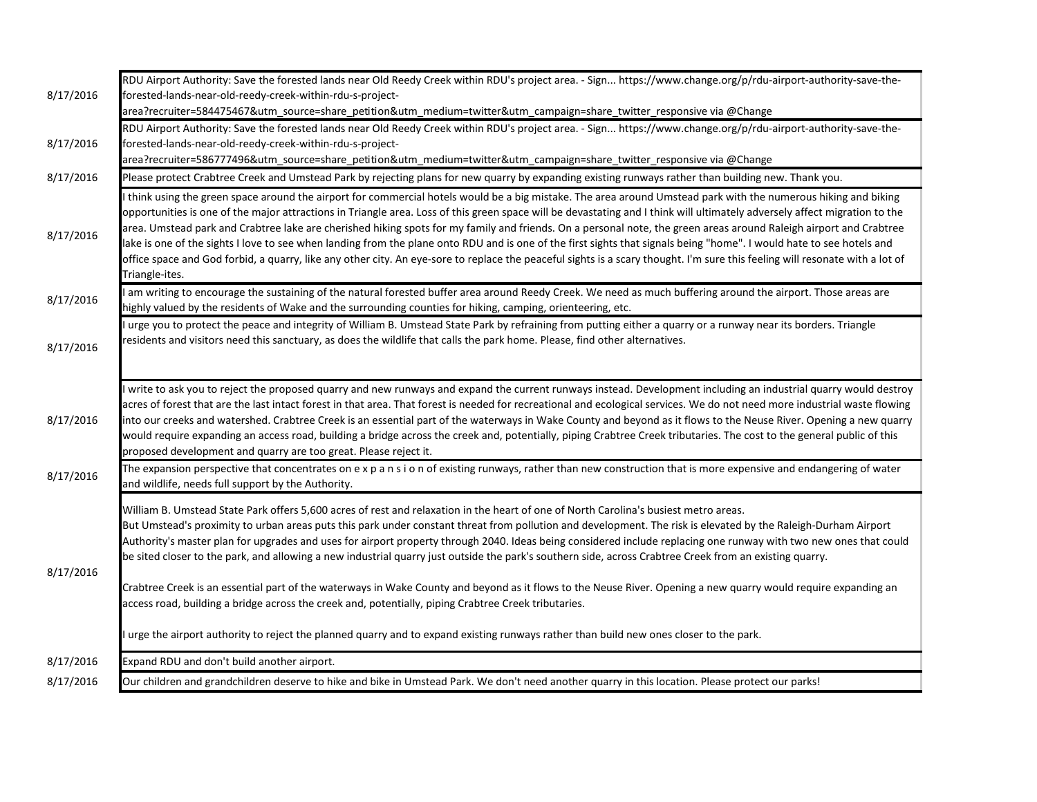| Date | Comment |
|---|---|
| 8/17/2016 | RDU Airport Authority: Save the forested lands near Old Reedy Creek within RDU's project area. - Sign... https://www.change.org/p/rdu-airport-authority-save-the-forested-lands-near-old-reedy-creek-within-rdu-s-project-area?recruiter=584475467&utm_source=share_petition&utm_medium=twitter&utm_campaign=share_twitter_responsive via @Change |
| 8/17/2016 | RDU Airport Authority: Save the forested lands near Old Reedy Creek within RDU's project area. - Sign... https://www.change.org/p/rdu-airport-authority-save-the-forested-lands-near-old-reedy-creek-within-rdu-s-project-area?recruiter=586777496&utm_source=share_petition&utm_medium=twitter&utm_campaign=share_twitter_responsive via @Change |
| 8/17/2016 | Please protect Crabtree Creek and Umstead Park by rejecting plans for new quarry by expanding existing runways rather than building new. Thank you. |
| 8/17/2016 | I think using the green space around the airport for commercial hotels would be a big mistake. The area around Umstead park with the numerous hiking and biking opportunities is one of the major attractions in Triangle area. Loss of this green space will be devastating and I think will ultimately adversely affect migration to the area. Umstead park and Crabtree lake are cherished hiking spots for my family and friends. On a personal note, the green areas around Raleigh airport and Crabtree lake is one of the sights I love to see when landing from the plane onto RDU and is one of the first sights that signals being "home". I would hate to see hotels and office space and God forbid, a quarry, like any other city. An eye-sore to replace the peaceful sights is a scary thought. I'm sure this feeling will resonate with a lot of Triangle-ites. |
| 8/17/2016 | I am writing to encourage the sustaining of the natural forested buffer area around Reedy Creek. We need as much buffering around the airport. Those areas are highly valued by the residents of Wake and the surrounding counties for hiking, camping, orienteering, etc. |
| 8/17/2016 | I urge you to protect the peace and integrity of William B. Umstead State Park by refraining from putting either a quarry or a runway near its borders. Triangle residents and visitors need this sanctuary, as does the wildlife that calls the park home. Please, find other alternatives. |
| 8/17/2016 | I write to ask you to reject the proposed quarry and new runways and expand the current runways instead. Development including an industrial quarry would destroy acres of forest that are the last intact forest in that area. That forest is needed for recreational and ecological services. We do not need more industrial waste flowing into our creeks and watershed. Crabtree Creek is an essential part of the waterways in Wake County and beyond as it flows to the Neuse River. Opening a new quarry would require expanding an access road, building a bridge across the creek and, potentially, piping Crabtree Creek tributaries. The cost to the general public of this proposed development and quarry are too great. Please reject it. |
| 8/17/2016 | The expansion perspective that concentrates on e x p a n s i o n of existing runways, rather than new construction that is more expensive and endangering of water and wildlife, needs full support by the Authority. |
| 8/17/2016 | William B. Umstead State Park offers 5,600 acres of rest and relaxation in the heart of one of North Carolina's busiest metro areas.<br>But Umstead's proximity to urban areas puts this park under constant threat from pollution and development. The risk is elevated by the Raleigh-Durham Airport Authority's master plan for upgrades and uses for airport property through 2040. Ideas being considered include replacing one runway with two new ones that could be sited closer to the park, and allowing a new industrial quarry just outside the park's southern side, across Crabtree Creek from an existing quarry.<br><br>Crabtree Creek is an essential part of the waterways in Wake County and beyond as it flows to the Neuse River. Opening a new quarry would require expanding an access road, building a bridge across the creek and, potentially, piping Crabtree Creek tributaries.<br><br>I urge the airport authority to reject the planned quarry and to expand existing runways rather than build new ones closer to the park. |
| 8/17/2016 | Expand RDU and don't build another airport. |
| 8/17/2016 | Our children and grandchildren deserve to hike and bike in Umstead Park. We don't need another quarry in this location. Please protect our parks! |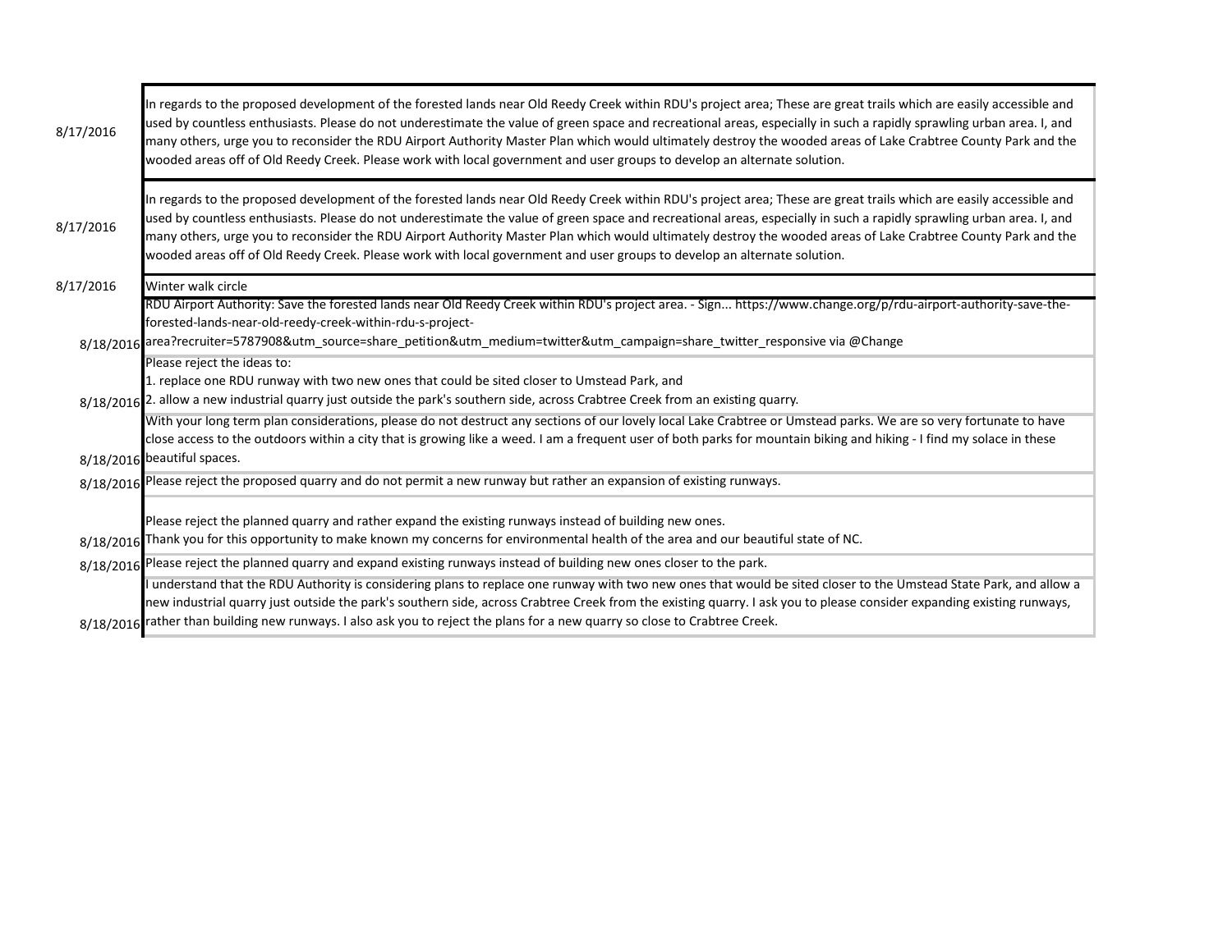| | |
|---|---|
| 8/17/2016 | In regards to the proposed development of the forested lands near Old Reedy Creek within RDU's project area; These are great trails which are easily accessible and used by countless enthusiasts. Please do not underestimate the value of green space and recreational areas, especially in such a rapidly sprawling urban area. I, and many others, urge you to reconsider the RDU Airport Authority Master Plan which would ultimately destroy the wooded areas of Lake Crabtree County Park and the wooded areas off of Old Reedy Creek. Please work with local government and user groups to develop an alternate solution. |
| 8/17/2016 | In regards to the proposed development of the forested lands near Old Reedy Creek within RDU's project area; These are great trails which are easily accessible and used by countless enthusiasts. Please do not underestimate the value of green space and recreational areas, especially in such a rapidly sprawling urban area. I, and many others, urge you to reconsider the RDU Airport Authority Master Plan which would ultimately destroy the wooded areas of Lake Crabtree County Park and the wooded areas off of Old Reedy Creek. Please work with local government and user groups to develop an alternate solution. |
| 8/17/2016 | Winter walk circle |
| 8/18/2016 | RDU Airport Authority: Save the forested lands near Old Reedy Creek within RDU's project area. - Sign... https://www.change.org/p/rdu-airport-authority-save-the-forested-lands-near-old-reedy-creek-within-rdu-s-project-area?recruiter=5787908&utm_source=share_petition&utm_medium=twitter&utm_campaign=share_twitter_responsive via @Change |
| 8/18/2016 | Please reject the ideas to:<br>1. replace one RDU runway with two new ones that could be sited closer to Umstead Park, and<br>2. allow a new industrial quarry just outside the park's southern side, across Crabtree Creek from an existing quarry. |
| 8/18/2016 | With your long term plan considerations, please do not destruct any sections of our lovely local Lake Crabtree or Umstead parks. We are so very fortunate to have close access to the outdoors within a city that is growing like a weed. I am a frequent user of both parks for mountain biking and hiking - I find my solace in these beautiful spaces. |
| 8/18/2016 | Please reject the proposed quarry and do not permit a new runway but rather an expansion of existing runways. |
| 8/18/2016 | Please reject the planned quarry and rather expand the existing runways instead of building new ones.<br>Thank you for this opportunity to make known my concerns for environmental health of the area and our beautiful state of NC. |
| 8/18/2016 | Please reject the planned quarry and expand existing runways instead of building new ones closer to the park. |
| 8/18/2016 | I understand that the RDU Authority is considering plans to replace one runway with two new ones that would be sited closer to the Umstead State Park, and allow a new industrial quarry just outside the park's southern side, across Crabtree Creek from the existing quarry. I ask you to please consider expanding existing runways, rather than building new runways. I also ask you to reject the plans for a new quarry so close to Crabtree Creek. |